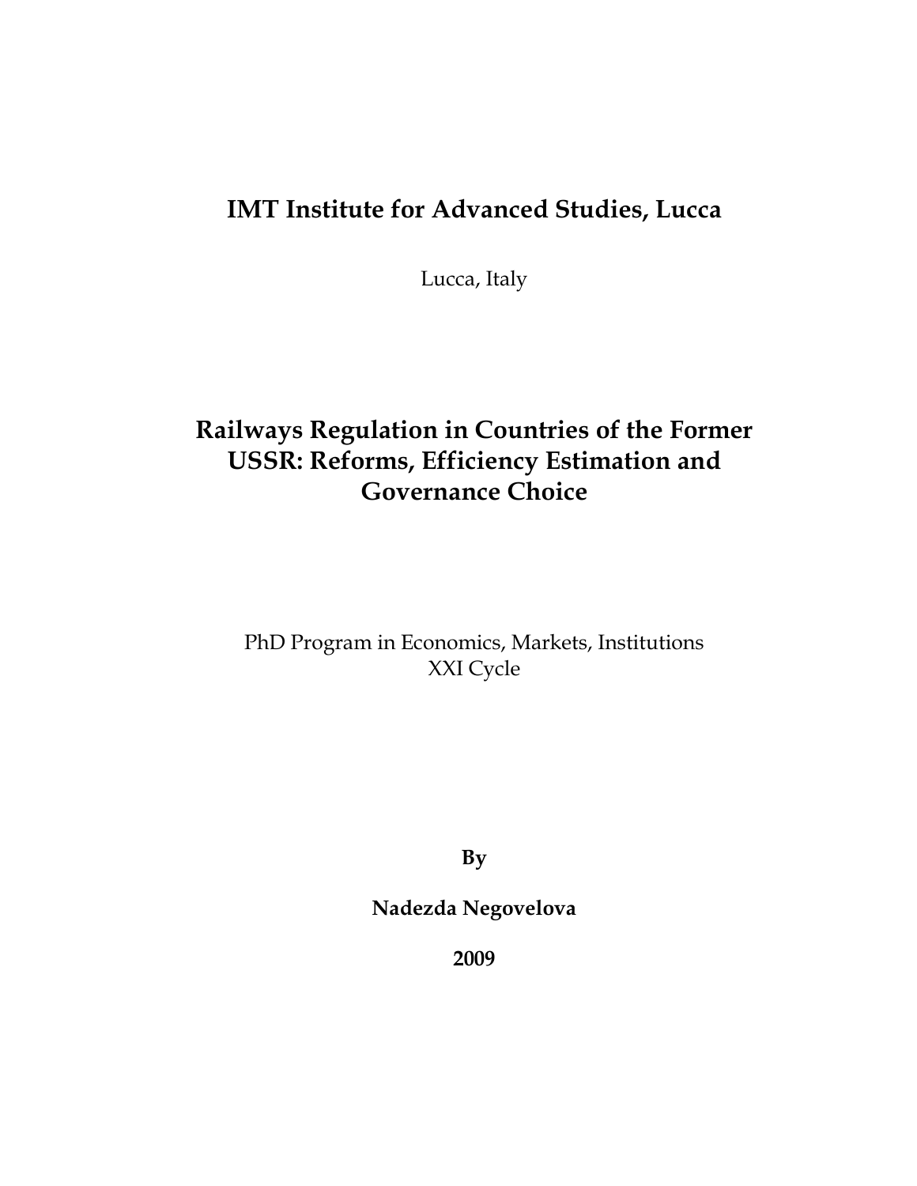**IMT Institute for Advanced Studies, Lucca**

Lucca, Italy

# Railways Regulation in Countries of the Former USSR: Reforms, Efficiency Estimation and Governance Choice

PhD Program in Economics, Markets, Institutions
XXI Cycle

**By**

**Nadezda Negovelova**

**2009**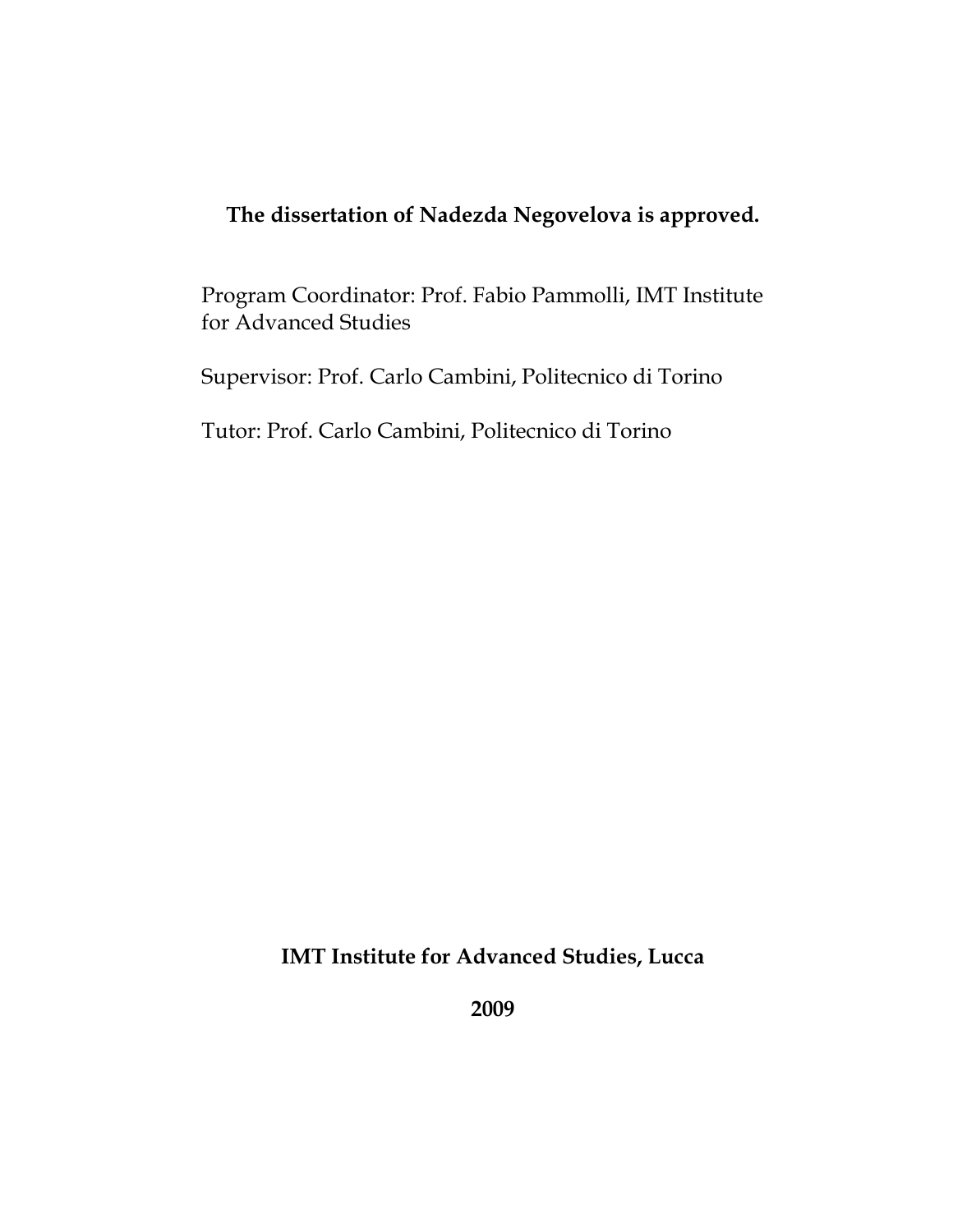**The dissertation of Nadezda Negovelova is approved.**

Program Coordinator: Prof. Fabio Pammolli, IMT Institute for Advanced Studies

Supervisor: Prof. Carlo Cambini, Politecnico di Torino

Tutor: Prof. Carlo Cambini, Politecnico di Torino

**IMT Institute for Advanced Studies, Lucca**

**2009**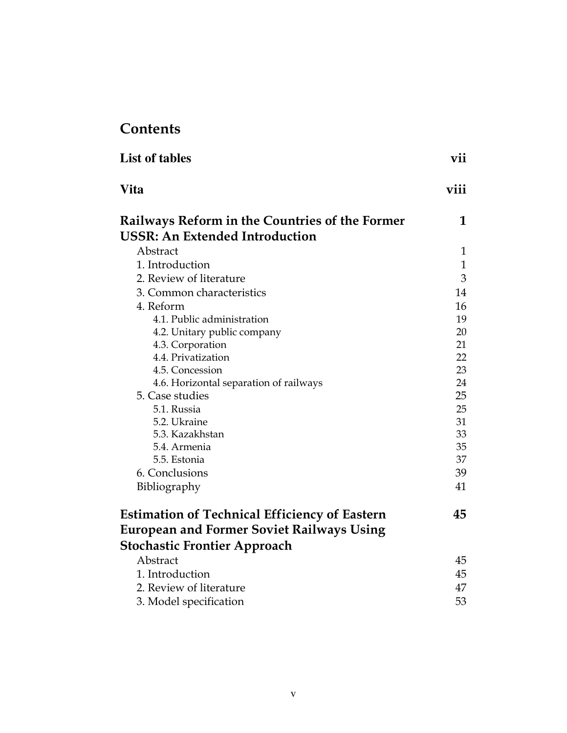# Contents

| | |
|---|---|
| **List of tables** | **vii** |
| **Vita** | **viii** |
| **Railways Reform in the Countries of the Former USSR: An Extended Introduction** | **1** |
| Abstract | 1 |
| 1. Introduction | 1 |
| 2. Review of literature | 3 |
| 3. Common characteristics | 14 |
| 4. Reform | 16 |
| 4.1. Public administration | 19 |
| 4.2. Unitary public company | 20 |
| 4.3. Corporation | 21 |
| 4.4. Privatization | 22 |
| 4.5. Concession | 23 |
| 4.6. Horizontal separation of railways | 24 |
| 5. Case studies | 25 |
| 5.1. Russia | 25 |
| 5.2. Ukraine | 31 |
| 5.3. Kazakhstan | 33 |
| 5.4. Armenia | 35 |
| 5.5. Estonia | 37 |
| 6. Conclusions | 39 |
| Bibliography | 41 |
| **Estimation of Technical Efficiency of Eastern European and Former Soviet Railways Using Stochastic Frontier Approach** | **45** |
| Abstract | 45 |
| 1. Introduction | 45 |
| 2. Review of literature | 47 |
| 3. Model specification | 53 |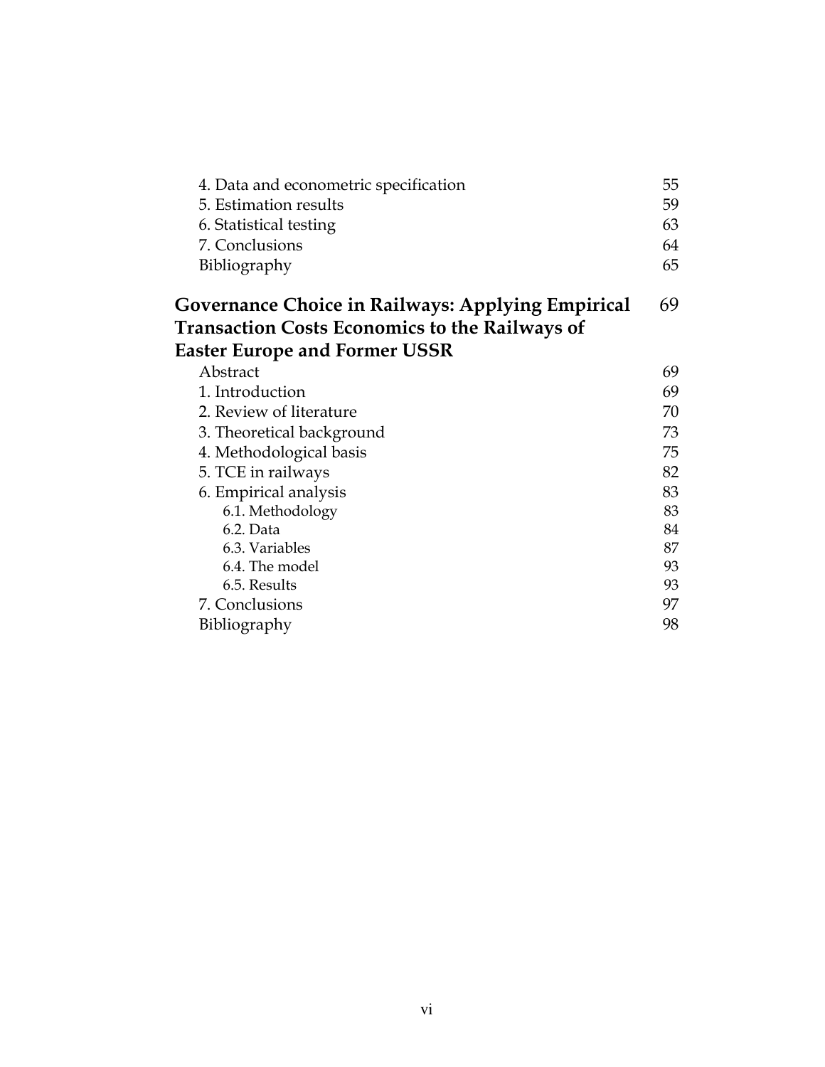| | |
|---|---|
| 4. Data and econometric specification | 55 |
| 5. Estimation results | 59 |
| 6. Statistical testing | 63 |
| 7. Conclusions | 64 |
| Bibliography | 65 |
| **Governance Choice in Railways: Applying Empirical Transaction Costs Economics to the Railways of Easter Europe and Former USSR** | 69 |
| Abstract | 69 |
| 1. Introduction | 69 |
| 2. Review of literature | 70 |
| 3. Theoretical background | 73 |
| 4. Methodological basis | 75 |
| 5. TCE in railways | 82 |
| 6. Empirical analysis | 83 |
| 6.1. Methodology | 83 |
| 6.2. Data | 84 |
| 6.3. Variables | 87 |
| 6.4. The model | 93 |
| 6.5. Results | 93 |
| 7. Conclusions | 97 |
| Bibliography | 98 |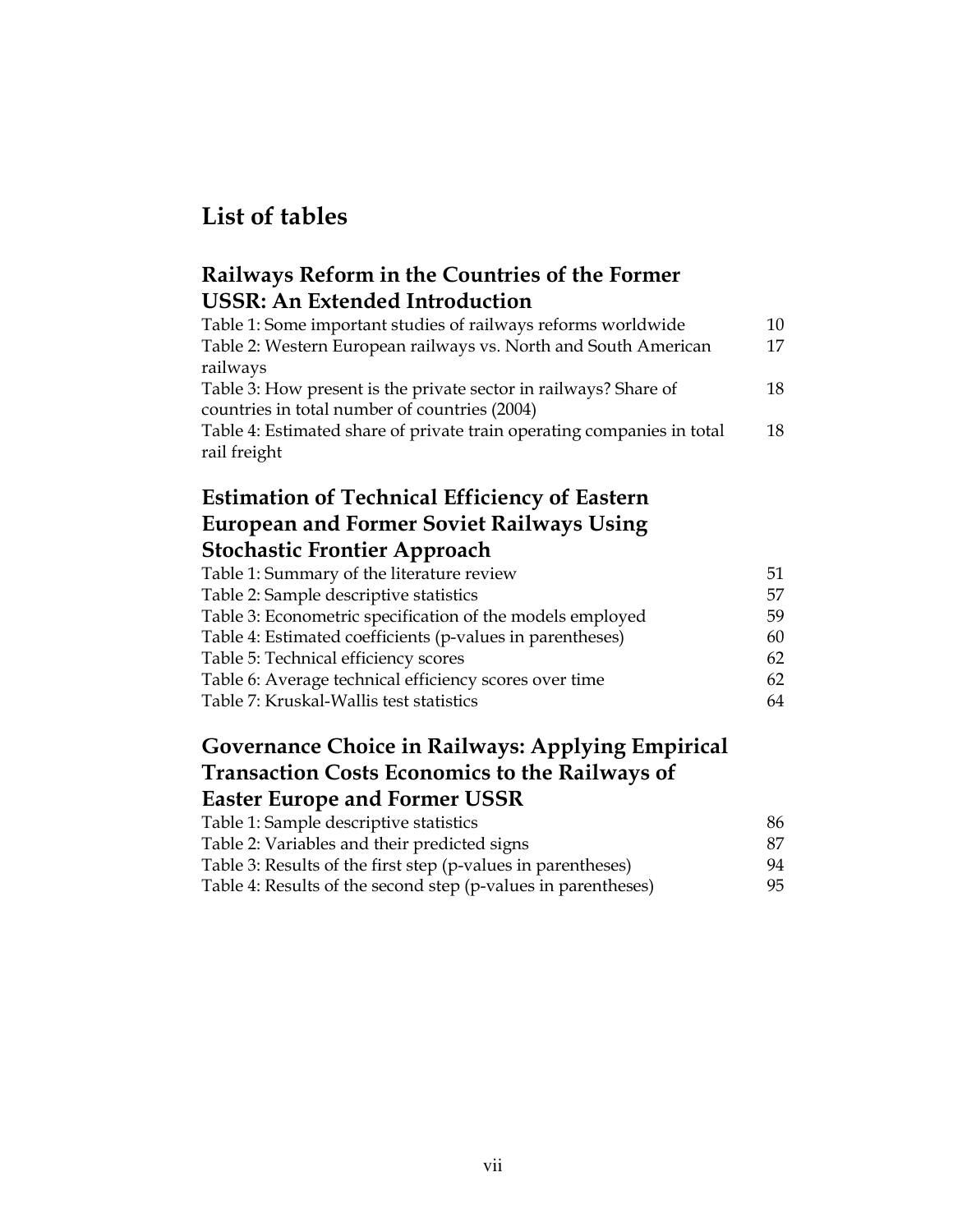# List of tables

## Railways Reform in the Countries of the Former USSR: An Extended Introduction

| | |
|---|---|
| Table 1: Some important studies of railways reforms worldwide | 10 |
| Table 2: Western European railways vs. North and South American railways | 17 |
| Table 3: How present is the private sector in railways? Share of countries in total number of countries (2004) | 18 |
| Table 4: Estimated share of private train operating companies in total rail freight | 18 |

## Estimation of Technical Efficiency of Eastern European and Former Soviet Railways Using Stochastic Frontier Approach

| | |
|---|---|
| Table 1: Summary of the literature review | 51 |
| Table 2: Sample descriptive statistics | 57 |
| Table 3: Econometric specification of the models employed | 59 |
| Table 4: Estimated coefficients (p-values in parentheses) | 60 |
| Table 5: Technical efficiency scores | 62 |
| Table 6: Average technical efficiency scores over time | 62 |
| Table 7: Kruskal-Wallis test statistics | 64 |

## Governance Choice in Railways: Applying Empirical Transaction Costs Economics to the Railways of Easter Europe and Former USSR

| | |
|---|---|
| Table 1: Sample descriptive statistics | 86 |
| Table 2: Variables and their predicted signs | 87 |
| Table 3: Results of the first step (p-values in parentheses) | 94 |
| Table 4: Results of the second step (p-values in parentheses) | 95 |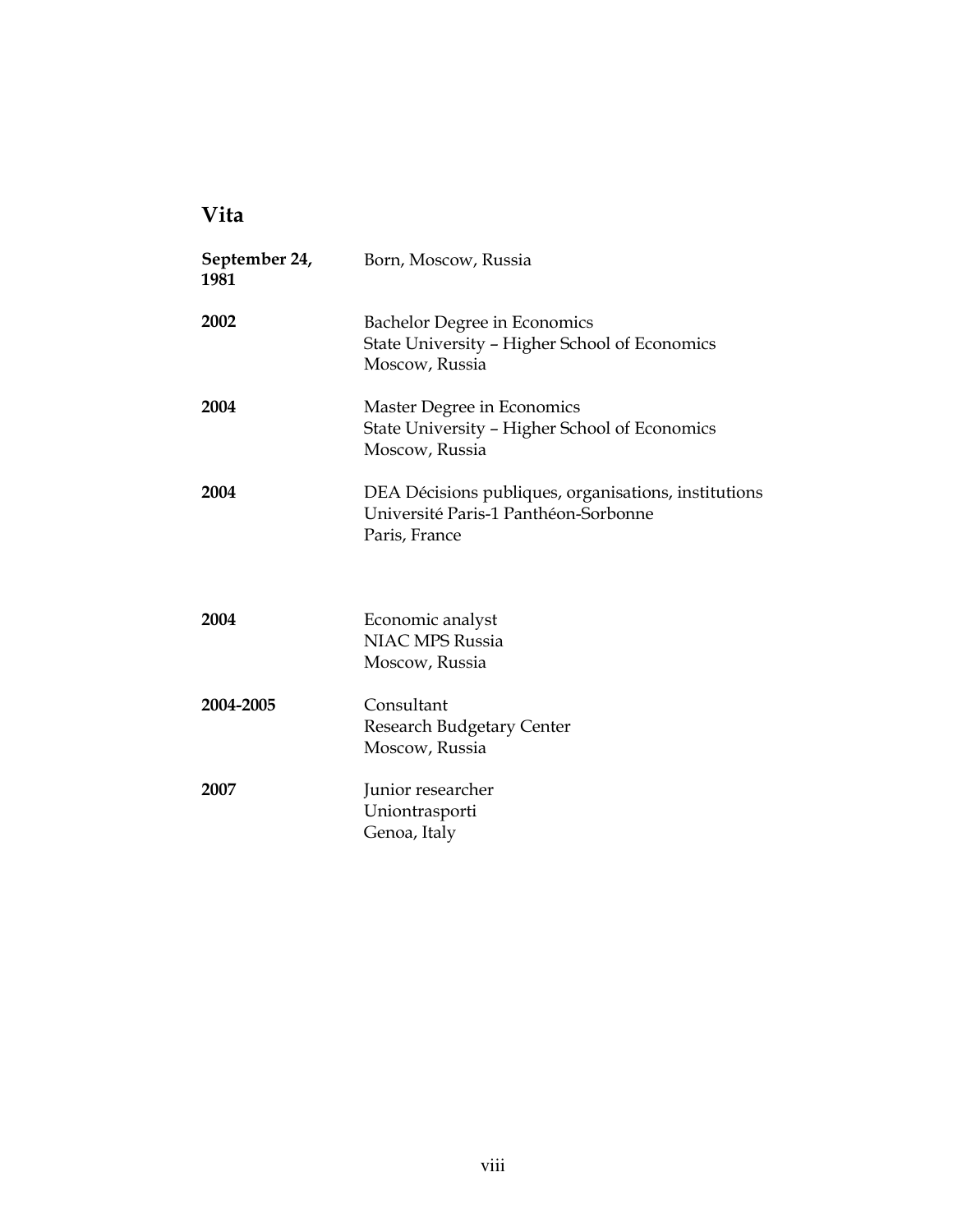## Vita

**September 24, 1981** Born, Moscow, Russia

**2002** Bachelor Degree in Economics
State University – Higher School of Economics
Moscow, Russia

**2004** Master Degree in Economics
State University – Higher School of Economics
Moscow, Russia

**2004** DEA Décisions publiques, organisations, institutions
Université Paris-1 Panthéon-Sorbonne
Paris, France

**2004** Economic analyst
NIAC MPS Russia
Moscow, Russia

**2004-2005** Consultant
Research Budgetary Center
Moscow, Russia

**2007** Junior researcher
Uniontrasporti
Genoa, Italy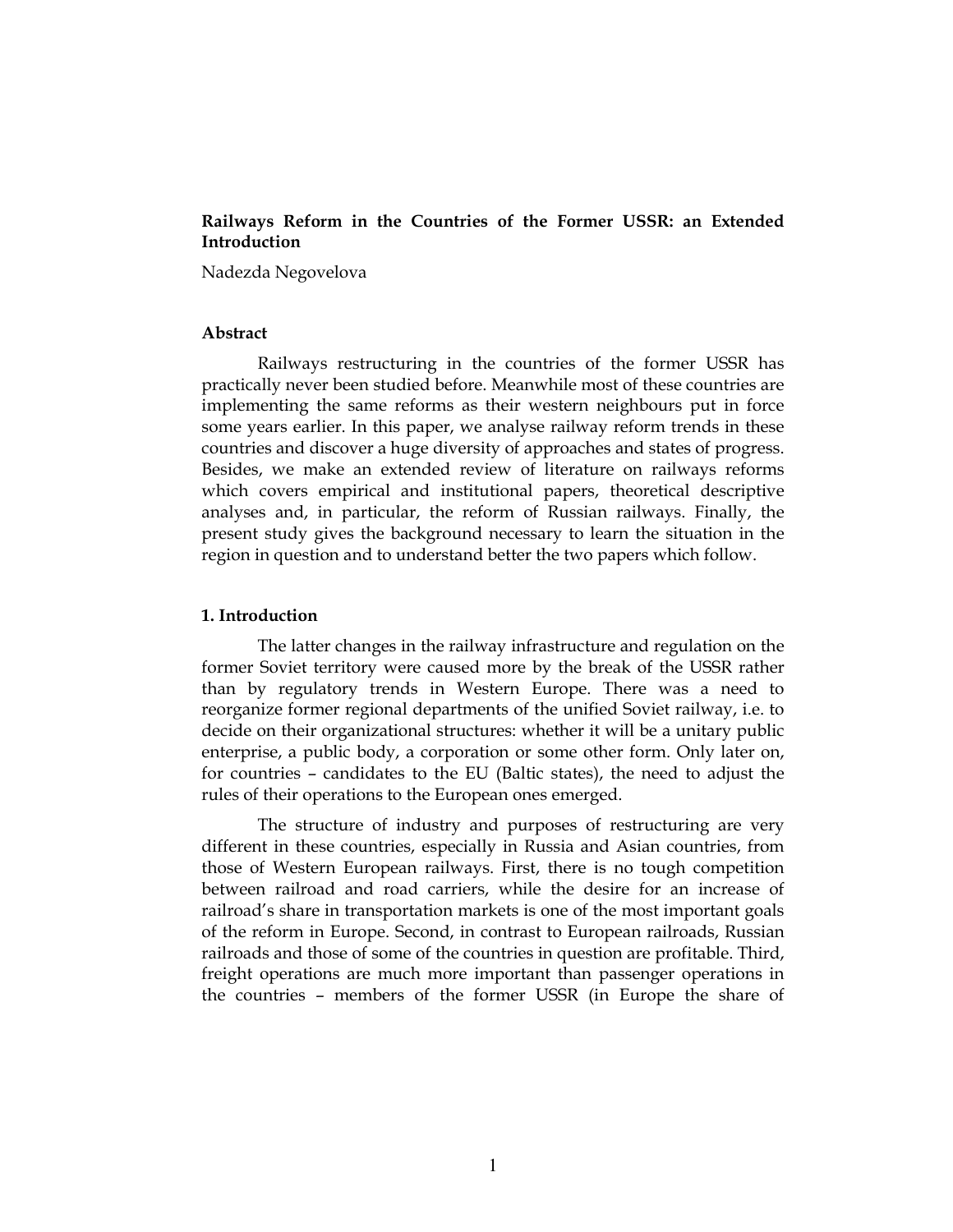**Railways Reform in the Countries of the Former USSR: an Extended Introduction**

Nadezda Negovelova

**Abstract**

Railways restructuring in the countries of the former USSR has practically never been studied before. Meanwhile most of these countries are implementing the same reforms as their western neighbours put in force some years earlier. In this paper, we analyse railway reform trends in these countries and discover a huge diversity of approaches and states of progress. Besides, we make an extended review of literature on railways reforms which covers empirical and institutional papers, theoretical descriptive analyses and, in particular, the reform of Russian railways. Finally, the present study gives the background necessary to learn the situation in the region in question and to understand better the two papers which follow.

**1. Introduction**

The latter changes in the railway infrastructure and regulation on the former Soviet territory were caused more by the break of the USSR rather than by regulatory trends in Western Europe. There was a need to reorganize former regional departments of the unified Soviet railway, i.e. to decide on their organizational structures: whether it will be a unitary public enterprise, a public body, a corporation or some other form. Only later on, for countries – candidates to the EU (Baltic states), the need to adjust the rules of their operations to the European ones emerged.

The structure of industry and purposes of restructuring are very different in these countries, especially in Russia and Asian countries, from those of Western European railways. First, there is no tough competition between railroad and road carriers, while the desire for an increase of railroad's share in transportation markets is one of the most important goals of the reform in Europe. Second, in contrast to European railroads, Russian railroads and those of some of the countries in question are profitable. Third, freight operations are much more important than passenger operations in the countries – members of the former USSR (in Europe the share of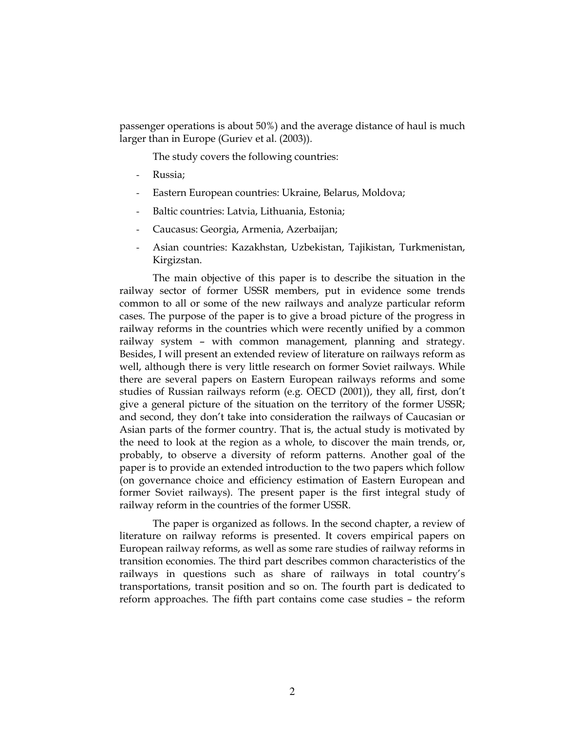passenger operations is about 50%) and the average distance of haul is much larger than in Europe (Guriev et al. (2003)).

The study covers the following countries:

- Russia;
- Eastern European countries: Ukraine, Belarus, Moldova;
- Baltic countries: Latvia, Lithuania, Estonia;
- Caucasus: Georgia, Armenia, Azerbaijan;
- Asian countries: Kazakhstan, Uzbekistan, Tajikistan, Turkmenistan, Kirgizstan.

The main objective of this paper is to describe the situation in the railway sector of former USSR members, put in evidence some trends common to all or some of the new railways and analyze particular reform cases. The purpose of the paper is to give a broad picture of the progress in railway reforms in the countries which were recently unified by a common railway system – with common management, planning and strategy. Besides, I will present an extended review of literature on railways reform as well, although there is very little research on former Soviet railways. While there are several papers on Eastern European railways reforms and some studies of Russian railways reform (e.g. OECD (2001)), they all, first, don't give a general picture of the situation on the territory of the former USSR; and second, they don't take into consideration the railways of Caucasian or Asian parts of the former country. That is, the actual study is motivated by the need to look at the region as a whole, to discover the main trends, or, probably, to observe a diversity of reform patterns. Another goal of the paper is to provide an extended introduction to the two papers which follow (on governance choice and efficiency estimation of Eastern European and former Soviet railways). The present paper is the first integral study of railway reform in the countries of the former USSR.

The paper is organized as follows. In the second chapter, a review of literature on railway reforms is presented. It covers empirical papers on European railway reforms, as well as some rare studies of railway reforms in transition economies. The third part describes common characteristics of the railways in questions such as share of railways in total country's transportations, transit position and so on. The fourth part is dedicated to reform approaches. The fifth part contains come case studies – the reform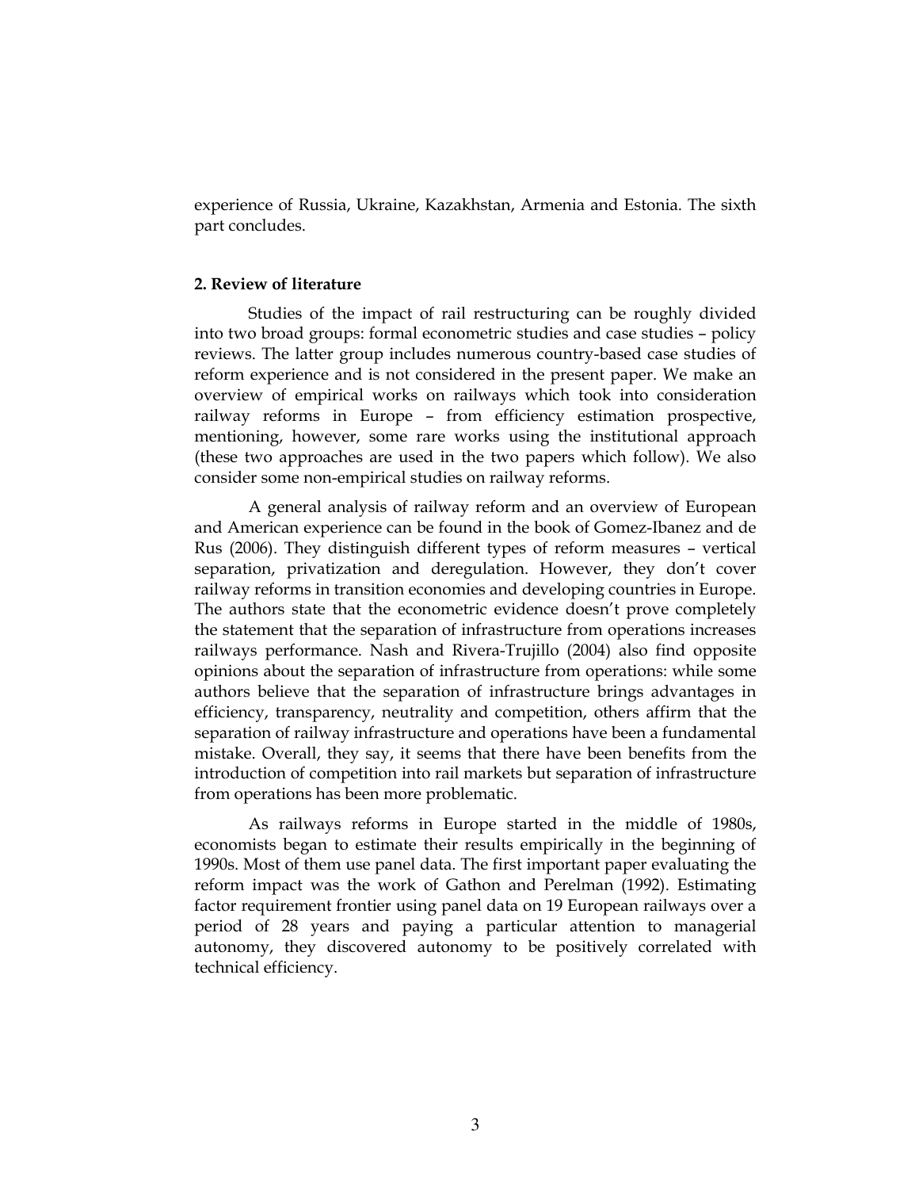experience of Russia, Ukraine, Kazakhstan, Armenia and Estonia. The sixth part concludes.

## 2. Review of literature

Studies of the impact of rail restructuring can be roughly divided into two broad groups: formal econometric studies and case studies – policy reviews. The latter group includes numerous country-based case studies of reform experience and is not considered in the present paper. We make an overview of empirical works on railways which took into consideration railway reforms in Europe – from efficiency estimation prospective, mentioning, however, some rare works using the institutional approach (these two approaches are used in the two papers which follow). We also consider some non-empirical studies on railway reforms.

A general analysis of railway reform and an overview of European and American experience can be found in the book of Gomez-Ibanez and de Rus (2006). They distinguish different types of reform measures – vertical separation, privatization and deregulation. However, they don't cover railway reforms in transition economies and developing countries in Europe. The authors state that the econometric evidence doesn't prove completely the statement that the separation of infrastructure from operations increases railways performance. Nash and Rivera-Trujillo (2004) also find opposite opinions about the separation of infrastructure from operations: while some authors believe that the separation of infrastructure brings advantages in efficiency, transparency, neutrality and competition, others affirm that the separation of railway infrastructure and operations have been a fundamental mistake. Overall, they say, it seems that there have been benefits from the introduction of competition into rail markets but separation of infrastructure from operations has been more problematic.

As railways reforms in Europe started in the middle of 1980s, economists began to estimate their results empirically in the beginning of 1990s. Most of them use panel data. The first important paper evaluating the reform impact was the work of Gathon and Perelman (1992). Estimating factor requirement frontier using panel data on 19 European railways over a period of 28 years and paying a particular attention to managerial autonomy, they discovered autonomy to be positively correlated with technical efficiency.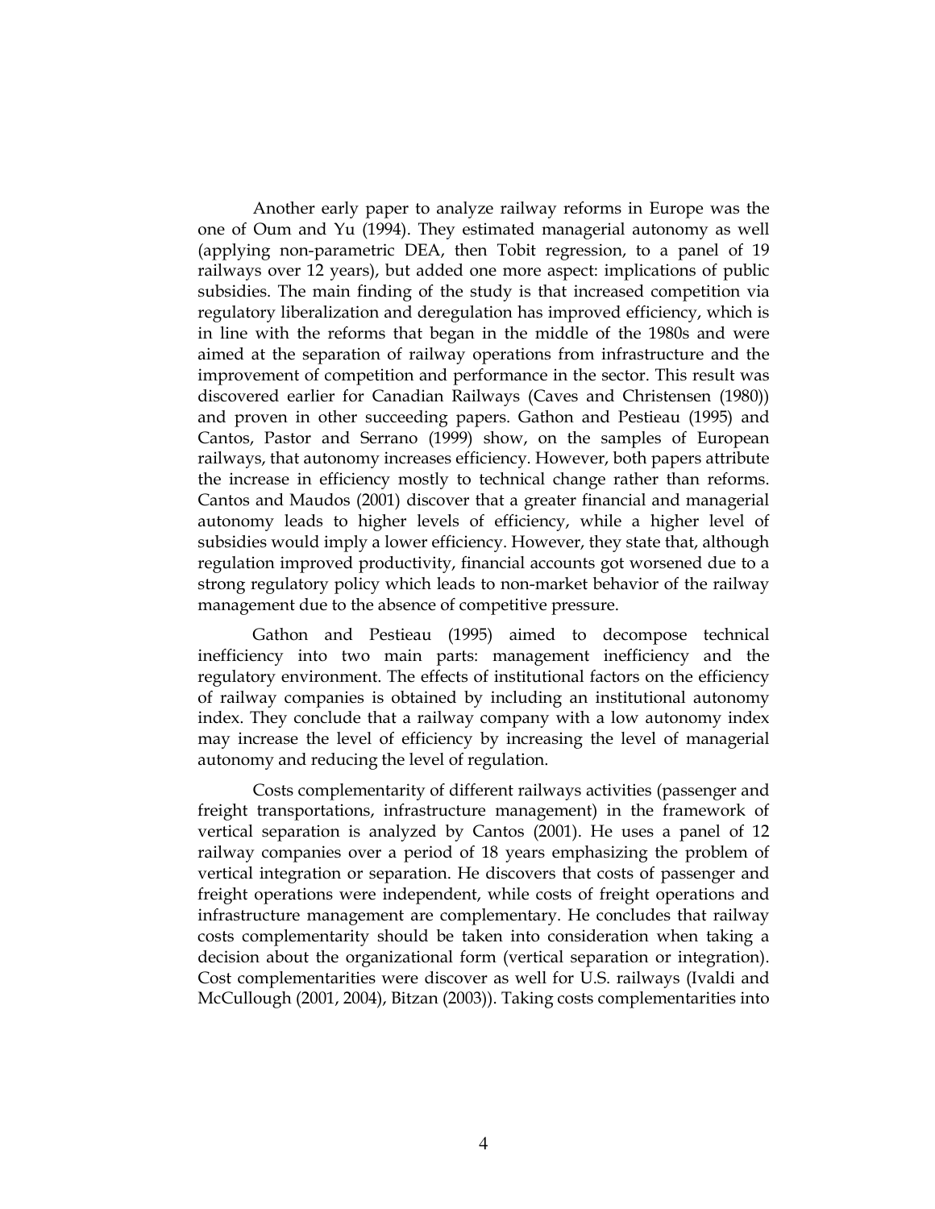Another early paper to analyze railway reforms in Europe was the one of Oum and Yu (1994). They estimated managerial autonomy as well (applying non-parametric DEA, then Tobit regression, to a panel of 19 railways over 12 years), but added one more aspect: implications of public subsidies. The main finding of the study is that increased competition via regulatory liberalization and deregulation has improved efficiency, which is in line with the reforms that began in the middle of the 1980s and were aimed at the separation of railway operations from infrastructure and the improvement of competition and performance in the sector. This result was discovered earlier for Canadian Railways (Caves and Christensen (1980)) and proven in other succeeding papers. Gathon and Pestieau (1995) and Cantos, Pastor and Serrano (1999) show, on the samples of European railways, that autonomy increases efficiency. However, both papers attribute the increase in efficiency mostly to technical change rather than reforms. Cantos and Maudos (2001) discover that a greater financial and managerial autonomy leads to higher levels of efficiency, while a higher level of subsidies would imply a lower efficiency. However, they state that, although regulation improved productivity, financial accounts got worsened due to a strong regulatory policy which leads to non-market behavior of the railway management due to the absence of competitive pressure.

Gathon and Pestieau (1995) aimed to decompose technical inefficiency into two main parts: management inefficiency and the regulatory environment. The effects of institutional factors on the efficiency of railway companies is obtained by including an institutional autonomy index. They conclude that a railway company with a low autonomy index may increase the level of efficiency by increasing the level of managerial autonomy and reducing the level of regulation.

Costs complementarity of different railways activities (passenger and freight transportations, infrastructure management) in the framework of vertical separation is analyzed by Cantos (2001). He uses a panel of 12 railway companies over a period of 18 years emphasizing the problem of vertical integration or separation. He discovers that costs of passenger and freight operations were independent, while costs of freight operations and infrastructure management are complementary. He concludes that railway costs complementarity should be taken into consideration when taking a decision about the organizational form (vertical separation or integration). Cost complementarities were discover as well for U.S. railways (Ivaldi and McCullough (2001, 2004), Bitzan (2003)). Taking costs complementarities into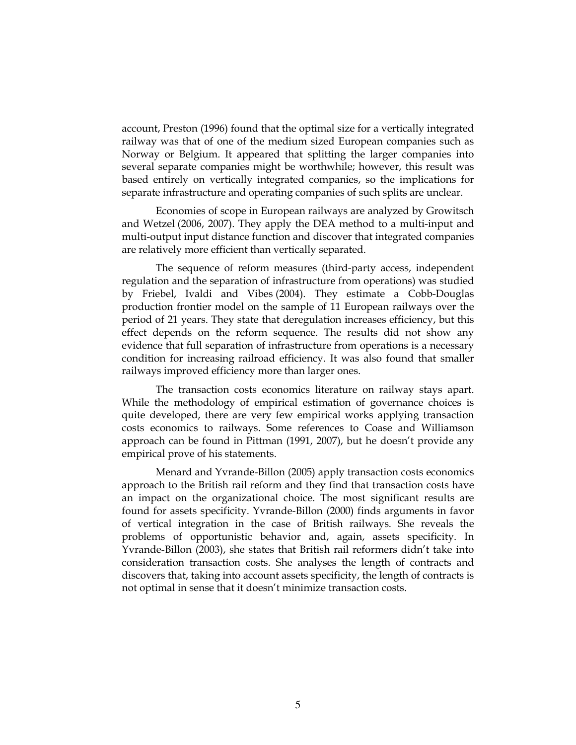account, Preston (1996) found that the optimal size for a vertically integrated railway was that of one of the medium sized European companies such as Norway or Belgium. It appeared that splitting the larger companies into several separate companies might be worthwhile; however, this result was based entirely on vertically integrated companies, so the implications for separate infrastructure and operating companies of such splits are unclear.

Economies of scope in European railways are analyzed by Growitsch and Wetzel (2006, 2007). They apply the DEA method to a multi-input and multi-output input distance function and discover that integrated companies are relatively more efficient than vertically separated.

The sequence of reform measures (third-party access, independent regulation and the separation of infrastructure from operations) was studied by Friebel, Ivaldi and Vibes (2004). They estimate a Cobb-Douglas production frontier model on the sample of 11 European railways over the period of 21 years. They state that deregulation increases efficiency, but this effect depends on the reform sequence. The results did not show any evidence that full separation of infrastructure from operations is a necessary condition for increasing railroad efficiency. It was also found that smaller railways improved efficiency more than larger ones.

The transaction costs economics literature on railway stays apart. While the methodology of empirical estimation of governance choices is quite developed, there are very few empirical works applying transaction costs economics to railways. Some references to Coase and Williamson approach can be found in Pittman (1991, 2007), but he doesn't provide any empirical prove of his statements.

Menard and Yvrande-Billon (2005) apply transaction costs economics approach to the British rail reform and they find that transaction costs have an impact on the organizational choice. The most significant results are found for assets specificity. Yvrande-Billon (2000) finds arguments in favor of vertical integration in the case of British railways. She reveals the problems of opportunistic behavior and, again, assets specificity. In Yvrande-Billon (2003), she states that British rail reformers didn't take into consideration transaction costs. She analyses the length of contracts and discovers that, taking into account assets specificity, the length of contracts is not optimal in sense that it doesn't minimize transaction costs.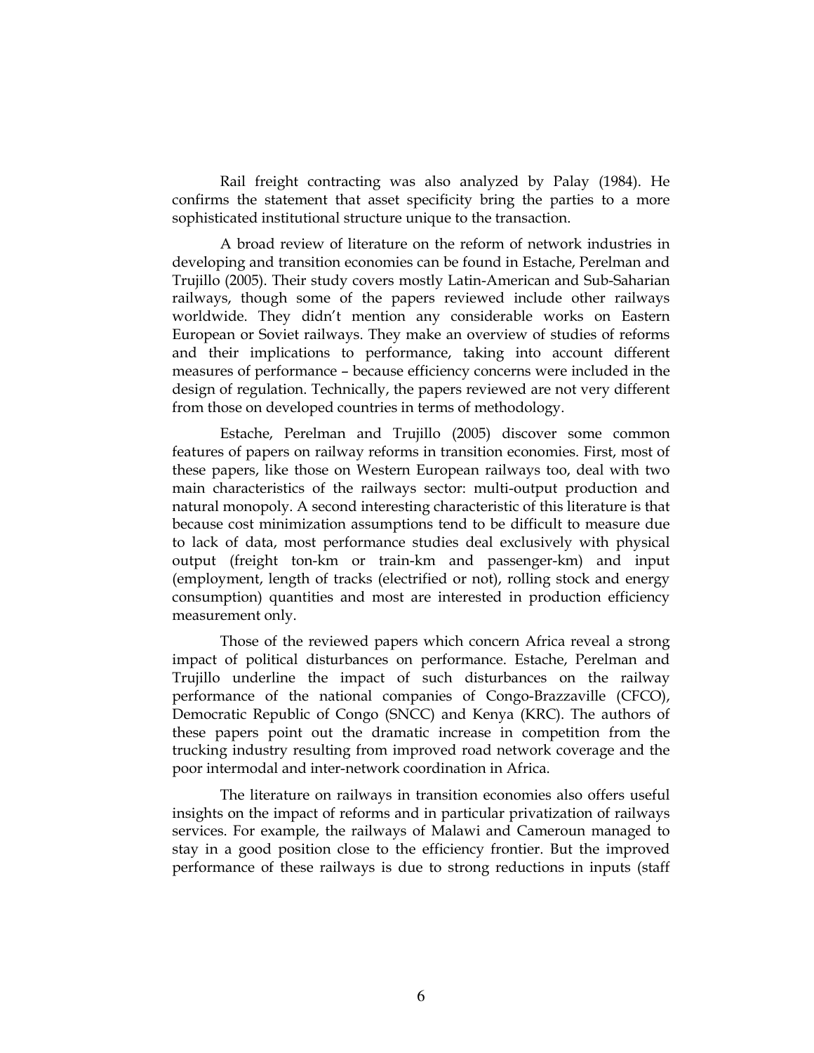Rail freight contracting was also analyzed by Palay (1984). He confirms the statement that asset specificity bring the parties to a more sophisticated institutional structure unique to the transaction.

A broad review of literature on the reform of network industries in developing and transition economies can be found in Estache, Perelman and Trujillo (2005). Their study covers mostly Latin-American and Sub-Saharian railways, though some of the papers reviewed include other railways worldwide. They didn't mention any considerable works on Eastern European or Soviet railways. They make an overview of studies of reforms and their implications to performance, taking into account different measures of performance – because efficiency concerns were included in the design of regulation. Technically, the papers reviewed are not very different from those on developed countries in terms of methodology.

Estache, Perelman and Trujillo (2005) discover some common features of papers on railway reforms in transition economies. First, most of these papers, like those on Western European railways too, deal with two main characteristics of the railways sector: multi-output production and natural monopoly. A second interesting characteristic of this literature is that because cost minimization assumptions tend to be difficult to measure due to lack of data, most performance studies deal exclusively with physical output (freight ton-km or train-km and passenger-km) and input (employment, length of tracks (electrified or not), rolling stock and energy consumption) quantities and most are interested in production efficiency measurement only.

Those of the reviewed papers which concern Africa reveal a strong impact of political disturbances on performance. Estache, Perelman and Trujillo underline the impact of such disturbances on the railway performance of the national companies of Congo-Brazzaville (CFCO), Democratic Republic of Congo (SNCC) and Kenya (KRC). The authors of these papers point out the dramatic increase in competition from the trucking industry resulting from improved road network coverage and the poor intermodal and inter-network coordination in Africa.

The literature on railways in transition economies also offers useful insights on the impact of reforms and in particular privatization of railways services. For example, the railways of Malawi and Cameroun managed to stay in a good position close to the efficiency frontier. But the improved performance of these railways is due to strong reductions in inputs (staff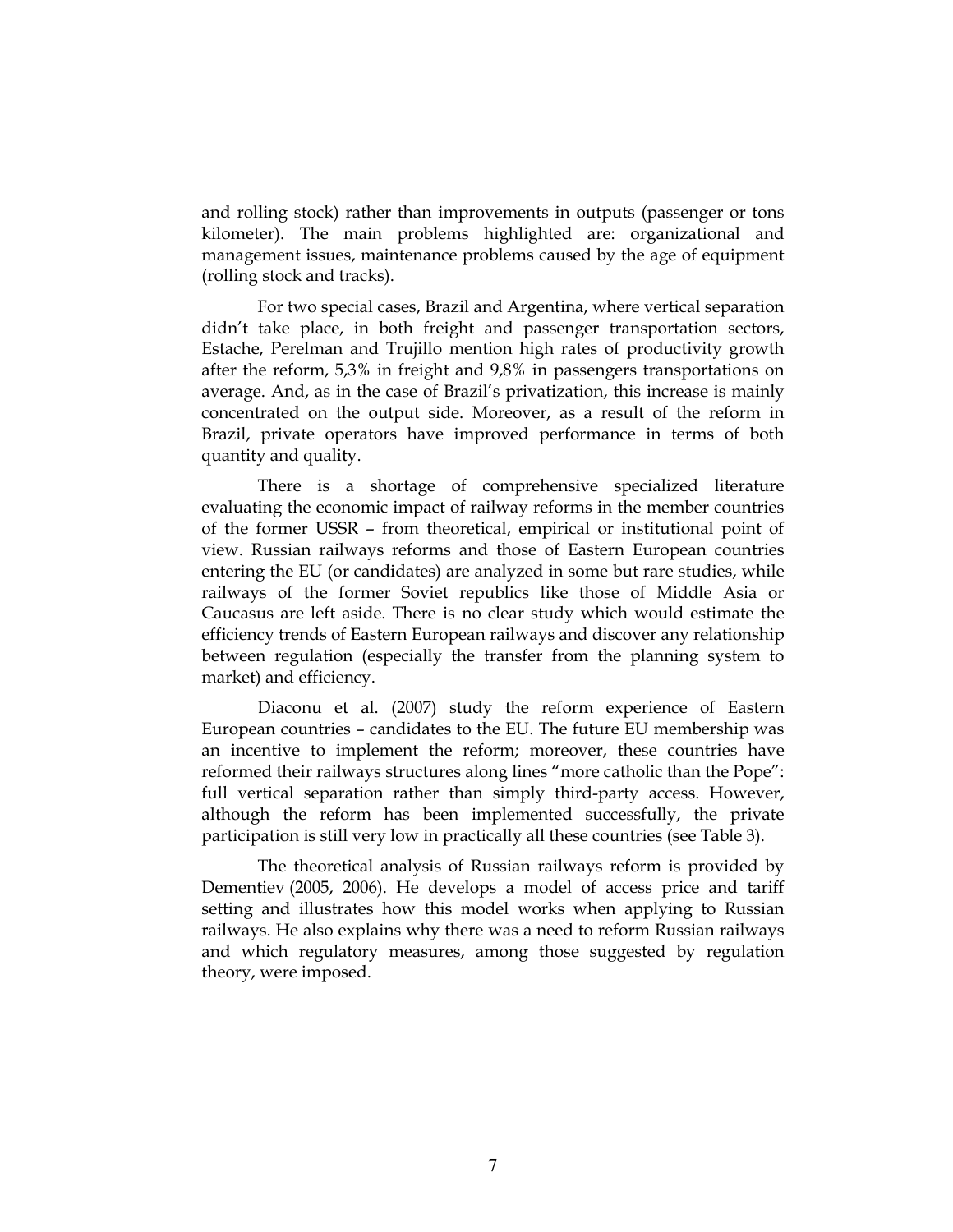and rolling stock) rather than improvements in outputs (passenger or tons kilometer). The main problems highlighted are: organizational and management issues, maintenance problems caused by the age of equipment (rolling stock and tracks).

For two special cases, Brazil and Argentina, where vertical separation didn't take place, in both freight and passenger transportation sectors, Estache, Perelman and Trujillo mention high rates of productivity growth after the reform, 5,3% in freight and 9,8% in passengers transportations on average. And, as in the case of Brazil's privatization, this increase is mainly concentrated on the output side. Moreover, as a result of the reform in Brazil, private operators have improved performance in terms of both quantity and quality.

There is a shortage of comprehensive specialized literature evaluating the economic impact of railway reforms in the member countries of the former USSR – from theoretical, empirical or institutional point of view. Russian railways reforms and those of Eastern European countries entering the EU (or candidates) are analyzed in some but rare studies, while railways of the former Soviet republics like those of Middle Asia or Caucasus are left aside. There is no clear study which would estimate the efficiency trends of Eastern European railways and discover any relationship between regulation (especially the transfer from the planning system to market) and efficiency.

Diaconu et al. (2007) study the reform experience of Eastern European countries – candidates to the EU. The future EU membership was an incentive to implement the reform; moreover, these countries have reformed their railways structures along lines "more catholic than the Pope": full vertical separation rather than simply third-party access. However, although the reform has been implemented successfully, the private participation is still very low in practically all these countries (see Table 3).

The theoretical analysis of Russian railways reform is provided by Dementiev (2005, 2006). He develops a model of access price and tariff setting and illustrates how this model works when applying to Russian railways. He also explains why there was a need to reform Russian railways and which regulatory measures, among those suggested by regulation theory, were imposed.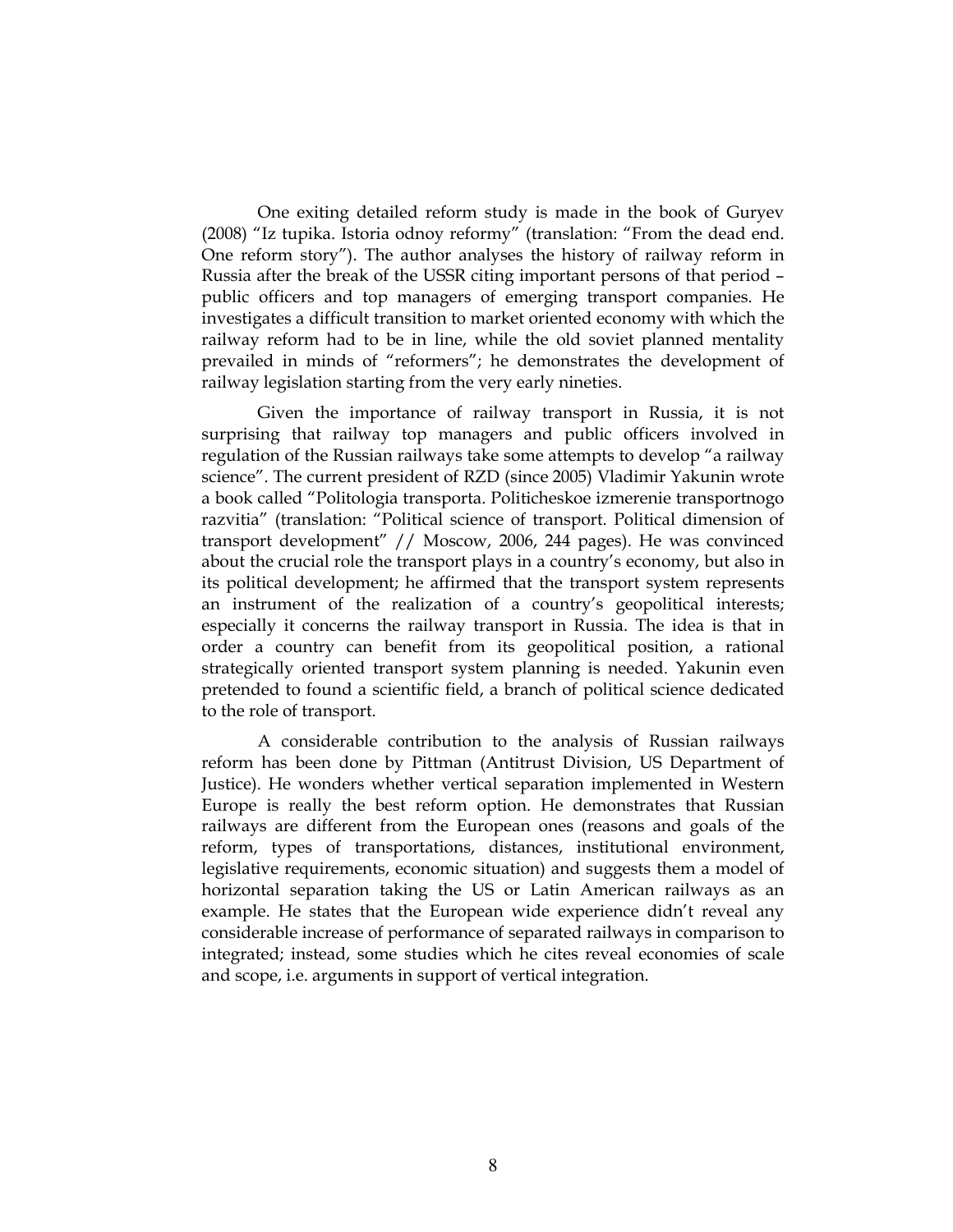One exiting detailed reform study is made in the book of Guryev (2008) “Iz tupika. Istoria odnoy reformy” (translation: “From the dead end. One reform story”). The author analyses the history of railway reform in Russia after the break of the USSR citing important persons of that period – public officers and top managers of emerging transport companies. He investigates a difficult transition to market oriented economy with which the railway reform had to be in line, while the old soviet planned mentality prevailed in minds of “reformers”; he demonstrates the development of railway legislation starting from the very early nineties.

Given the importance of railway transport in Russia, it is not surprising that railway top managers and public officers involved in regulation of the Russian railways take some attempts to develop “a railway science”. The current president of RZD (since 2005) Vladimir Yakunin wrote a book called “Politologia transporta. Politicheskoe izmerenie transportnogo razvitia” (translation: “Political science of transport. Political dimension of transport development” // Moscow, 2006, 244 pages). He was convinced about the crucial role the transport plays in a country’s economy, but also in its political development; he affirmed that the transport system represents an instrument of the realization of a country’s geopolitical interests; especially it concerns the railway transport in Russia. The idea is that in order a country can benefit from its geopolitical position, a rational strategically oriented transport system planning is needed. Yakunin even pretended to found a scientific field, a branch of political science dedicated to the role of transport.

A considerable contribution to the analysis of Russian railways reform has been done by Pittman (Antitrust Division, US Department of Justice). He wonders whether vertical separation implemented in Western Europe is really the best reform option. He demonstrates that Russian railways are different from the European ones (reasons and goals of the reform, types of transportations, distances, institutional environment, legislative requirements, economic situation) and suggests them a model of horizontal separation taking the US or Latin American railways as an example. He states that the European wide experience didn’t reveal any considerable increase of performance of separated railways in comparison to integrated; instead, some studies which he cites reveal economies of scale and scope, i.e. arguments in support of vertical integration.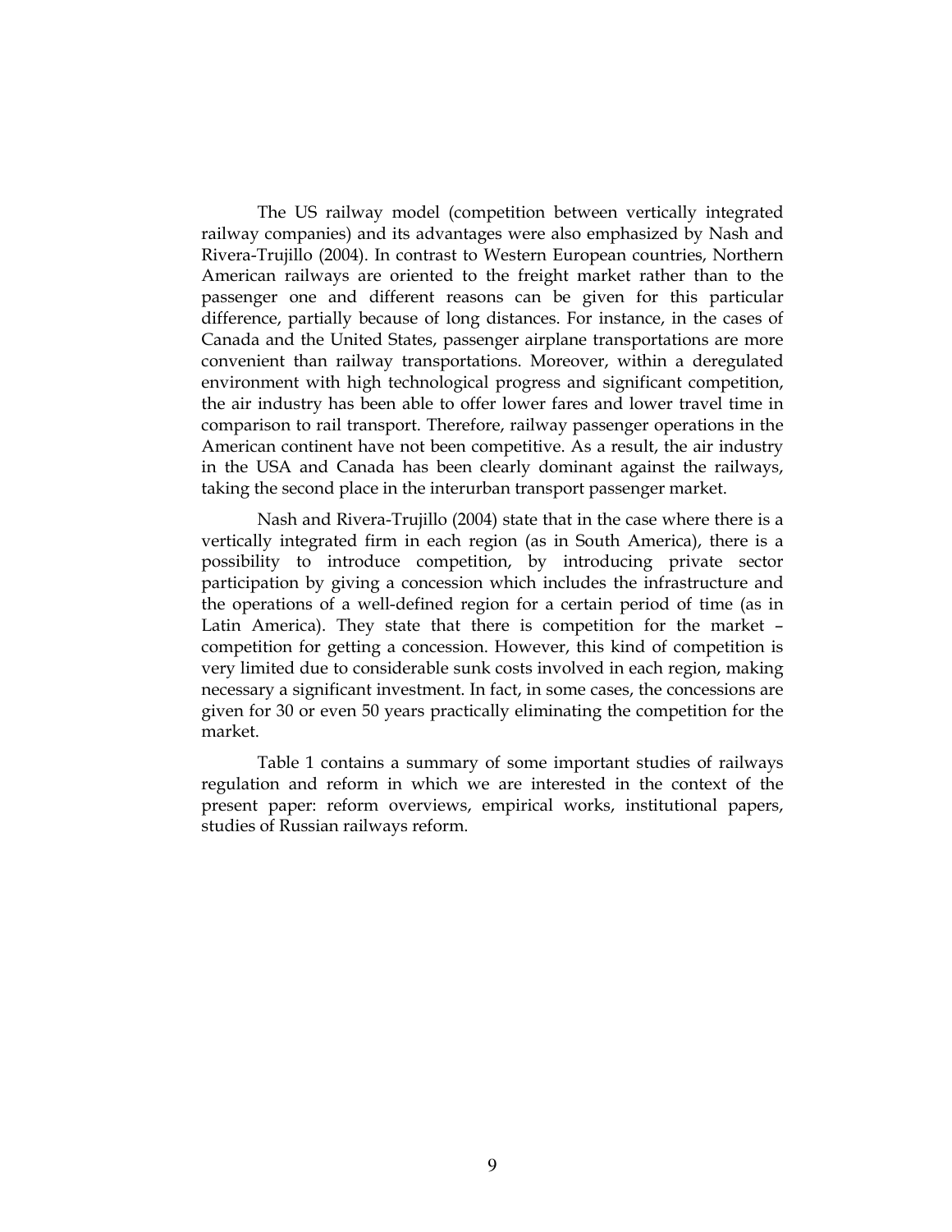The US railway model (competition between vertically integrated railway companies) and its advantages were also emphasized by Nash and Rivera-Trujillo (2004). In contrast to Western European countries, Northern American railways are oriented to the freight market rather than to the passenger one and different reasons can be given for this particular difference, partially because of long distances. For instance, in the cases of Canada and the United States, passenger airplane transportations are more convenient than railway transportations. Moreover, within a deregulated environment with high technological progress and significant competition, the air industry has been able to offer lower fares and lower travel time in comparison to rail transport. Therefore, railway passenger operations in the American continent have not been competitive. As a result, the air industry in the USA and Canada has been clearly dominant against the railways, taking the second place in the interurban transport passenger market.

Nash and Rivera-Trujillo (2004) state that in the case where there is a vertically integrated firm in each region (as in South America), there is a possibility to introduce competition, by introducing private sector participation by giving a concession which includes the infrastructure and the operations of a well-defined region for a certain period of time (as in Latin America). They state that there is competition for the market – competition for getting a concession. However, this kind of competition is very limited due to considerable sunk costs involved in each region, making necessary a significant investment. In fact, in some cases, the concessions are given for 30 or even 50 years practically eliminating the competition for the market.

Table 1 contains a summary of some important studies of railways regulation and reform in which we are interested in the context of the present paper: reform overviews, empirical works, institutional papers, studies of Russian railways reform.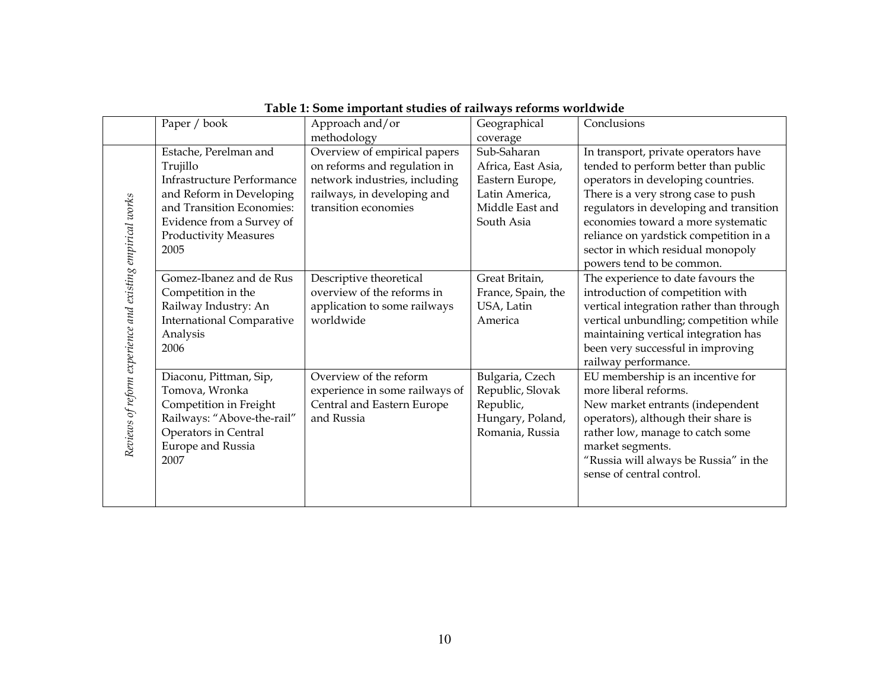**Table 1: Some important studies of railways reforms worldwide**

| | Paper / book | Approach and/or methodology | Geographical coverage | Conclusions |
|---|---|---|---|---|
| *Reviews of reform experience and existing empirical works* | Estache, Perelman and Trujillo<br>Infrastructure Performance and Reform in Developing and Transition Economies: Evidence from a Survey of Productivity Measures<br>2005 | Overview of empirical papers on reforms and regulation in network industries, including railways, in developing and transition economies | Sub-Saharan Africa, East Asia, Eastern Europe, Latin America, Middle East and South Asia | In transport, private operators have tended to perform better than public operators in developing countries. There is a very strong case to push regulators in developing and transition economies toward a more systematic reliance on yardstick competition in a sector in which residual monopoly powers tend to be common. |
| | Gomez-Ibanez and de Rus<br>Competition in the Railway Industry: An International Comparative Analysis<br>2006 | Descriptive theoretical overview of the reforms in application to some railways worldwide | Great Britain, France, Spain, the USA, Latin America | The experience to date favours the introduction of competition with vertical integration rather than through vertical unbundling; competition while maintaining vertical integration has been very successful in improving railway performance. |
| | Diaconu, Pittman, Sip, Tomova, Wronka<br>Competition in Freight Railways: "Above-the-rail" Operators in Central Europe and Russia<br>2007 | Overview of the reform experience in some railways of Central and Eastern Europe and Russia | Bulgaria, Czech Republic, Slovak Republic, Hungary, Poland, Romania, Russia | EU membership is an incentive for more liberal reforms.<br>New market entrants (independent operators), although their share is rather low, manage to catch some market segments.<br>"Russia will always be Russia" in the sense of central control. |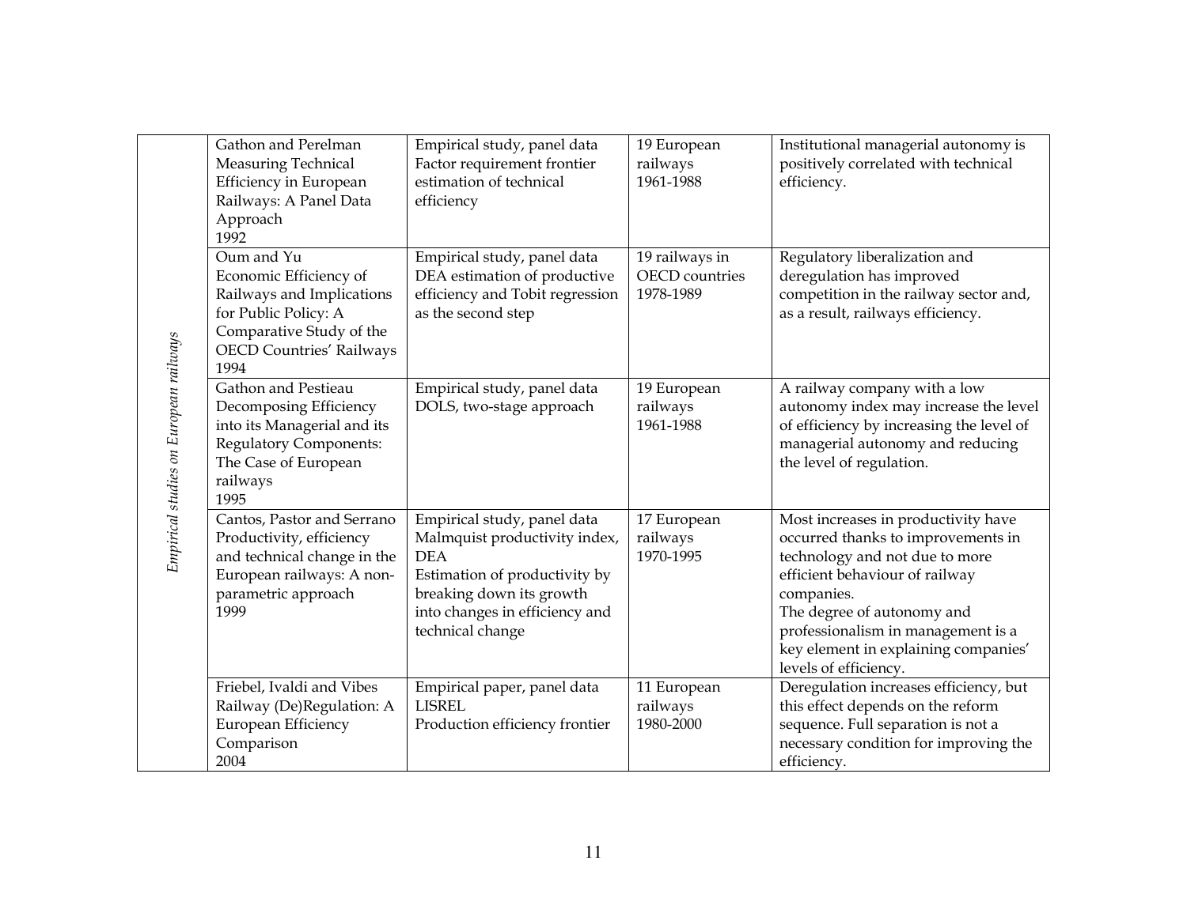| | | | | |
|---|---|---|---|---|
| *Empirical studies on European railways* | Gathon and Perelman<br>Measuring Technical Efficiency in European Railways: A Panel Data Approach<br>1992 | Empirical study, panel data<br>Factor requirement frontier estimation of technical efficiency | 19 European railways<br>1961-1988 | Institutional managerial autonomy is positively correlated with technical efficiency. |
| | Oum and Yu<br>Economic Efficiency of Railways and Implications for Public Policy: A Comparative Study of the OECD Countries' Railways<br>1994 | Empirical study, panel data<br>DEA estimation of productive efficiency and Tobit regression as the second step | 19 railways in OECD countries<br>1978-1989 | Regulatory liberalization and deregulation has improved competition in the railway sector and, as a result, railways efficiency. |
| | Gathon and Pestieau<br>Decomposing Efficiency into its Managerial and its Regulatory Components: The Case of European railways<br>1995 | Empirical study, panel data<br>DOLS, two-stage approach | 19 European railways<br>1961-1988 | A railway company with a low autonomy index may increase the level of efficiency by increasing the level of managerial autonomy and reducing the level of regulation. |
| | Cantos, Pastor and Serrano<br>Productivity, efficiency and technical change in the European railways: A non-parametric approach<br>1999 | Empirical study, panel data<br>Malmquist productivity index, DEA<br>Estimation of productivity by breaking down its growth into changes in efficiency and technical change | 17 European railways<br>1970-1995 | Most increases in productivity have occurred thanks to improvements in technology and not due to more efficient behaviour of railway companies.<br>The degree of autonomy and professionalism in management is a key element in explaining companies' levels of efficiency. |
| | Friebel, Ivaldi and Vibes<br>Railway (De)Regulation: A European Efficiency Comparison<br>2004 | Empirical paper, panel data<br>LISREL<br>Production efficiency frontier | 11 European railways<br>1980-2000 | Deregulation increases efficiency, but this effect depends on the reform sequence. Full separation is not a necessary condition for improving the efficiency. |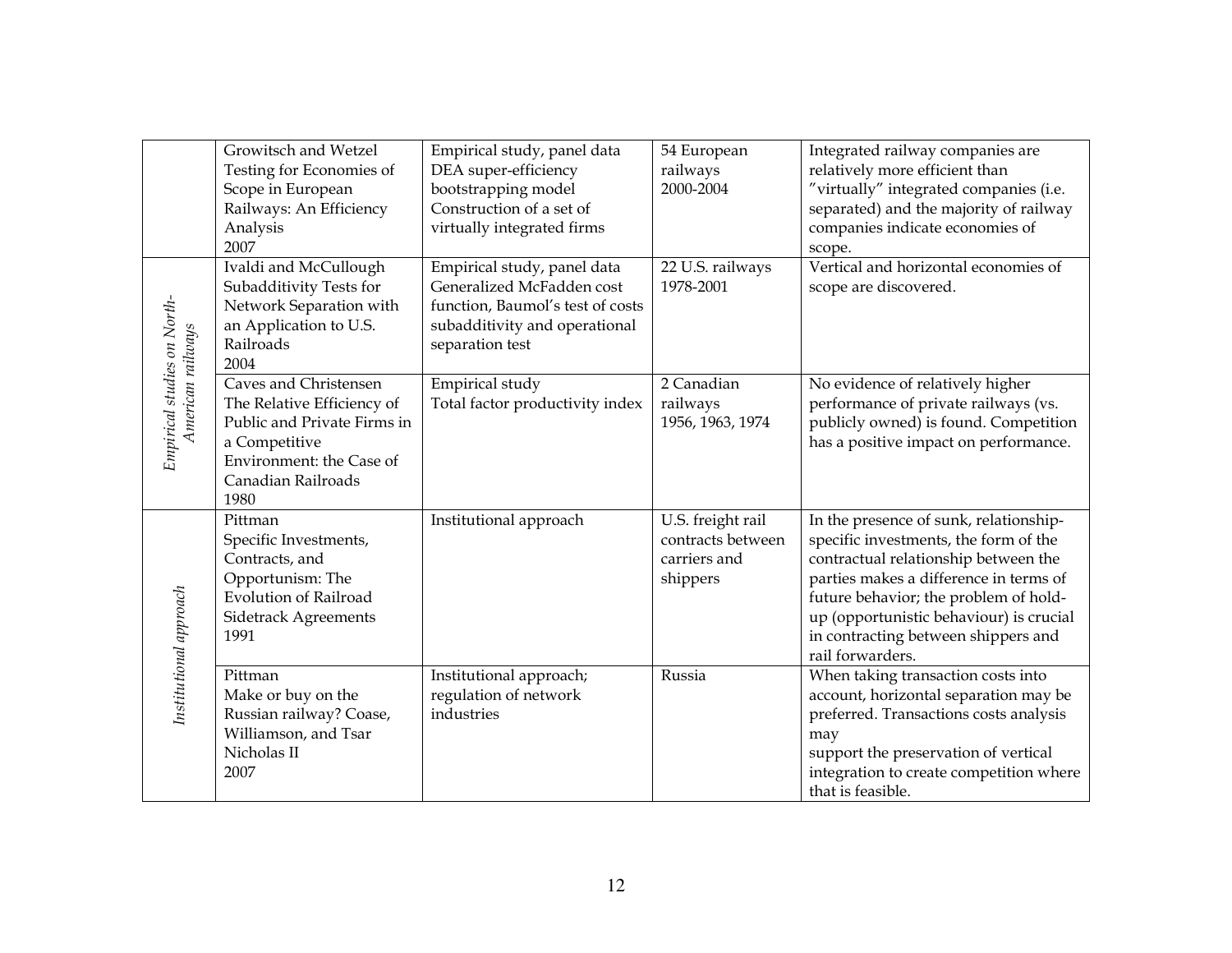|  |  |  |  |  |
|---|---|---|---|---|
|  | Growitsch and Wetzel<br>Testing for Economies of Scope in European Railways: An Efficiency Analysis<br>2007 | Empirical study, panel data<br>DEA super-efficiency bootstrapping model<br>Construction of a set of virtually integrated firms | 54 European railways<br>2000-2004 | Integrated railway companies are relatively more efficient than "virtually" integrated companies (i.e. separated) and the majority of railway companies indicate economies of scope. |
| *Empirical studies on North-American railways* | Ivaldi and McCullough<br>Subadditivity Tests for Network Separation with an Application to U.S. Railroads<br>2004 | Empirical study, panel data<br>Generalized McFadden cost function, Baumol's test of costs subadditivity and operational separation test | 22 U.S. railways<br>1978-2001 | Vertical and horizontal economies of scope are discovered. |
|  | Caves and Christensen<br>The Relative Efficiency of Public and Private Firms in a Competitive Environment: the Case of Canadian Railroads<br>1980 | Empirical study<br>Total factor productivity index | 2 Canadian railways<br>1956, 1963, 1974 | No evidence of relatively higher performance of private railways (vs. publicly owned) is found. Competition has a positive impact on performance. |
| *Institutional approach* | Pittman<br>Specific Investments, Contracts, and Opportunism: The Evolution of Railroad Sidetrack Agreements<br>1991 | Institutional approach | U.S. freight rail contracts between carriers and shippers | In the presence of sunk, relationship-specific investments, the form of the contractual relationship between the parties makes a difference in terms of future behavior; the problem of hold-up (opportunistic behaviour) is crucial in contracting between shippers and rail forwarders. |
|  | Pittman<br>Make or buy on the Russian railway? Coase, Williamson, and Tsar Nicholas II<br>2007 | Institutional approach; regulation of network industries | Russia | When taking transaction costs into account, horizontal separation may be preferred. Transactions costs analysis may support the preservation of vertical integration to create competition where that is feasible. |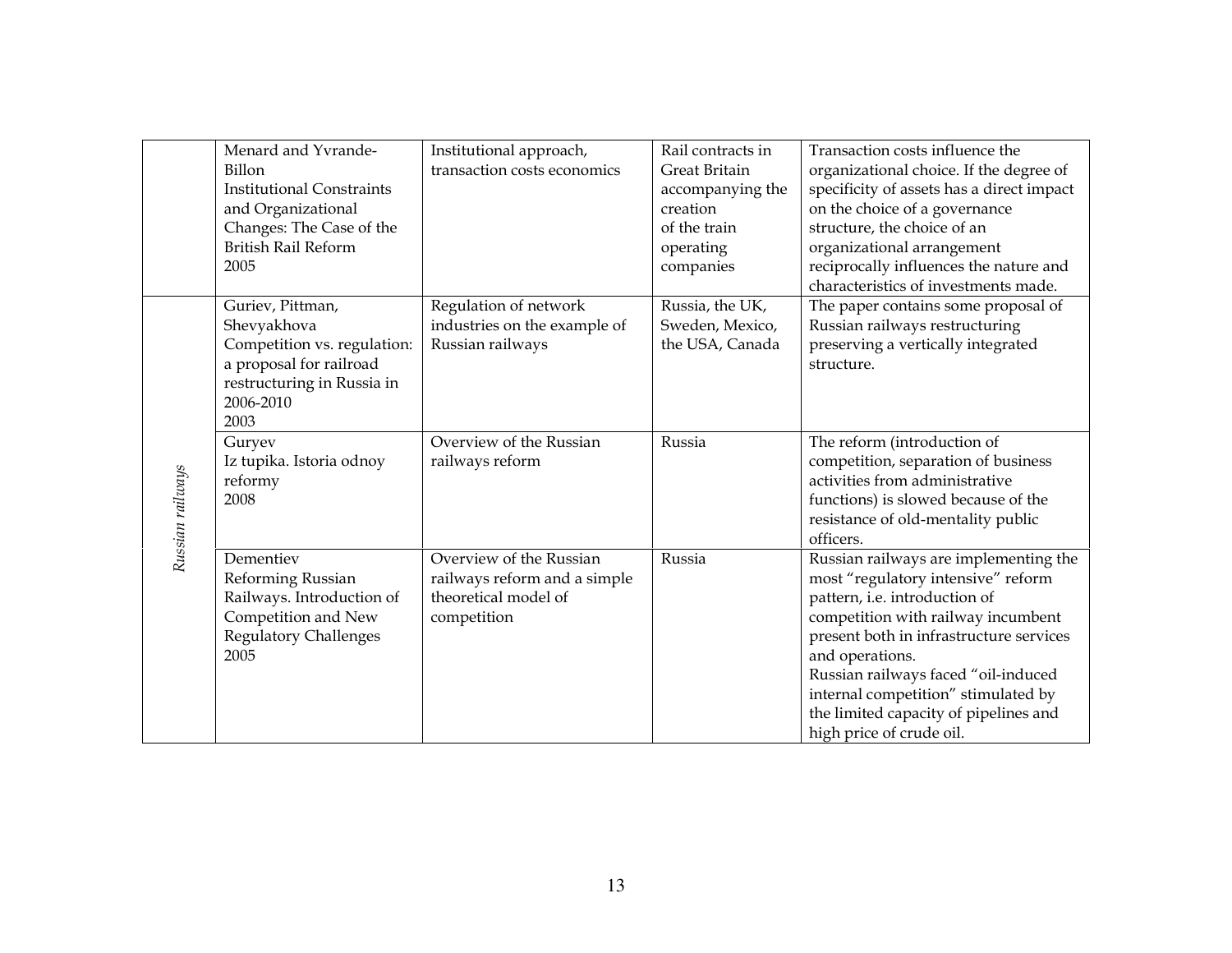| | | | | |
|---|---|---|---|---|
| | Menard and Yvrande-Billon Institutional Constraints and Organizational Changes: The Case of the British Rail Reform 2005 | Institutional approach, transaction costs economics | Rail contracts in Great Britain accompanying the creation of the train operating companies | Transaction costs influence the organizational choice. If the degree of specificity of assets has a direct impact on the choice of a governance structure, the choice of an organizational arrangement reciprocally influences the nature and characteristics of investments made. |
| *Russian railways* | Guriev, Pittman, Shevyakhova Competition vs. regulation: a proposal for railroad restructuring in Russia in 2006-2010 2003 | Regulation of network industries on the example of Russian railways | Russia, the UK, Sweden, Mexico, the USA, Canada | The paper contains some proposal of Russian railways restructuring preserving a vertically integrated structure. |
| | Guryev Iz tupika. Istoria odnoy reformy 2008 | Overview of the Russian railways reform | Russia | The reform (introduction of competition, separation of business activities from administrative functions) is slowed because of the resistance of old-mentality public officers. |
| | Dementiev Reforming Russian Railways. Introduction of Competition and New Regulatory Challenges 2005 | Overview of the Russian railways reform and a simple theoretical model of competition | Russia | Russian railways are implementing the most "regulatory intensive" reform pattern, i.e. introduction of competition with railway incumbent present both in infrastructure services and operations. Russian railways faced "oil-induced internal competition" stimulated by the limited capacity of pipelines and high price of crude oil. |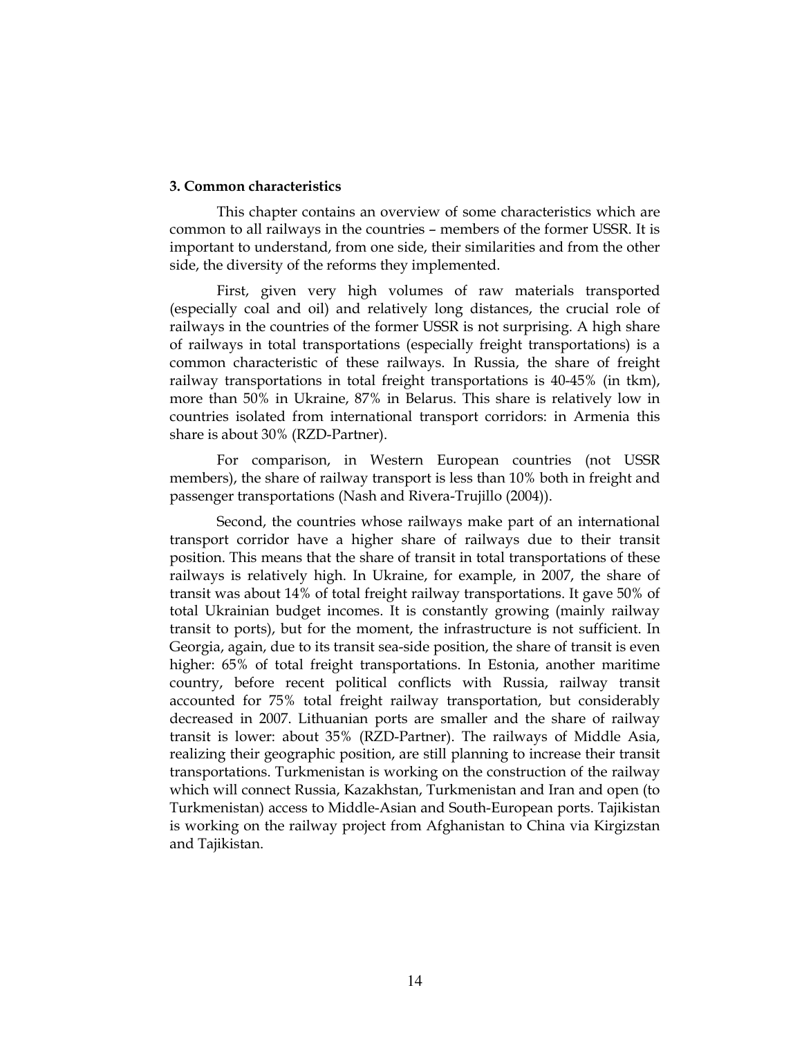### 3. Common characteristics

This chapter contains an overview of some characteristics which are common to all railways in the countries – members of the former USSR. It is important to understand, from one side, their similarities and from the other side, the diversity of the reforms they implemented.

First, given very high volumes of raw materials transported (especially coal and oil) and relatively long distances, the crucial role of railways in the countries of the former USSR is not surprising. A high share of railways in total transportations (especially freight transportations) is a common characteristic of these railways. In Russia, the share of freight railway transportations in total freight transportations is 40-45% (in tkm), more than 50% in Ukraine, 87% in Belarus. This share is relatively low in countries isolated from international transport corridors: in Armenia this share is about 30% (RZD-Partner).

For comparison, in Western European countries (not USSR members), the share of railway transport is less than 10% both in freight and passenger transportations (Nash and Rivera-Trujillo (2004)).

Second, the countries whose railways make part of an international transport corridor have a higher share of railways due to their transit position. This means that the share of transit in total transportations of these railways is relatively high. In Ukraine, for example, in 2007, the share of transit was about 14% of total freight railway transportations. It gave 50% of total Ukrainian budget incomes. It is constantly growing (mainly railway transit to ports), but for the moment, the infrastructure is not sufficient. In Georgia, again, due to its transit sea-side position, the share of transit is even higher: 65% of total freight transportations. In Estonia, another maritime country, before recent political conflicts with Russia, railway transit accounted for 75% total freight railway transportation, but considerably decreased in 2007. Lithuanian ports are smaller and the share of railway transit is lower: about 35% (RZD-Partner). The railways of Middle Asia, realizing their geographic position, are still planning to increase their transit transportations. Turkmenistan is working on the construction of the railway which will connect Russia, Kazakhstan, Turkmenistan and Iran and open (to Turkmenistan) access to Middle-Asian and South-European ports. Tajikistan is working on the railway project from Afghanistan to China via Kirgizstan and Tajikistan.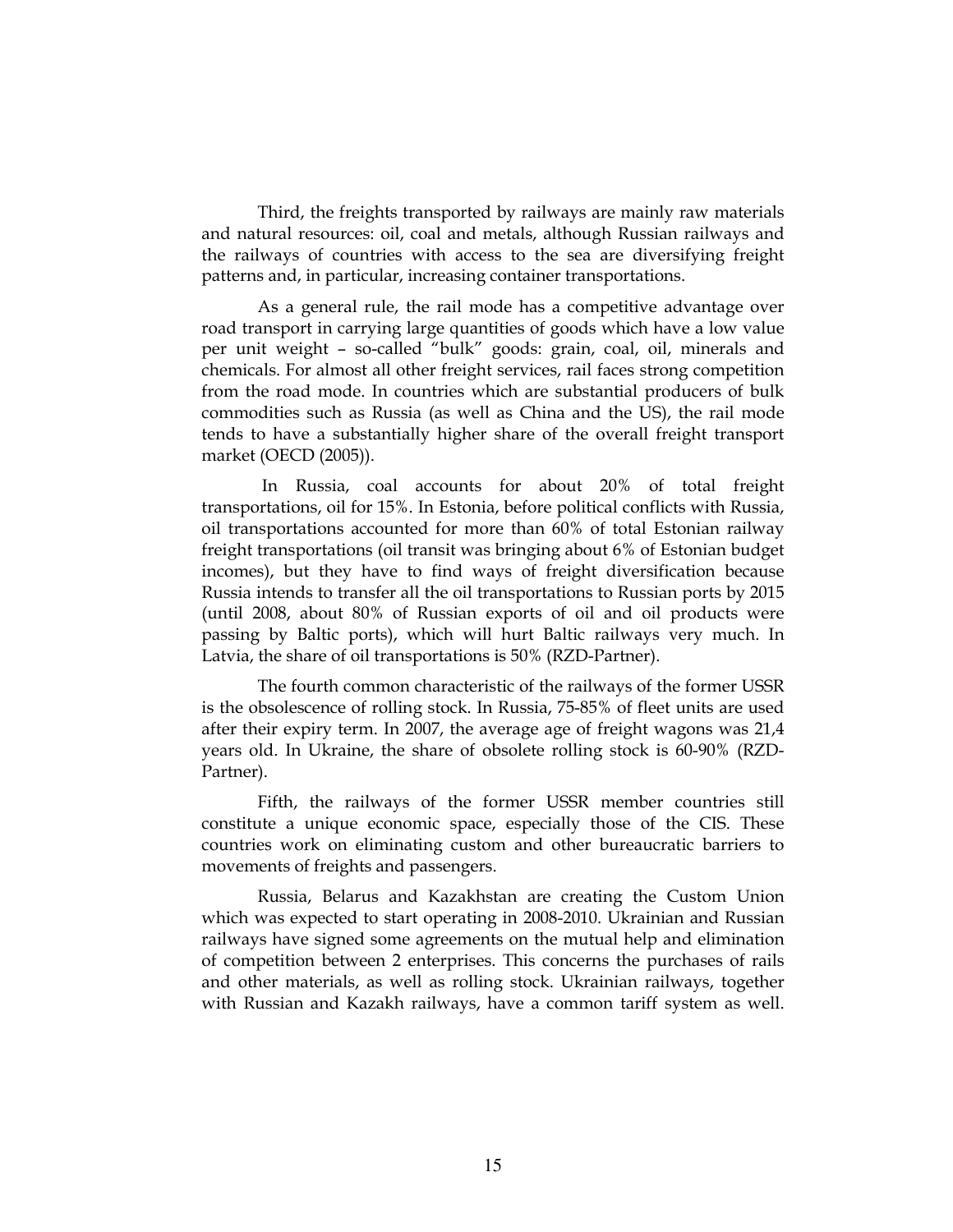Third, the freights transported by railways are mainly raw materials and natural resources: oil, coal and metals, although Russian railways and the railways of countries with access to the sea are diversifying freight patterns and, in particular, increasing container transportations.

As a general rule, the rail mode has a competitive advantage over road transport in carrying large quantities of goods which have a low value per unit weight – so-called "bulk" goods: grain, coal, oil, minerals and chemicals. For almost all other freight services, rail faces strong competition from the road mode. In countries which are substantial producers of bulk commodities such as Russia (as well as China and the US), the rail mode tends to have a substantially higher share of the overall freight transport market (OECD (2005)).

In Russia, coal accounts for about 20% of total freight transportations, oil for 15%. In Estonia, before political conflicts with Russia, oil transportations accounted for more than 60% of total Estonian railway freight transportations (oil transit was bringing about 6% of Estonian budget incomes), but they have to find ways of freight diversification because Russia intends to transfer all the oil transportations to Russian ports by 2015 (until 2008, about 80% of Russian exports of oil and oil products were passing by Baltic ports), which will hurt Baltic railways very much. In Latvia, the share of oil transportations is 50% (RZD-Partner).

The fourth common characteristic of the railways of the former USSR is the obsolescence of rolling stock. In Russia, 75-85% of fleet units are used after their expiry term. In 2007, the average age of freight wagons was 21,4 years old. In Ukraine, the share of obsolete rolling stock is 60-90% (RZD-Partner).

Fifth, the railways of the former USSR member countries still constitute a unique economic space, especially those of the CIS. These countries work on eliminating custom and other bureaucratic barriers to movements of freights and passengers.

Russia, Belarus and Kazakhstan are creating the Custom Union which was expected to start operating in 2008-2010. Ukrainian and Russian railways have signed some agreements on the mutual help and elimination of competition between 2 enterprises. This concerns the purchases of rails and other materials, as well as rolling stock. Ukrainian railways, together with Russian and Kazakh railways, have a common tariff system as well.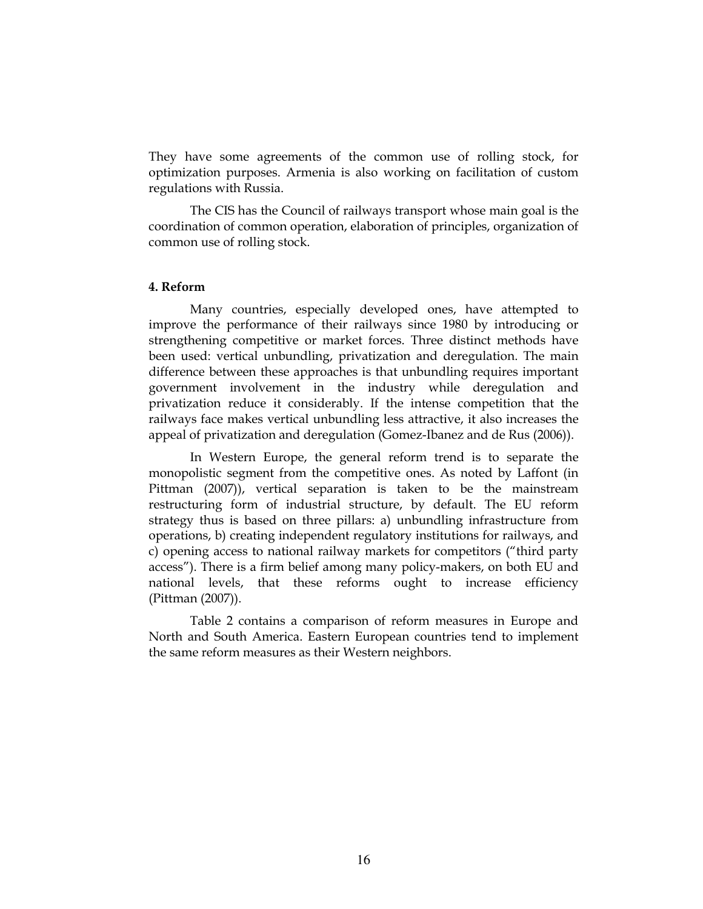They have some agreements of the common use of rolling stock, for optimization purposes. Armenia is also working on facilitation of custom regulations with Russia.

The CIS has the Council of railways transport whose main goal is the coordination of common operation, elaboration of principles, organization of common use of rolling stock.

### 4. Reform

Many countries, especially developed ones, have attempted to improve the performance of their railways since 1980 by introducing or strengthening competitive or market forces. Three distinct methods have been used: vertical unbundling, privatization and deregulation. The main difference between these approaches is that unbundling requires important government involvement in the industry while deregulation and privatization reduce it considerably. If the intense competition that the railways face makes vertical unbundling less attractive, it also increases the appeal of privatization and deregulation (Gomez-Ibanez and de Rus (2006)).

In Western Europe, the general reform trend is to separate the monopolistic segment from the competitive ones. As noted by Laffont (in Pittman (2007)), vertical separation is taken to be the mainstream restructuring form of industrial structure, by default. The EU reform strategy thus is based on three pillars: a) unbundling infrastructure from operations, b) creating independent regulatory institutions for railways, and c) opening access to national railway markets for competitors ("third party access"). There is a firm belief among many policy-makers, on both EU and national levels, that these reforms ought to increase efficiency (Pittman (2007)).

Table 2 contains a comparison of reform measures in Europe and North and South America. Eastern European countries tend to implement the same reform measures as their Western neighbors.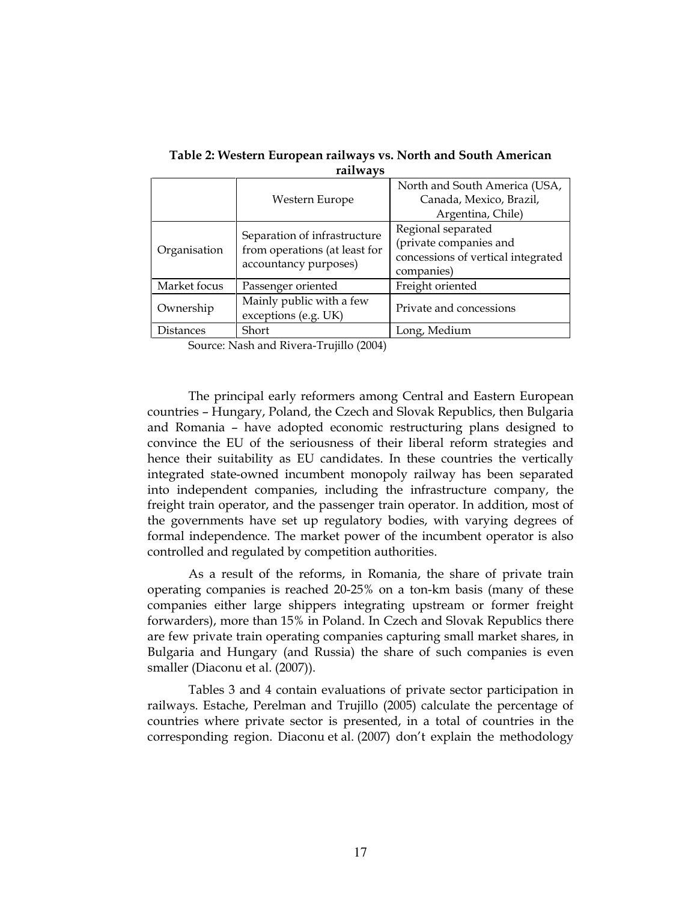**Table 2: Western European railways vs. North and South American railways**

| | Western Europe | North and South America (USA, Canada, Mexico, Brazil, Argentina, Chile) |
|---|---|---|
| Organisation | Separation of infrastructure from operations (at least for accountancy purposes) | Regional separated (private companies and concessions of vertical integrated companies) |
| Market focus | Passenger oriented | Freight oriented |
| Ownership | Mainly public with a few exceptions (e.g. UK) | Private and concessions |
| Distances | Short | Long, Medium |

Source: Nash and Rivera-Trujillo (2004)

The principal early reformers among Central and Eastern European countries – Hungary, Poland, the Czech and Slovak Republics, then Bulgaria and Romania – have adopted economic restructuring plans designed to convince the EU of the seriousness of their liberal reform strategies and hence their suitability as EU candidates. In these countries the vertically integrated state-owned incumbent monopoly railway has been separated into independent companies, including the infrastructure company, the freight train operator, and the passenger train operator. In addition, most of the governments have set up regulatory bodies, with varying degrees of formal independence. The market power of the incumbent operator is also controlled and regulated by competition authorities.

As a result of the reforms, in Romania, the share of private train operating companies is reached 20-25% on a ton-km basis (many of these companies either large shippers integrating upstream or former freight forwarders), more than 15% in Poland. In Czech and Slovak Republics there are few private train operating companies capturing small market shares, in Bulgaria and Hungary (and Russia) the share of such companies is even smaller (Diaconu et al. (2007)).

Tables 3 and 4 contain evaluations of private sector participation in railways. Estache, Perelman and Trujillo (2005) calculate the percentage of countries where private sector is presented, in a total of countries in the corresponding region. Diaconu et al. (2007) don't explain the methodology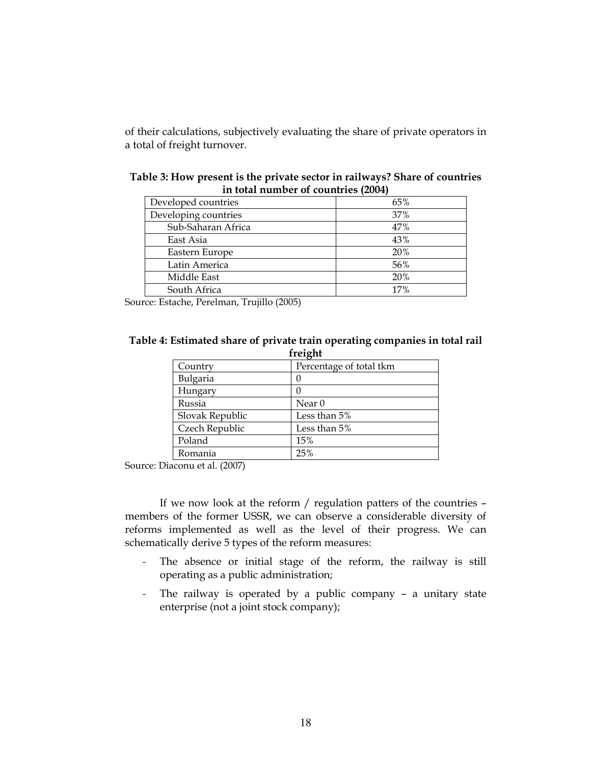of their calculations, subjectively evaluating the share of private operators in a total of freight turnover.

**Table 3: How present is the private sector in railways? Share of countries in total number of countries (2004)**

| | |
|---|---|
| Developed countries | 65% |
| Developing countries | 37% |
| Sub-Saharan Africa | 47% |
| East Asia | 43% |
| Eastern Europe | 20% |
| Latin America | 56% |
| Middle East | 20% |
| South Africa | 17% |

Source: Estache, Perelman, Trujillo (2005)

**Table 4: Estimated share of private train operating companies in total rail freight**

| Country | Percentage of total tkm |
|---|---|
| Bulgaria | 0 |
| Hungary | 0 |
| Russia | Near 0 |
| Slovak Republic | Less than 5% |
| Czech Republic | Less than 5% |
| Poland | 15% |
| Romania | 25% |

Source: Diaconu et al. (2007)

If we now look at the reform / regulation patters of the countries – members of the former USSR, we can observe a considerable diversity of reforms implemented as well as the level of their progress. We can schematically derive 5 types of the reform measures:

- The absence or initial stage of the reform, the railway is still operating as a public administration;
- The railway is operated by a public company – a unitary state enterprise (not a joint stock company);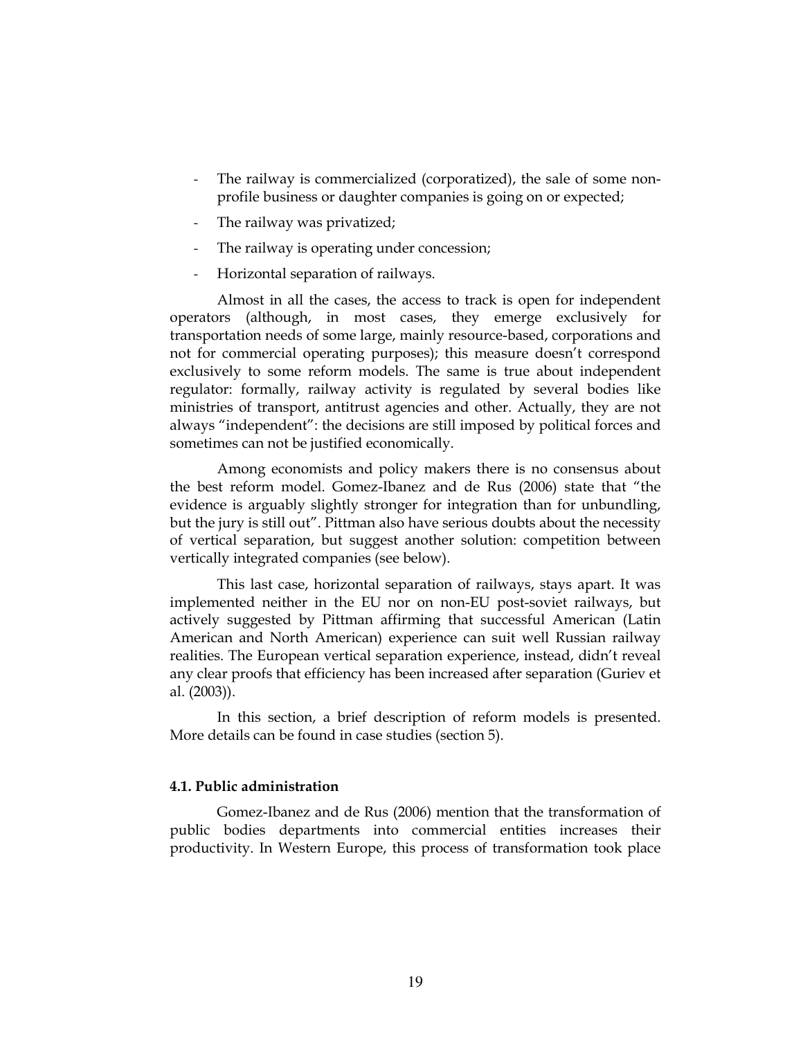- The railway is commercialized (corporatized), the sale of some non-profile business or daughter companies is going on or expected;
- The railway was privatized;
- The railway is operating under concession;
- Horizontal separation of railways.

Almost in all the cases, the access to track is open for independent operators (although, in most cases, they emerge exclusively for transportation needs of some large, mainly resource-based, corporations and not for commercial operating purposes); this measure doesn't correspond exclusively to some reform models. The same is true about independent regulator: formally, railway activity is regulated by several bodies like ministries of transport, antitrust agencies and other. Actually, they are not always "independent": the decisions are still imposed by political forces and sometimes can not be justified economically.

Among economists and policy makers there is no consensus about the best reform model. Gomez-Ibanez and de Rus (2006) state that "the evidence is arguably slightly stronger for integration than for unbundling, but the jury is still out". Pittman also have serious doubts about the necessity of vertical separation, but suggest another solution: competition between vertically integrated companies (see below).

This last case, horizontal separation of railways, stays apart. It was implemented neither in the EU nor on non-EU post-soviet railways, but actively suggested by Pittman affirming that successful American (Latin American and North American) experience can suit well Russian railway realities. The European vertical separation experience, instead, didn't reveal any clear proofs that efficiency has been increased after separation (Guriev et al. (2003)).

In this section, a brief description of reform models is presented. More details can be found in case studies (section 5).

#### 4.1. Public administration

Gomez-Ibanez and de Rus (2006) mention that the transformation of public bodies departments into commercial entities increases their productivity. In Western Europe, this process of transformation took place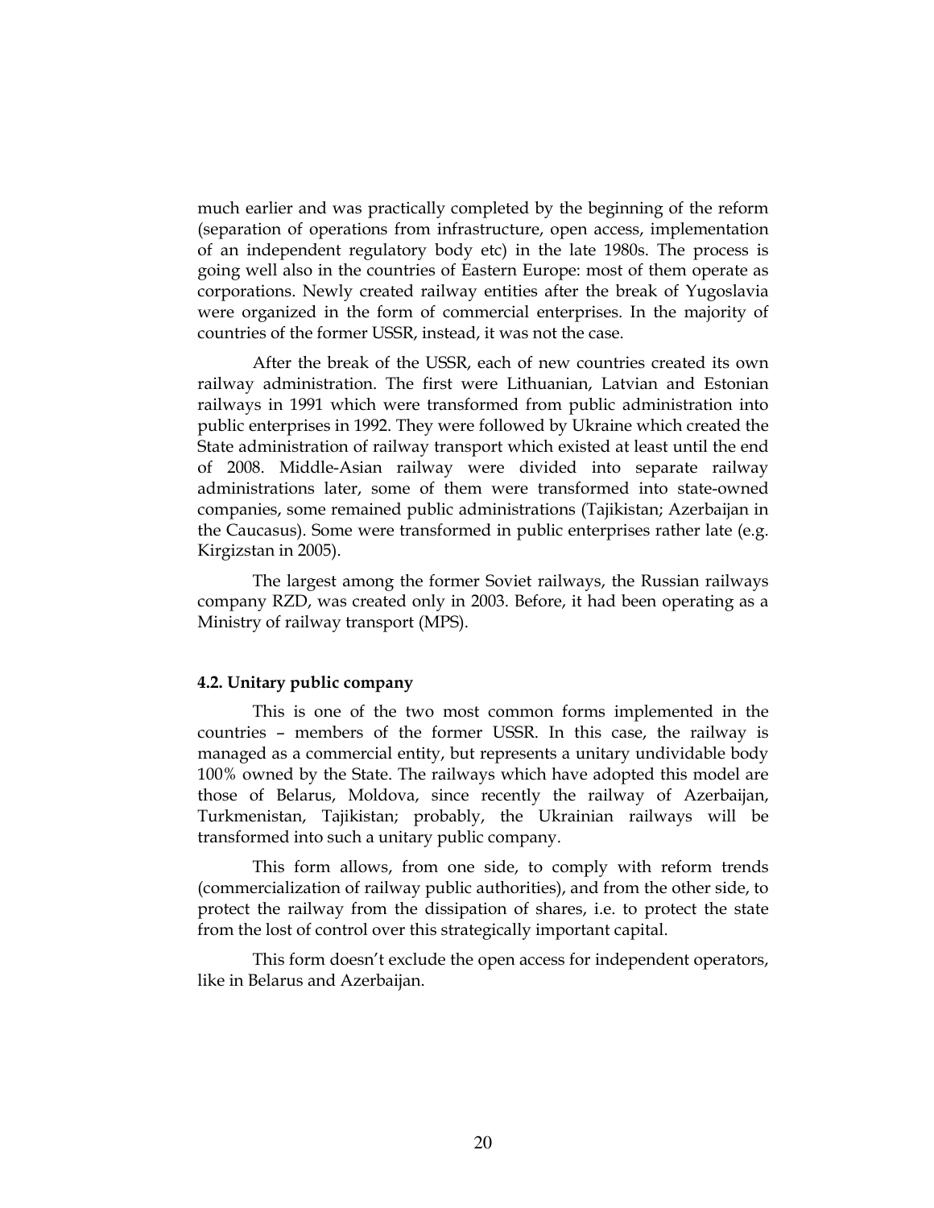much earlier and was practically completed by the beginning of the reform (separation of operations from infrastructure, open access, implementation of an independent regulatory body etc) in the late 1980s. The process is going well also in the countries of Eastern Europe: most of them operate as corporations. Newly created railway entities after the break of Yugoslavia were organized in the form of commercial enterprises. In the majority of countries of the former USSR, instead, it was not the case.

After the break of the USSR, each of new countries created its own railway administration. The first were Lithuanian, Latvian and Estonian railways in 1991 which were transformed from public administration into public enterprises in 1992. They were followed by Ukraine which created the State administration of railway transport which existed at least until the end of 2008. Middle-Asian railway were divided into separate railway administrations later, some of them were transformed into state-owned companies, some remained public administrations (Tajikistan; Azerbaijan in the Caucasus). Some were transformed in public enterprises rather late (e.g. Kirgizstan in 2005).

The largest among the former Soviet railways, the Russian railways company RZD, was created only in 2003. Before, it had been operating as a Ministry of railway transport (MPS).

### 4.2. Unitary public company

This is one of the two most common forms implemented in the countries – members of the former USSR. In this case, the railway is managed as a commercial entity, but represents a unitary undividable body 100% owned by the State. The railways which have adopted this model are those of Belarus, Moldova, since recently the railway of Azerbaijan, Turkmenistan, Tajikistan; probably, the Ukrainian railways will be transformed into such a unitary public company.

This form allows, from one side, to comply with reform trends (commercialization of railway public authorities), and from the other side, to protect the railway from the dissipation of shares, i.e. to protect the state from the lost of control over this strategically important capital.

This form doesn't exclude the open access for independent operators, like in Belarus and Azerbaijan.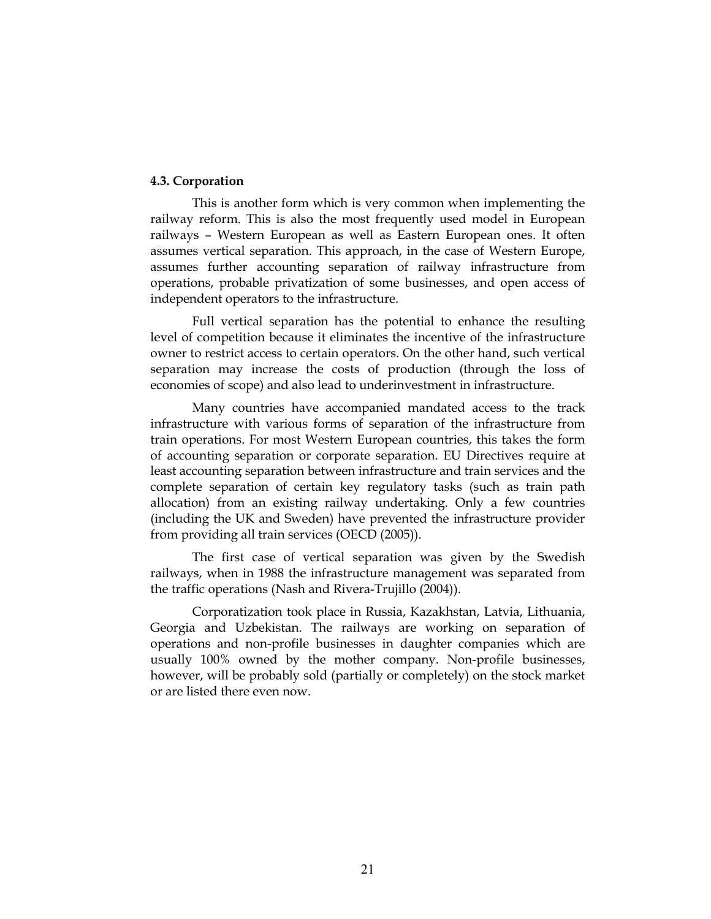### 4.3. Corporation

This is another form which is very common when implementing the railway reform. This is also the most frequently used model in European railways – Western European as well as Eastern European ones. It often assumes vertical separation. This approach, in the case of Western Europe, assumes further accounting separation of railway infrastructure from operations, probable privatization of some businesses, and open access of independent operators to the infrastructure.

Full vertical separation has the potential to enhance the resulting level of competition because it eliminates the incentive of the infrastructure owner to restrict access to certain operators. On the other hand, such vertical separation may increase the costs of production (through the loss of economies of scope) and also lead to underinvestment in infrastructure.

Many countries have accompanied mandated access to the track infrastructure with various forms of separation of the infrastructure from train operations. For most Western European countries, this takes the form of accounting separation or corporate separation. EU Directives require at least accounting separation between infrastructure and train services and the complete separation of certain key regulatory tasks (such as train path allocation) from an existing railway undertaking. Only a few countries (including the UK and Sweden) have prevented the infrastructure provider from providing all train services (OECD (2005)).

The first case of vertical separation was given by the Swedish railways, when in 1988 the infrastructure management was separated from the traffic operations (Nash and Rivera-Trujillo (2004)).

Corporatization took place in Russia, Kazakhstan, Latvia, Lithuania, Georgia and Uzbekistan. The railways are working on separation of operations and non-profile businesses in daughter companies which are usually 100% owned by the mother company. Non-profile businesses, however, will be probably sold (partially or completely) on the stock market or are listed there even now.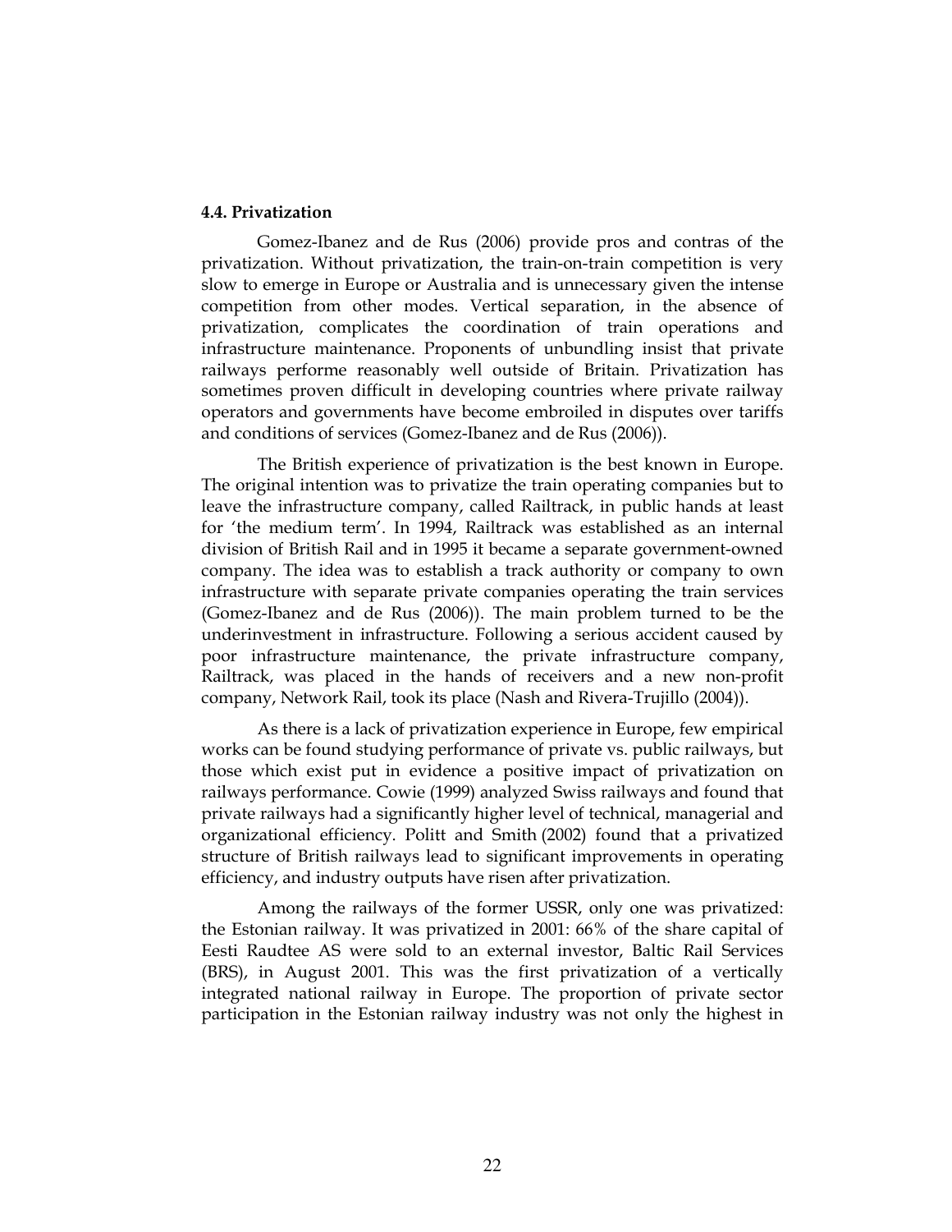### 4.4. Privatization

Gomez-Ibanez and de Rus (2006) provide pros and contras of the privatization. Without privatization, the train-on-train competition is very slow to emerge in Europe or Australia and is unnecessary given the intense competition from other modes. Vertical separation, in the absence of privatization, complicates the coordination of train operations and infrastructure maintenance. Proponents of unbundling insist that private railways performe reasonably well outside of Britain. Privatization has sometimes proven difficult in developing countries where private railway operators and governments have become embroiled in disputes over tariffs and conditions of services (Gomez-Ibanez and de Rus (2006)).

The British experience of privatization is the best known in Europe. The original intention was to privatize the train operating companies but to leave the infrastructure company, called Railtrack, in public hands at least for 'the medium term'. In 1994, Railtrack was established as an internal division of British Rail and in 1995 it became a separate government-owned company. The idea was to establish a track authority or company to own infrastructure with separate private companies operating the train services (Gomez-Ibanez and de Rus (2006)). The main problem turned to be the underinvestment in infrastructure. Following a serious accident caused by poor infrastructure maintenance, the private infrastructure company, Railtrack, was placed in the hands of receivers and a new non-profit company, Network Rail, took its place (Nash and Rivera-Trujillo (2004)).

As there is a lack of privatization experience in Europe, few empirical works can be found studying performance of private vs. public railways, but those which exist put in evidence a positive impact of privatization on railways performance. Cowie (1999) analyzed Swiss railways and found that private railways had a significantly higher level of technical, managerial and organizational efficiency. Politt and Smith (2002) found that a privatized structure of British railways lead to significant improvements in operating efficiency, and industry outputs have risen after privatization.

Among the railways of the former USSR, only one was privatized: the Estonian railway. It was privatized in 2001: 66% of the share capital of Eesti Raudtee AS were sold to an external investor, Baltic Rail Services (BRS), in August 2001. This was the first privatization of a vertically integrated national railway in Europe. The proportion of private sector participation in the Estonian railway industry was not only the highest in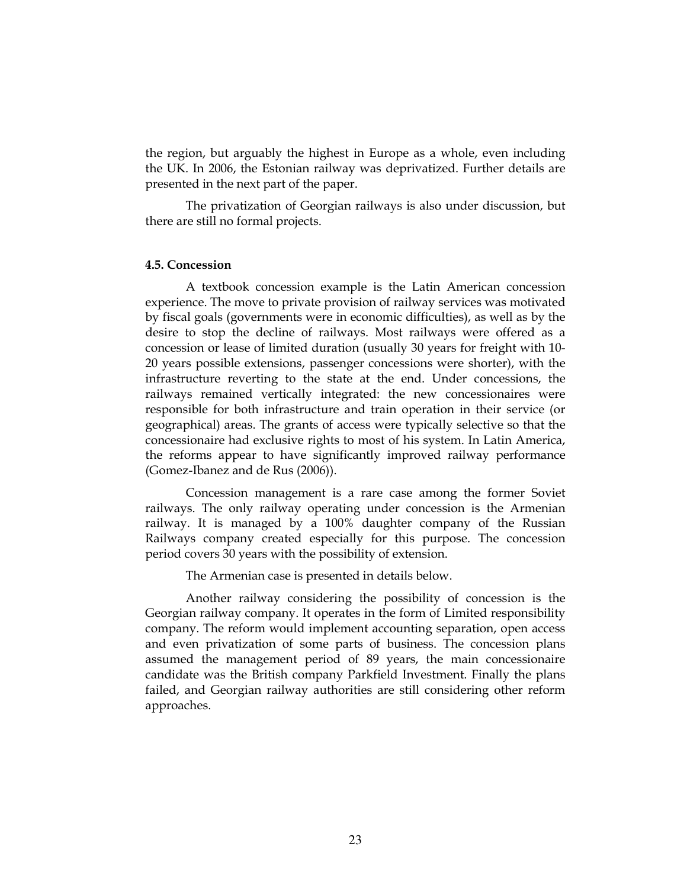the region, but arguably the highest in Europe as a whole, even including the UK. In 2006, the Estonian railway was deprivatized. Further details are presented in the next part of the paper.

The privatization of Georgian railways is also under discussion, but there are still no formal projects.

#### 4.5. Concession

A textbook concession example is the Latin American concession experience. The move to private provision of railway services was motivated by fiscal goals (governments were in economic difficulties), as well as by the desire to stop the decline of railways. Most railways were offered as a concession or lease of limited duration (usually 30 years for freight with 10-20 years possible extensions, passenger concessions were shorter), with the infrastructure reverting to the state at the end. Under concessions, the railways remained vertically integrated: the new concessionaires were responsible for both infrastructure and train operation in their service (or geographical) areas. The grants of access were typically selective so that the concessionaire had exclusive rights to most of his system. In Latin America, the reforms appear to have significantly improved railway performance (Gomez-Ibanez and de Rus (2006)).

Concession management is a rare case among the former Soviet railways. The only railway operating under concession is the Armenian railway. It is managed by a 100% daughter company of the Russian Railways company created especially for this purpose. The concession period covers 30 years with the possibility of extension.

The Armenian case is presented in details below.

Another railway considering the possibility of concession is the Georgian railway company. It operates in the form of Limited responsibility company. The reform would implement accounting separation, open access and even privatization of some parts of business. The concession plans assumed the management period of 89 years, the main concessionaire candidate was the British company Parkfield Investment. Finally the plans failed, and Georgian railway authorities are still considering other reform approaches.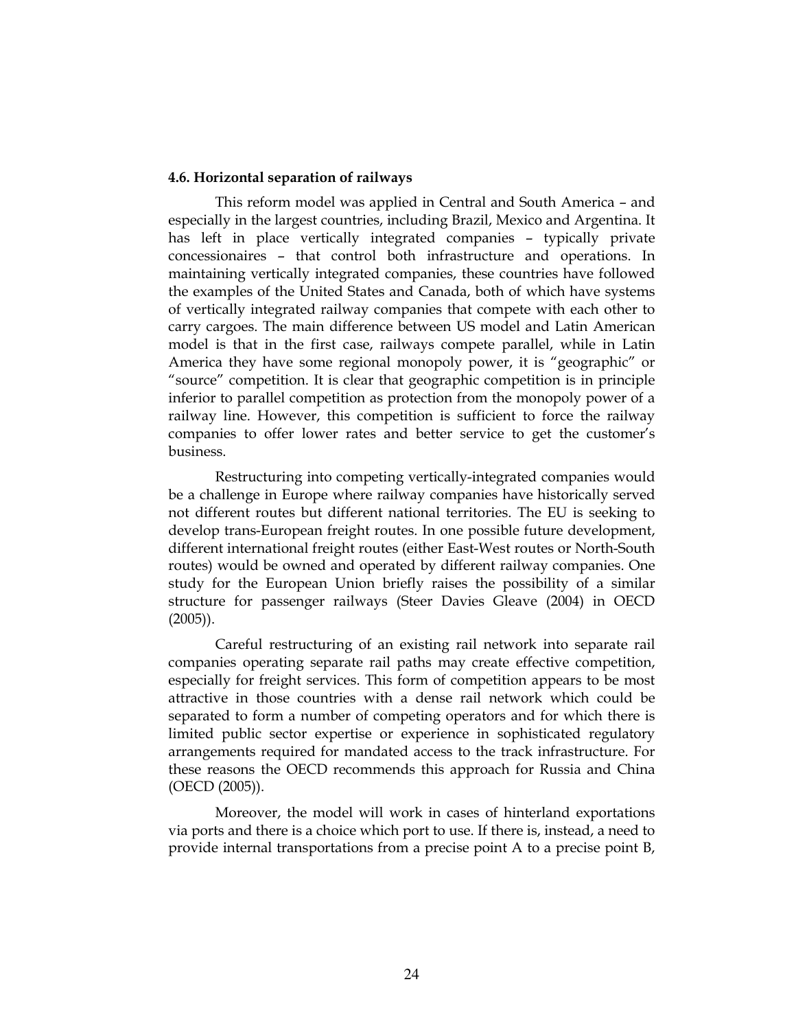### 4.6. Horizontal separation of railways

This reform model was applied in Central and South America – and especially in the largest countries, including Brazil, Mexico and Argentina. It has left in place vertically integrated companies – typically private concessionaires – that control both infrastructure and operations. In maintaining vertically integrated companies, these countries have followed the examples of the United States and Canada, both of which have systems of vertically integrated railway companies that compete with each other to carry cargoes. The main difference between US model and Latin American model is that in the first case, railways compete parallel, while in Latin America they have some regional monopoly power, it is "geographic" or "source" competition. It is clear that geographic competition is in principle inferior to parallel competition as protection from the monopoly power of a railway line. However, this competition is sufficient to force the railway companies to offer lower rates and better service to get the customer's business.

Restructuring into competing vertically-integrated companies would be a challenge in Europe where railway companies have historically served not different routes but different national territories. The EU is seeking to develop trans-European freight routes. In one possible future development, different international freight routes (either East-West routes or North-South routes) would be owned and operated by different railway companies. One study for the European Union briefly raises the possibility of a similar structure for passenger railways (Steer Davies Gleave (2004) in OECD (2005)).

Careful restructuring of an existing rail network into separate rail companies operating separate rail paths may create effective competition, especially for freight services. This form of competition appears to be most attractive in those countries with a dense rail network which could be separated to form a number of competing operators and for which there is limited public sector expertise or experience in sophisticated regulatory arrangements required for mandated access to the track infrastructure. For these reasons the OECD recommends this approach for Russia and China (OECD (2005)).

Moreover, the model will work in cases of hinterland exportations via ports and there is a choice which port to use. If there is, instead, a need to provide internal transportations from a precise point A to a precise point B,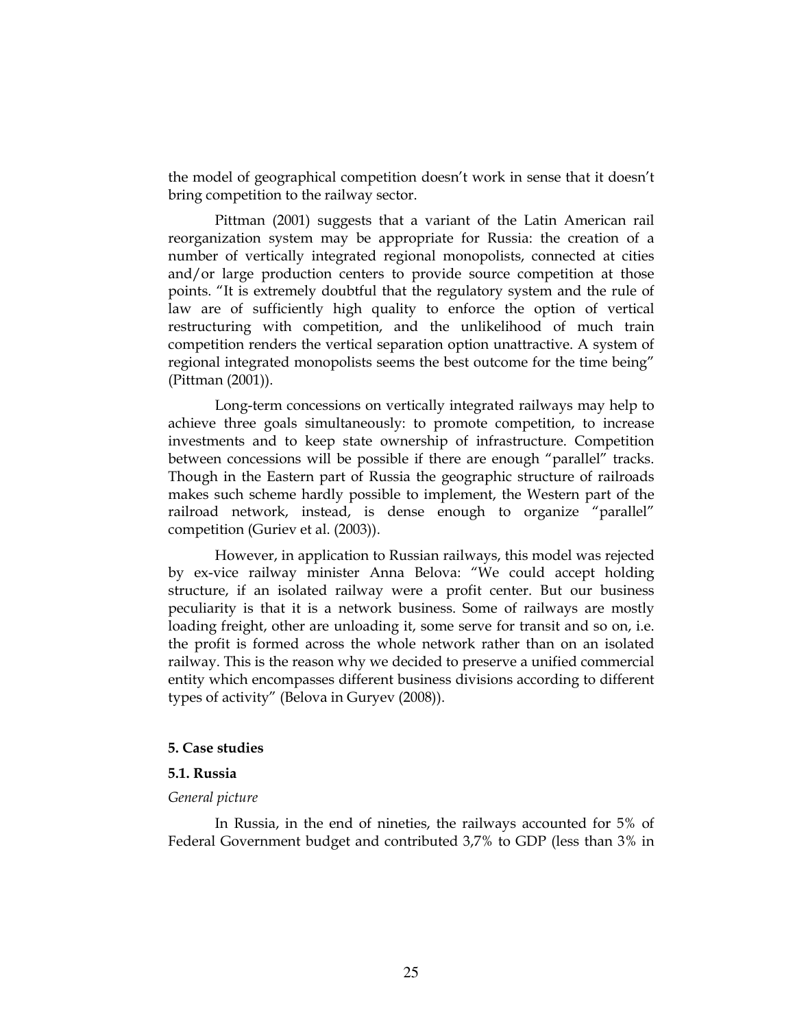the model of geographical competition doesn't work in sense that it doesn't bring competition to the railway sector.

Pittman (2001) suggests that a variant of the Latin American rail reorganization system may be appropriate for Russia: the creation of a number of vertically integrated regional monopolists, connected at cities and/or large production centers to provide source competition at those points. "It is extremely doubtful that the regulatory system and the rule of law are of sufficiently high quality to enforce the option of vertical restructuring with competition, and the unlikelihood of much train competition renders the vertical separation option unattractive. A system of regional integrated monopolists seems the best outcome for the time being" (Pittman (2001)).

Long-term concessions on vertically integrated railways may help to achieve three goals simultaneously: to promote competition, to increase investments and to keep state ownership of infrastructure. Competition between concessions will be possible if there are enough "parallel" tracks. Though in the Eastern part of Russia the geographic structure of railroads makes such scheme hardly possible to implement, the Western part of the railroad network, instead, is dense enough to organize "parallel" competition (Guriev et al. (2003)).

However, in application to Russian railways, this model was rejected by ex-vice railway minister Anna Belova: "We could accept holding structure, if an isolated railway were a profit center. But our business peculiarity is that it is a network business. Some of railways are mostly loading freight, other are unloading it, some serve for transit and so on, i.e. the profit is formed across the whole network rather than on an isolated railway. This is the reason why we decided to preserve a unified commercial entity which encompasses different business divisions according to different types of activity" (Belova in Guryev (2008)).

## 5. Case studies

### 5.1. Russia

*General picture*

In Russia, in the end of nineties, the railways accounted for 5% of Federal Government budget and contributed 3,7% to GDP (less than 3% in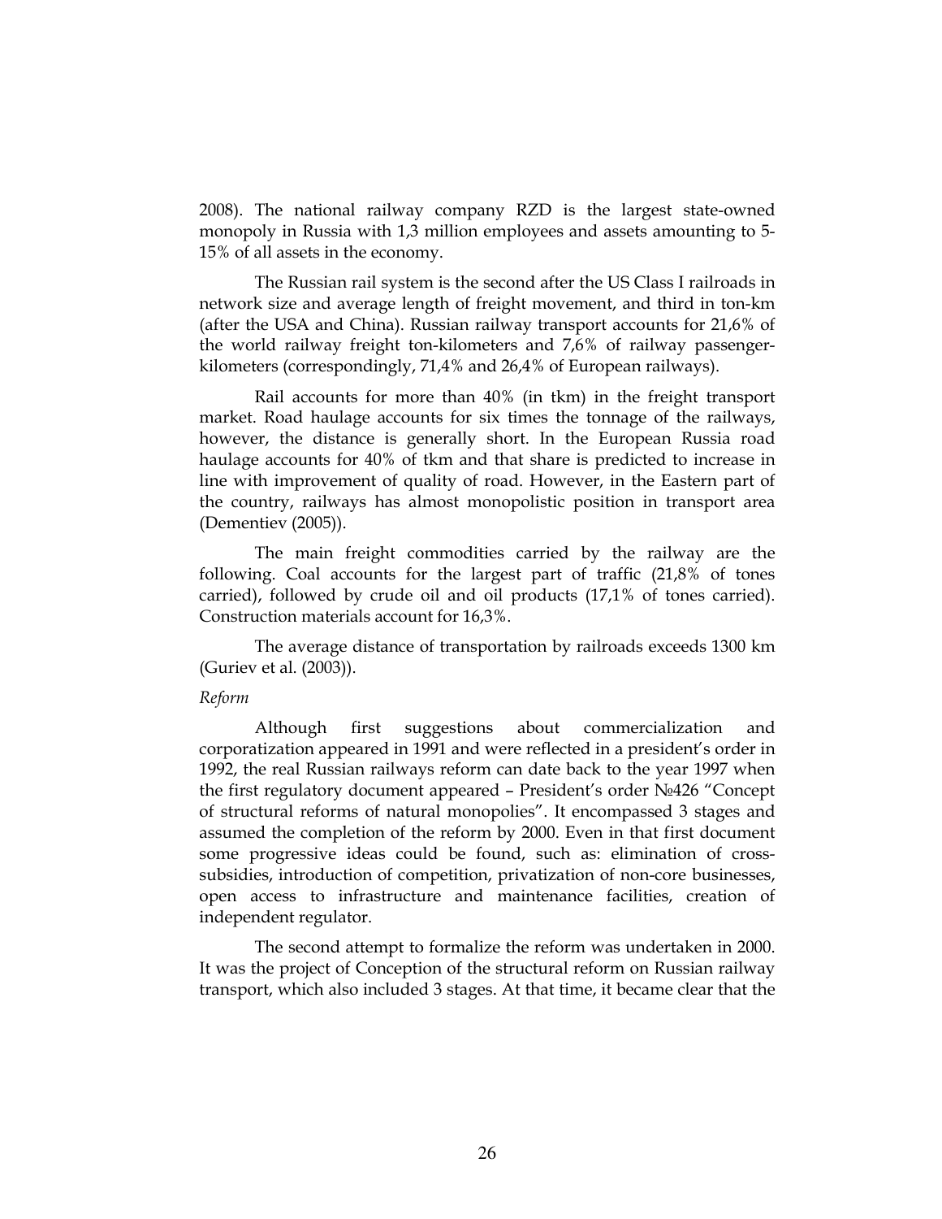2008). The national railway company RZD is the largest state-owned monopoly in Russia with 1,3 million employees and assets amounting to 5-15% of all assets in the economy.

The Russian rail system is the second after the US Class I railroads in network size and average length of freight movement, and third in ton-km (after the USA and China). Russian railway transport accounts for 21,6% of the world railway freight ton-kilometers and 7,6% of railway passenger-kilometers (correspondingly, 71,4% and 26,4% of European railways).

Rail accounts for more than 40% (in tkm) in the freight transport market. Road haulage accounts for six times the tonnage of the railways, however, the distance is generally short. In the European Russia road haulage accounts for 40% of tkm and that share is predicted to increase in line with improvement of quality of road. However, in the Eastern part of the country, railways has almost monopolistic position in transport area (Dementiev (2005)).

The main freight commodities carried by the railway are the following. Coal accounts for the largest part of traffic (21,8% of tones carried), followed by crude oil and oil products (17,1% of tones carried). Construction materials account for 16,3%.

The average distance of transportation by railroads exceeds 1300 km (Guriev et al. (2003)).

*Reform*

Although first suggestions about commercialization and corporatization appeared in 1991 and were reflected in a president's order in 1992, the real Russian railways reform can date back to the year 1997 when the first regulatory document appeared – President's order №426 "Concept of structural reforms of natural monopolies". It encompassed 3 stages and assumed the completion of the reform by 2000. Even in that first document some progressive ideas could be found, such as: elimination of cross-subsidies, introduction of competition, privatization of non-core businesses, open access to infrastructure and maintenance facilities, creation of independent regulator.

The second attempt to formalize the reform was undertaken in 2000. It was the project of Conception of the structural reform on Russian railway transport, which also included 3 stages. At that time, it became clear that the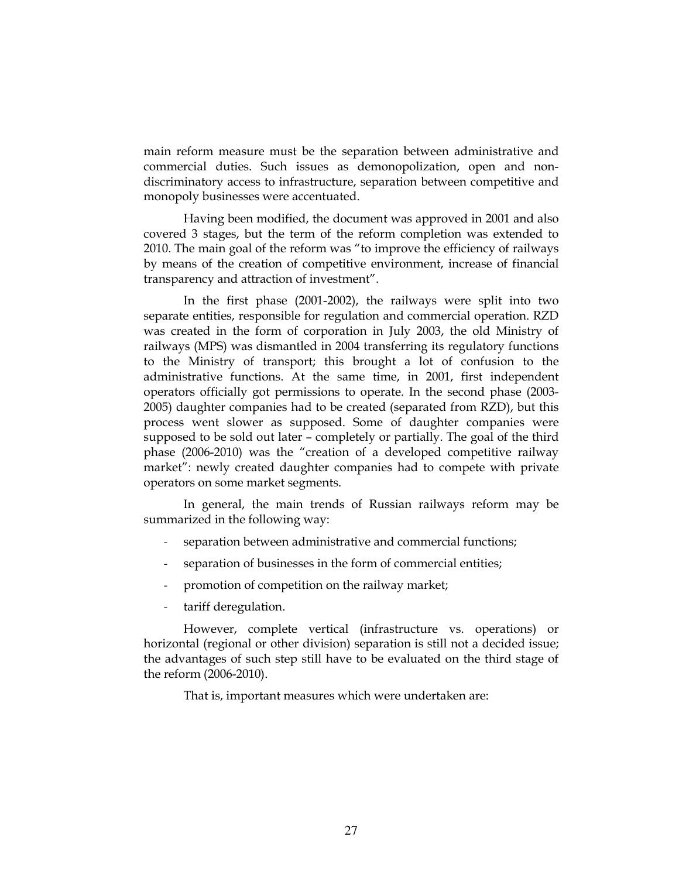main reform measure must be the separation between administrative and commercial duties. Such issues as demonopolization, open and non-discriminatory access to infrastructure, separation between competitive and monopoly businesses were accentuated.

Having been modified, the document was approved in 2001 and also covered 3 stages, but the term of the reform completion was extended to 2010. The main goal of the reform was "to improve the efficiency of railways by means of the creation of competitive environment, increase of financial transparency and attraction of investment".

In the first phase (2001-2002), the railways were split into two separate entities, responsible for regulation and commercial operation. RZD was created in the form of corporation in July 2003, the old Ministry of railways (MPS) was dismantled in 2004 transferring its regulatory functions to the Ministry of transport; this brought a lot of confusion to the administrative functions. At the same time, in 2001, first independent operators officially got permissions to operate. In the second phase (2003-2005) daughter companies had to be created (separated from RZD), but this process went slower as supposed. Some of daughter companies were supposed to be sold out later – completely or partially. The goal of the third phase (2006-2010) was the "creation of a developed competitive railway market": newly created daughter companies had to compete with private operators on some market segments.

In general, the main trends of Russian railways reform may be summarized in the following way:

- separation between administrative and commercial functions;
- separation of businesses in the form of commercial entities;
- promotion of competition on the railway market;
- tariff deregulation.

However, complete vertical (infrastructure vs. operations) or horizontal (regional or other division) separation is still not a decided issue; the advantages of such step still have to be evaluated on the third stage of the reform (2006-2010).

That is, important measures which were undertaken are: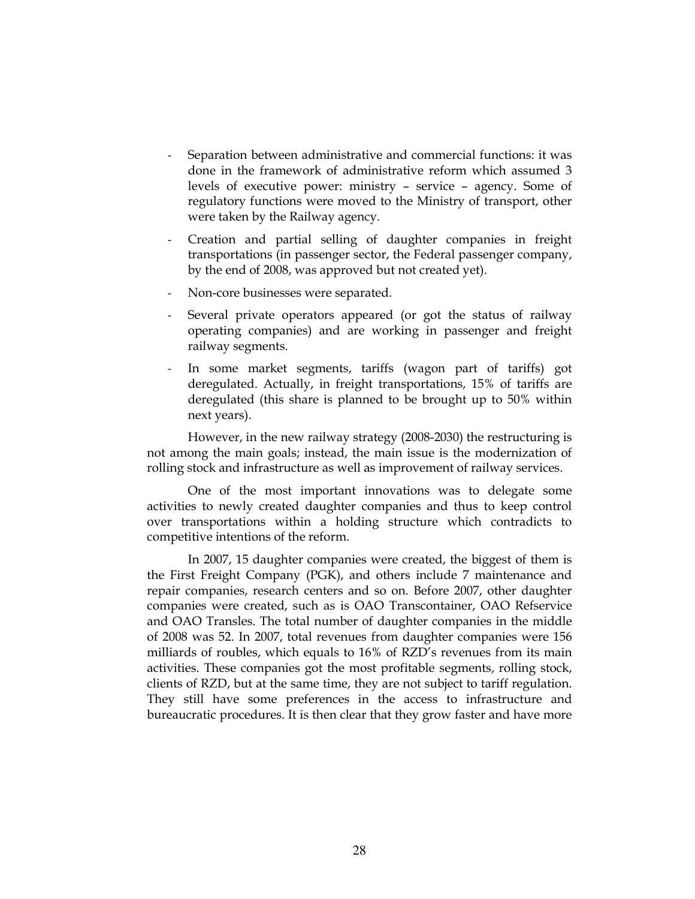- Separation between administrative and commercial functions: it was done in the framework of administrative reform which assumed 3 levels of executive power: ministry – service – agency. Some of regulatory functions were moved to the Ministry of transport, other were taken by the Railway agency.
- Creation and partial selling of daughter companies in freight transportations (in passenger sector, the Federal passenger company, by the end of 2008, was approved but not created yet).
- Non-core businesses were separated.
- Several private operators appeared (or got the status of railway operating companies) and are working in passenger and freight railway segments.
- In some market segments, tariffs (wagon part of tariffs) got deregulated. Actually, in freight transportations, 15% of tariffs are deregulated (this share is planned to be brought up to 50% within next years).

However, in the new railway strategy (2008-2030) the restructuring is not among the main goals; instead, the main issue is the modernization of rolling stock and infrastructure as well as improvement of railway services.

One of the most important innovations was to delegate some activities to newly created daughter companies and thus to keep control over transportations within a holding structure which contradicts to competitive intentions of the reform.

In 2007, 15 daughter companies were created, the biggest of them is the First Freight Company (PGK), and others include 7 maintenance and repair companies, research centers and so on. Before 2007, other daughter companies were created, such as is OAO Transcontainer, OAO Refservice and OAO Transles. The total number of daughter companies in the middle of 2008 was 52. In 2007, total revenues from daughter companies were 156 milliards of roubles, which equals to 16% of RZD's revenues from its main activities. These companies got the most profitable segments, rolling stock, clients of RZD, but at the same time, they are not subject to tariff regulation. They still have some preferences in the access to infrastructure and bureaucratic procedures. It is then clear that they grow faster and have more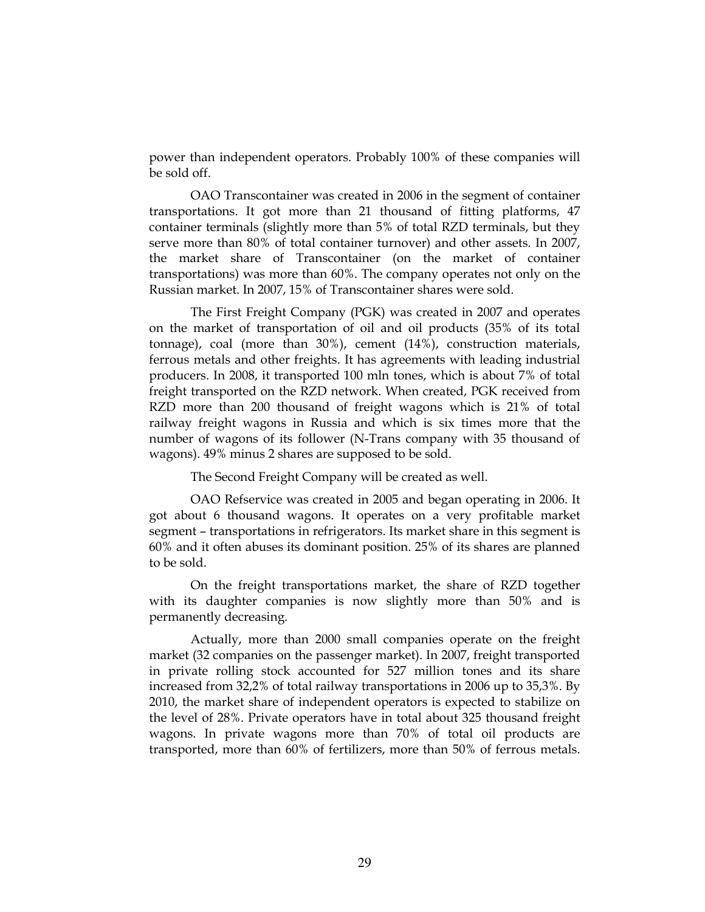power than independent operators. Probably 100% of these companies will be sold off.

OAO Transcontainer was created in 2006 in the segment of container transportations. It got more than 21 thousand of fitting platforms, 47 container terminals (slightly more than 5% of total RZD terminals, but they serve more than 80% of total container turnover) and other assets. In 2007, the market share of Transcontainer (on the market of container transportations) was more than 60%. The company operates not only on the Russian market. In 2007, 15% of Transcontainer shares were sold.

The First Freight Company (PGK) was created in 2007 and operates on the market of transportation of oil and oil products (35% of its total tonnage), coal (more than 30%), cement (14%), construction materials, ferrous metals and other freights. It has agreements with leading industrial producers. In 2008, it transported 100 mln tones, which is about 7% of total freight transported on the RZD network. When created, PGK received from RZD more than 200 thousand of freight wagons which is 21% of total railway freight wagons in Russia and which is six times more that the number of wagons of its follower (N-Trans company with 35 thousand of wagons). 49% minus 2 shares are supposed to be sold.

The Second Freight Company will be created as well.

OAO Refservice was created in 2005 and began operating in 2006. It got about 6 thousand wagons. It operates on a very profitable market segment – transportations in refrigerators. Its market share in this segment is 60% and it often abuses its dominant position. 25% of its shares are planned to be sold.

On the freight transportations market, the share of RZD together with its daughter companies is now slightly more than 50% and is permanently decreasing.

Actually, more than 2000 small companies operate on the freight market (32 companies on the passenger market). In 2007, freight transported in private rolling stock accounted for 527 million tones and its share increased from 32,2% of total railway transportations in 2006 up to 35,3%. By 2010, the market share of independent operators is expected to stabilize on the level of 28%. Private operators have in total about 325 thousand freight wagons. In private wagons more than 70% of total oil products are transported, more than 60% of fertilizers, more than 50% of ferrous metals.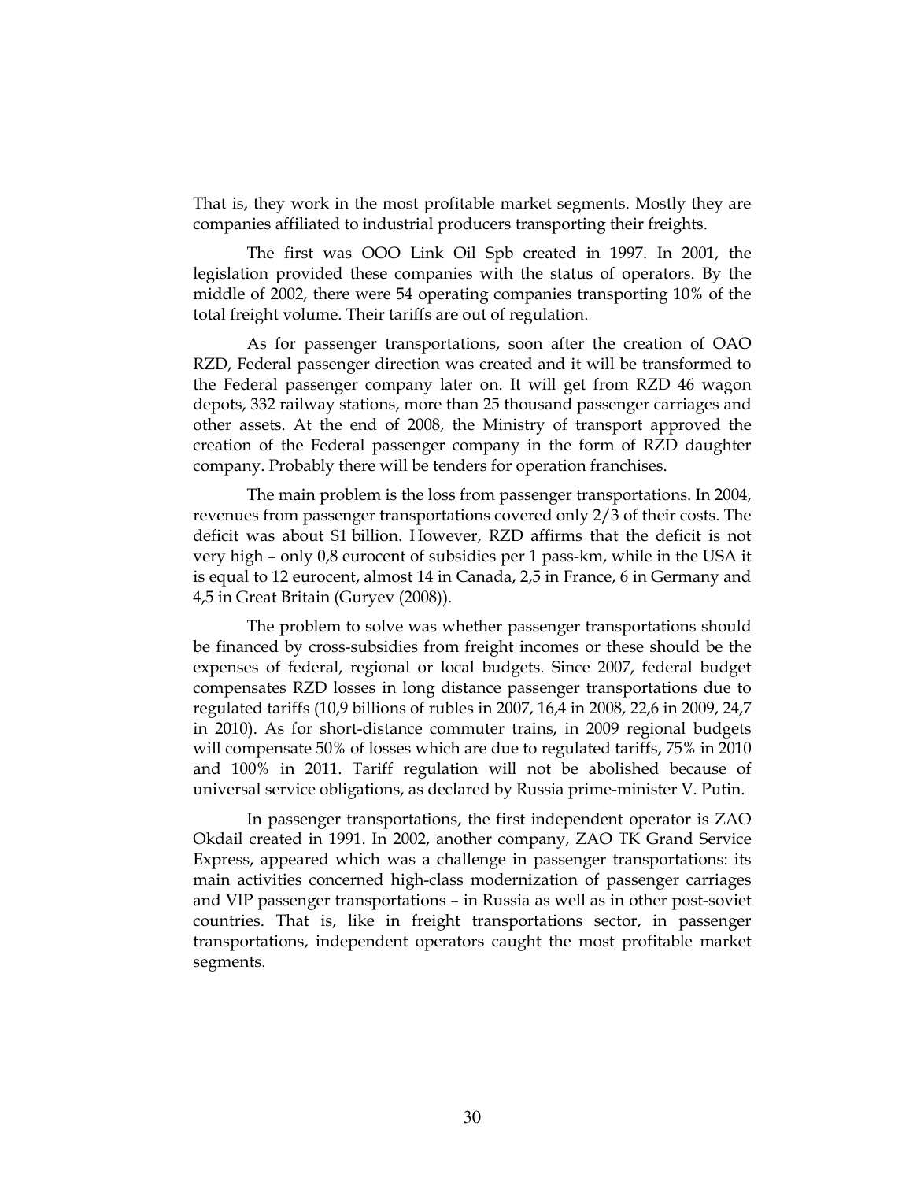That is, they work in the most profitable market segments. Mostly they are companies affiliated to industrial producers transporting their freights.

The first was OOO Link Oil Spb created in 1997. In 2001, the legislation provided these companies with the status of operators. By the middle of 2002, there were 54 operating companies transporting 10% of the total freight volume. Their tariffs are out of regulation.

As for passenger transportations, soon after the creation of OAO RZD, Federal passenger direction was created and it will be transformed to the Federal passenger company later on. It will get from RZD 46 wagon depots, 332 railway stations, more than 25 thousand passenger carriages and other assets. At the end of 2008, the Ministry of transport approved the creation of the Federal passenger company in the form of RZD daughter company. Probably there will be tenders for operation franchises.

The main problem is the loss from passenger transportations. In 2004, revenues from passenger transportations covered only 2/3 of their costs. The deficit was about $1 billion. However, RZD affirms that the deficit is not very high – only 0,8 eurocent of subsidies per 1 pass-km, while in the USA it is equal to 12 eurocent, almost 14 in Canada, 2,5 in France, 6 in Germany and 4,5 in Great Britain (Guryev (2008)).

The problem to solve was whether passenger transportations should be financed by cross-subsidies from freight incomes or these should be the expenses of federal, regional or local budgets. Since 2007, federal budget compensates RZD losses in long distance passenger transportations due to regulated tariffs (10,9 billions of rubles in 2007, 16,4 in 2008, 22,6 in 2009, 24,7 in 2010). As for short-distance commuter trains, in 2009 regional budgets will compensate 50% of losses which are due to regulated tariffs, 75% in 2010 and 100% in 2011. Tariff regulation will not be abolished because of universal service obligations, as declared by Russia prime-minister V. Putin.

In passenger transportations, the first independent operator is ZAO Okdail created in 1991. In 2002, another company, ZAO TK Grand Service Express, appeared which was a challenge in passenger transportations: its main activities concerned high-class modernization of passenger carriages and VIP passenger transportations – in Russia as well as in other post-soviet countries. That is, like in freight transportations sector, in passenger transportations, independent operators caught the most profitable market segments.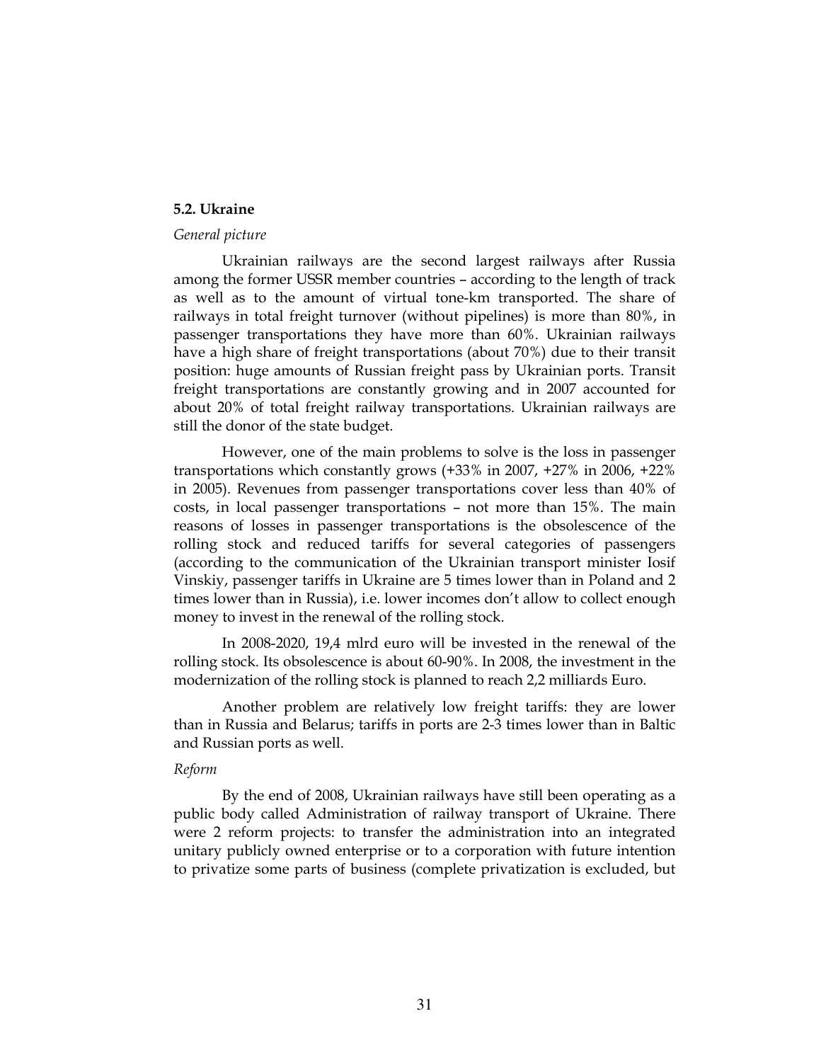### 5.2. Ukraine

*General picture*

Ukrainian railways are the second largest railways after Russia among the former USSR member countries – according to the length of track as well as to the amount of virtual tone-km transported. The share of railways in total freight turnover (without pipelines) is more than 80%, in passenger transportations they have more than 60%. Ukrainian railways have a high share of freight transportations (about 70%) due to their transit position: huge amounts of Russian freight pass by Ukrainian ports. Transit freight transportations are constantly growing and in 2007 accounted for about 20% of total freight railway transportations. Ukrainian railways are still the donor of the state budget.

However, one of the main problems to solve is the loss in passenger transportations which constantly grows (+33% in 2007, +27% in 2006, +22% in 2005). Revenues from passenger transportations cover less than 40% of costs, in local passenger transportations – not more than 15%. The main reasons of losses in passenger transportations is the obsolescence of the rolling stock and reduced tariffs for several categories of passengers (according to the communication of the Ukrainian transport minister Iosif Vinskiy, passenger tariffs in Ukraine are 5 times lower than in Poland and 2 times lower than in Russia), i.e. lower incomes don't allow to collect enough money to invest in the renewal of the rolling stock.

In 2008-2020, 19,4 mlrd euro will be invested in the renewal of the rolling stock. Its obsolescence is about 60-90%. In 2008, the investment in the modernization of the rolling stock is planned to reach 2,2 milliards Euro.

Another problem are relatively low freight tariffs: they are lower than in Russia and Belarus; tariffs in ports are 2-3 times lower than in Baltic and Russian ports as well.

*Reform*

By the end of 2008, Ukrainian railways have still been operating as a public body called Administration of railway transport of Ukraine. There were 2 reform projects: to transfer the administration into an integrated unitary publicly owned enterprise or to a corporation with future intention to privatize some parts of business (complete privatization is excluded, but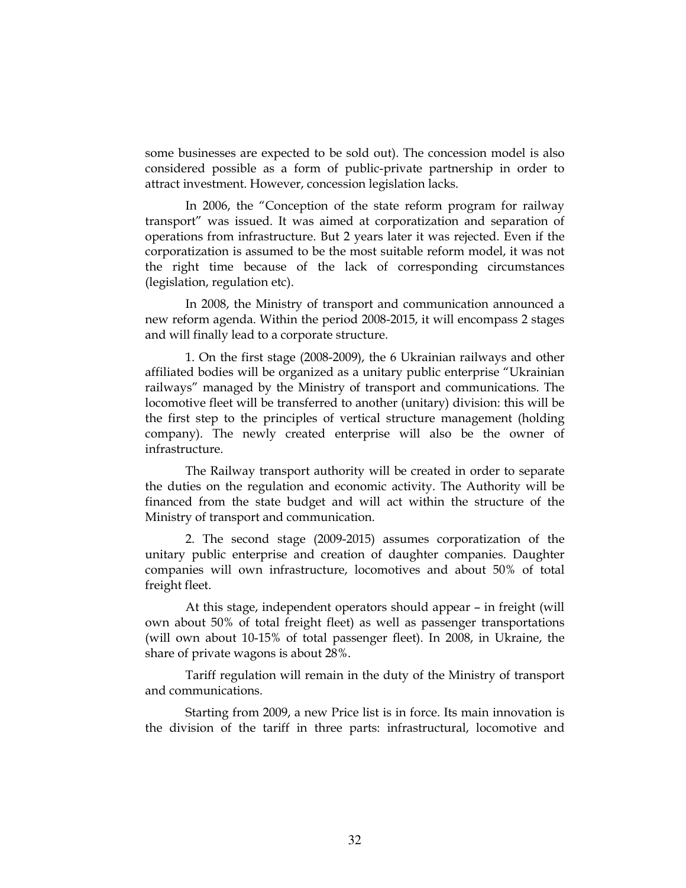some businesses are expected to be sold out). The concession model is also considered possible as a form of public-private partnership in order to attract investment. However, concession legislation lacks.

In 2006, the "Conception of the state reform program for railway transport" was issued. It was aimed at corporatization and separation of operations from infrastructure. But 2 years later it was rejected. Even if the corporatization is assumed to be the most suitable reform model, it was not the right time because of the lack of corresponding circumstances (legislation, regulation etc).

In 2008, the Ministry of transport and communication announced a new reform agenda. Within the period 2008-2015, it will encompass 2 stages and will finally lead to a corporate structure.

1. On the first stage (2008-2009), the 6 Ukrainian railways and other affiliated bodies will be organized as a unitary public enterprise "Ukrainian railways" managed by the Ministry of transport and communications. The locomotive fleet will be transferred to another (unitary) division: this will be the first step to the principles of vertical structure management (holding company). The newly created enterprise will also be the owner of infrastructure.

The Railway transport authority will be created in order to separate the duties on the regulation and economic activity. The Authority will be financed from the state budget and will act within the structure of the Ministry of transport and communication.

2. The second stage (2009-2015) assumes corporatization of the unitary public enterprise and creation of daughter companies. Daughter companies will own infrastructure, locomotives and about 50% of total freight fleet.

At this stage, independent operators should appear – in freight (will own about 50% of total freight fleet) as well as passenger transportations (will own about 10-15% of total passenger fleet). In 2008, in Ukraine, the share of private wagons is about 28%.

Tariff regulation will remain in the duty of the Ministry of transport and communications.

Starting from 2009, a new Price list is in force. Its main innovation is the division of the tariff in three parts: infrastructural, locomotive and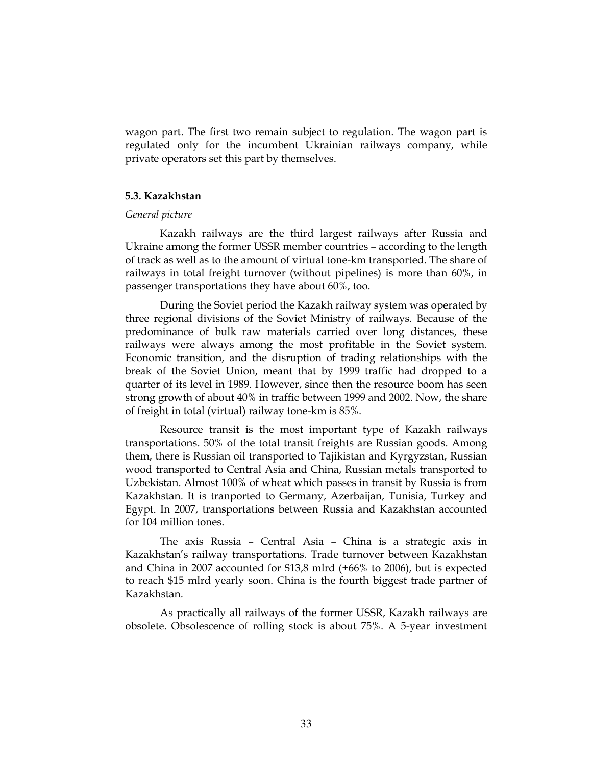wagon part. The first two remain subject to regulation. The wagon part is regulated only for the incumbent Ukrainian railways company, while private operators set this part by themselves.

### 5.3. Kazakhstan

*General picture*

Kazakh railways are the third largest railways after Russia and Ukraine among the former USSR member countries – according to the length of track as well as to the amount of virtual tone-km transported. The share of railways in total freight turnover (without pipelines) is more than 60%, in passenger transportations they have about 60%, too.

During the Soviet period the Kazakh railway system was operated by three regional divisions of the Soviet Ministry of railways. Because of the predominance of bulk raw materials carried over long distances, these railways were always among the most profitable in the Soviet system. Economic transition, and the disruption of trading relationships with the break of the Soviet Union, meant that by 1999 traffic had dropped to a quarter of its level in 1989. However, since then the resource boom has seen strong growth of about 40% in traffic between 1999 and 2002. Now, the share of freight in total (virtual) railway tone-km is 85%.

Resource transit is the most important type of Kazakh railways transportations. 50% of the total transit freights are Russian goods. Among them, there is Russian oil transported to Tajikistan and Kyrgyzstan, Russian wood transported to Central Asia and China, Russian metals transported to Uzbekistan. Almost 100% of wheat which passes in transit by Russia is from Kazakhstan. It is tranported to Germany, Azerbaijan, Tunisia, Turkey and Egypt. In 2007, transportations between Russia and Kazakhstan accounted for 104 million tones.

The axis Russia – Central Asia – China is a strategic axis in Kazakhstan's railway transportations. Trade turnover between Kazakhstan and China in 2007 accounted for $13,8 mlrd (+66% to 2006), but is expected to reach $15 mlrd yearly soon. China is the fourth biggest trade partner of Kazakhstan.

As practically all railways of the former USSR, Kazakh railways are obsolete. Obsolescence of rolling stock is about 75%. A 5-year investment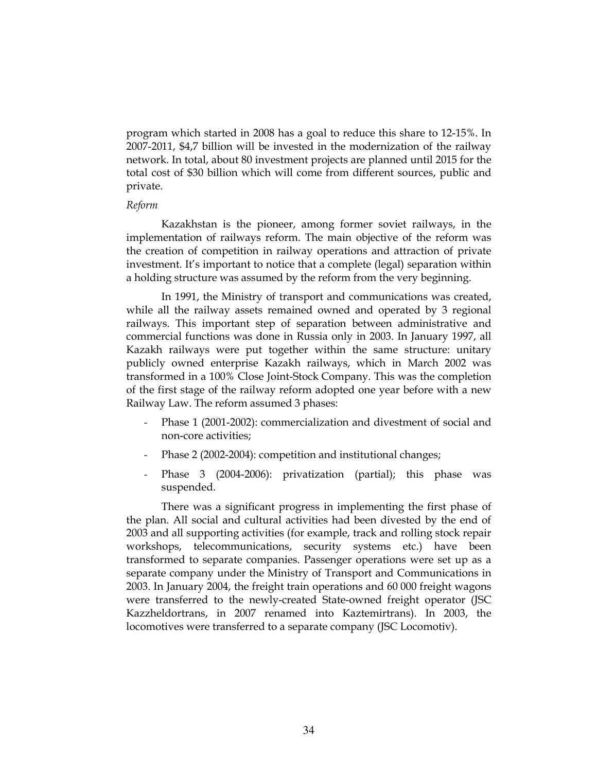program which started in 2008 has a goal to reduce this share to 12-15%. In 2007-2011, $4,7 billion will be invested in the modernization of the railway network. In total, about 80 investment projects are planned until 2015 for the total cost of $30 billion which will come from different sources, public and private.

*Reform*

Kazakhstan is the pioneer, among former soviet railways, in the implementation of railways reform. The main objective of the reform was the creation of competition in railway operations and attraction of private investment. It's important to notice that a complete (legal) separation within a holding structure was assumed by the reform from the very beginning.

In 1991, the Ministry of transport and communications was created, while all the railway assets remained owned and operated by 3 regional railways. This important step of separation between administrative and commercial functions was done in Russia only in 2003. In January 1997, all Kazakh railways were put together within the same structure: unitary publicly owned enterprise Kazakh railways, which in March 2002 was transformed in a 100% Close Joint-Stock Company. This was the completion of the first stage of the railway reform adopted one year before with a new Railway Law. The reform assumed 3 phases:

- Phase 1 (2001-2002): commercialization and divestment of social and non-core activities;
- Phase 2 (2002-2004): competition and institutional changes;
- Phase 3 (2004-2006): privatization (partial); this phase was suspended.

There was a significant progress in implementing the first phase of the plan. All social and cultural activities had been divested by the end of 2003 and all supporting activities (for example, track and rolling stock repair workshops, telecommunications, security systems etc.) have been transformed to separate companies. Passenger operations were set up as a separate company under the Ministry of Transport and Communications in 2003. In January 2004, the freight train operations and 60 000 freight wagons were transferred to the newly-created State-owned freight operator (JSC Kazzheldortrans, in 2007 renamed into Kaztemirtrans). In 2003, the locomotives were transferred to a separate company (JSC Locomotiv).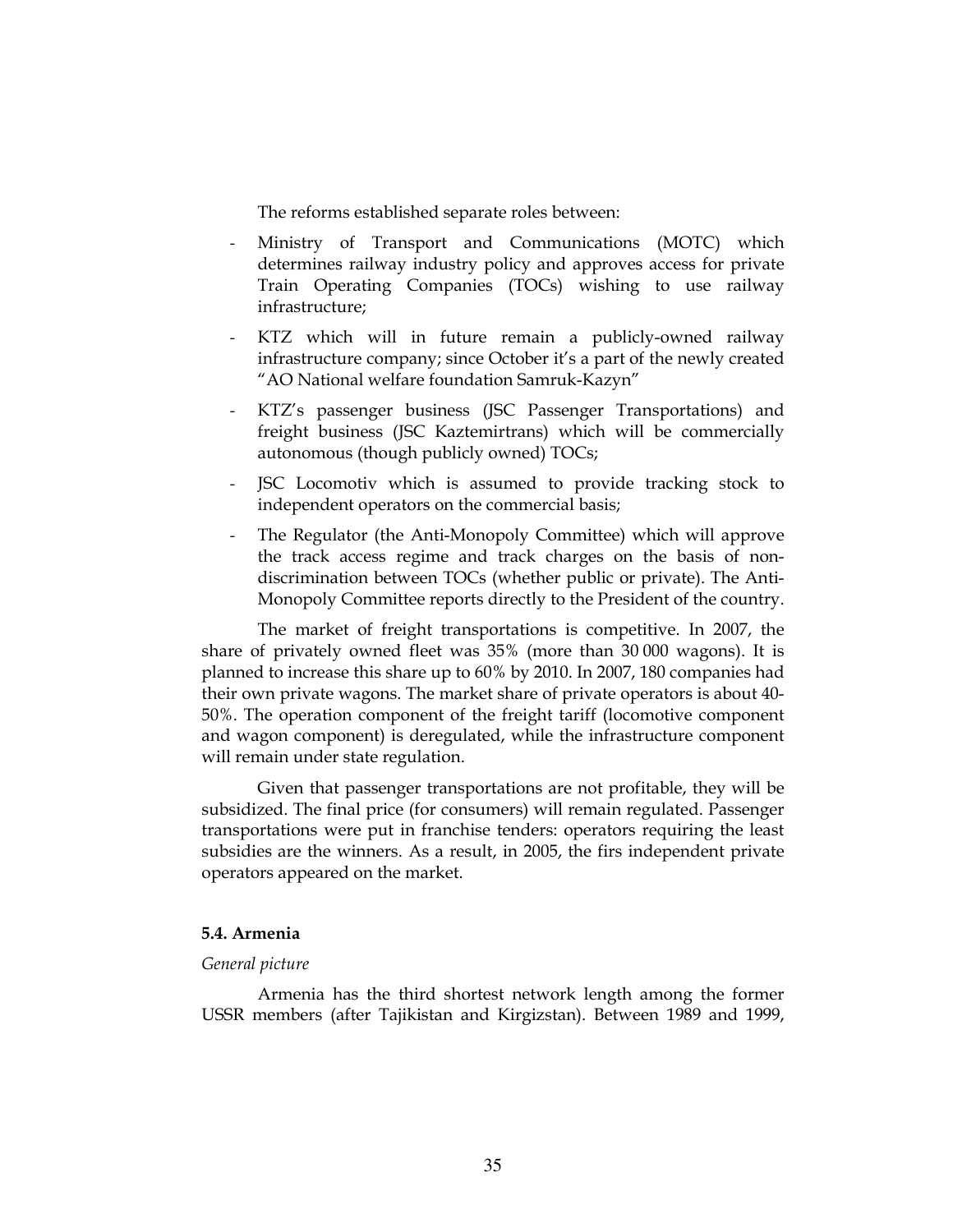The reforms established separate roles between:

- Ministry of Transport and Communications (MOTC) which determines railway industry policy and approves access for private Train Operating Companies (TOCs) wishing to use railway infrastructure;
- KTZ which will in future remain a publicly-owned railway infrastructure company; since October it's a part of the newly created "AO National welfare foundation Samruk-Kazyn"
- KTZ's passenger business (JSC Passenger Transportations) and freight business (JSC Kaztemirtrans) which will be commercially autonomous (though publicly owned) TOCs;
- JSC Locomotiv which is assumed to provide tracking stock to independent operators on the commercial basis;
- The Regulator (the Anti-Monopoly Committee) which will approve the track access regime and track charges on the basis of non-discrimination between TOCs (whether public or private). The Anti-Monopoly Committee reports directly to the President of the country.

The market of freight transportations is competitive. In 2007, the share of privately owned fleet was 35% (more than 30 000 wagons). It is planned to increase this share up to 60% by 2010. In 2007, 180 companies had their own private wagons. The market share of private operators is about 40-50%. The operation component of the freight tariff (locomotive component and wagon component) is deregulated, while the infrastructure component will remain under state regulation.

Given that passenger transportations are not profitable, they will be subsidized. The final price (for consumers) will remain regulated. Passenger transportations were put in franchise tenders: operators requiring the least subsidies are the winners. As a result, in 2005, the firs independent private operators appeared on the market.

### 5.4. Armenia

*General picture*

Armenia has the third shortest network length among the former USSR members (after Tajikistan and Kirgizstan). Between 1989 and 1999,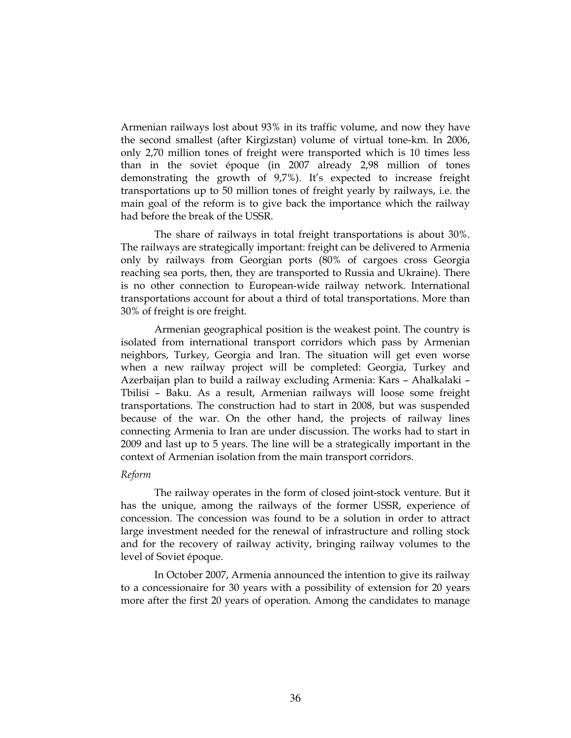Armenian railways lost about 93% in its traffic volume, and now they have the second smallest (after Kirgizstan) volume of virtual tone-km. In 2006, only 2,70 million tones of freight were transported which is 10 times less than in the soviet époque (in 2007 already 2,98 million of tones demonstrating the growth of 9,7%). It's expected to increase freight transportations up to 50 million tones of freight yearly by railways, i.e. the main goal of the reform is to give back the importance which the railway had before the break of the USSR.

The share of railways in total freight transportations is about 30%. The railways are strategically important: freight can be delivered to Armenia only by railways from Georgian ports (80% of cargoes cross Georgia reaching sea ports, then, they are transported to Russia and Ukraine). There is no other connection to European-wide railway network. International transportations account for about a third of total transportations. More than 30% of freight is ore freight.

Armenian geographical position is the weakest point. The country is isolated from international transport corridors which pass by Armenian neighbors, Turkey, Georgia and Iran. The situation will get even worse when a new railway project will be completed: Georgia, Turkey and Azerbaijan plan to build a railway excluding Armenia: Kars – Ahalkalaki – Tbilisi – Baku. As a result, Armenian railways will loose some freight transportations. The construction had to start in 2008, but was suspended because of the war. On the other hand, the projects of railway lines connecting Armenia to Iran are under discussion. The works had to start in 2009 and last up to 5 years. The line will be a strategically important in the context of Armenian isolation from the main transport corridors.

*Reform*

The railway operates in the form of closed joint-stock venture. But it has the unique, among the railways of the former USSR, experience of concession. The concession was found to be a solution in order to attract large investment needed for the renewal of infrastructure and rolling stock and for the recovery of railway activity, bringing railway volumes to the level of Soviet époque.

In October 2007, Armenia announced the intention to give its railway to a concessionaire for 30 years with a possibility of extension for 20 years more after the first 20 years of operation. Among the candidates to manage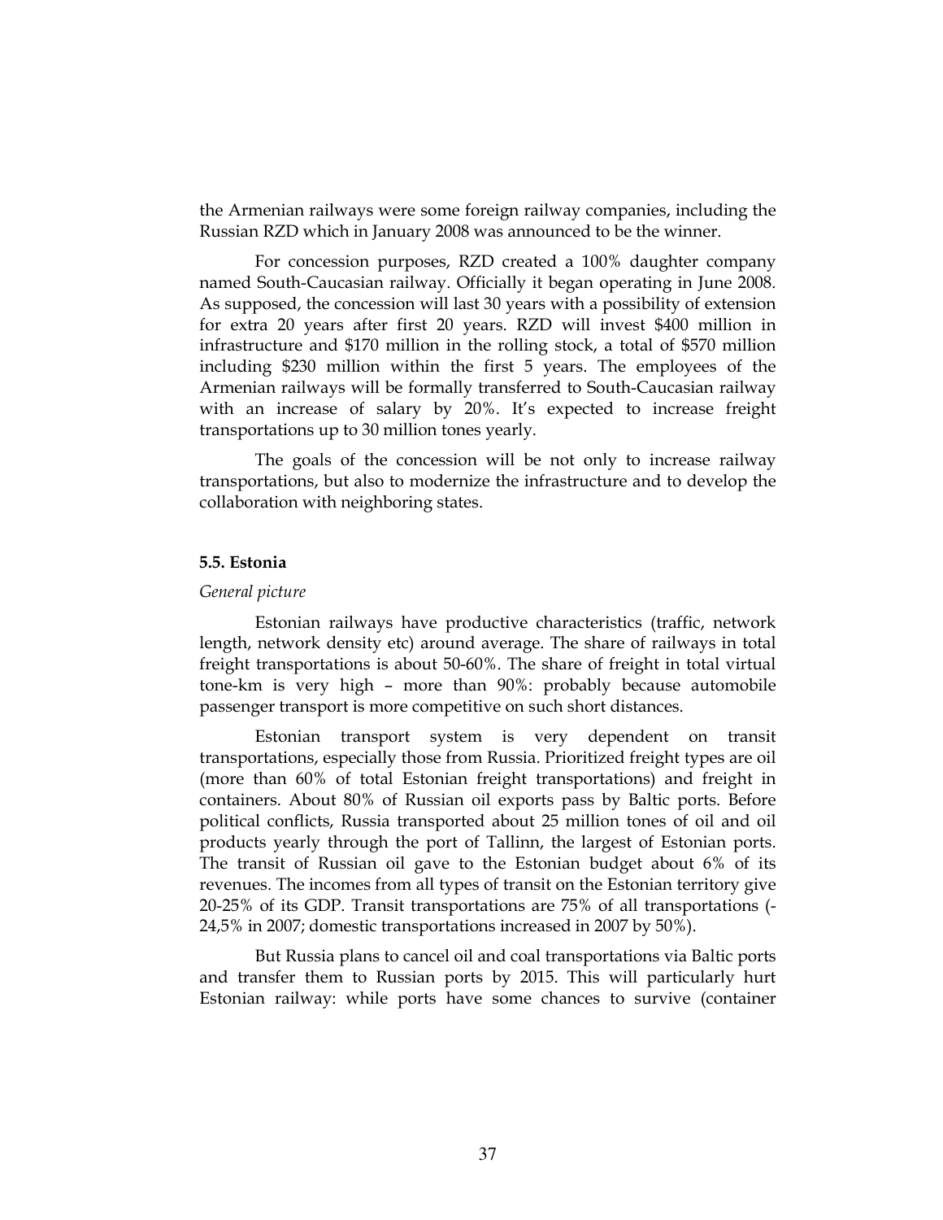the Armenian railways were some foreign railway companies, including the Russian RZD which in January 2008 was announced to be the winner.

For concession purposes, RZD created a 100% daughter company named South-Caucasian railway. Officially it began operating in June 2008. As supposed, the concession will last 30 years with a possibility of extension for extra 20 years after first 20 years. RZD will invest $400 million in infrastructure and $170 million in the rolling stock, a total of $570 million including $230 million within the first 5 years. The employees of the Armenian railways will be formally transferred to South-Caucasian railway with an increase of salary by 20%. It's expected to increase freight transportations up to 30 million tones yearly.

The goals of the concession will be not only to increase railway transportations, but also to modernize the infrastructure and to develop the collaboration with neighboring states.

### 5.5. Estonia

*General picture*

Estonian railways have productive characteristics (traffic, network length, network density etc) around average. The share of railways in total freight transportations is about 50-60%. The share of freight in total virtual tone-km is very high – more than 90%: probably because automobile passenger transport is more competitive on such short distances.

Estonian transport system is very dependent on transit transportations, especially those from Russia. Prioritized freight types are oil (more than 60% of total Estonian freight transportations) and freight in containers. About 80% of Russian oil exports pass by Baltic ports. Before political conflicts, Russia transported about 25 million tones of oil and oil products yearly through the port of Tallinn, the largest of Estonian ports. The transit of Russian oil gave to the Estonian budget about 6% of its revenues. The incomes from all types of transit on the Estonian territory give 20-25% of its GDP. Transit transportations are 75% of all transportations (-24,5% in 2007; domestic transportations increased in 2007 by 50%).

But Russia plans to cancel oil and coal transportations via Baltic ports and transfer them to Russian ports by 2015. This will particularly hurt Estonian railway: while ports have some chances to survive (container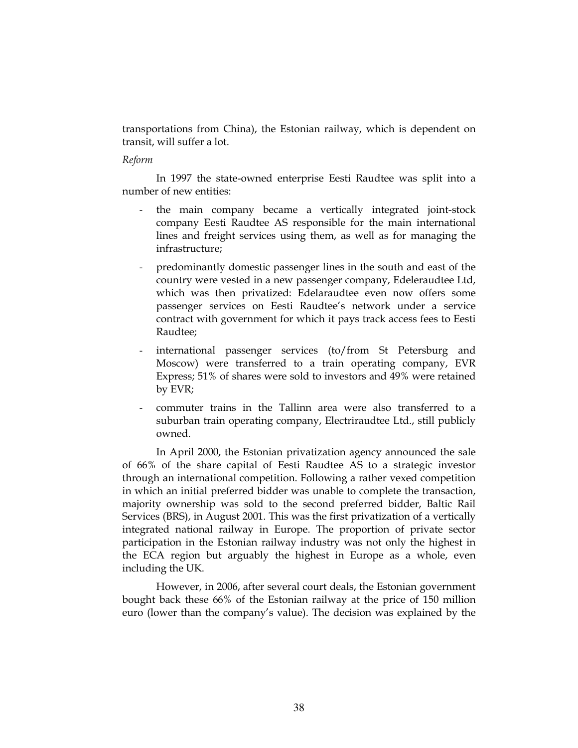transportations from China), the Estonian railway, which is dependent on transit, will suffer a lot.

*Reform*

In 1997 the state-owned enterprise Eesti Raudtee was split into a number of new entities:

- the main company became a vertically integrated joint-stock company Eesti Raudtee AS responsible for the main international lines and freight services using them, as well as for managing the infrastructure;
- predominantly domestic passenger lines in the south and east of the country were vested in a new passenger company, Edeleraudtee Ltd, which was then privatized: Edelaraudtee even now offers some passenger services on Eesti Raudtee's network under a service contract with government for which it pays track access fees to Eesti Raudtee;
- international passenger services (to/from St Petersburg and Moscow) were transferred to a train operating company, EVR Express; 51% of shares were sold to investors and 49% were retained by EVR;
- commuter trains in the Tallinn area were also transferred to a suburban train operating company, Electriraudtee Ltd., still publicly owned.

In April 2000, the Estonian privatization agency announced the sale of 66% of the share capital of Eesti Raudtee AS to a strategic investor through an international competition. Following a rather vexed competition in which an initial preferred bidder was unable to complete the transaction, majority ownership was sold to the second preferred bidder, Baltic Rail Services (BRS), in August 2001. This was the first privatization of a vertically integrated national railway in Europe. The proportion of private sector participation in the Estonian railway industry was not only the highest in the ECA region but arguably the highest in Europe as a whole, even including the UK.

However, in 2006, after several court deals, the Estonian government bought back these 66% of the Estonian railway at the price of 150 million euro (lower than the company's value). The decision was explained by the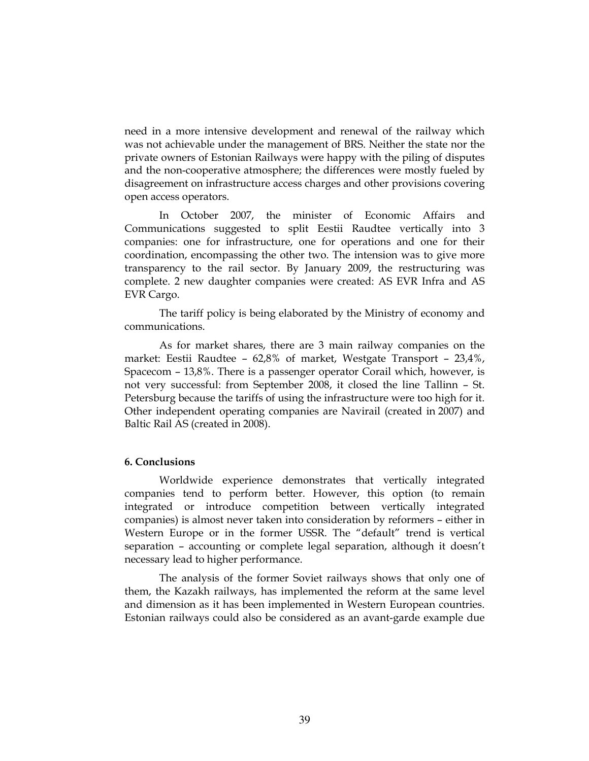need in a more intensive development and renewal of the railway which was not achievable under the management of BRS. Neither the state nor the private owners of Estonian Railways were happy with the piling of disputes and the non-cooperative atmosphere; the differences were mostly fueled by disagreement on infrastructure access charges and other provisions covering open access operators.

In October 2007, the minister of Economic Affairs and Communications suggested to split Eestii Raudtee vertically into 3 companies: one for infrastructure, one for operations and one for their coordination, encompassing the other two. The intension was to give more transparency to the rail sector. By January 2009, the restructuring was complete. 2 new daughter companies were created: AS EVR Infra and AS EVR Cargo.

The tariff policy is being elaborated by the Ministry of economy and communications.

As for market shares, there are 3 main railway companies on the market: Eestii Raudtee – 62,8% of market, Westgate Transport – 23,4%, Spacecom – 13,8%. There is a passenger operator Corail which, however, is not very successful: from September 2008, it closed the line Tallinn – St. Petersburg because the tariffs of using the infrastructure were too high for it. Other independent operating companies are Navirail (created in 2007) and Baltic Rail AS (created in 2008).

**6. Conclusions**

Worldwide experience demonstrates that vertically integrated companies tend to perform better. However, this option (to remain integrated or introduce competition between vertically integrated companies) is almost never taken into consideration by reformers – either in Western Europe or in the former USSR. The "default" trend is vertical separation – accounting or complete legal separation, although it doesn't necessary lead to higher performance.

The analysis of the former Soviet railways shows that only one of them, the Kazakh railways, has implemented the reform at the same level and dimension as it has been implemented in Western European countries. Estonian railways could also be considered as an avant-garde example due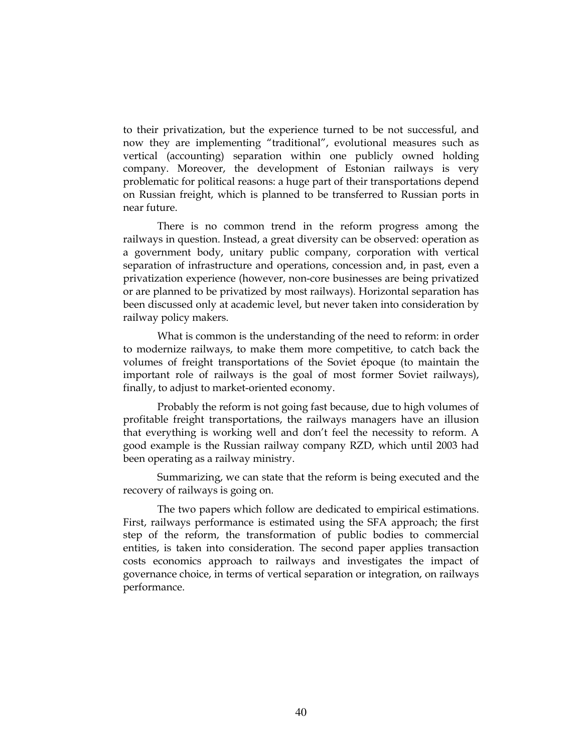to their privatization, but the experience turned to be not successful, and now they are implementing "traditional", evolutional measures such as vertical (accounting) separation within one publicly owned holding company. Moreover, the development of Estonian railways is very problematic for political reasons: a huge part of their transportations depend on Russian freight, which is planned to be transferred to Russian ports in near future.

There is no common trend in the reform progress among the railways in question. Instead, a great diversity can be observed: operation as a government body, unitary public company, corporation with vertical separation of infrastructure and operations, concession and, in past, even a privatization experience (however, non-core businesses are being privatized or are planned to be privatized by most railways). Horizontal separation has been discussed only at academic level, but never taken into consideration by railway policy makers.

What is common is the understanding of the need to reform: in order to modernize railways, to make them more competitive, to catch back the volumes of freight transportations of the Soviet époque (to maintain the important role of railways is the goal of most former Soviet railways), finally, to adjust to market-oriented economy.

Probably the reform is not going fast because, due to high volumes of profitable freight transportations, the railways managers have an illusion that everything is working well and don't feel the necessity to reform. A good example is the Russian railway company RZD, which until 2003 had been operating as a railway ministry.

Summarizing, we can state that the reform is being executed and the recovery of railways is going on.

The two papers which follow are dedicated to empirical estimations. First, railways performance is estimated using the SFA approach; the first step of the reform, the transformation of public bodies to commercial entities, is taken into consideration. The second paper applies transaction costs economics approach to railways and investigates the impact of governance choice, in terms of vertical separation or integration, on railways performance.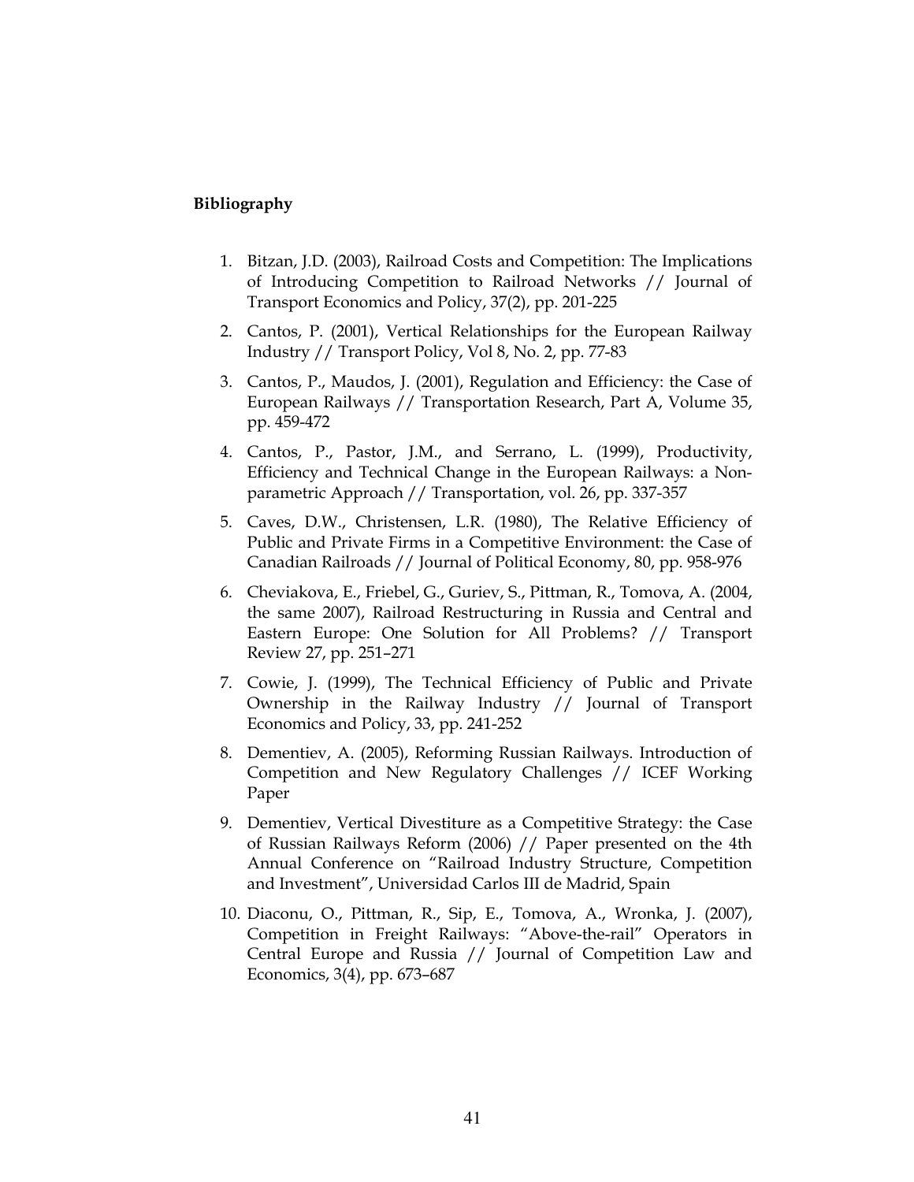**Bibliography**

1. Bitzan, J.D. (2003), Railroad Costs and Competition: The Implications of Introducing Competition to Railroad Networks // Journal of Transport Economics and Policy, 37(2), pp. 201-225
2. Cantos, P. (2001), Vertical Relationships for the European Railway Industry // Transport Policy, Vol 8, No. 2, pp. 77-83
3. Cantos, P., Maudos, J. (2001), Regulation and Efficiency: the Case of European Railways // Transportation Research, Part A, Volume 35, pp. 459-472
4. Cantos, P., Pastor, J.M., and Serrano, L. (1999), Productivity, Efficiency and Technical Change in the European Railways: a Non-parametric Approach // Transportation, vol. 26, pp. 337-357
5. Caves, D.W., Christensen, L.R. (1980), The Relative Efficiency of Public and Private Firms in a Competitive Environment: the Case of Canadian Railroads // Journal of Political Economy, 80, pp. 958-976
6. Cheviakova, E., Friebel, G., Guriev, S., Pittman, R., Tomova, A. (2004, the same 2007), Railroad Restructuring in Russia and Central and Eastern Europe: One Solution for All Problems? // Transport Review 27, pp. 251–271
7. Cowie, J. (1999), The Technical Efficiency of Public and Private Ownership in the Railway Industry // Journal of Transport Economics and Policy, 33, pp. 241-252
8. Dementiev, A. (2005), Reforming Russian Railways. Introduction of Competition and New Regulatory Challenges // ICEF Working Paper
9. Dementiev, Vertical Divestiture as a Competitive Strategy: the Case of Russian Railways Reform (2006) // Paper presented on the 4th Annual Conference on "Railroad Industry Structure, Competition and Investment", Universidad Carlos III de Madrid, Spain
10. Diaconu, O., Pittman, R., Sip, E., Tomova, A., Wronka, J. (2007), Competition in Freight Railways: "Above-the-rail" Operators in Central Europe and Russia // Journal of Competition Law and Economics, 3(4), pp. 673–687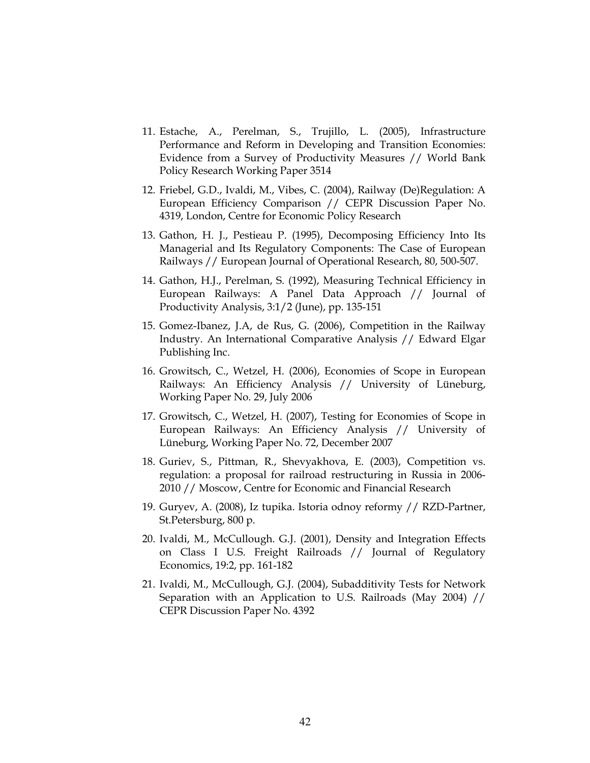11. Estache, A., Perelman, S., Trujillo, L. (2005), Infrastructure Performance and Reform in Developing and Transition Economies: Evidence from a Survey of Productivity Measures // World Bank Policy Research Working Paper 3514

12. Friebel, G.D., Ivaldi, M., Vibes, C. (2004), Railway (De)Regulation: A European Efficiency Comparison // CEPR Discussion Paper No. 4319, London, Centre for Economic Policy Research

13. Gathon, H. J., Pestieau P. (1995), Decomposing Efficiency Into Its Managerial and Its Regulatory Components: The Case of European Railways // European Journal of Operational Research, 80, 500-507.

14. Gathon, H.J., Perelman, S. (1992), Measuring Technical Efficiency in European Railways: A Panel Data Approach // Journal of Productivity Analysis, 3:1/2 (June), pp. 135-151

15. Gomez-Ibanez, J.A, de Rus, G. (2006), Competition in the Railway Industry. An International Comparative Analysis // Edward Elgar Publishing Inc.

16. Growitsch, C., Wetzel, H. (2006), Economies of Scope in European Railways: An Efficiency Analysis // University of Lüneburg, Working Paper No. 29, July 2006

17. Growitsch, C., Wetzel, H. (2007), Testing for Economies of Scope in European Railways: An Efficiency Analysis // University of Lüneburg, Working Paper No. 72, December 2007

18. Guriev, S., Pittman, R., Shevyakhova, E. (2003), Competition vs. regulation: a proposal for railroad restructuring in Russia in 2006-2010 // Moscow, Centre for Economic and Financial Research

19. Guryev, A. (2008), Iz tupika. Istoria odnoy reformy // RZD-Partner, St.Petersburg, 800 p.

20. Ivaldi, M., McCullough. G.J. (2001), Density and Integration Effects on Class I U.S. Freight Railroads // Journal of Regulatory Economics, 19:2, pp. 161-182

21. Ivaldi, M., McCullough, G.J. (2004), Subadditivity Tests for Network Separation with an Application to U.S. Railroads (May 2004) // CEPR Discussion Paper No. 4392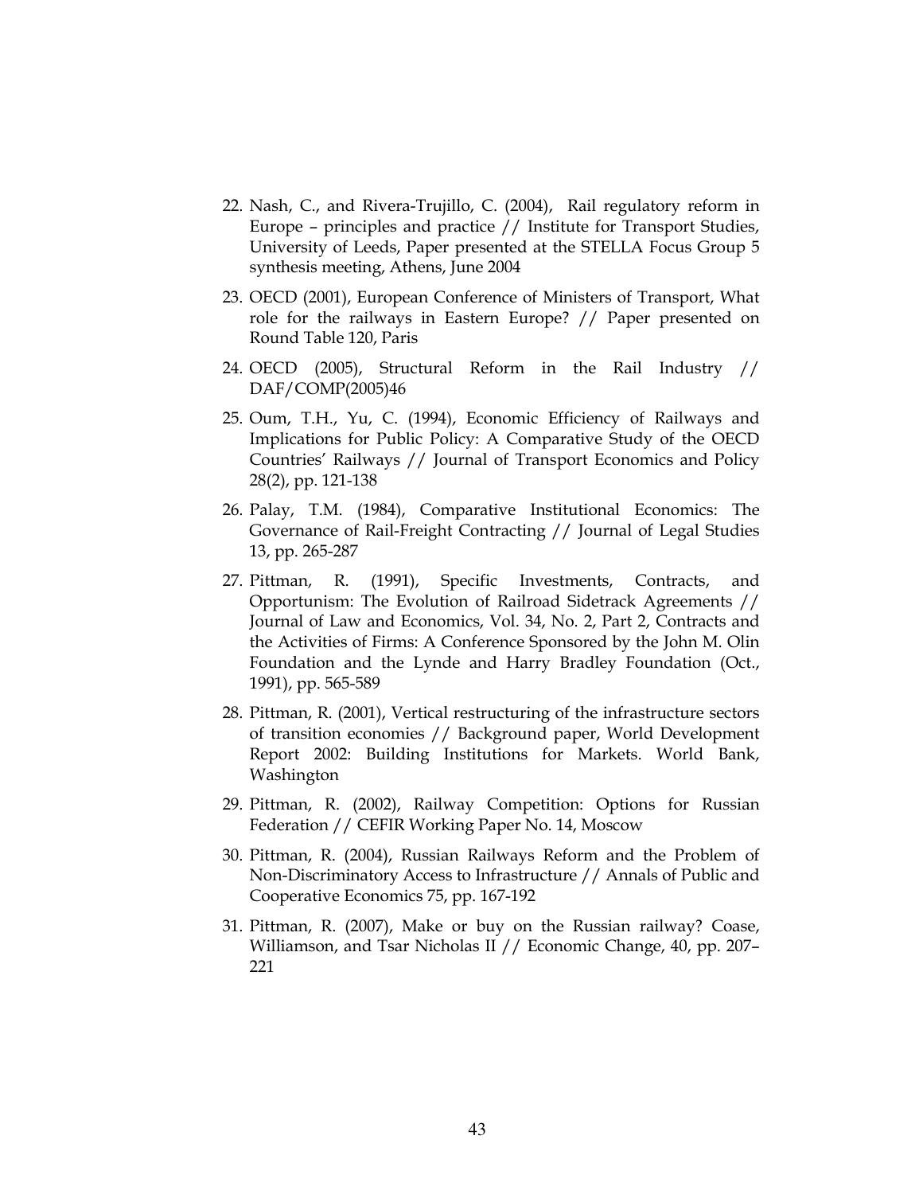22. Nash, C., and Rivera-Trujillo, C. (2004), Rail regulatory reform in Europe – principles and practice // Institute for Transport Studies, University of Leeds, Paper presented at the STELLA Focus Group 5 synthesis meeting, Athens, June 2004

23. OECD (2001), European Conference of Ministers of Transport, What role for the railways in Eastern Europe? // Paper presented on Round Table 120, Paris

24. OECD (2005), Structural Reform in the Rail Industry // DAF/COMP(2005)46

25. Oum, T.H., Yu, C. (1994), Economic Efficiency of Railways and Implications for Public Policy: A Comparative Study of the OECD Countries' Railways // Journal of Transport Economics and Policy 28(2), pp. 121-138

26. Palay, T.M. (1984), Comparative Institutional Economics: The Governance of Rail-Freight Contracting // Journal of Legal Studies 13, pp. 265-287

27. Pittman, R. (1991), Specific Investments, Contracts, and Opportunism: The Evolution of Railroad Sidetrack Agreements // Journal of Law and Economics, Vol. 34, No. 2, Part 2, Contracts and the Activities of Firms: A Conference Sponsored by the John M. Olin Foundation and the Lynde and Harry Bradley Foundation (Oct., 1991), pp. 565-589

28. Pittman, R. (2001), Vertical restructuring of the infrastructure sectors of transition economies // Background paper, World Development Report 2002: Building Institutions for Markets. World Bank, Washington

29. Pittman, R. (2002), Railway Competition: Options for Russian Federation // CEFIR Working Paper No. 14, Moscow

30. Pittman, R. (2004), Russian Railways Reform and the Problem of Non-Discriminatory Access to Infrastructure // Annals of Public and Cooperative Economics 75, pp. 167-192

31. Pittman, R. (2007), Make or buy on the Russian railway? Coase, Williamson, and Tsar Nicholas II // Economic Change, 40, pp. 207–221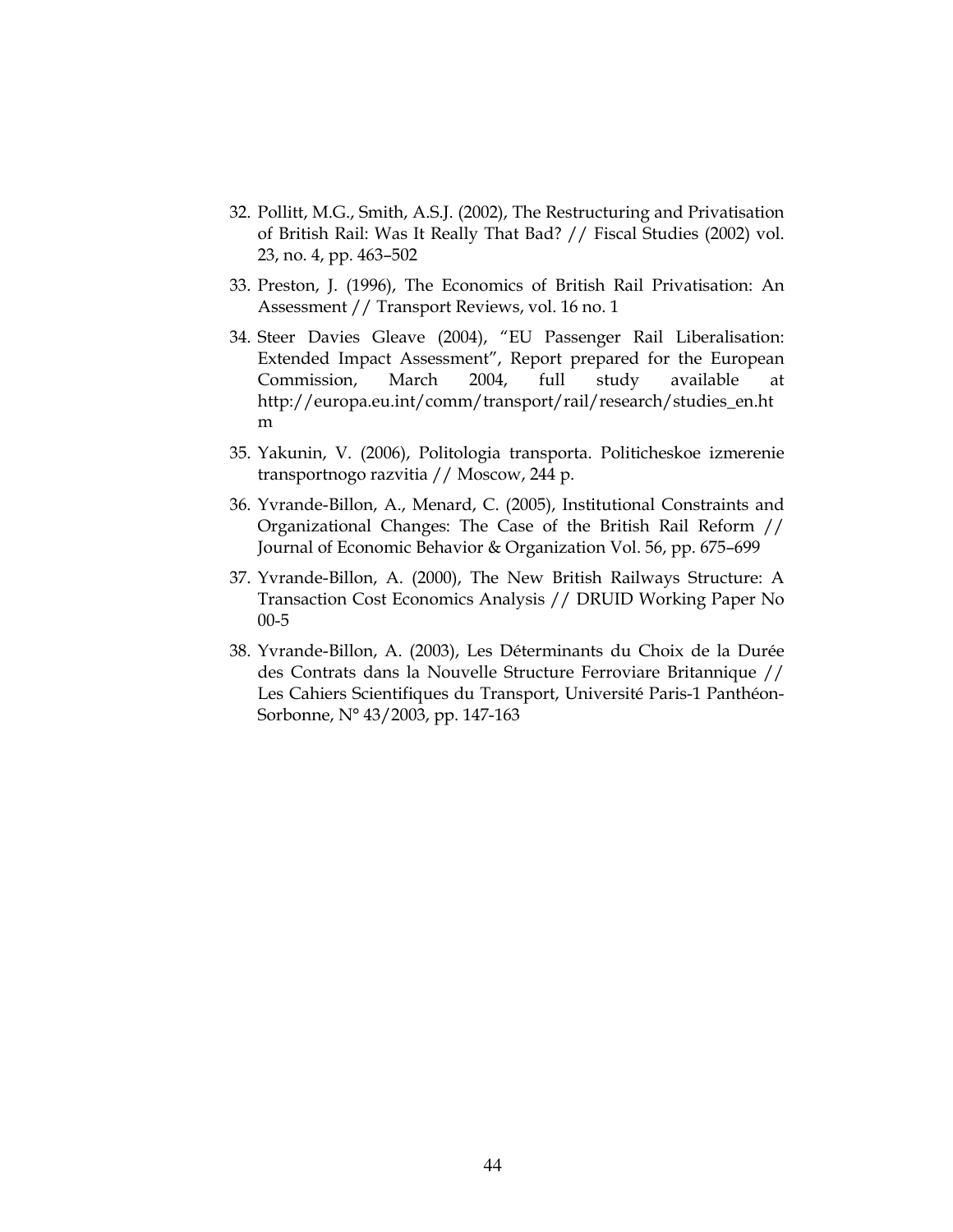32. Pollitt, M.G., Smith, A.S.J. (2002), The Restructuring and Privatisation of British Rail: Was It Really That Bad? // Fiscal Studies (2002) vol. 23, no. 4, pp. 463–502

33. Preston, J. (1996), The Economics of British Rail Privatisation: An Assessment // Transport Reviews, vol. 16 no. 1

34. Steer Davies Gleave (2004), "EU Passenger Rail Liberalisation: Extended Impact Assessment", Report prepared for the European Commission, March 2004, full study available at http://europa.eu.int/comm/transport/rail/research/studies_en.htm

35. Yakunin, V. (2006), Politologia transporta. Politicheskoe izmerenie transportnogo razvitia // Moscow, 244 p.

36. Yvrande-Billon, A., Menard, C. (2005), Institutional Constraints and Organizational Changes: The Case of the British Rail Reform // Journal of Economic Behavior & Organization Vol. 56, pp. 675–699

37. Yvrande-Billon, A. (2000), The New British Railways Structure: A Transaction Cost Economics Analysis // DRUID Working Paper No 00-5

38. Yvrande-Billon, A. (2003), Les Déterminants du Choix de la Durée des Contrats dans la Nouvelle Structure Ferroviare Britannique // Les Cahiers Scientifiques du Transport, Université Paris-1 Panthéon-Sorbonne, N° 43/2003, pp. 147-163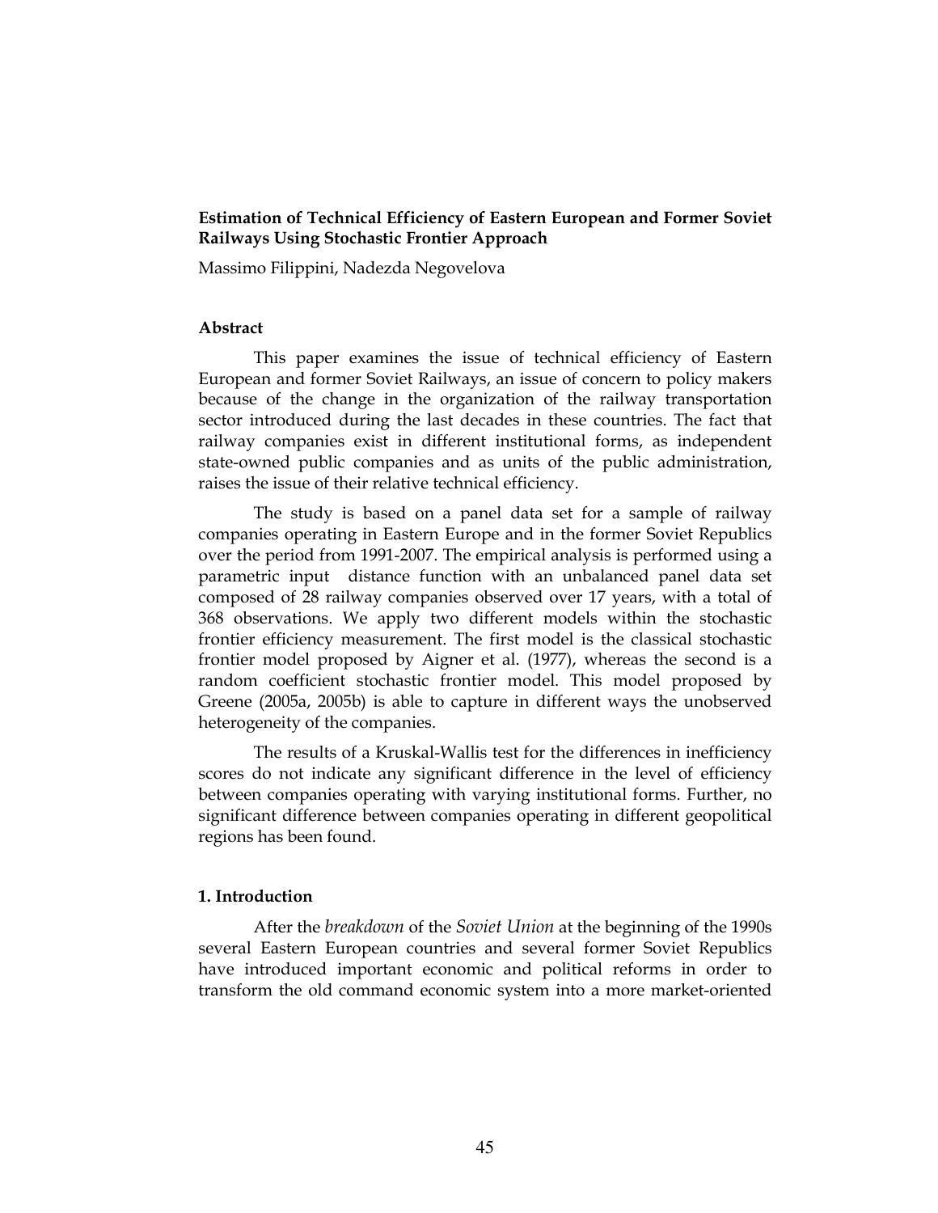**Estimation of Technical Efficiency of Eastern European and Former Soviet Railways Using Stochastic Frontier Approach**

Massimo Filippini, Nadezda Negovelova

**Abstract**

This paper examines the issue of technical efficiency of Eastern European and former Soviet Railways, an issue of concern to policy makers because of the change in the organization of the railway transportation sector introduced during the last decades in these countries. The fact that railway companies exist in different institutional forms, as independent state-owned public companies and as units of the public administration, raises the issue of their relative technical efficiency.

The study is based on a panel data set for a sample of railway companies operating in Eastern Europe and in the former Soviet Republics over the period from 1991-2007. The empirical analysis is performed using a parametric input distance function with an unbalanced panel data set composed of 28 railway companies observed over 17 years, with a total of 368 observations. We apply two different models within the stochastic frontier efficiency measurement. The first model is the classical stochastic frontier model proposed by Aigner et al. (1977), whereas the second is a random coefficient stochastic frontier model. This model proposed by Greene (2005a, 2005b) is able to capture in different ways the unobserved heterogeneity of the companies.

The results of a Kruskal-Wallis test for the differences in inefficiency scores do not indicate any significant difference in the level of efficiency between companies operating with varying institutional forms. Further, no significant difference between companies operating in different geopolitical regions has been found.

**1. Introduction**

After the *breakdown* of the *Soviet Union* at the beginning of the 1990s several Eastern European countries and several former Soviet Republics have introduced important economic and political reforms in order to transform the old command economic system into a more market-oriented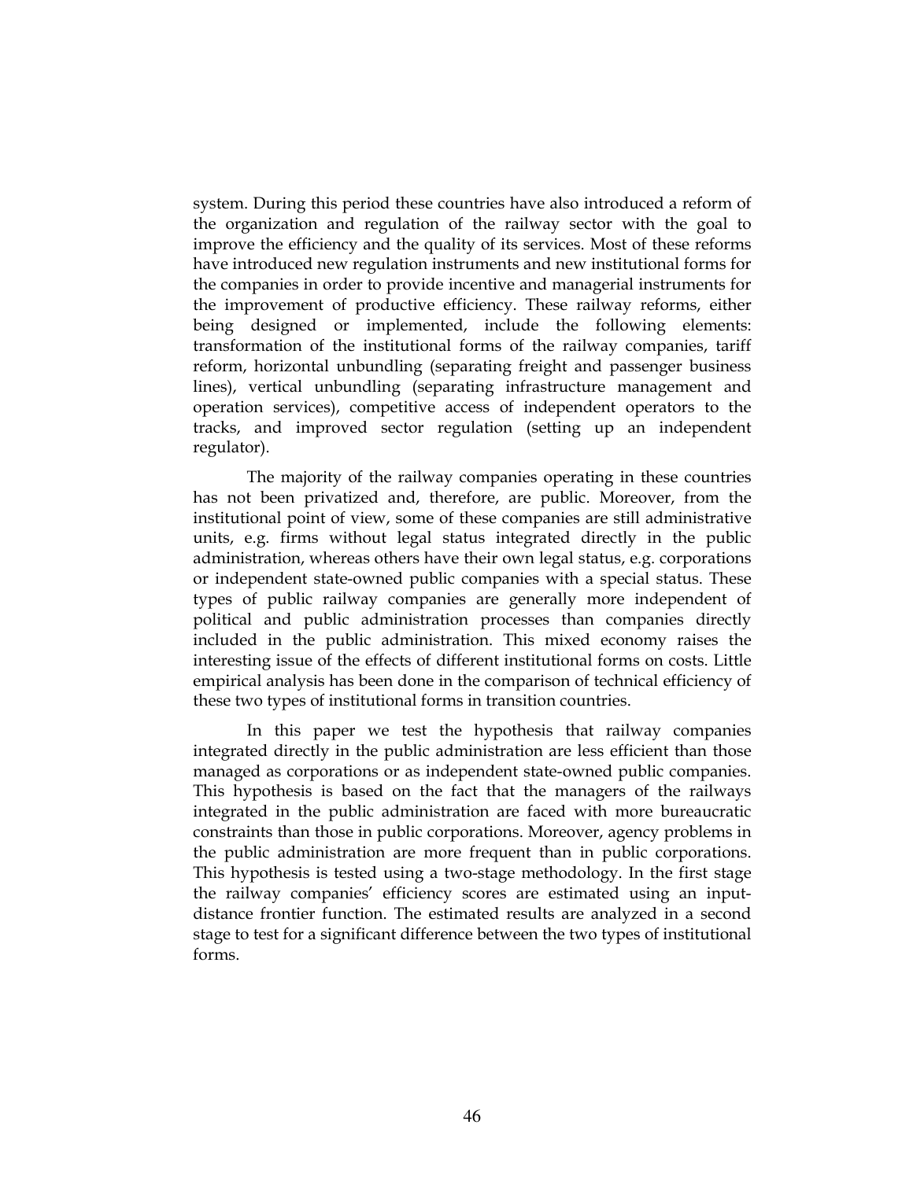system. During this period these countries have also introduced a reform of the organization and regulation of the railway sector with the goal to improve the efficiency and the quality of its services. Most of these reforms have introduced new regulation instruments and new institutional forms for the companies in order to provide incentive and managerial instruments for the improvement of productive efficiency. These railway reforms, either being designed or implemented, include the following elements: transformation of the institutional forms of the railway companies, tariff reform, horizontal unbundling (separating freight and passenger business lines), vertical unbundling (separating infrastructure management and operation services), competitive access of independent operators to the tracks, and improved sector regulation (setting up an independent regulator).

The majority of the railway companies operating in these countries has not been privatized and, therefore, are public. Moreover, from the institutional point of view, some of these companies are still administrative units, e.g. firms without legal status integrated directly in the public administration, whereas others have their own legal status, e.g. corporations or independent state-owned public companies with a special status. These types of public railway companies are generally more independent of political and public administration processes than companies directly included in the public administration. This mixed economy raises the interesting issue of the effects of different institutional forms on costs. Little empirical analysis has been done in the comparison of technical efficiency of these two types of institutional forms in transition countries.

In this paper we test the hypothesis that railway companies integrated directly in the public administration are less efficient than those managed as corporations or as independent state-owned public companies. This hypothesis is based on the fact that the managers of the railways integrated in the public administration are faced with more bureaucratic constraints than those in public corporations. Moreover, agency problems in the public administration are more frequent than in public corporations. This hypothesis is tested using a two-stage methodology. In the first stage the railway companies' efficiency scores are estimated using an input-distance frontier function. The estimated results are analyzed in a second stage to test for a significant difference between the two types of institutional forms.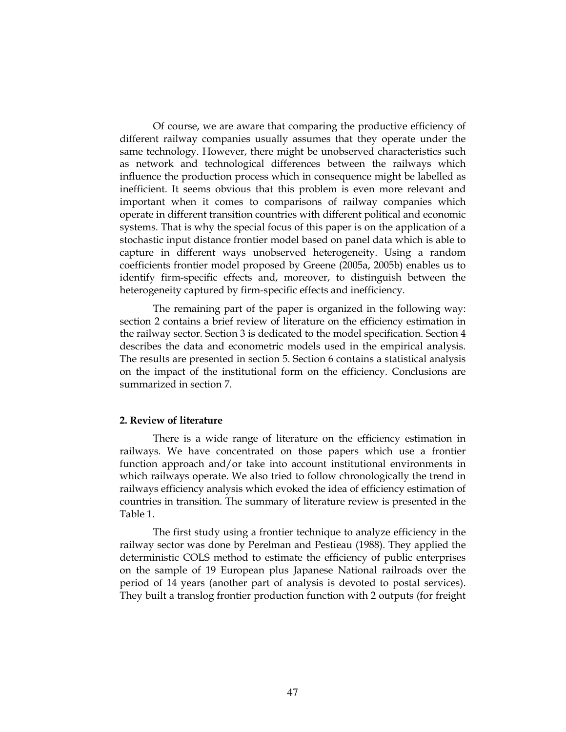Of course, we are aware that comparing the productive efficiency of different railway companies usually assumes that they operate under the same technology. However, there might be unobserved characteristics such as network and technological differences between the railways which influence the production process which in consequence might be labelled as inefficient. It seems obvious that this problem is even more relevant and important when it comes to comparisons of railway companies which operate in different transition countries with different political and economic systems. That is why the special focus of this paper is on the application of a stochastic input distance frontier model based on panel data which is able to capture in different ways unobserved heterogeneity. Using a random coefficients frontier model proposed by Greene (2005a, 2005b) enables us to identify firm-specific effects and, moreover, to distinguish between the heterogeneity captured by firm-specific effects and inefficiency.

The remaining part of the paper is organized in the following way: section 2 contains a brief review of literature on the efficiency estimation in the railway sector. Section 3 is dedicated to the model specification. Section 4 describes the data and econometric models used in the empirical analysis. The results are presented in section 5. Section 6 contains a statistical analysis on the impact of the institutional form on the efficiency. Conclusions are summarized in section 7.

## 2. Review of literature

There is a wide range of literature on the efficiency estimation in railways. We have concentrated on those papers which use a frontier function approach and/or take into account institutional environments in which railways operate. We also tried to follow chronologically the trend in railways efficiency analysis which evoked the idea of efficiency estimation of countries in transition. The summary of literature review is presented in the Table 1.

The first study using a frontier technique to analyze efficiency in the railway sector was done by Perelman and Pestieau (1988). They applied the deterministic COLS method to estimate the efficiency of public enterprises on the sample of 19 European plus Japanese National railroads over the period of 14 years (another part of analysis is devoted to postal services). They built a translog frontier production function with 2 outputs (for freight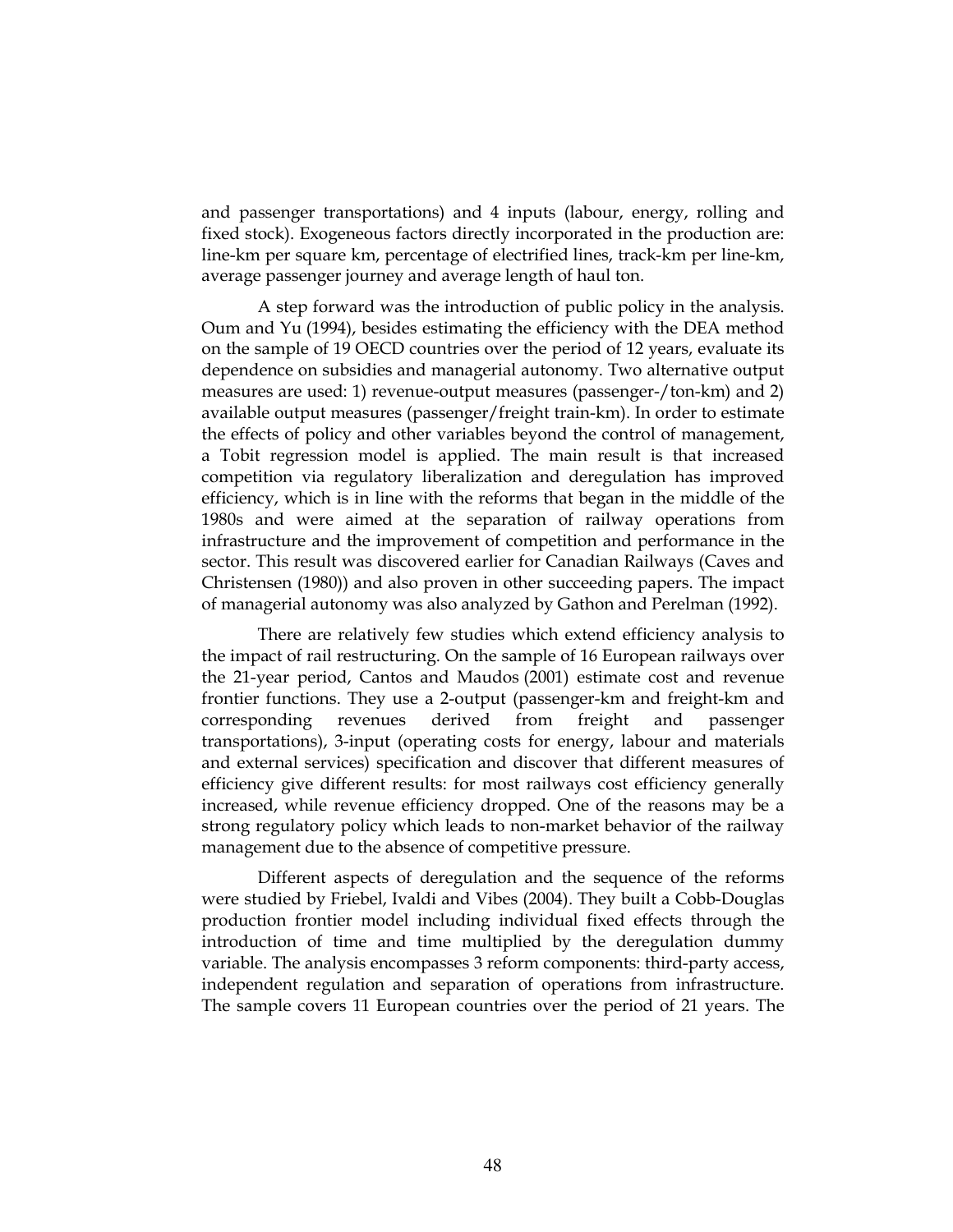and passenger transportations) and 4 inputs (labour, energy, rolling and fixed stock). Exogeneous factors directly incorporated in the production are: line-km per square km, percentage of electrified lines, track-km per line-km, average passenger journey and average length of haul ton.

A step forward was the introduction of public policy in the analysis. Oum and Yu (1994), besides estimating the efficiency with the DEA method on the sample of 19 OECD countries over the period of 12 years, evaluate its dependence on subsidies and managerial autonomy. Two alternative output measures are used: 1) revenue-output measures (passenger-/ton-km) and 2) available output measures (passenger/freight train-km). In order to estimate the effects of policy and other variables beyond the control of management, a Tobit regression model is applied. The main result is that increased competition via regulatory liberalization and deregulation has improved efficiency, which is in line with the reforms that began in the middle of the 1980s and were aimed at the separation of railway operations from infrastructure and the improvement of competition and performance in the sector. This result was discovered earlier for Canadian Railways (Caves and Christensen (1980)) and also proven in other succeeding papers. The impact of managerial autonomy was also analyzed by Gathon and Perelman (1992).

There are relatively few studies which extend efficiency analysis to the impact of rail restructuring. On the sample of 16 European railways over the 21-year period, Cantos and Maudos (2001) estimate cost and revenue frontier functions. They use a 2-output (passenger-km and freight-km and corresponding revenues derived from freight and passenger transportations), 3-input (operating costs for energy, labour and materials and external services) specification and discover that different measures of efficiency give different results: for most railways cost efficiency generally increased, while revenue efficiency dropped. One of the reasons may be a strong regulatory policy which leads to non-market behavior of the railway management due to the absence of competitive pressure.

Different aspects of deregulation and the sequence of the reforms were studied by Friebel, Ivaldi and Vibes (2004). They built a Cobb-Douglas production frontier model including individual fixed effects through the introduction of time and time multiplied by the deregulation dummy variable. The analysis encompasses 3 reform components: third-party access, independent regulation and separation of operations from infrastructure. The sample covers 11 European countries over the period of 21 years. The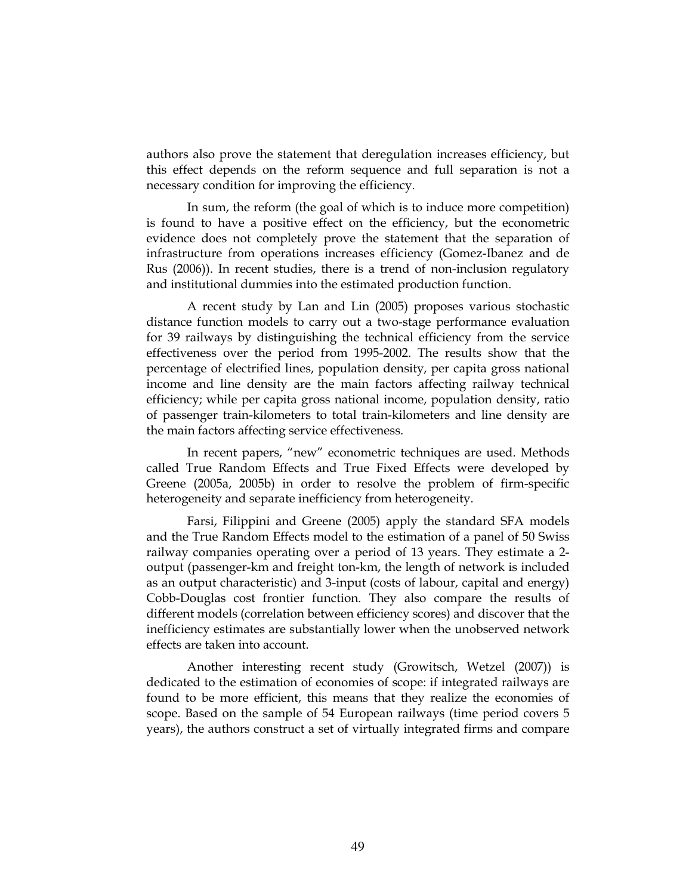authors also prove the statement that deregulation increases efficiency, but this effect depends on the reform sequence and full separation is not a necessary condition for improving the efficiency.

In sum, the reform (the goal of which is to induce more competition) is found to have a positive effect on the efficiency, but the econometric evidence does not completely prove the statement that the separation of infrastructure from operations increases efficiency (Gomez-Ibanez and de Rus (2006)). In recent studies, there is a trend of non-inclusion regulatory and institutional dummies into the estimated production function.

A recent study by Lan and Lin (2005) proposes various stochastic distance function models to carry out a two-stage performance evaluation for 39 railways by distinguishing the technical efficiency from the service effectiveness over the period from 1995-2002. The results show that the percentage of electrified lines, population density, per capita gross national income and line density are the main factors affecting railway technical efficiency; while per capita gross national income, population density, ratio of passenger train-kilometers to total train-kilometers and line density are the main factors affecting service effectiveness.

In recent papers, "new" econometric techniques are used. Methods called True Random Effects and True Fixed Effects were developed by Greene (2005a, 2005b) in order to resolve the problem of firm-specific heterogeneity and separate inefficiency from heterogeneity.

Farsi, Filippini and Greene (2005) apply the standard SFA models and the True Random Effects model to the estimation of a panel of 50 Swiss railway companies operating over a period of 13 years. They estimate a 2-output (passenger-km and freight ton-km, the length of network is included as an output characteristic) and 3-input (costs of labour, capital and energy) Cobb-Douglas cost frontier function. They also compare the results of different models (correlation between efficiency scores) and discover that the inefficiency estimates are substantially lower when the unobserved network effects are taken into account.

Another interesting recent study (Growitsch, Wetzel (2007)) is dedicated to the estimation of economies of scope: if integrated railways are found to be more efficient, this means that they realize the economies of scope. Based on the sample of 54 European railways (time period covers 5 years), the authors construct a set of virtually integrated firms and compare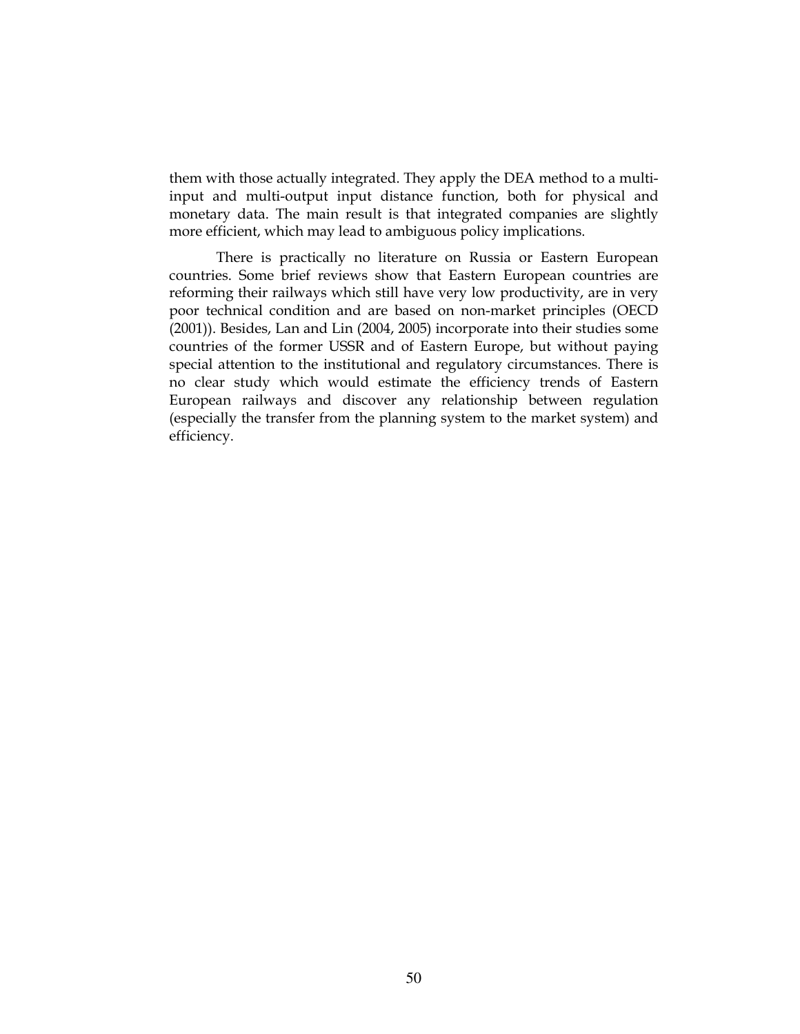them with those actually integrated. They apply the DEA method to a multi-input and multi-output input distance function, both for physical and monetary data. The main result is that integrated companies are slightly more efficient, which may lead to ambiguous policy implications.

There is practically no literature on Russia or Eastern European countries. Some brief reviews show that Eastern European countries are reforming their railways which still have very low productivity, are in very poor technical condition and are based on non-market principles (OECD (2001)). Besides, Lan and Lin (2004, 2005) incorporate into their studies some countries of the former USSR and of Eastern Europe, but without paying special attention to the institutional and regulatory circumstances. There is no clear study which would estimate the efficiency trends of Eastern European railways and discover any relationship between regulation (especially the transfer from the planning system to the market system) and efficiency.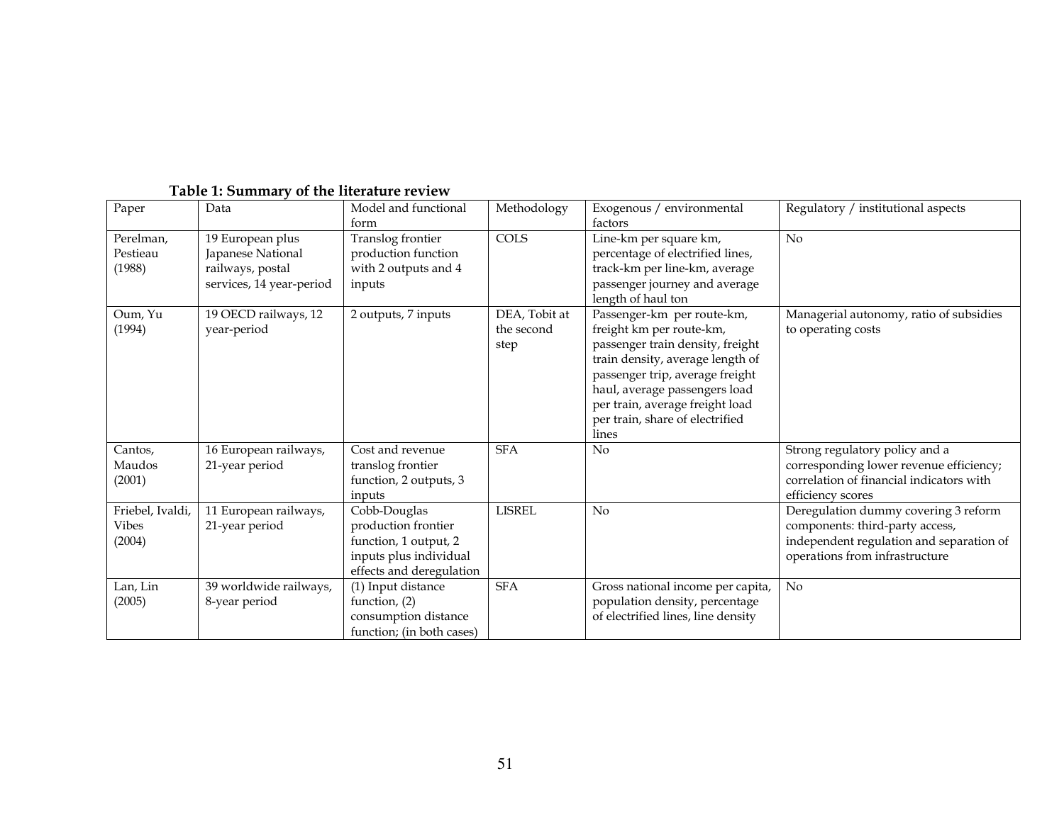**Table 1: Summary of the literature review**

| Paper | Data | Model and functional form | Methodology | Exogenous / environmental factors | Regulatory / institutional aspects |
|---|---|---|---|---|---|
| Perelman, Pestieau (1988) | 19 European plus Japanese National railways, postal services, 14 year-period | Translog frontier production function with 2 outputs and 4 inputs | COLS | Line-km per square km, percentage of electrified lines, track-km per line-km, average passenger journey and average length of haul ton | No |
| Oum, Yu (1994) | 19 OECD railways, 12 year-period | 2 outputs, 7 inputs | DEA, Tobit at the second step | Passenger-km per route-km, freight km per route-km, passenger train density, freight train density, average length of passenger trip, average freight haul, average passengers load per train, average freight load per train, share of electrified lines | Managerial autonomy, ratio of subsidies to operating costs |
| Cantos, Maudos (2001) | 16 European railways, 21-year period | Cost and revenue translog frontier function, 2 outputs, 3 inputs | SFA | No | Strong regulatory policy and a corresponding lower revenue efficiency; correlation of financial indicators with efficiency scores |
| Friebel, Ivaldi, Vibes (2004) | 11 European railways, 21-year period | Cobb-Douglas production frontier function, 1 output, 2 inputs plus individual effects and deregulation | LISREL | No | Deregulation dummy covering 3 reform components: third-party access, independent regulation and separation of operations from infrastructure |
| Lan, Lin (2005) | 39 worldwide railways, 8-year period | (1) Input distance function, (2) consumption distance function; (in both cases) | SFA | Gross national income per capita, population density, percentage of electrified lines, line density | No |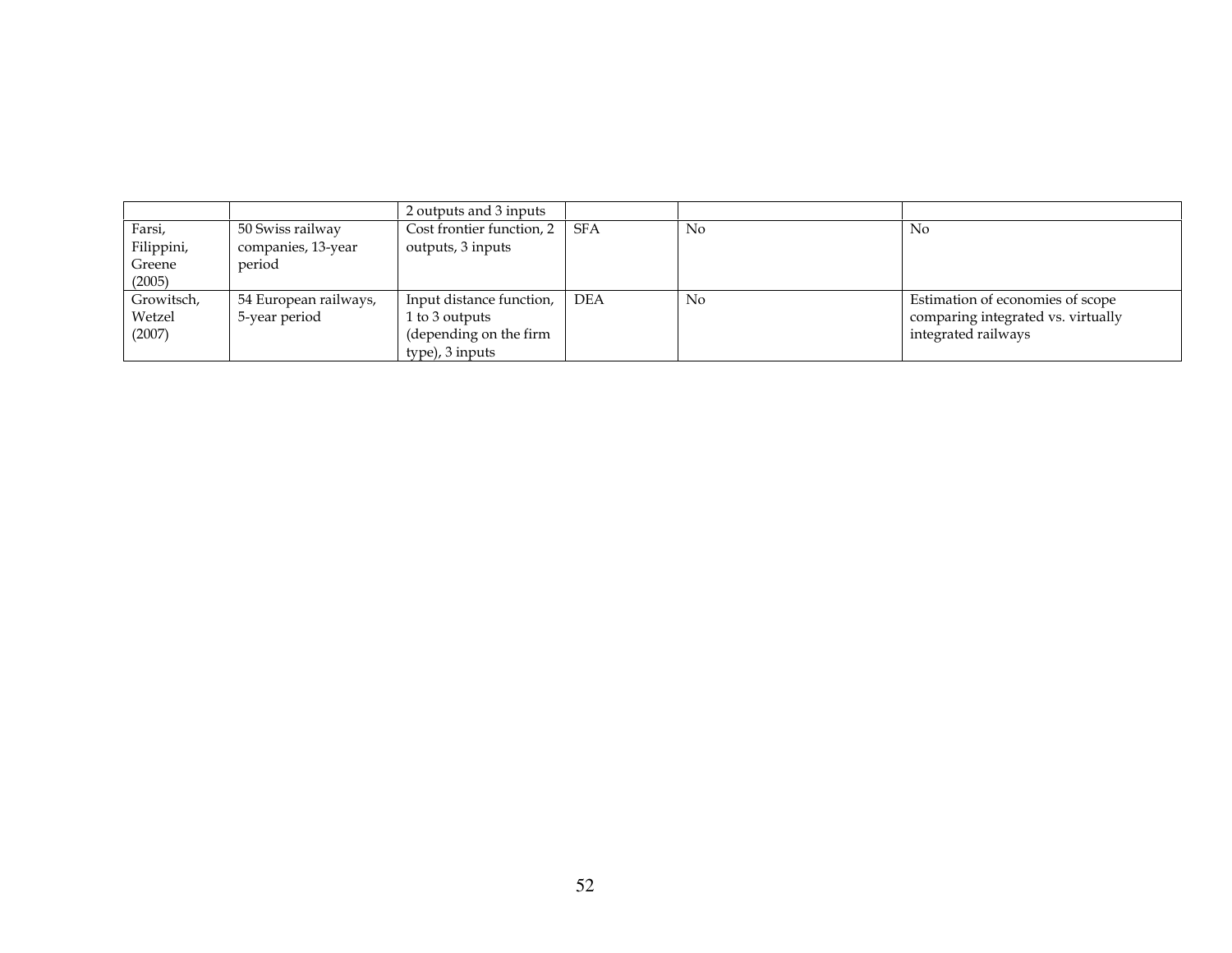| | | | | | |
|---|---|---|---|---|---|
| | | 2 outputs and 3 inputs | | | |
| Farsi, Filippini, Greene (2005) | 50 Swiss railway companies, 13-year period | Cost frontier function, 2 outputs, 3 inputs | SFA | No | No |
| Growitsch, Wetzel (2007) | 54 European railways, 5-year period | Input distance function, 1 to 3 outputs (depending on the firm type), 3 inputs | DEA | No | Estimation of economies of scope comparing integrated vs. virtually integrated railways |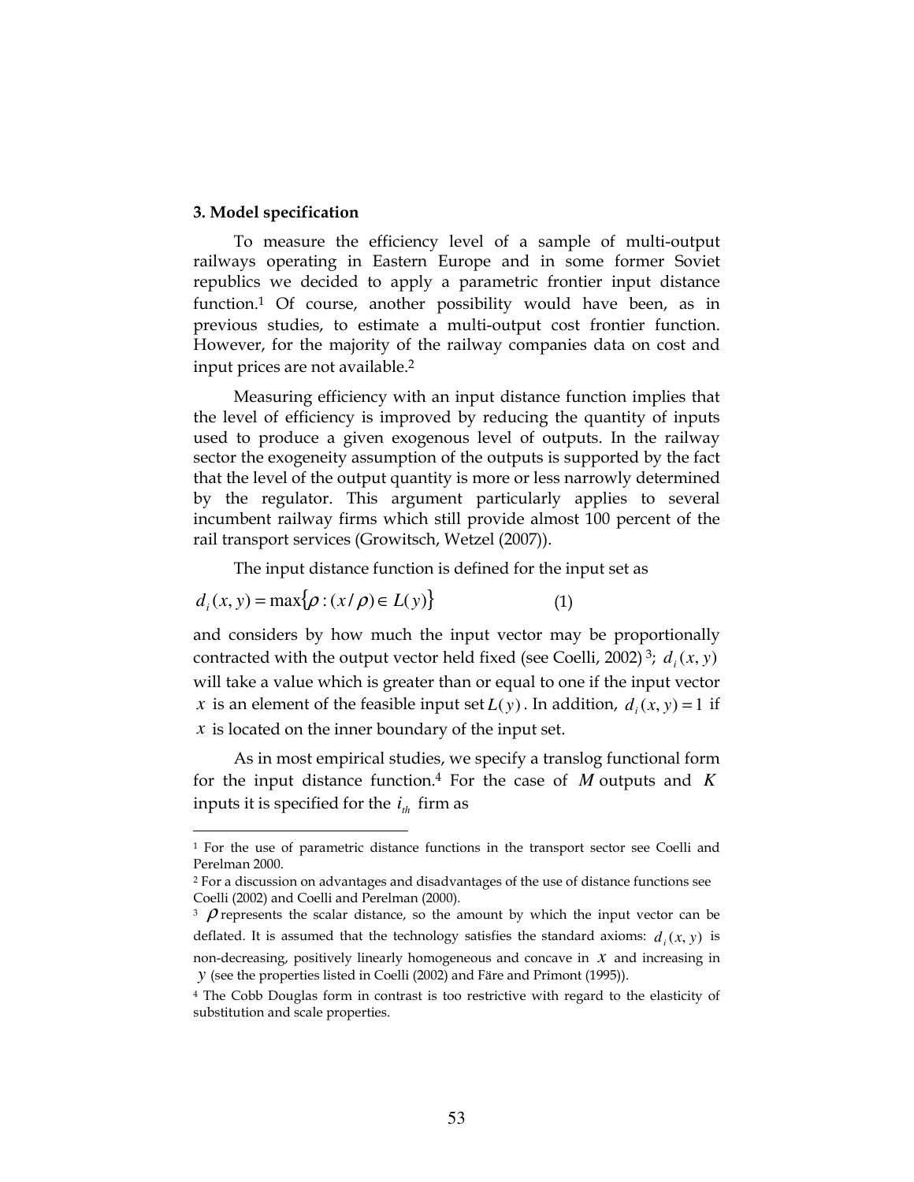### 3. Model specification

To measure the efficiency level of a sample of multi-output railways operating in Eastern Europe and in some former Soviet republics we decided to apply a parametric frontier input distance function.[1] Of course, another possibility would have been, as in previous studies, to estimate a multi-output cost frontier function. However, for the majority of the railway companies data on cost and input prices are not available.[2]

Measuring efficiency with an input distance function implies that the level of efficiency is improved by reducing the quantity of inputs used to produce a given exogenous level of outputs. In the railway sector the exogeneity assumption of the outputs is supported by the fact that the level of the output quantity is more or less narrowly determined by the regulator. This argument particularly applies to several incumbent railway firms which still provide almost 100 percent of the rail transport services (Growitsch, Wetzel (2007)).

The input distance function is defined for the input set as

$$d_i(x, y) = \max\{\rho : (x/\rho) \in L(y)\} \qquad (1)$$

and considers by how much the input vector may be proportionally contracted with the output vector held fixed (see Coelli, 2002)[3]; $d_i(x, y)$ will take a value which is greater than or equal to one if the input vector $x$ is an element of the feasible input set $L(y)$. In addition, $d_i(x, y) = 1$ if $x$ is located on the inner boundary of the input set.

As in most empirical studies, we specify a translog functional form for the input distance function.[4] For the case of $M$ outputs and $K$ inputs it is specified for the $i_{th}$ firm as

---

[1] For the use of parametric distance functions in the transport sector see Coelli and Perelman 2000.

[2] For a discussion on advantages and disadvantages of the use of distance functions see Coelli (2002) and Coelli and Perelman (2000).

[3] $\rho$ represents the scalar distance, so the amount by which the input vector can be deflated. It is assumed that the technology satisfies the standard axioms: $d_i(x, y)$ is non-decreasing, positively linearly homogeneous and concave in $x$ and increasing in $y$ (see the properties listed in Coelli (2002) and Färe and Primont (1995)).

[4] The Cobb Douglas form in contrast is too restrictive with regard to the elasticity of substitution and scale properties.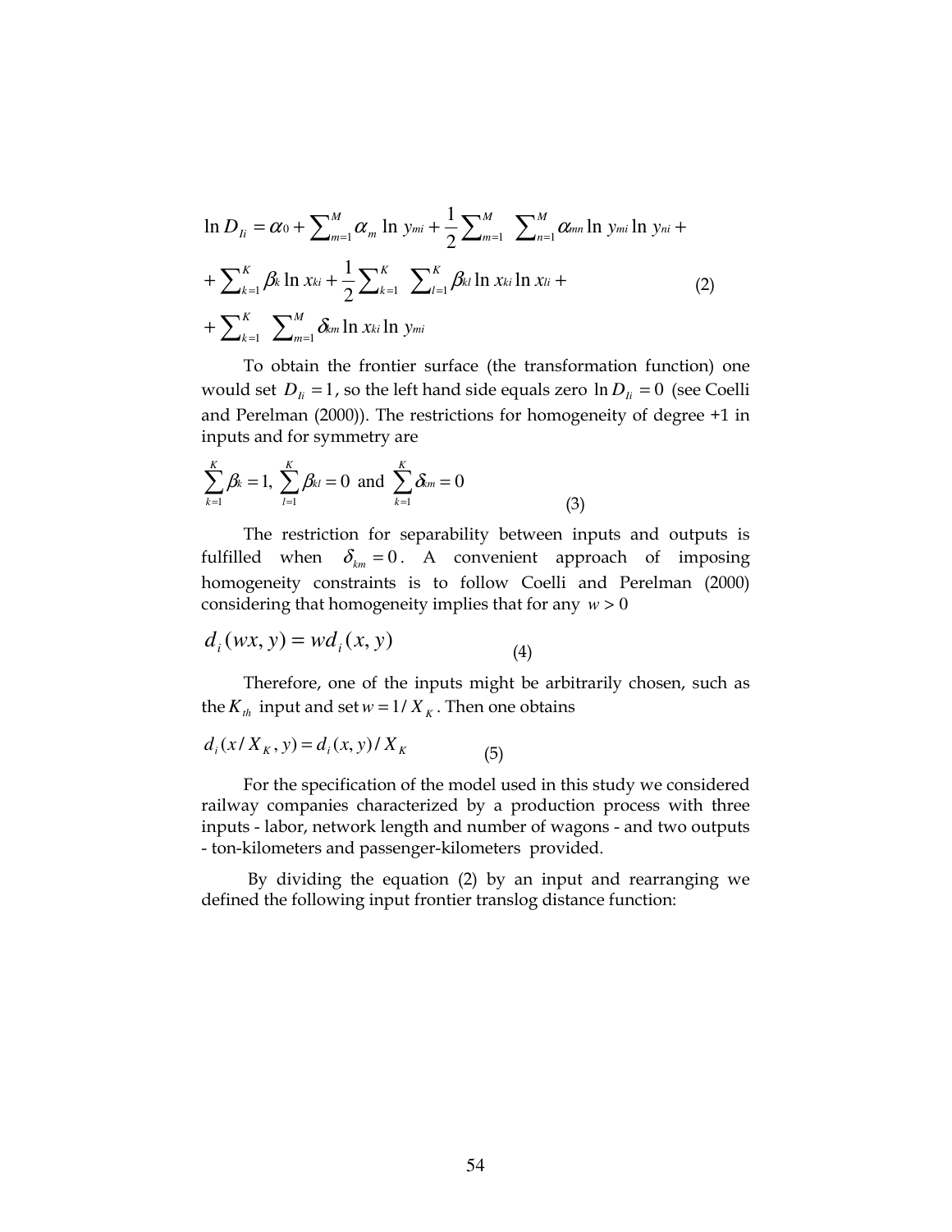$$\ln D_{Ii} = \alpha_0 + \sum_{m=1}^{M} \alpha_m \ln y_{mi} + \frac{1}{2} \sum_{m=1}^{M} \sum_{n=1}^{M} \alpha_{mn} \ln y_{mi} \ln y_{ni} +$$

$$+ \sum_{k=1}^{K} \beta_k \ln x_{ki} + \frac{1}{2} \sum_{k=1}^{K} \sum_{l=1}^{K} \beta_{kl} \ln x_{ki} \ln x_{li} + \qquad (2)$$

$$+ \sum_{k=1}^{K} \sum_{m=1}^{M} \delta_{km} \ln x_{ki} \ln y_{mi}$$

To obtain the frontier surface (the transformation function) one would set $D_{Ii} = 1$, so the left hand side equals zero $\ln D_{Ii} = 0$ (see Coelli and Perelman (2000)). The restrictions for homogeneity of degree +1 in inputs and for symmetry are

$$\sum_{k=1}^{K} \beta_k = 1, \; \sum_{l=1}^{K} \beta_{kl} = 0 \; \text{and} \; \sum_{k=1}^{K} \delta_{km} = 0 \qquad (3)$$

The restriction for separability between inputs and outputs is fulfilled when $\delta_{km} = 0$. A convenient approach of imposing homogeneity constraints is to follow Coelli and Perelman (2000) considering that homogeneity implies that for any $w > 0$

$$d_i(wx, y) = wd_i(x, y) \qquad (4)$$

Therefore, one of the inputs might be arbitrarily chosen, such as the $K_{th}$ input and set $w = 1/X_K$. Then one obtains

$$d_i(x/X_K, y) = d_i(x, y)/X_K \qquad (5)$$

For the specification of the model used in this study we considered railway companies characterized by a production process with three inputs - labor, network length and number of wagons - and two outputs - ton-kilometers and passenger-kilometers provided.

By dividing the equation (2) by an input and rearranging we defined the following input frontier translog distance function: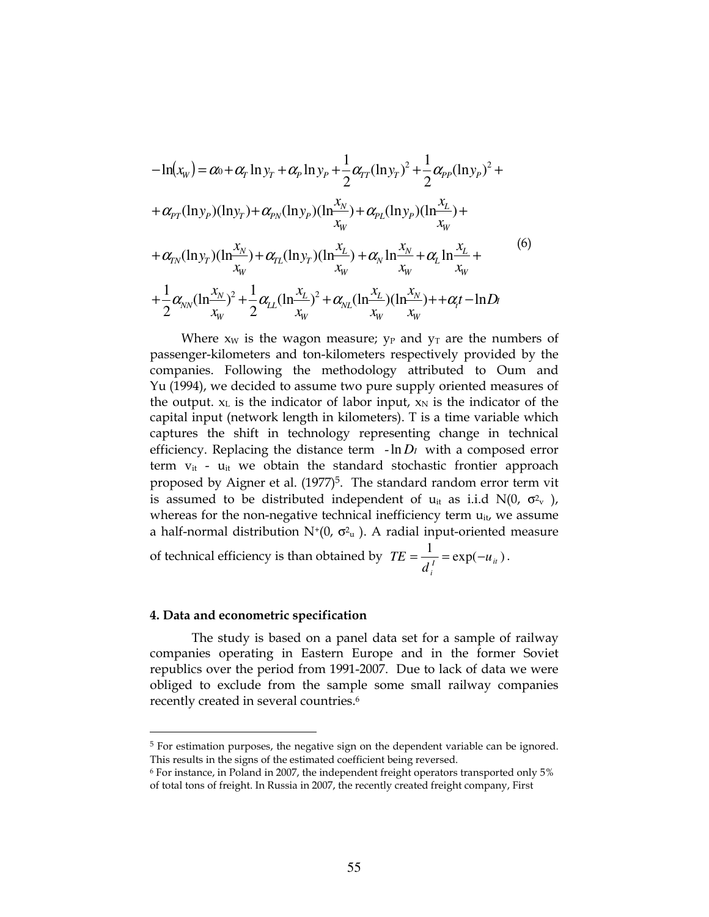$$
\begin{aligned}
-\ln(x_W) &= \alpha_0 + \alpha_T \ln y_T + \alpha_P \ln y_P + \frac{1}{2}\alpha_{TT}(\ln y_T)^2 + \frac{1}{2}\alpha_{PP}(\ln y_P)^2 + \\
&+ \alpha_{PT}(\ln y_P)(\ln y_T) + \alpha_{PN}(\ln y_P)(\ln\frac{x_N}{x_W}) + \alpha_{PL}(\ln y_P)(\ln\frac{x_L}{x_W}) + \\
&+ \alpha_{TN}(\ln y_T)(\ln\frac{x_N}{x_W}) + \alpha_{TL}(\ln y_T)(\ln\frac{x_L}{x_W}) + \alpha_N \ln\frac{x_N}{x_W} + \alpha_L \ln\frac{x_L}{x_W} + \\
&+ \frac{1}{2}\alpha_{NN}(\ln\frac{x_N}{x_W})^2 + \frac{1}{2}\alpha_{LL}(\ln\frac{x_L}{x_W})^2 + \alpha_{NL}(\ln\frac{x_L}{x_W})(\ln\frac{x_N}{x_W}) + + \alpha_t t - \ln D_I
\end{aligned} \qquad (6)
$$

Where $x_W$ is the wagon measure; $y_P$ and $y_T$ are the numbers of passenger-kilometers and ton-kilometers respectively provided by the companies. Following the methodology attributed to Oum and Yu (1994), we decided to assume two pure supply oriented measures of the output. $x_L$ is the indicator of labor input, $x_N$ is the indicator of the capital input (network length in kilometers). T is a time variable which captures the shift in technology representing change in technical efficiency. Replacing the distance term $-\ln D_I$ with a composed error term $v_{it} - u_{it}$ we obtain the standard stochastic frontier approach proposed by Aigner et al. (1977)[5]. The standard random error term vit is assumed to be distributed independent of $u_{it}$ as i.i.d $N(0, \sigma^2_v)$, whereas for the non-negative technical inefficiency term $u_{it}$, we assume a half-normal distribution $N^+(0, \sigma^2_u)$. A radial input-oriented measure of technical efficiency is than obtained by $TE = \frac{1}{d_i^I} = \exp(-u_{it})$.

## 4. Data and econometric specification

The study is based on a panel data set for a sample of railway companies operating in Eastern Europe and in the former Soviet republics over the period from 1991-2007. Due to lack of data we were obliged to exclude from the sample some small railway companies recently created in several countries.[6]

---

[5] For estimation purposes, the negative sign on the dependent variable can be ignored. This results in the signs of the estimated coefficient being reversed.

[6] For instance, in Poland in 2007, the independent freight operators transported only 5% of total tons of freight. In Russia in 2007, the recently created freight company, First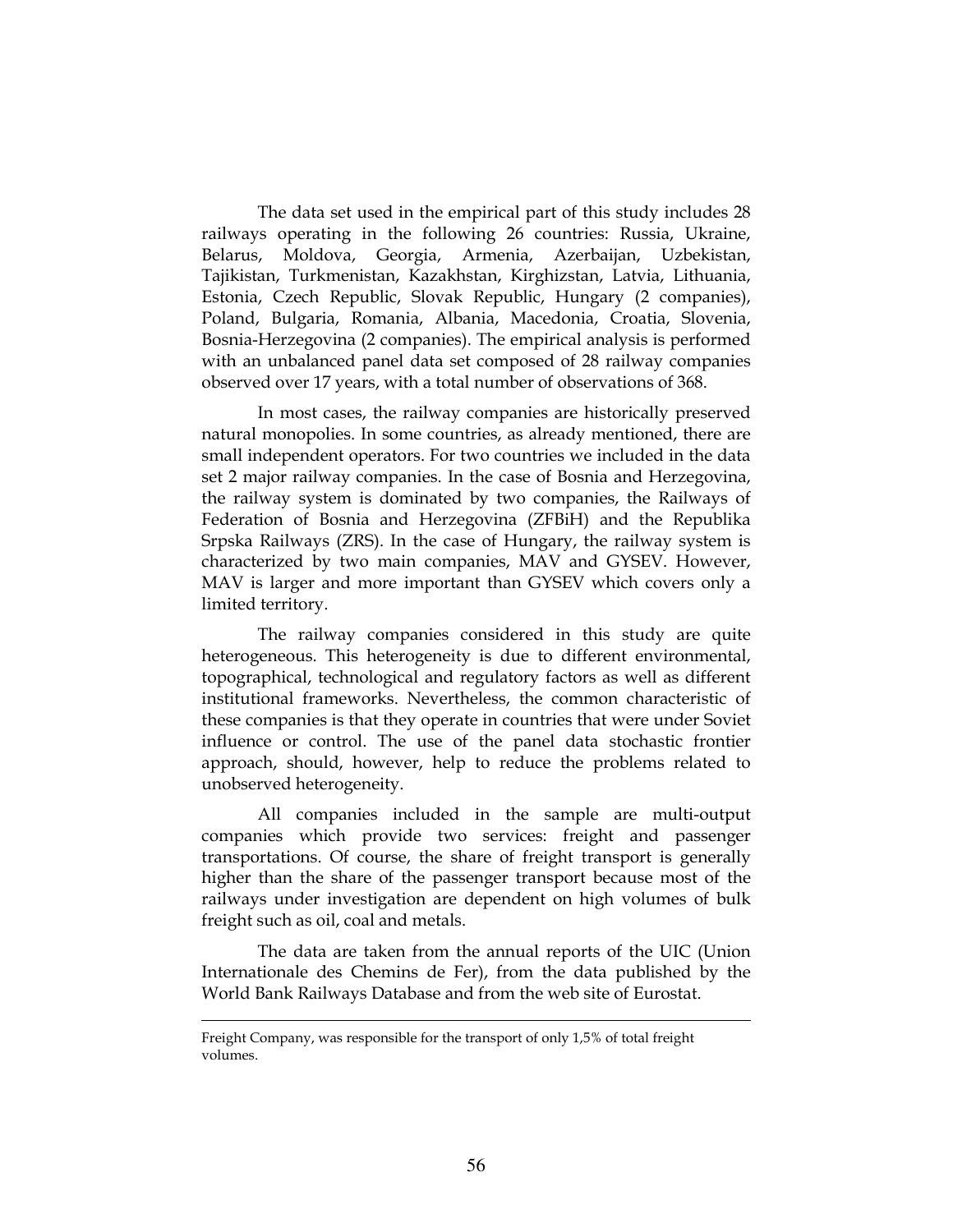The data set used in the empirical part of this study includes 28 railways operating in the following 26 countries: Russia, Ukraine, Belarus, Moldova, Georgia, Armenia, Azerbaijan, Uzbekistan, Tajikistan, Turkmenistan, Kazakhstan, Kirghizstan, Latvia, Lithuania, Estonia, Czech Republic, Slovak Republic, Hungary (2 companies), Poland, Bulgaria, Romania, Albania, Macedonia, Croatia, Slovenia, Bosnia-Herzegovina (2 companies). The empirical analysis is performed with an unbalanced panel data set composed of 28 railway companies observed over 17 years, with a total number of observations of 368.

In most cases, the railway companies are historically preserved natural monopolies. In some countries, as already mentioned, there are small independent operators. For two countries we included in the data set 2 major railway companies. In the case of Bosnia and Herzegovina, the railway system is dominated by two companies, the Railways of Federation of Bosnia and Herzegovina (ZFBiH) and the Republika Srpska Railways (ZRS). In the case of Hungary, the railway system is characterized by two main companies, MAV and GYSEV. However, MAV is larger and more important than GYSEV which covers only a limited territory.

The railway companies considered in this study are quite heterogeneous. This heterogeneity is due to different environmental, topographical, technological and regulatory factors as well as different institutional frameworks. Nevertheless, the common characteristic of these companies is that they operate in countries that were under Soviet influence or control. The use of the panel data stochastic frontier approach, should, however, help to reduce the problems related to unobserved heterogeneity.

All companies included in the sample are multi-output companies which provide two services: freight and passenger transportations. Of course, the share of freight transport is generally higher than the share of the passenger transport because most of the railways under investigation are dependent on high volumes of bulk freight such as oil, coal and metals.

The data are taken from the annual reports of the UIC (Union Internationale des Chemins de Fer), from the data published by the World Bank Railways Database and from the web site of Eurostat.

---

Freight Company, was responsible for the transport of only 1,5% of total freight volumes.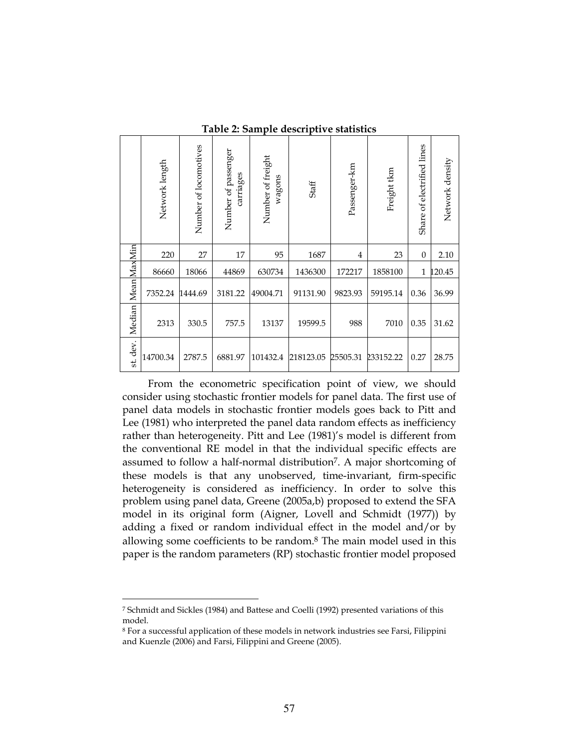**Table 2: Sample descriptive statistics**

| | Network length | Number of locomotives | Number of passenger carriages | Number of freight wagons | Staff | Passenger-km | Freight tkm | Share of electrified lines | Network density |
|---|---|---|---|---|---|---|---|---|---|
| Min | 220 | 27 | 17 | 95 | 1687 | 4 | 23 | 0 | 2.10 |
| Max | 86660 | 18066 | 44869 | 630734 | 1436300 | 172217 | 1858100 | 1 | 120.45 |
| Mean | 7352.24 | 1444.69 | 3181.22 | 49004.71 | 91131.90 | 9823.93 | 59195.14 | 0.36 | 36.99 |
| Median | 2313 | 330.5 | 757.5 | 13137 | 19599.5 | 988 | 7010 | 0.35 | 31.62 |
| st. dev. | 14700.34 | 2787.5 | 6881.97 | 101432.4 | 218123.05 | 25505.31 | 233152.22 | 0.27 | 28.75 |

From the econometric specification point of view, we should consider using stochastic frontier models for panel data. The first use of panel data models in stochastic frontier models goes back to Pitt and Lee (1981) who interpreted the panel data random effects as inefficiency rather than heterogeneity. Pitt and Lee (1981)'s model is different from the conventional RE model in that the individual specific effects are assumed to follow a half-normal distribution[7]. A major shortcoming of these models is that any unobserved, time-invariant, firm-specific heterogeneity is considered as inefficiency. In order to solve this problem using panel data, Greene (2005a,b) proposed to extend the SFA model in its original form (Aigner, Lovell and Schmidt (1977)) by adding a fixed or random individual effect in the model and/or by allowing some coefficients to be random.[8] The main model used in this paper is the random parameters (RP) stochastic frontier model proposed

[7] Schmidt and Sickles (1984) and Battese and Coelli (1992) presented variations of this model.

[8] For a successful application of these models in network industries see Farsi, Filippini and Kuenzle (2006) and Farsi, Filippini and Greene (2005).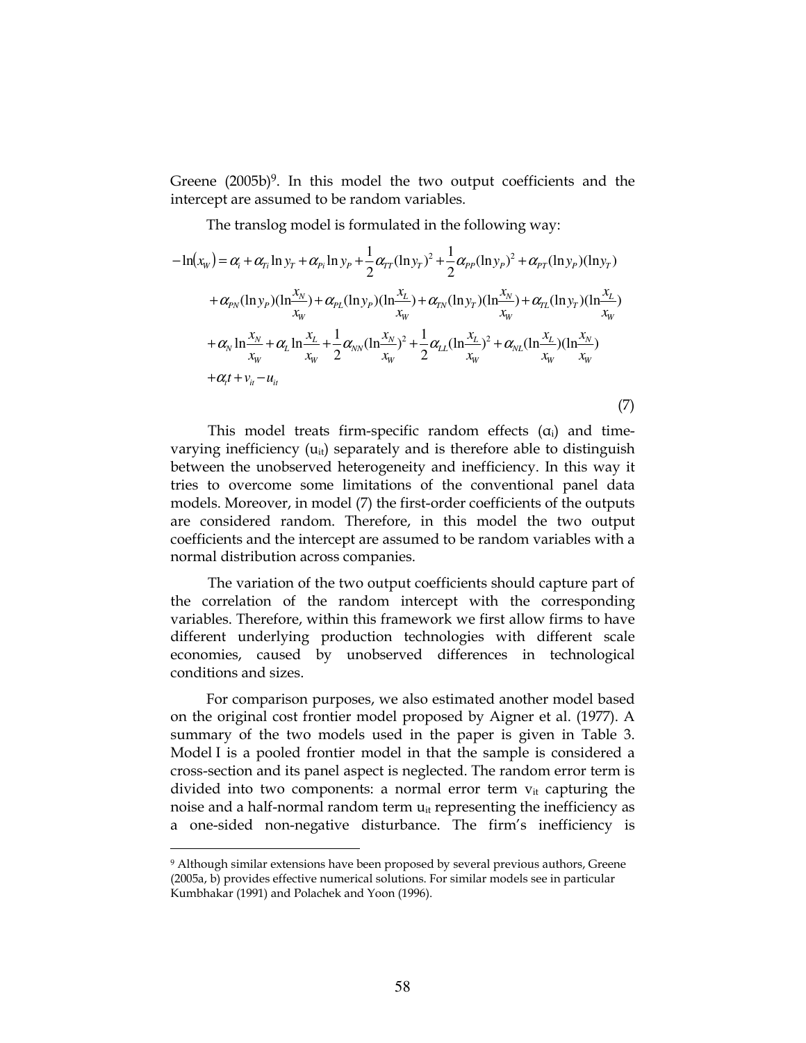Greene (2005b)[9]. In this model the two output coefficients and the intercept are assumed to be random variables.

The translog model is formulated in the following way:

$$
\begin{aligned}
-\ln(x_W) = {} & \alpha_i + \alpha_{Ti} \ln y_T + \alpha_{Pi} \ln y_P + \frac{1}{2}\alpha_{TT}(\ln y_T)^2 + \frac{1}{2}\alpha_{PP}(\ln y_P)^2 + \alpha_{PT}(\ln y_P)(\ln y_T) \\
& + \alpha_{PN}(\ln y_P)(\ln \frac{x_N}{x_W}) + \alpha_{PL}(\ln y_P)(\ln \frac{x_L}{x_W}) + \alpha_{TN}(\ln y_T)(\ln \frac{x_N}{x_W}) + \alpha_{TL}(\ln y_T)(\ln \frac{x_L}{x_W}) \\
& + \alpha_N \ln \frac{x_N}{x_W} + \alpha_L \ln \frac{x_L}{x_W} + \frac{1}{2}\alpha_{NN}(\ln \frac{x_N}{x_W})^2 + \frac{1}{2}\alpha_{LL}(\ln \frac{x_L}{x_W})^2 + \alpha_{NL}(\ln \frac{x_L}{x_W})(\ln \frac{x_N}{x_W}) \\
& + \alpha_t t + v_{it} - u_{it}
\end{aligned}
\tag{7}
$$

This model treats firm-specific random effects ($\alpha_i$) and time-varying inefficiency ($u_{it}$) separately and is therefore able to distinguish between the unobserved heterogeneity and inefficiency. In this way it tries to overcome some limitations of the conventional panel data models. Moreover, in model (7) the first-order coefficients of the outputs are considered random. Therefore, in this model the two output coefficients and the intercept are assumed to be random variables with a normal distribution across companies.

The variation of the two output coefficients should capture part of the correlation of the random intercept with the corresponding variables. Therefore, within this framework we first allow firms to have different underlying production technologies with different scale economies, caused by unobserved differences in technological conditions and sizes.

For comparison purposes, we also estimated another model based on the original cost frontier model proposed by Aigner et al. (1977). A summary of the two models used in the paper is given in Table 3. Model I is a pooled frontier model in that the sample is considered a cross-section and its panel aspect is neglected. The random error term is divided into two components: a normal error term $v_{it}$ capturing the noise and a half-normal random term $u_{it}$ representing the inefficiency as a one-sided non-negative disturbance. The firm's inefficiency is

[9] Although similar extensions have been proposed by several previous authors, Greene (2005a, b) provides effective numerical solutions. For similar models see in particular Kumbhakar (1991) and Polachek and Yoon (1996).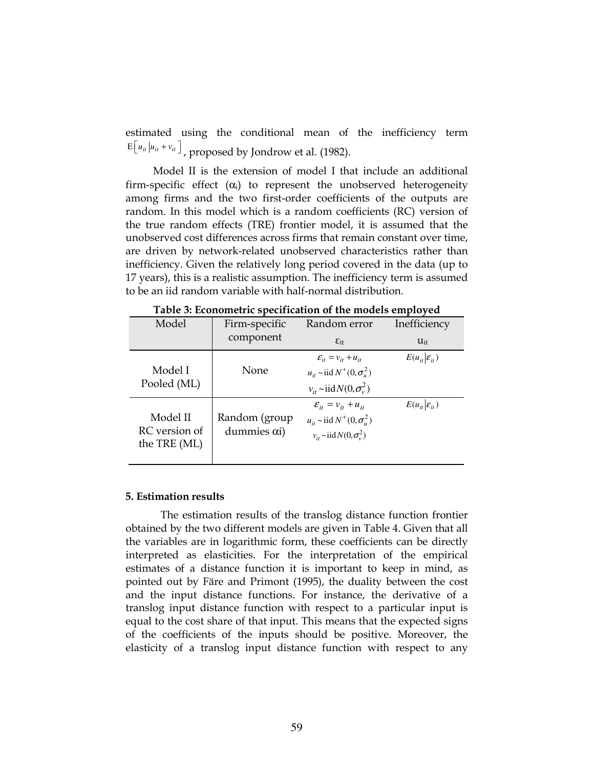estimated using the conditional mean of the inefficiency term $\mathrm{E}\left[u_{it} \left| u_{it} + v_{it} \right.\right]$, proposed by Jondrow et al. (1982).

Model II is the extension of model I that include an additional firm-specific effect ($\alpha_i$) to represent the unobserved heterogeneity among firms and the two first-order coefficients of the outputs are random. In this model which is a random coefficients (RC) version of the true random effects (TRE) frontier model, it is assumed that the unobserved cost differences across firms that remain constant over time, are driven by network-related unobserved characteristics rather than inefficiency. Given the relatively long period covered in the data (up to 17 years), this is a realistic assumption. The inefficiency term is assumed to be an iid random variable with half-normal distribution.

**Table 3: Econometric specification of the models employed**

| Model | Firm-specific component | Random error $\varepsilon_{it}$ | Inefficiency $u_{it}$ |
|---|---|---|---|
| Model I Pooled (ML) | None | $\varepsilon_{it} = v_{it} + u_{it}$ <br> $u_{it} \sim \text{iid } N^{+}(0, \sigma_u^2)$ <br> $v_{it} \sim \text{iid} N(0, \sigma_v^2)$ | $E(u_{it} \vert \varepsilon_{it})$ |
| Model II RC version of the TRE (ML) | Random (group dummies $\alpha$i) | $\varepsilon_{it} = v_{it} + u_{it}$ <br> $u_{it} \sim \text{iid } N^{+}(0, \sigma_u^2)$ <br> $v_{it} \sim \text{iid} N(0, \sigma_v^2)$ | $E(u_{it} \vert \varepsilon_{it})$ |

## 5. Estimation results

The estimation results of the translog distance function frontier obtained by the two different models are given in Table 4. Given that all the variables are in logarithmic form, these coefficients can be directly interpreted as elasticities. For the interpretation of the empirical estimates of a distance function it is important to keep in mind, as pointed out by Färe and Primont (1995), the duality between the cost and the input distance functions. For instance, the derivative of a translog input distance function with respect to a particular input is equal to the cost share of that input. This means that the expected signs of the coefficients of the inputs should be positive. Moreover, the elasticity of a translog input distance function with respect to any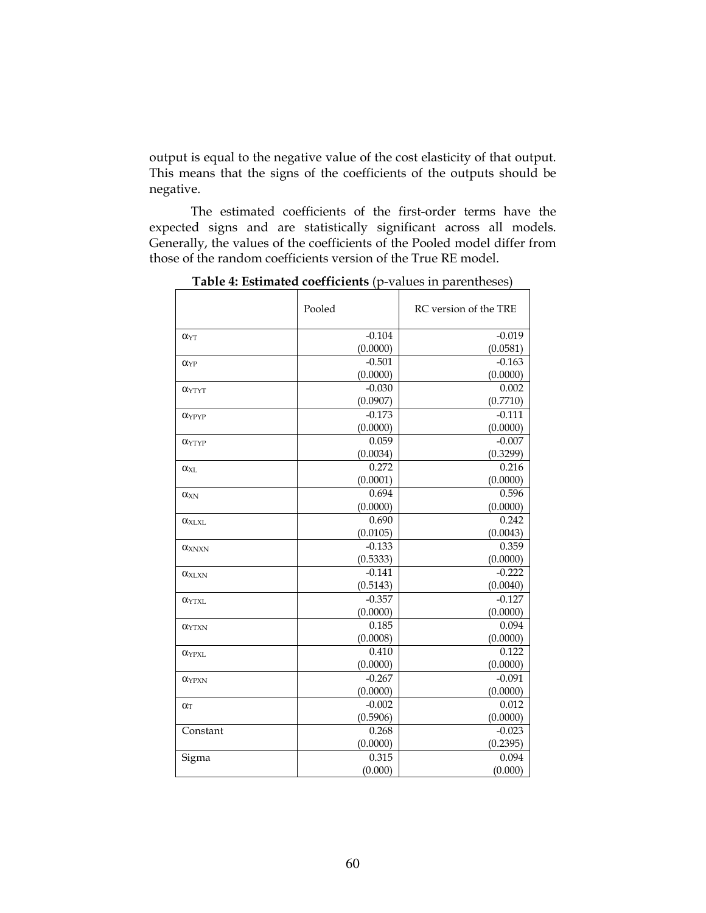output is equal to the negative value of the cost elasticity of that output. This means that the signs of the coefficients of the outputs should be negative.

The estimated coefficients of the first-order terms have the expected signs and are statistically significant across all models. Generally, the values of the coefficients of the Pooled model differ from those of the random coefficients version of the True RE model.

**Table 4: Estimated coefficients** (p-values in parentheses)

| | Pooled | RC version of the TRE |
|---|---|---|
| $\alpha_{YT}$ | -0.104<br>(0.0000) | -0.019<br>(0.0581) |
| $\alpha_{YP}$ | -0.501<br>(0.0000) | -0.163<br>(0.0000) |
| $\alpha_{YTYT}$ | -0.030<br>(0.0907) | 0.002<br>(0.7710) |
| $\alpha_{YPYP}$ | -0.173<br>(0.0000) | -0.111<br>(0.0000) |
| $\alpha_{YTYP}$ | 0.059<br>(0.0034) | -0.007<br>(0.3299) |
| $\alpha_{XL}$ | 0.272<br>(0.0001) | 0.216<br>(0.0000) |
| $\alpha_{XN}$ | 0.694<br>(0.0000) | 0.596<br>(0.0000) |
| $\alpha_{XLXL}$ | 0.690<br>(0.0105) | 0.242<br>(0.0043) |
| $\alpha_{XNXN}$ | -0.133<br>(0.5333) | 0.359<br>(0.0000) |
| $\alpha_{XLXN}$ | -0.141<br>(0.5143) | -0.222<br>(0.0040) |
| $\alpha_{YTXL}$ | -0.357<br>(0.0000) | -0.127<br>(0.0000) |
| $\alpha_{YTXN}$ | 0.185<br>(0.0008) | 0.094<br>(0.0000) |
| $\alpha_{YPXL}$ | 0.410<br>(0.0000) | 0.122<br>(0.0000) |
| $\alpha_{YPXN}$ | -0.267<br>(0.0000) | -0.091<br>(0.0000) |
| $\alpha_{T}$ | -0.002<br>(0.5906) | 0.012<br>(0.0000) |
| Constant | 0.268<br>(0.0000) | -0.023<br>(0.2395) |
| Sigma | 0.315<br>(0.000) | 0.094<br>(0.000) |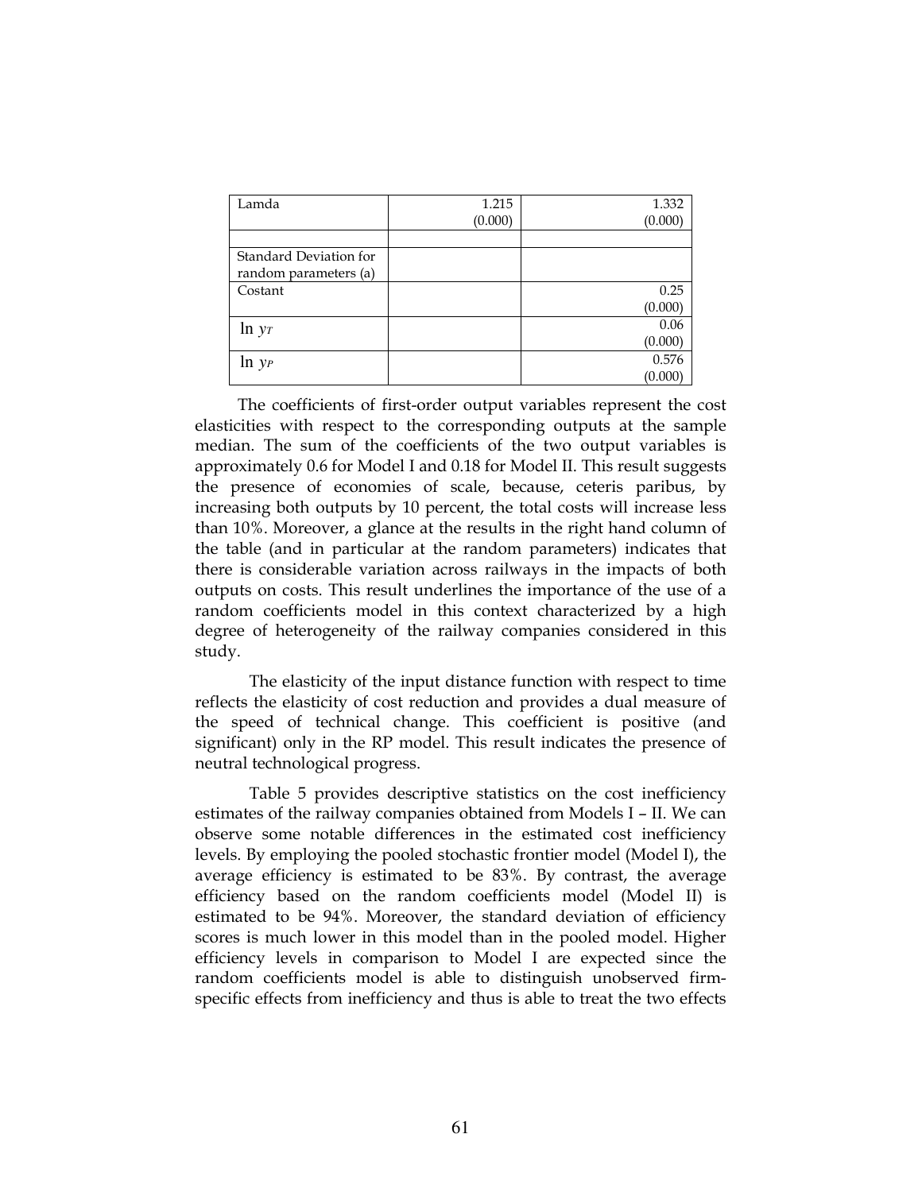| Lamda | 1.215<br>(0.000) | 1.332<br>(0.000) |
|---|---|---|
| | | |
| Standard Deviation for random parameters (a) | | |
| Costant | | 0.25<br>(0.000) |
| $\ln y_T$ | | 0.06<br>(0.000) |
| $\ln y_P$ | | 0.576<br>(0.000) |

The coefficients of first-order output variables represent the cost elasticities with respect to the corresponding outputs at the sample median. The sum of the coefficients of the two output variables is approximately 0.6 for Model I and 0.18 for Model II. This result suggests the presence of economies of scale, because, ceteris paribus, by increasing both outputs by 10 percent, the total costs will increase less than 10%. Moreover, a glance at the results in the right hand column of the table (and in particular at the random parameters) indicates that there is considerable variation across railways in the impacts of both outputs on costs. This result underlines the importance of the use of a random coefficients model in this context characterized by a high degree of heterogeneity of the railway companies considered in this study.

The elasticity of the input distance function with respect to time reflects the elasticity of cost reduction and provides a dual measure of the speed of technical change. This coefficient is positive (and significant) only in the RP model. This result indicates the presence of neutral technological progress.

Table 5 provides descriptive statistics on the cost inefficiency estimates of the railway companies obtained from Models I – II. We can observe some notable differences in the estimated cost inefficiency levels. By employing the pooled stochastic frontier model (Model I), the average efficiency is estimated to be 83%. By contrast, the average efficiency based on the random coefficients model (Model II) is estimated to be 94%. Moreover, the standard deviation of efficiency scores is much lower in this model than in the pooled model. Higher efficiency levels in comparison to Model I are expected since the random coefficients model is able to distinguish unobserved firm-specific effects from inefficiency and thus is able to treat the two effects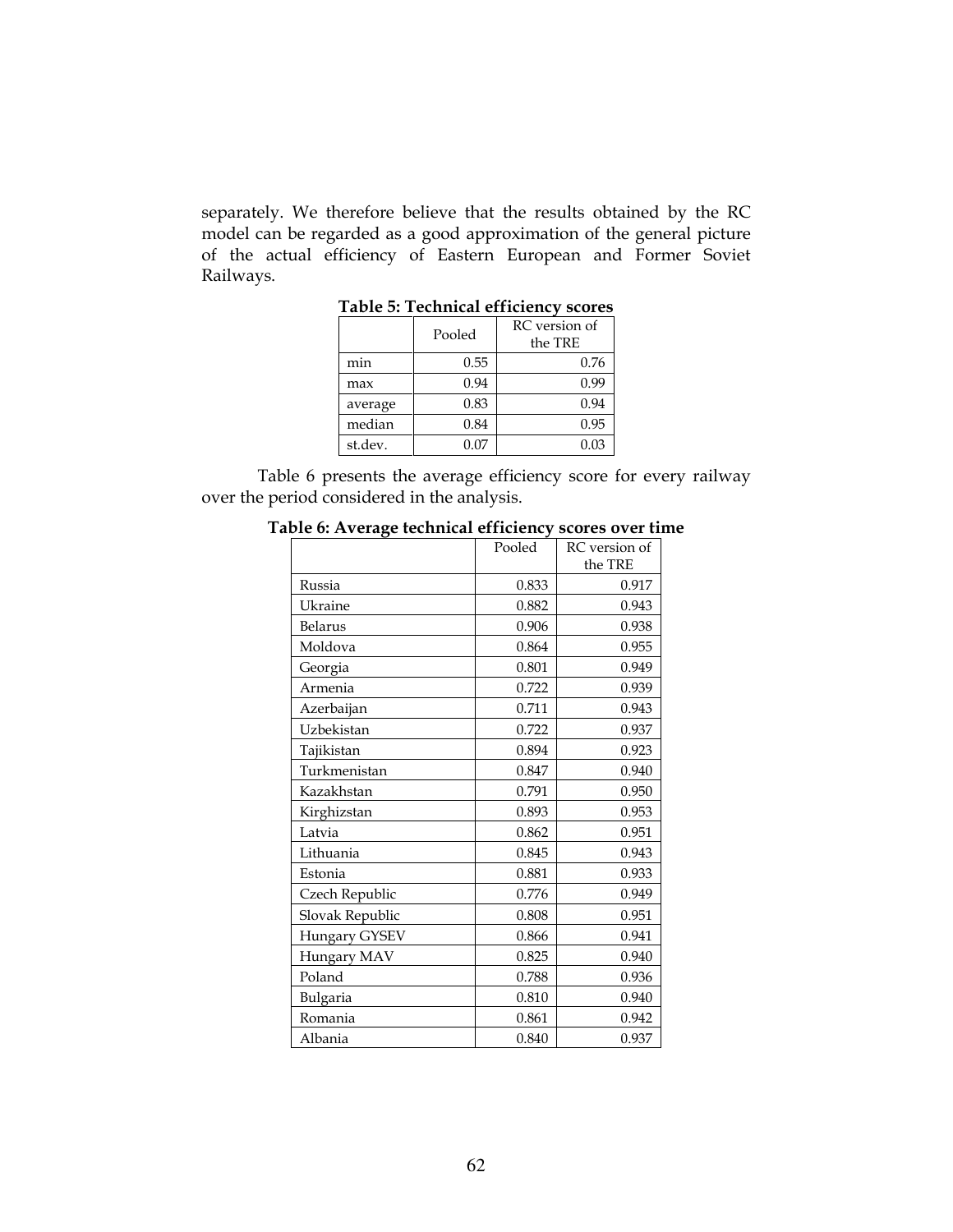separately. We therefore believe that the results obtained by the RC model can be regarded as a good approximation of the general picture of the actual efficiency of Eastern European and Former Soviet Railways.

**Table 5: Technical efficiency scores**

| | Pooled | RC version of the TRE |
|---|---|---|
| min | 0.55 | 0.76 |
| max | 0.94 | 0.99 |
| average | 0.83 | 0.94 |
| median | 0.84 | 0.95 |
| st.dev. | 0.07 | 0.03 |

Table 6 presents the average efficiency score for every railway over the period considered in the analysis.

**Table 6: Average technical efficiency scores over time**

| | Pooled | RC version of the TRE |
|---|---|---|
| Russia | 0.833 | 0.917 |
| Ukraine | 0.882 | 0.943 |
| Belarus | 0.906 | 0.938 |
| Moldova | 0.864 | 0.955 |
| Georgia | 0.801 | 0.949 |
| Armenia | 0.722 | 0.939 |
| Azerbaijan | 0.711 | 0.943 |
| Uzbekistan | 0.722 | 0.937 |
| Tajikistan | 0.894 | 0.923 |
| Turkmenistan | 0.847 | 0.940 |
| Kazakhstan | 0.791 | 0.950 |
| Kirghizstan | 0.893 | 0.953 |
| Latvia | 0.862 | 0.951 |
| Lithuania | 0.845 | 0.943 |
| Estonia | 0.881 | 0.933 |
| Czech Republic | 0.776 | 0.949 |
| Slovak Republic | 0.808 | 0.951 |
| Hungary GYSEV | 0.866 | 0.941 |
| Hungary MAV | 0.825 | 0.940 |
| Poland | 0.788 | 0.936 |
| Bulgaria | 0.810 | 0.940 |
| Romania | 0.861 | 0.942 |
| Albania | 0.840 | 0.937 |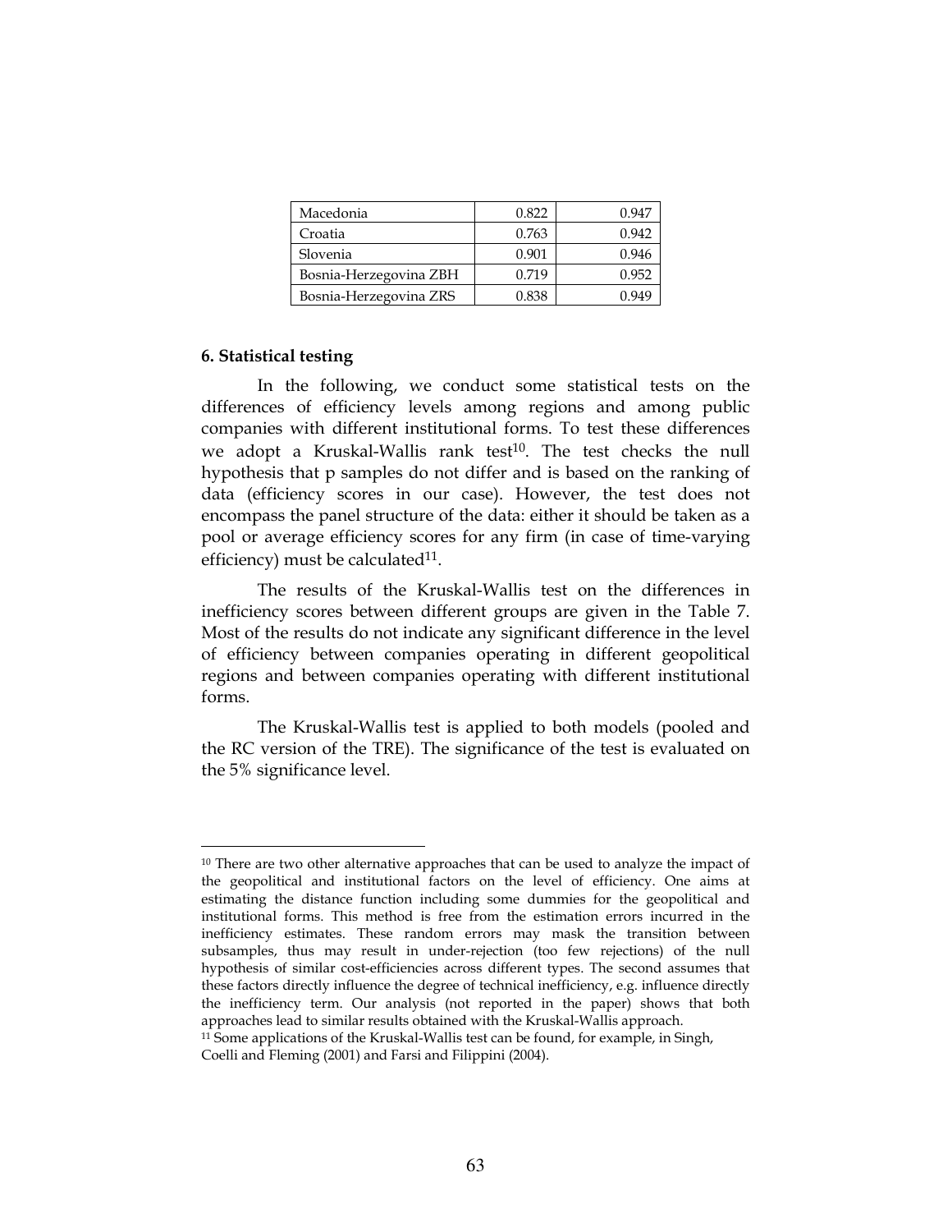| Macedonia | 0.822 | 0.947 |
|---|---|---|
| Croatia | 0.763 | 0.942 |
| Slovenia | 0.901 | 0.946 |
| Bosnia-Herzegovina ZBH | 0.719 | 0.952 |
| Bosnia-Herzegovina ZRS | 0.838 | 0.949 |

## 6. Statistical testing

In the following, we conduct some statistical tests on the differences of efficiency levels among regions and among public companies with different institutional forms. To test these differences we adopt a Kruskal-Wallis rank test[10]. The test checks the null hypothesis that p samples do not differ and is based on the ranking of data (efficiency scores in our case). However, the test does not encompass the panel structure of the data: either it should be taken as a pool or average efficiency scores for any firm (in case of time-varying efficiency) must be calculated[11].

The results of the Kruskal-Wallis test on the differences in inefficiency scores between different groups are given in the Table 7. Most of the results do not indicate any significant difference in the level of efficiency between companies operating in different geopolitical regions and between companies operating with different institutional forms.

The Kruskal-Wallis test is applied to both models (pooled and the RC version of the TRE). The significance of the test is evaluated on the 5% significance level.

---

[10] There are two other alternative approaches that can be used to analyze the impact of the geopolitical and institutional factors on the level of efficiency. One aims at estimating the distance function including some dummies for the geopolitical and institutional forms. This method is free from the estimation errors incurred in the inefficiency estimates. These random errors may mask the transition between subsamples, thus may result in under-rejection (too few rejections) of the null hypothesis of similar cost-efficiencies across different types. The second assumes that these factors directly influence the degree of technical inefficiency, e.g. influence directly the inefficiency term. Our analysis (not reported in the paper) shows that both approaches lead to similar results obtained with the Kruskal-Wallis approach.

[11] Some applications of the Kruskal-Wallis test can be found, for example, in Singh, Coelli and Fleming (2001) and Farsi and Filippini (2004).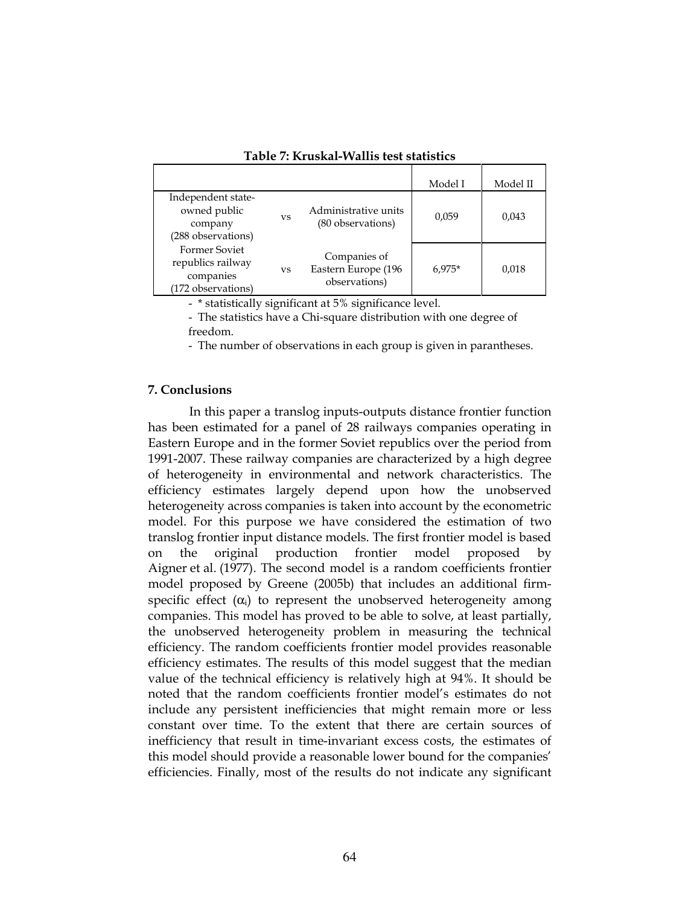**Table 7: Kruskal-Wallis test statistics**

| | | | Model I | Model II |
|---|---|---|---|---|
| Independent state-owned public company (288 observations) | vs | Administrative units (80 observations) | 0,059 | 0,043 |
| Former Soviet republics railway companies (172 observations) | vs | Companies of Eastern Europe (196 observations) | 6,975* | 0,018 |

- * statistically significant at 5% significance level.
- The statistics have a Chi-square distribution with one degree of freedom.
- The number of observations in each group is given in parantheses.

**7. Conclusions**

In this paper a translog inputs-outputs distance frontier function has been estimated for a panel of 28 railways companies operating in Eastern Europe and in the former Soviet republics over the period from 1991-2007. These railway companies are characterized by a high degree of heterogeneity in environmental and network characteristics. The efficiency estimates largely depend upon how the unobserved heterogeneity across companies is taken into account by the econometric model. For this purpose we have considered the estimation of two translog frontier input distance models. The first frontier model is based on the original production frontier model proposed by Aigner et al. (1977). The second model is a random coefficients frontier model proposed by Greene (2005b) that includes an additional firm-specific effect ($\alpha_i$) to represent the unobserved heterogeneity among companies. This model has proved to be able to solve, at least partially, the unobserved heterogeneity problem in measuring the technical efficiency. The random coefficients frontier model provides reasonable efficiency estimates. The results of this model suggest that the median value of the technical efficiency is relatively high at 94%. It should be noted that the random coefficients frontier model's estimates do not include any persistent inefficiencies that might remain more or less constant over time. To the extent that there are certain sources of inefficiency that result in time-invariant excess costs, the estimates of this model should provide a reasonable lower bound for the companies' efficiencies. Finally, most of the results do not indicate any significant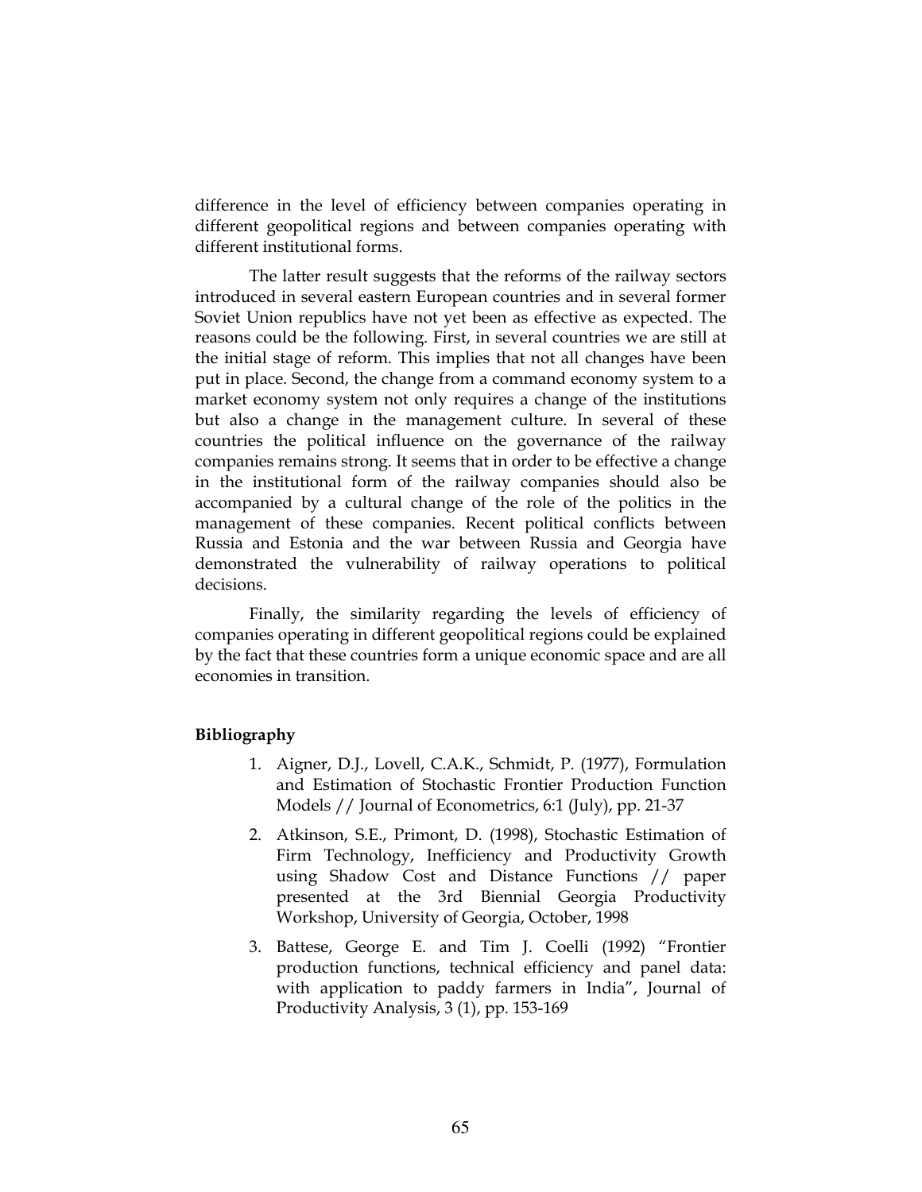difference in the level of efficiency between companies operating in different geopolitical regions and between companies operating with different institutional forms.

The latter result suggests that the reforms of the railway sectors introduced in several eastern European countries and in several former Soviet Union republics have not yet been as effective as expected. The reasons could be the following. First, in several countries we are still at the initial stage of reform. This implies that not all changes have been put in place. Second, the change from a command economy system to a market economy system not only requires a change of the institutions but also a change in the management culture. In several of these countries the political influence on the governance of the railway companies remains strong. It seems that in order to be effective a change in the institutional form of the railway companies should also be accompanied by a cultural change of the role of the politics in the management of these companies. Recent political conflicts between Russia and Estonia and the war between Russia and Georgia have demonstrated the vulnerability of railway operations to political decisions.

Finally, the similarity regarding the levels of efficiency of companies operating in different geopolitical regions could be explained by the fact that these countries form a unique economic space and are all economies in transition.

**Bibliography**

1. Aigner, D.J., Lovell, C.A.K., Schmidt, P. (1977), Formulation and Estimation of Stochastic Frontier Production Function Models // Journal of Econometrics, 6:1 (July), pp. 21-37
2. Atkinson, S.E., Primont, D. (1998), Stochastic Estimation of Firm Technology, Inefficiency and Productivity Growth using Shadow Cost and Distance Functions // paper presented at the 3rd Biennial Georgia Productivity Workshop, University of Georgia, October, 1998
3. Battese, George E. and Tim J. Coelli (1992) "Frontier production functions, technical efficiency and panel data: with application to paddy farmers in India", Journal of Productivity Analysis, 3 (1), pp. 153-169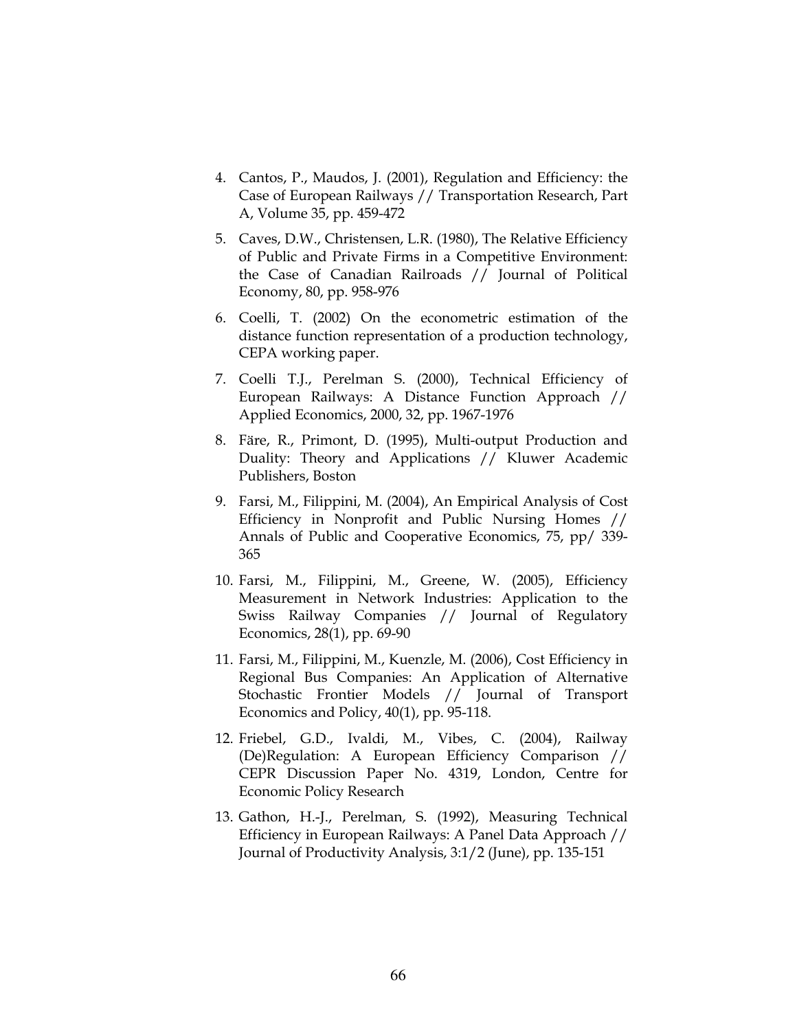4. Cantos, P., Maudos, J. (2001), Regulation and Efficiency: the Case of European Railways // Transportation Research, Part A, Volume 35, pp. 459-472

5. Caves, D.W., Christensen, L.R. (1980), The Relative Efficiency of Public and Private Firms in a Competitive Environment: the Case of Canadian Railroads // Journal of Political Economy, 80, pp. 958-976

6. Coelli, T. (2002) On the econometric estimation of the distance function representation of a production technology, CEPA working paper.

7. Coelli T.J., Perelman S. (2000), Technical Efficiency of European Railways: A Distance Function Approach // Applied Economics, 2000, 32, pp. 1967-1976

8. Färe, R., Primont, D. (1995), Multi-output Production and Duality: Theory and Applications // Kluwer Academic Publishers, Boston

9. Farsi, M., Filippini, M. (2004), An Empirical Analysis of Cost Efficiency in Nonprofit and Public Nursing Homes // Annals of Public and Cooperative Economics, 75, pp/ 339-365

10. Farsi, M., Filippini, M., Greene, W. (2005), Efficiency Measurement in Network Industries: Application to the Swiss Railway Companies // Journal of Regulatory Economics, 28(1), pp. 69-90

11. Farsi, M., Filippini, M., Kuenzle, M. (2006), Cost Efficiency in Regional Bus Companies: An Application of Alternative Stochastic Frontier Models // Journal of Transport Economics and Policy, 40(1), pp. 95-118.

12. Friebel, G.D., Ivaldi, M., Vibes, C. (2004), Railway (De)Regulation: A European Efficiency Comparison // CEPR Discussion Paper No. 4319, London, Centre for Economic Policy Research

13. Gathon, H.-J., Perelman, S. (1992), Measuring Technical Efficiency in European Railways: A Panel Data Approach // Journal of Productivity Analysis, 3:1/2 (June), pp. 135-151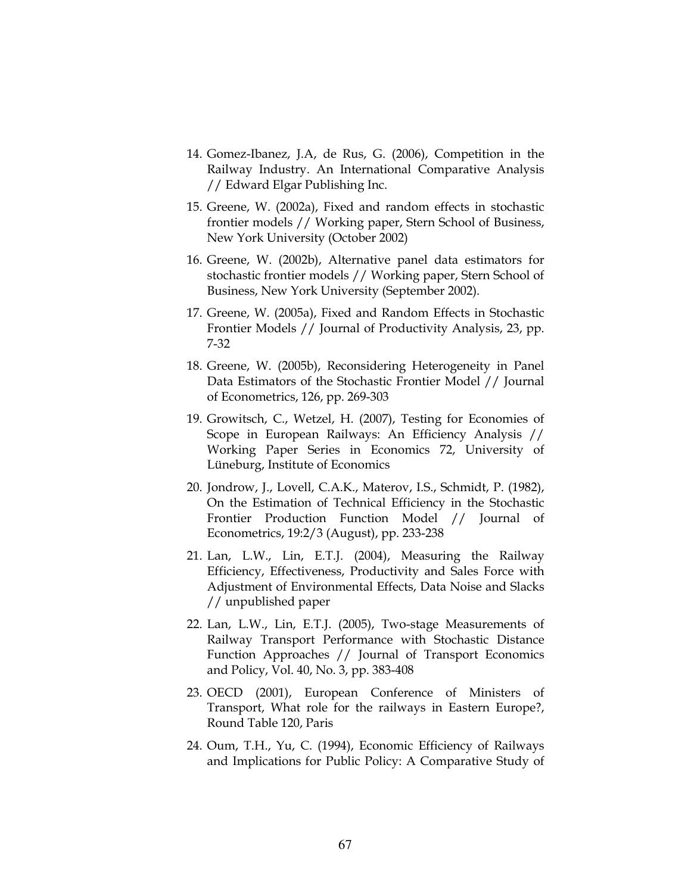14. Gomez-Ibanez, J.A, de Rus, G. (2006), Competition in the Railway Industry. An International Comparative Analysis // Edward Elgar Publishing Inc.
15. Greene, W. (2002a), Fixed and random effects in stochastic frontier models // Working paper, Stern School of Business, New York University (October 2002)
16. Greene, W. (2002b), Alternative panel data estimators for stochastic frontier models // Working paper, Stern School of Business, New York University (September 2002).
17. Greene, W. (2005a), Fixed and Random Effects in Stochastic Frontier Models // Journal of Productivity Analysis, 23, pp. 7-32
18. Greene, W. (2005b), Reconsidering Heterogeneity in Panel Data Estimators of the Stochastic Frontier Model // Journal of Econometrics, 126, pp. 269-303
19. Growitsch, C., Wetzel, H. (2007), Testing for Economies of Scope in European Railways: An Efficiency Analysis // Working Paper Series in Economics 72, University of Lüneburg, Institute of Economics
20. Jondrow, J., Lovell, C.A.K., Materov, I.S., Schmidt, P. (1982), On the Estimation of Technical Efficiency in the Stochastic Frontier Production Function Model // Journal of Econometrics, 19:2/3 (August), pp. 233-238
21. Lan, L.W., Lin, E.T.J. (2004), Measuring the Railway Efficiency, Effectiveness, Productivity and Sales Force with Adjustment of Environmental Effects, Data Noise and Slacks // unpublished paper
22. Lan, L.W., Lin, E.T.J. (2005), Two-stage Measurements of Railway Transport Performance with Stochastic Distance Function Approaches // Journal of Transport Economics and Policy, Vol. 40, No. 3, pp. 383-408
23. OECD (2001), European Conference of Ministers of Transport, What role for the railways in Eastern Europe?, Round Table 120, Paris
24. Oum, T.H., Yu, C. (1994), Economic Efficiency of Railways and Implications for Public Policy: A Comparative Study of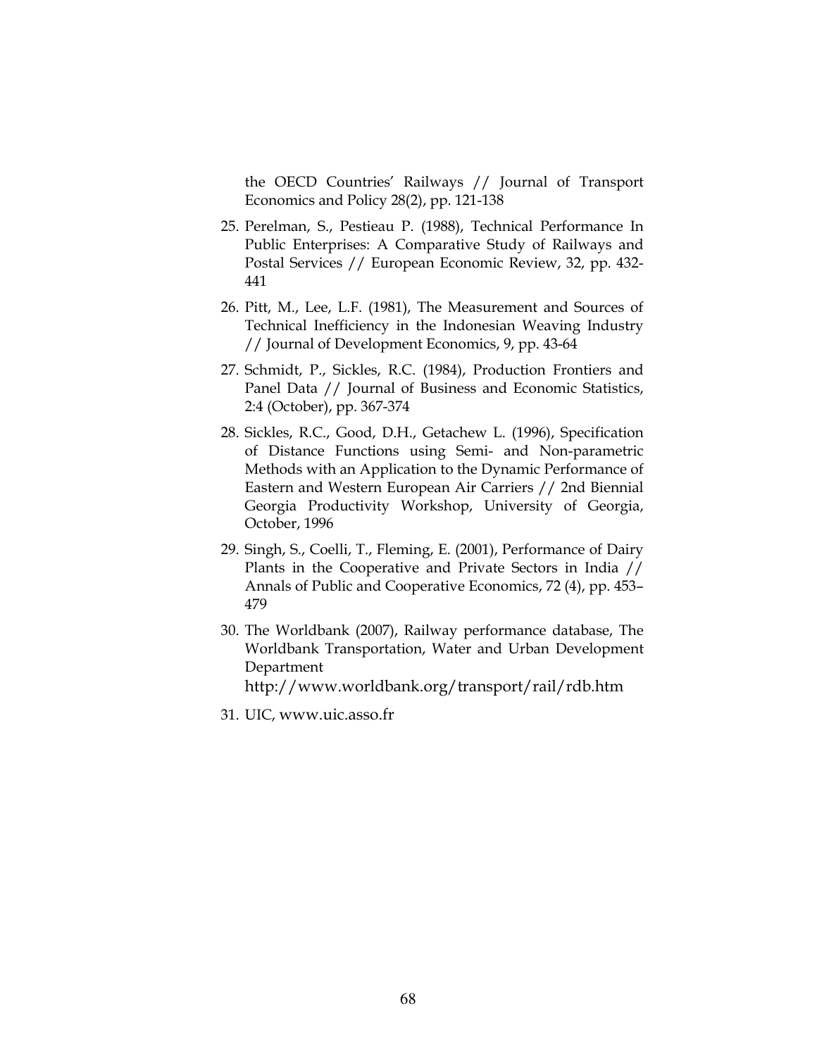the OECD Countries' Railways // Journal of Transport Economics and Policy 28(2), pp. 121-138

25. Perelman, S., Pestieau P. (1988), Technical Performance In Public Enterprises: A Comparative Study of Railways and Postal Services // European Economic Review, 32, pp. 432-441

26. Pitt, M., Lee, L.F. (1981), The Measurement and Sources of Technical Inefficiency in the Indonesian Weaving Industry // Journal of Development Economics, 9, pp. 43-64

27. Schmidt, P., Sickles, R.C. (1984), Production Frontiers and Panel Data // Journal of Business and Economic Statistics, 2:4 (October), pp. 367-374

28. Sickles, R.C., Good, D.H., Getachew L. (1996), Specification of Distance Functions using Semi- and Non-parametric Methods with an Application to the Dynamic Performance of Eastern and Western European Air Carriers // 2nd Biennial Georgia Productivity Workshop, University of Georgia, October, 1996

29. Singh, S., Coelli, T., Fleming, E. (2001), Performance of Dairy Plants in the Cooperative and Private Sectors in India // Annals of Public and Cooperative Economics, 72 (4), pp. 453–479

30. The Worldbank (2007), Railway performance database, The Worldbank Transportation, Water and Urban Development Department
http://www.worldbank.org/transport/rail/rdb.htm

31. UIC, www.uic.asso.fr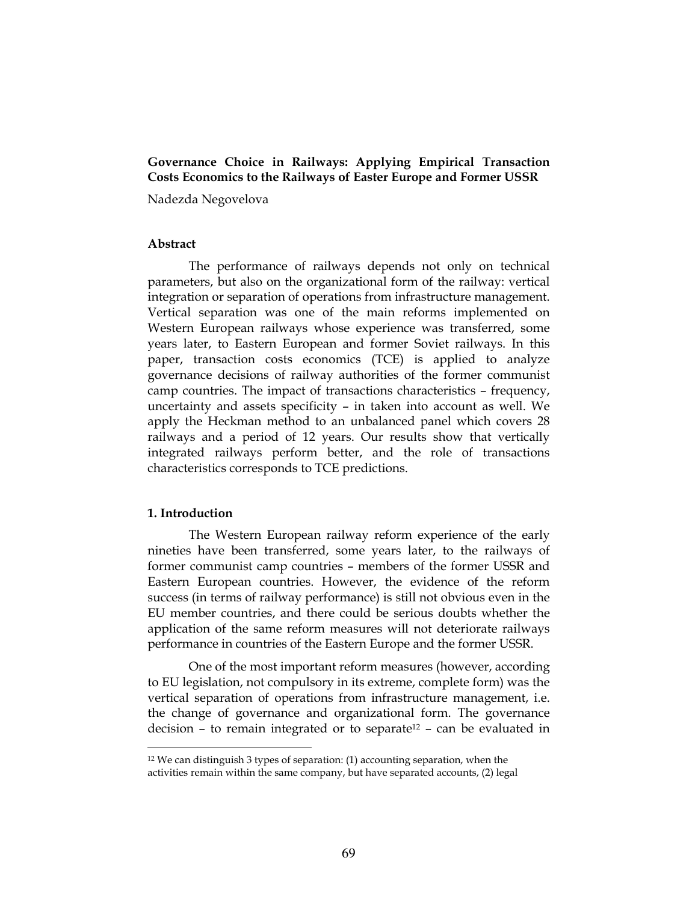**Governance Choice in Railways: Applying Empirical Transaction Costs Economics to the Railways of Easter Europe and Former USSR**

Nadezda Negovelova

## Abstract

The performance of railways depends not only on technical parameters, but also on the organizational form of the railway: vertical integration or separation of operations from infrastructure management. Vertical separation was one of the main reforms implemented on Western European railways whose experience was transferred, some years later, to Eastern European and former Soviet railways. In this paper, transaction costs economics (TCE) is applied to analyze governance decisions of railway authorities of the former communist camp countries. The impact of transactions characteristics – frequency, uncertainty and assets specificity – in taken into account as well. We apply the Heckman method to an unbalanced panel which covers 28 railways and a period of 12 years. Our results show that vertically integrated railways perform better, and the role of transactions characteristics corresponds to TCE predictions.

## 1. Introduction

The Western European railway reform experience of the early nineties have been transferred, some years later, to the railways of former communist camp countries – members of the former USSR and Eastern European countries. However, the evidence of the reform success (in terms of railway performance) is still not obvious even in the EU member countries, and there could be serious doubts whether the application of the same reform measures will not deteriorate railways performance in countries of the Eastern Europe and the former USSR.

One of the most important reform measures (however, according to EU legislation, not compulsory in its extreme, complete form) was the vertical separation of operations from infrastructure management, i.e. the change of governance and organizational form. The governance decision – to remain integrated or to separate[12] – can be evaluated in

[12] We can distinguish 3 types of separation: (1) accounting separation, when the activities remain within the same company, but have separated accounts, (2) legal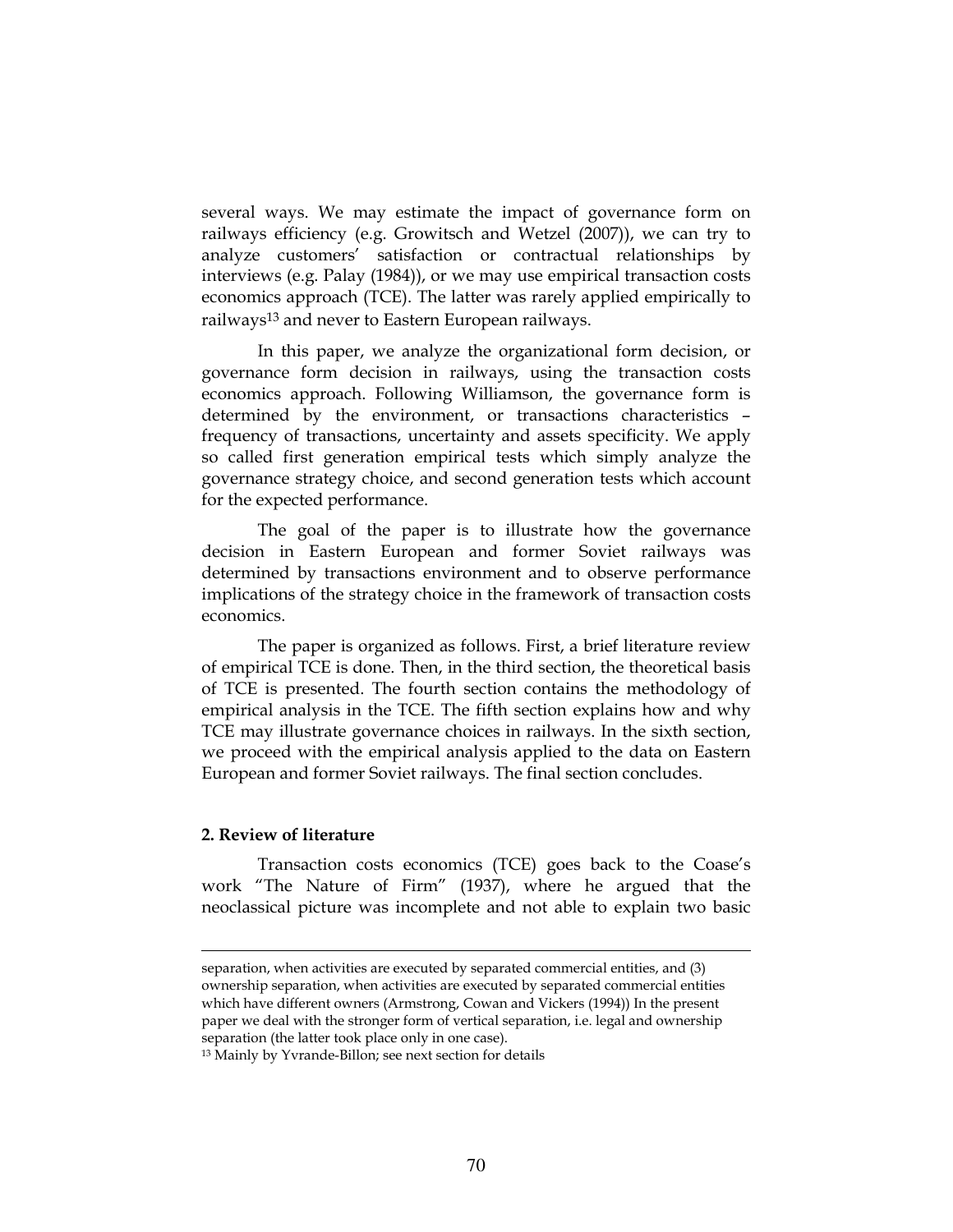several ways. We may estimate the impact of governance form on railways efficiency (e.g. Growitsch and Wetzel (2007)), we can try to analyze customers' satisfaction or contractual relationships by interviews (e.g. Palay (1984)), or we may use empirical transaction costs economics approach (TCE). The latter was rarely applied empirically to railways[13] and never to Eastern European railways.

In this paper, we analyze the organizational form decision, or governance form decision in railways, using the transaction costs economics approach. Following Williamson, the governance form is determined by the environment, or transactions characteristics – frequency of transactions, uncertainty and assets specificity. We apply so called first generation empirical tests which simply analyze the governance strategy choice, and second generation tests which account for the expected performance.

The goal of the paper is to illustrate how the governance decision in Eastern European and former Soviet railways was determined by transactions environment and to observe performance implications of the strategy choice in the framework of transaction costs economics.

The paper is organized as follows. First, a brief literature review of empirical TCE is done. Then, in the third section, the theoretical basis of TCE is presented. The fourth section contains the methodology of empirical analysis in the TCE. The fifth section explains how and why TCE may illustrate governance choices in railways. In the sixth section, we proceed with the empirical analysis applied to the data on Eastern European and former Soviet railways. The final section concludes.

## 2. Review of literature

Transaction costs economics (TCE) goes back to the Coase's work "The Nature of Firm" (1937), where he argued that the neoclassical picture was incomplete and not able to explain two basic

---

separation, when activities are executed by separated commercial entities, and (3) ownership separation, when activities are executed by separated commercial entities which have different owners (Armstrong, Cowan and Vickers (1994)) In the present paper we deal with the stronger form of vertical separation, i.e. legal and ownership separation (the latter took place only in one case).

[13] Mainly by Yvrande-Billon; see next section for details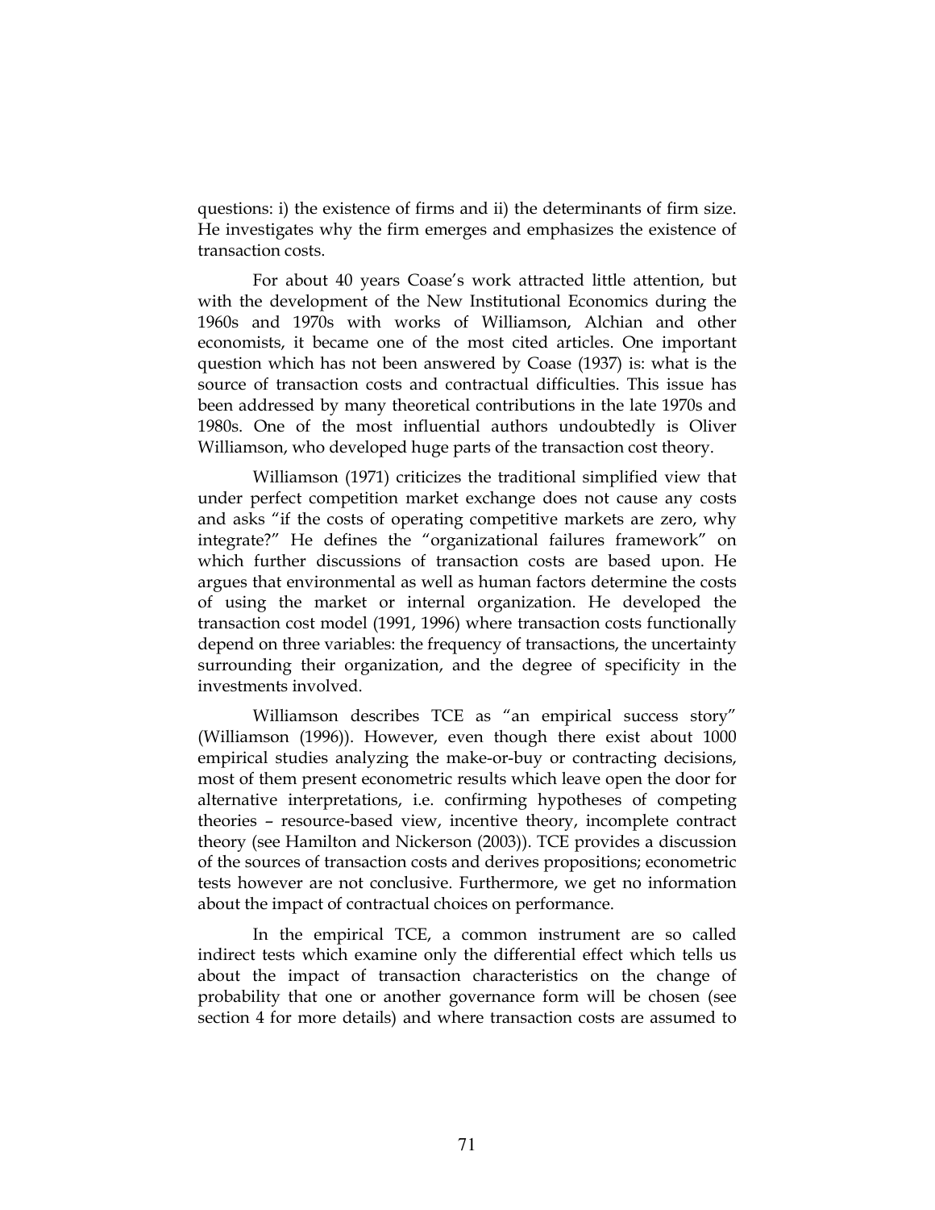questions: i) the existence of firms and ii) the determinants of firm size. He investigates why the firm emerges and emphasizes the existence of transaction costs.

For about 40 years Coase's work attracted little attention, but with the development of the New Institutional Economics during the 1960s and 1970s with works of Williamson, Alchian and other economists, it became one of the most cited articles. One important question which has not been answered by Coase (1937) is: what is the source of transaction costs and contractual difficulties. This issue has been addressed by many theoretical contributions in the late 1970s and 1980s. One of the most influential authors undoubtedly is Oliver Williamson, who developed huge parts of the transaction cost theory.

Williamson (1971) criticizes the traditional simplified view that under perfect competition market exchange does not cause any costs and asks "if the costs of operating competitive markets are zero, why integrate?" He defines the "organizational failures framework" on which further discussions of transaction costs are based upon. He argues that environmental as well as human factors determine the costs of using the market or internal organization. He developed the transaction cost model (1991, 1996) where transaction costs functionally depend on three variables: the frequency of transactions, the uncertainty surrounding their organization, and the degree of specificity in the investments involved.

Williamson describes TCE as "an empirical success story" (Williamson (1996)). However, even though there exist about 1000 empirical studies analyzing the make-or-buy or contracting decisions, most of them present econometric results which leave open the door for alternative interpretations, i.e. confirming hypotheses of competing theories – resource-based view, incentive theory, incomplete contract theory (see Hamilton and Nickerson (2003)). TCE provides a discussion of the sources of transaction costs and derives propositions; econometric tests however are not conclusive. Furthermore, we get no information about the impact of contractual choices on performance.

In the empirical TCE, a common instrument are so called indirect tests which examine only the differential effect which tells us about the impact of transaction characteristics on the change of probability that one or another governance form will be chosen (see section 4 for more details) and where transaction costs are assumed to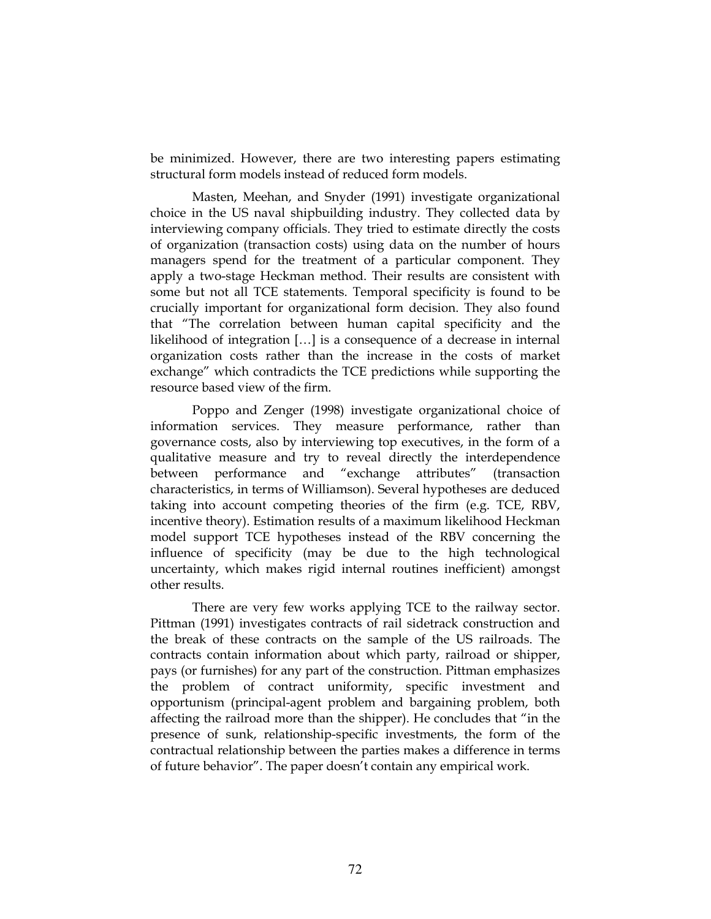be minimized. However, there are two interesting papers estimating structural form models instead of reduced form models.

Masten, Meehan, and Snyder (1991) investigate organizational choice in the US naval shipbuilding industry. They collected data by interviewing company officials. They tried to estimate directly the costs of organization (transaction costs) using data on the number of hours managers spend for the treatment of a particular component. They apply a two-stage Heckman method. Their results are consistent with some but not all TCE statements. Temporal specificity is found to be crucially important for organizational form decision. They also found that "The correlation between human capital specificity and the likelihood of integration […] is a consequence of a decrease in internal organization costs rather than the increase in the costs of market exchange" which contradicts the TCE predictions while supporting the resource based view of the firm.

Poppo and Zenger (1998) investigate organizational choice of information services. They measure performance, rather than governance costs, also by interviewing top executives, in the form of a qualitative measure and try to reveal directly the interdependence between performance and "exchange attributes" (transaction characteristics, in terms of Williamson). Several hypotheses are deduced taking into account competing theories of the firm (e.g. TCE, RBV, incentive theory). Estimation results of a maximum likelihood Heckman model support TCE hypotheses instead of the RBV concerning the influence of specificity (may be due to the high technological uncertainty, which makes rigid internal routines inefficient) amongst other results.

There are very few works applying TCE to the railway sector. Pittman (1991) investigates contracts of rail sidetrack construction and the break of these contracts on the sample of the US railroads. The contracts contain information about which party, railroad or shipper, pays (or furnishes) for any part of the construction. Pittman emphasizes the problem of contract uniformity, specific investment and opportunism (principal-agent problem and bargaining problem, both affecting the railroad more than the shipper). He concludes that "in the presence of sunk, relationship-specific investments, the form of the contractual relationship between the parties makes a difference in terms of future behavior". The paper doesn't contain any empirical work.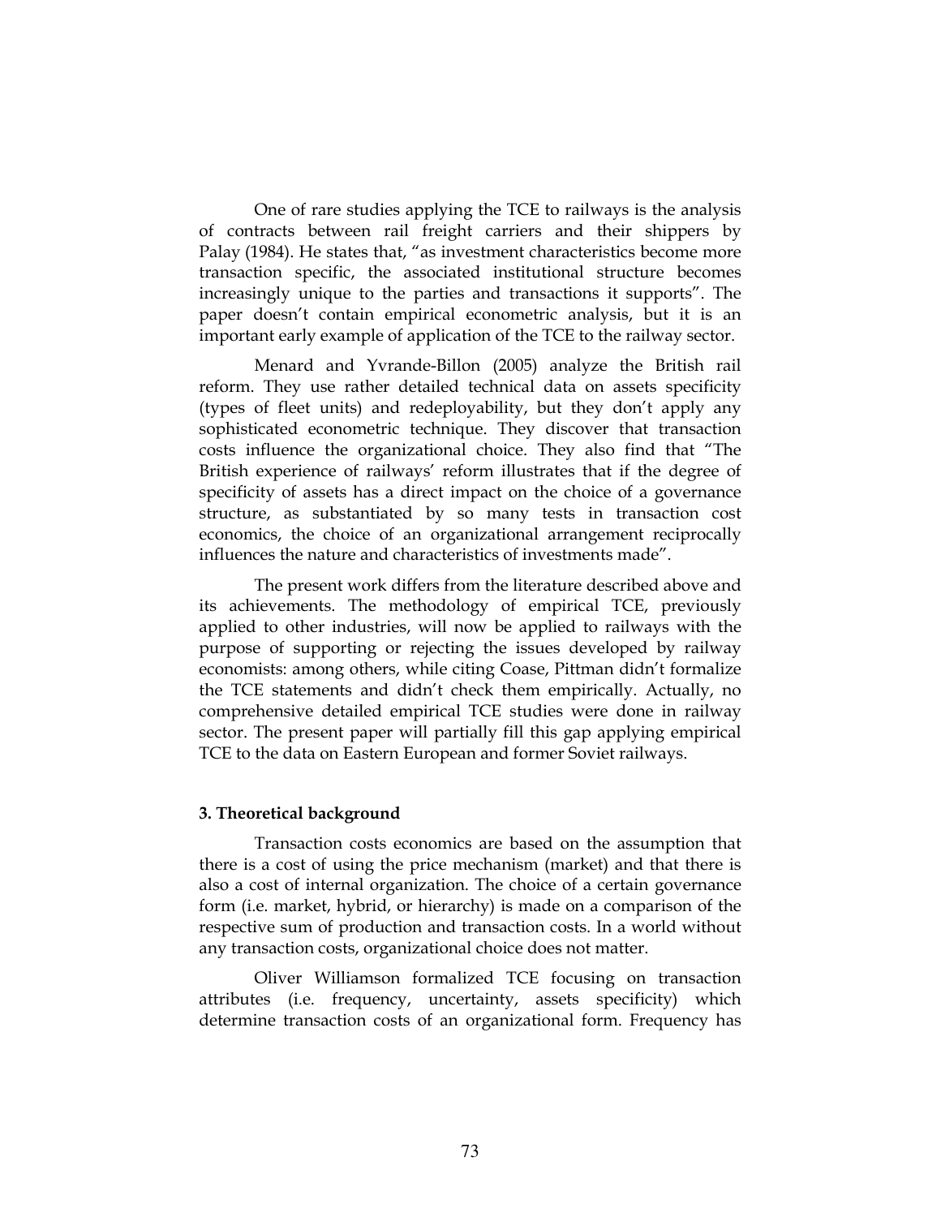One of rare studies applying the TCE to railways is the analysis of contracts between rail freight carriers and their shippers by Palay (1984). He states that, "as investment characteristics become more transaction specific, the associated institutional structure becomes increasingly unique to the parties and transactions it supports". The paper doesn't contain empirical econometric analysis, but it is an important early example of application of the TCE to the railway sector.

Menard and Yvrande-Billon (2005) analyze the British rail reform. They use rather detailed technical data on assets specificity (types of fleet units) and redeployability, but they don't apply any sophisticated econometric technique. They discover that transaction costs influence the organizational choice. They also find that "The British experience of railways' reform illustrates that if the degree of specificity of assets has a direct impact on the choice of a governance structure, as substantiated by so many tests in transaction cost economics, the choice of an organizational arrangement reciprocally influences the nature and characteristics of investments made".

The present work differs from the literature described above and its achievements. The methodology of empirical TCE, previously applied to other industries, will now be applied to railways with the purpose of supporting or rejecting the issues developed by railway economists: among others, while citing Coase, Pittman didn't formalize the TCE statements and didn't check them empirically. Actually, no comprehensive detailed empirical TCE studies were done in railway sector. The present paper will partially fill this gap applying empirical TCE to the data on Eastern European and former Soviet railways.

### 3. Theoretical background

Transaction costs economics are based on the assumption that there is a cost of using the price mechanism (market) and that there is also a cost of internal organization. The choice of a certain governance form (i.e. market, hybrid, or hierarchy) is made on a comparison of the respective sum of production and transaction costs. In a world without any transaction costs, organizational choice does not matter.

Oliver Williamson formalized TCE focusing on transaction attributes (i.e. frequency, uncertainty, assets specificity) which determine transaction costs of an organizational form. Frequency has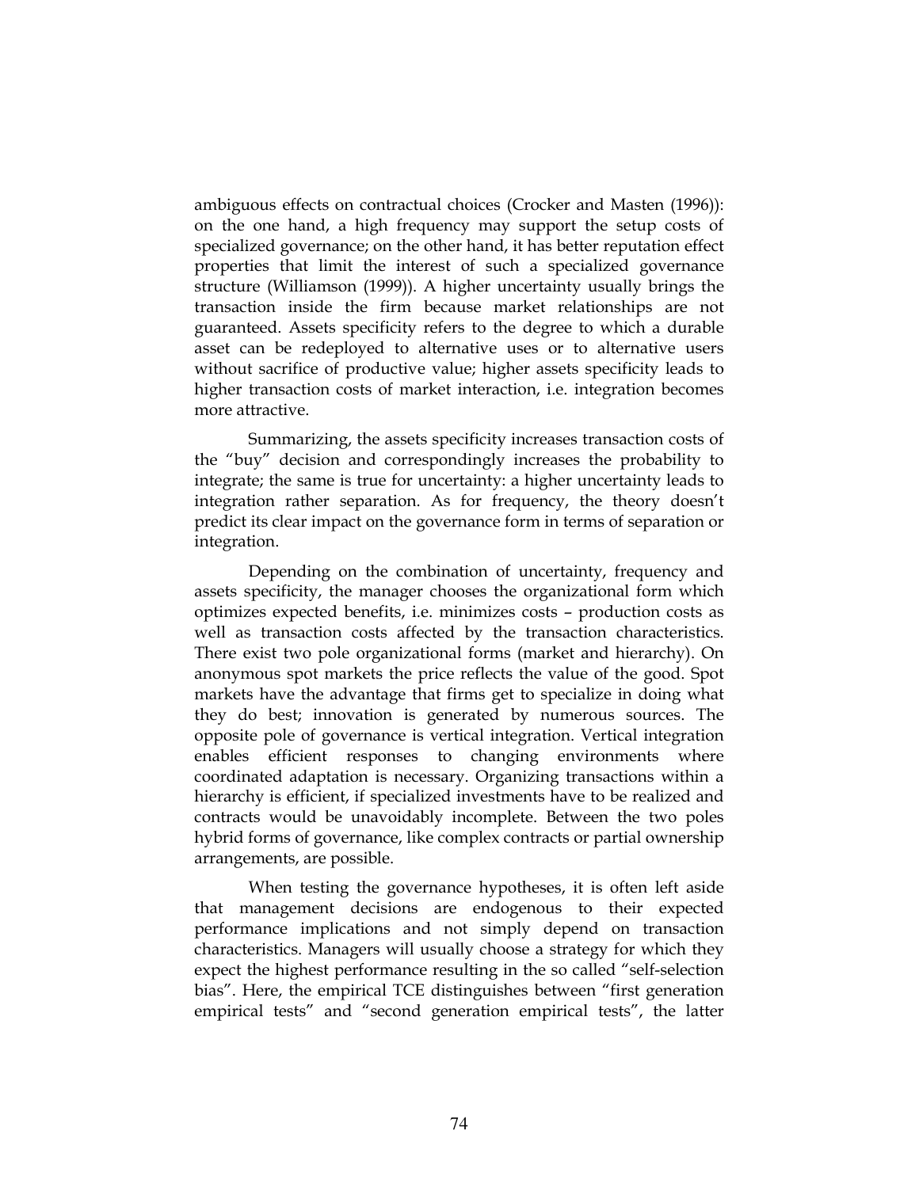ambiguous effects on contractual choices (Crocker and Masten (1996)): on the one hand, a high frequency may support the setup costs of specialized governance; on the other hand, it has better reputation effect properties that limit the interest of such a specialized governance structure (Williamson (1999)). A higher uncertainty usually brings the transaction inside the firm because market relationships are not guaranteed. Assets specificity refers to the degree to which a durable asset can be redeployed to alternative uses or to alternative users without sacrifice of productive value; higher assets specificity leads to higher transaction costs of market interaction, i.e. integration becomes more attractive.

Summarizing, the assets specificity increases transaction costs of the "buy" decision and correspondingly increases the probability to integrate; the same is true for uncertainty: a higher uncertainty leads to integration rather separation. As for frequency, the theory doesn't predict its clear impact on the governance form in terms of separation or integration.

Depending on the combination of uncertainty, frequency and assets specificity, the manager chooses the organizational form which optimizes expected benefits, i.e. minimizes costs – production costs as well as transaction costs affected by the transaction characteristics. There exist two pole organizational forms (market and hierarchy). On anonymous spot markets the price reflects the value of the good. Spot markets have the advantage that firms get to specialize in doing what they do best; innovation is generated by numerous sources. The opposite pole of governance is vertical integration. Vertical integration enables efficient responses to changing environments where coordinated adaptation is necessary. Organizing transactions within a hierarchy is efficient, if specialized investments have to be realized and contracts would be unavoidably incomplete. Between the two poles hybrid forms of governance, like complex contracts or partial ownership arrangements, are possible.

When testing the governance hypotheses, it is often left aside that management decisions are endogenous to their expected performance implications and not simply depend on transaction characteristics. Managers will usually choose a strategy for which they expect the highest performance resulting in the so called "self-selection bias". Here, the empirical TCE distinguishes between "first generation empirical tests" and "second generation empirical tests", the latter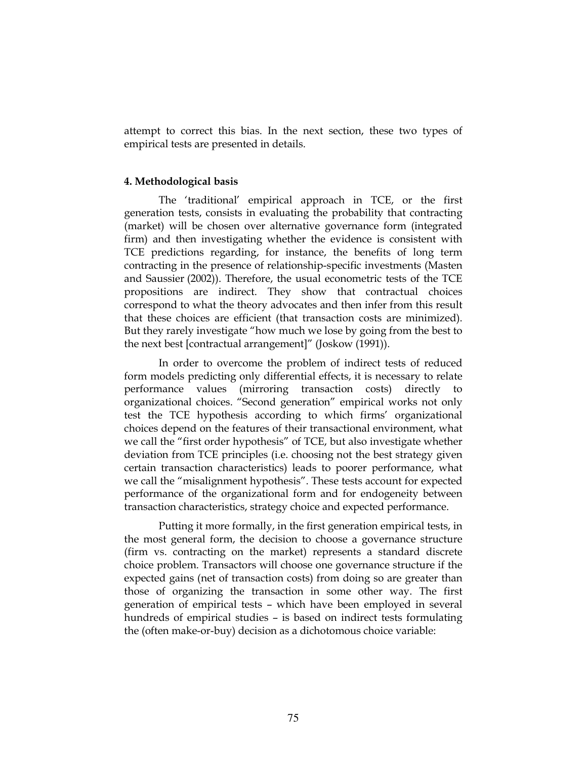attempt to correct this bias. In the next section, these two types of empirical tests are presented in details.

**4. Methodological basis**

The 'traditional' empirical approach in TCE, or the first generation tests, consists in evaluating the probability that contracting (market) will be chosen over alternative governance form (integrated firm) and then investigating whether the evidence is consistent with TCE predictions regarding, for instance, the benefits of long term contracting in the presence of relationship-specific investments (Masten and Saussier (2002)). Therefore, the usual econometric tests of the TCE propositions are indirect. They show that contractual choices correspond to what the theory advocates and then infer from this result that these choices are efficient (that transaction costs are minimized). But they rarely investigate "how much we lose by going from the best to the next best [contractual arrangement]" (Joskow (1991)).

In order to overcome the problem of indirect tests of reduced form models predicting only differential effects, it is necessary to relate performance values (mirroring transaction costs) directly to organizational choices. "Second generation" empirical works not only test the TCE hypothesis according to which firms' organizational choices depend on the features of their transactional environment, what we call the "first order hypothesis" of TCE, but also investigate whether deviation from TCE principles (i.e. choosing not the best strategy given certain transaction characteristics) leads to poorer performance, what we call the "misalignment hypothesis". These tests account for expected performance of the organizational form and for endogeneity between transaction characteristics, strategy choice and expected performance.

Putting it more formally, in the first generation empirical tests, in the most general form, the decision to choose a governance structure (firm vs. contracting on the market) represents a standard discrete choice problem. Transactors will choose one governance structure if the expected gains (net of transaction costs) from doing so are greater than those of organizing the transaction in some other way. The first generation of empirical tests – which have been employed in several hundreds of empirical studies – is based on indirect tests formulating the (often make-or-buy) decision as a dichotomous choice variable: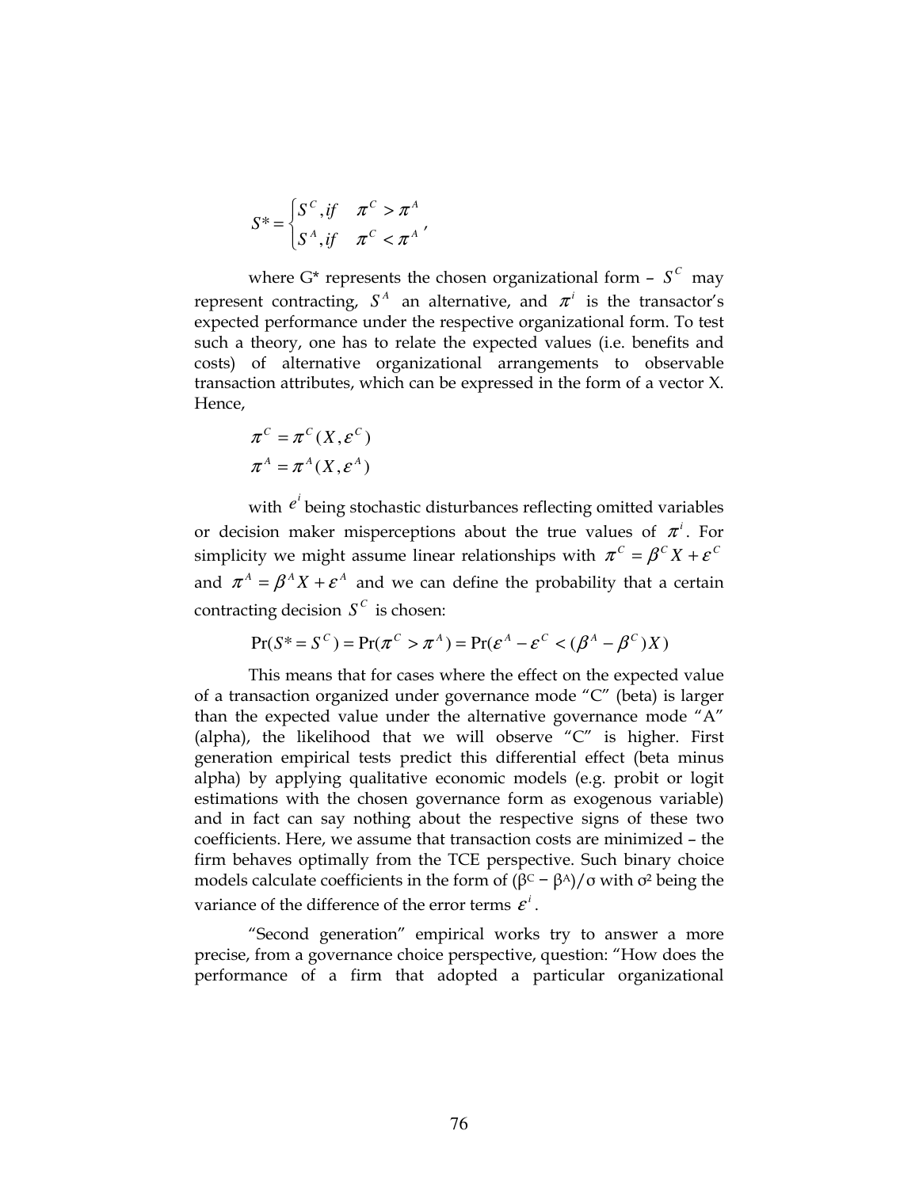$$S^* = \begin{cases} S^C, if & \pi^C > \pi^A \\ S^A, if & \pi^C < \pi^A \end{cases},$$

where G* represents the chosen organizational form – $S^C$ may represent contracting, $S^A$ an alternative, and $\pi^i$ is the transactor's expected performance under the respective organizational form. To test such a theory, one has to relate the expected values (i.e. benefits and costs) of alternative organizational arrangements to observable transaction attributes, which can be expressed in the form of a vector X. Hence,

$$\pi^C = \pi^C(X, \varepsilon^C)$$
$$\pi^A = \pi^A(X, \varepsilon^A)$$

with $e^i$ being stochastic disturbances reflecting omitted variables or decision maker misperceptions about the true values of $\pi^i$. For simplicity we might assume linear relationships with $\pi^C = \beta^C X + \varepsilon^C$ and $\pi^A = \beta^A X + \varepsilon^A$ and we can define the probability that a certain contracting decision $S^C$ is chosen:

$$\Pr(S^* = S^C) = \Pr(\pi^C > \pi^A) = \Pr(\varepsilon^A - \varepsilon^C < (\beta^A - \beta^C)X)$$

This means that for cases where the effect on the expected value of a transaction organized under governance mode "C" (beta) is larger than the expected value under the alternative governance mode "A" (alpha), the likelihood that we will observe "C" is higher. First generation empirical tests predict this differential effect (beta minus alpha) by applying qualitative economic models (e.g. probit or logit estimations with the chosen governance form as exogenous variable) and in fact can say nothing about the respective signs of these two coefficients. Here, we assume that transaction costs are minimized – the firm behaves optimally from the TCE perspective. Such binary choice models calculate coefficients in the form of $(\beta^C - \beta^A)/\sigma$ with $\sigma^2$ being the variance of the difference of the error terms $\varepsilon^i$.

"Second generation" empirical works try to answer a more precise, from a governance choice perspective, question: "How does the performance of a firm that adopted a particular organizational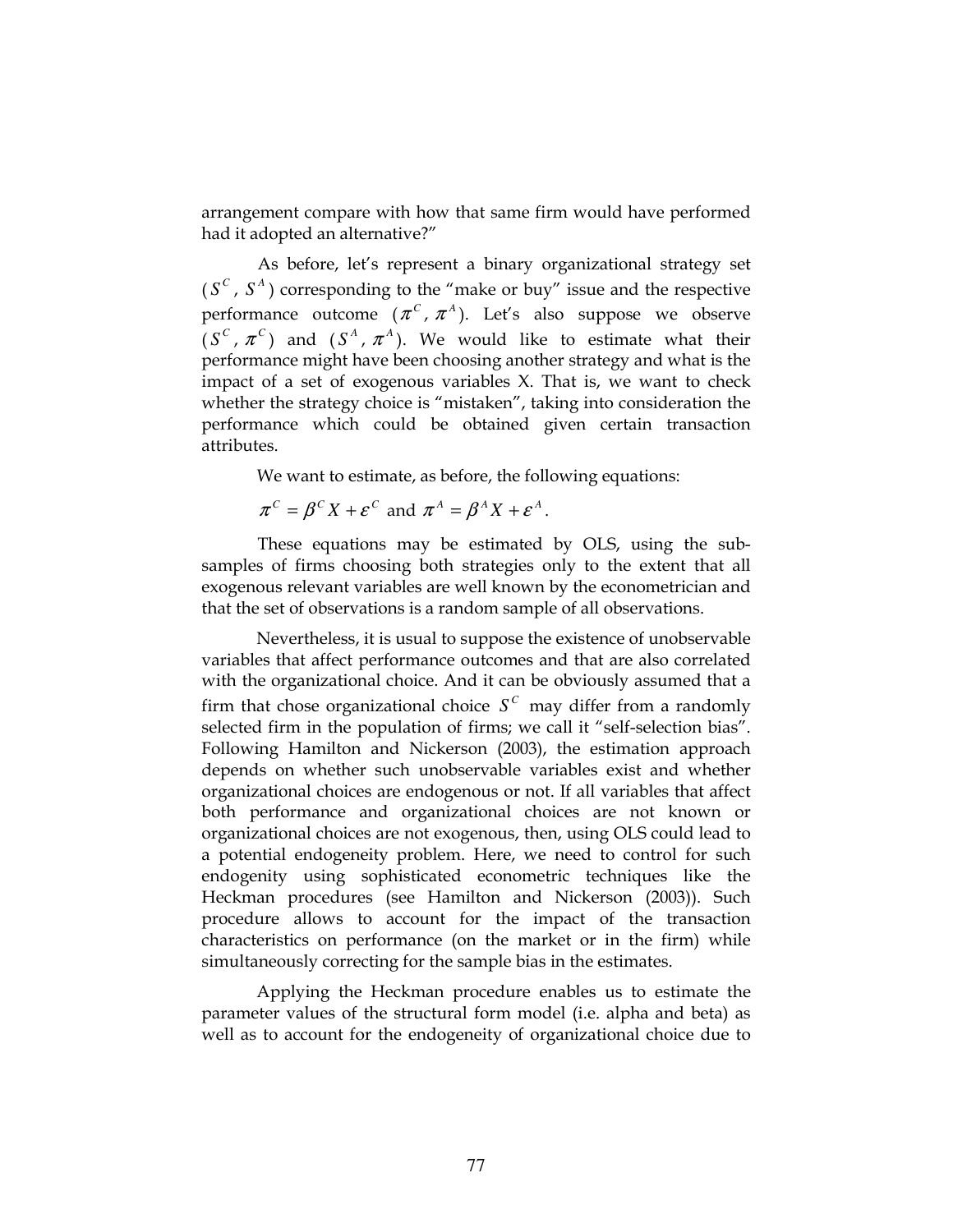arrangement compare with how that same firm would have performed had it adopted an alternative?"

As before, let's represent a binary organizational strategy set ($S^C$, $S^A$) corresponding to the "make or buy" issue and the respective performance outcome ($\pi^C$, $\pi^A$). Let's also suppose we observe ($S^C$, $\pi^C$) and ($S^A$, $\pi^A$). We would like to estimate what their performance might have been choosing another strategy and what is the impact of a set of exogenous variables X. That is, we want to check whether the strategy choice is "mistaken", taking into consideration the performance which could be obtained given certain transaction attributes.

We want to estimate, as before, the following equations:

$$\pi^C = \beta^C X + \varepsilon^C \text{ and } \pi^A = \beta^A X + \varepsilon^A .$$

These equations may be estimated by OLS, using the sub-samples of firms choosing both strategies only to the extent that all exogenous relevant variables are well known by the econometrician and that the set of observations is a random sample of all observations.

Nevertheless, it is usual to suppose the existence of unobservable variables that affect performance outcomes and that are also correlated with the organizational choice. And it can be obviously assumed that a firm that chose organizational choice $S^C$ may differ from a randomly selected firm in the population of firms; we call it "self-selection bias". Following Hamilton and Nickerson (2003), the estimation approach depends on whether such unobservable variables exist and whether organizational choices are endogenous or not. If all variables that affect both performance and organizational choices are not known or organizational choices are not exogenous, then, using OLS could lead to a potential endogeneity problem. Here, we need to control for such endogenity using sophisticated econometric techniques like the Heckman procedures (see Hamilton and Nickerson (2003)). Such procedure allows to account for the impact of the transaction characteristics on performance (on the market or in the firm) while simultaneously correcting for the sample bias in the estimates.

Applying the Heckman procedure enables us to estimate the parameter values of the structural form model (i.e. alpha and beta) as well as to account for the endogeneity of organizational choice due to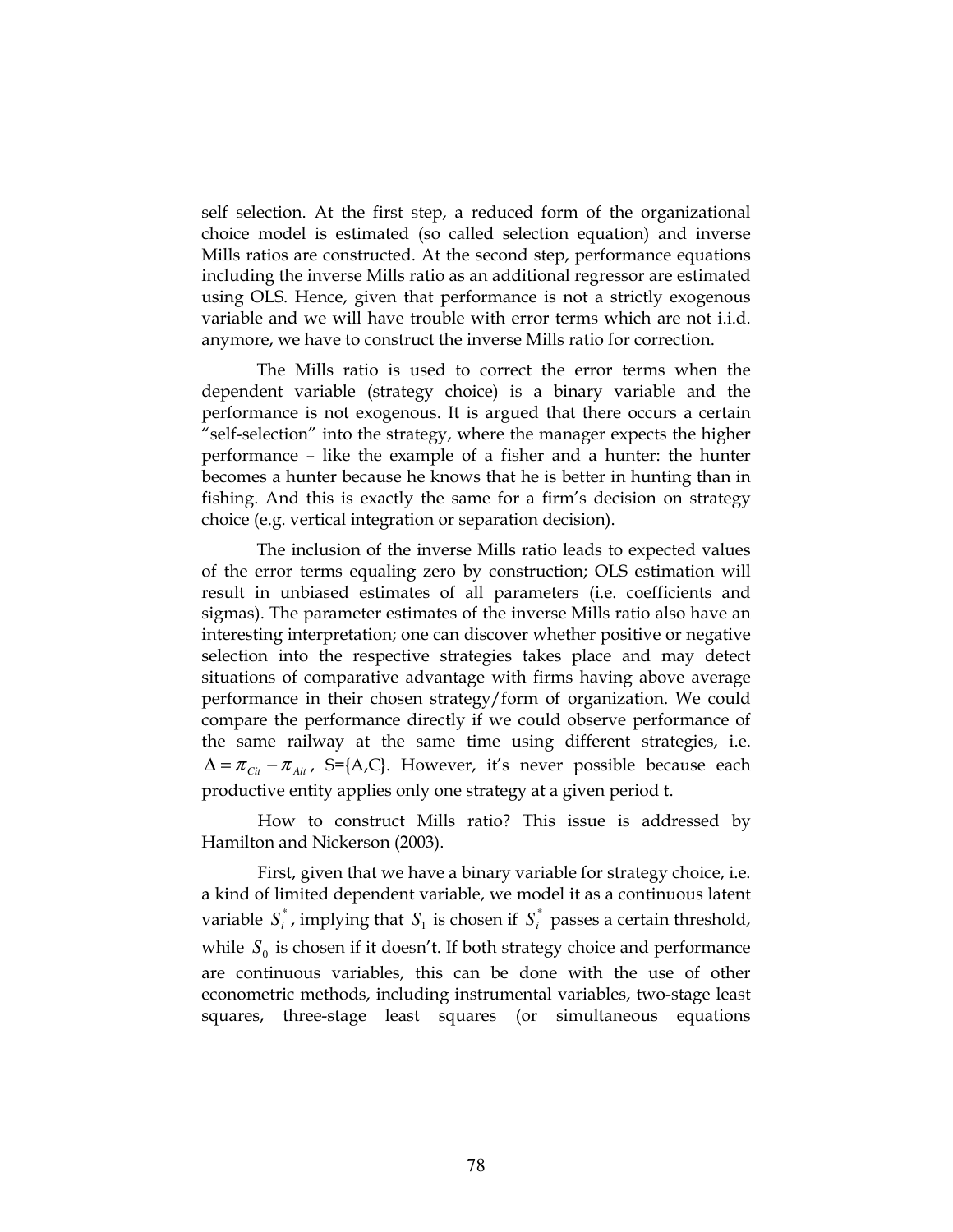self selection. At the first step, a reduced form of the organizational choice model is estimated (so called selection equation) and inverse Mills ratios are constructed. At the second step, performance equations including the inverse Mills ratio as an additional regressor are estimated using OLS. Hence, given that performance is not a strictly exogenous variable and we will have trouble with error terms which are not i.i.d. anymore, we have to construct the inverse Mills ratio for correction.

The Mills ratio is used to correct the error terms when the dependent variable (strategy choice) is a binary variable and the performance is not exogenous. It is argued that there occurs a certain "self-selection" into the strategy, where the manager expects the higher performance – like the example of a fisher and a hunter: the hunter becomes a hunter because he knows that he is better in hunting than in fishing. And this is exactly the same for a firm's decision on strategy choice (e.g. vertical integration or separation decision).

The inclusion of the inverse Mills ratio leads to expected values of the error terms equaling zero by construction; OLS estimation will result in unbiased estimates of all parameters (i.e. coefficients and sigmas). The parameter estimates of the inverse Mills ratio also have an interesting interpretation; one can discover whether positive or negative selection into the respective strategies takes place and may detect situations of comparative advantage with firms having above average performance in their chosen strategy/form of organization. We could compare the performance directly if we could observe performance of the same railway at the same time using different strategies, i.e. $\Delta = \pi_{Cit} - \pi_{Ait}$, S={A,C}. However, it's never possible because each productive entity applies only one strategy at a given period t.

How to construct Mills ratio? This issue is addressed by Hamilton and Nickerson (2003).

First, given that we have a binary variable for strategy choice, i.e. a kind of limited dependent variable, we model it as a continuous latent variable $S_i^*$, implying that $S_1$ is chosen if $S_i^*$ passes a certain threshold, while $S_0$ is chosen if it doesn't. If both strategy choice and performance are continuous variables, this can be done with the use of other econometric methods, including instrumental variables, two-stage least squares, three-stage least squares (or simultaneous equations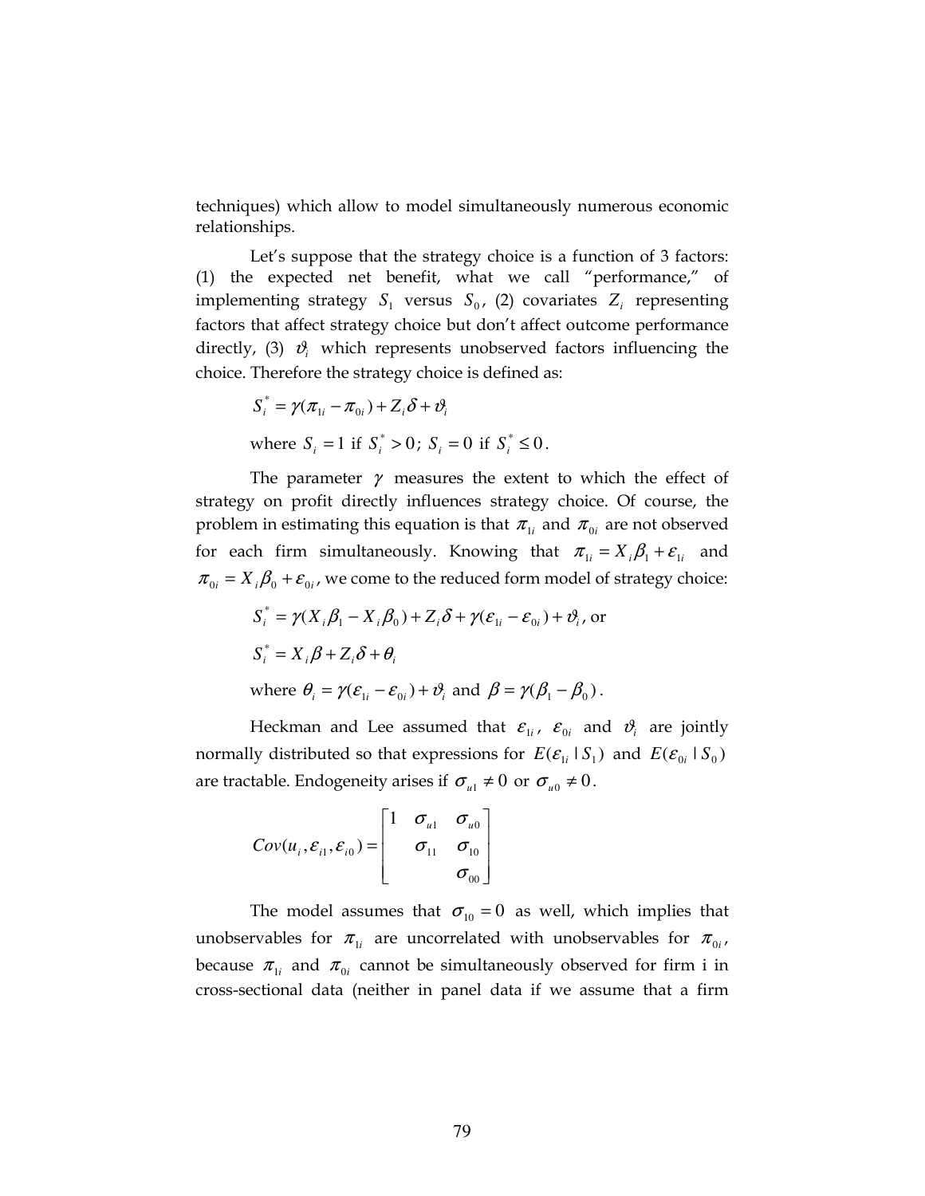techniques) which allow to model simultaneously numerous economic relationships.

Let's suppose that the strategy choice is a function of 3 factors: (1) the expected net benefit, what we call "performance," of implementing strategy $S_1$ versus $S_0$, (2) covariates $Z_i$ representing factors that affect strategy choice but don't affect outcome performance directly, (3) $\vartheta_i$ which represents unobserved factors influencing the choice. Therefore the strategy choice is defined as:

$$S_i^* = \gamma(\pi_{1i} - \pi_{0i}) + Z_i\delta + \vartheta_i$$

where $S_i = 1$ if $S_i^* > 0$; $S_i = 0$ if $S_i^* \leq 0$.

The parameter $\gamma$ measures the extent to which the effect of strategy on profit directly influences strategy choice. Of course, the problem in estimating this equation is that $\pi_{1i}$ and $\pi_{0i}$ are not observed for each firm simultaneously. Knowing that $\pi_{1i} = X_i\beta_1 + \varepsilon_{1i}$ and $\pi_{0i} = X_i\beta_0 + \varepsilon_{0i}$, we come to the reduced form model of strategy choice:

$$S_i^* = \gamma(X_i\beta_1 - X_i\beta_0) + Z_i\delta + \gamma(\varepsilon_{1i} - \varepsilon_{0i}) + \vartheta_i\text{, or}$$

$$S_i^* = X_i\beta + Z_i\delta + \theta_i$$

where $\theta_i = \gamma(\varepsilon_{1i} - \varepsilon_{0i}) + \vartheta_i$ and $\beta = \gamma(\beta_1 - \beta_0)$.

Heckman and Lee assumed that $\varepsilon_{1i}$, $\varepsilon_{0i}$ and $\vartheta_i$ are jointly normally distributed so that expressions for $E(\varepsilon_{1i} \mid S_1)$ and $E(\varepsilon_{0i} \mid S_0)$ are tractable. Endogeneity arises if $\sigma_{u1} \neq 0$ or $\sigma_{u0} \neq 0$.

$$Cov(u_i, \varepsilon_{i1}, \varepsilon_{i0}) = \begin{bmatrix} 1 & \sigma_{u1} & \sigma_{u0} \\ & \sigma_{11} & \sigma_{10} \\ & & \sigma_{00} \end{bmatrix}$$

The model assumes that $\sigma_{10} = 0$ as well, which implies that unobservables for $\pi_{1i}$ are uncorrelated with unobservables for $\pi_{0i}$, because $\pi_{1i}$ and $\pi_{0i}$ cannot be simultaneously observed for firm i in cross-sectional data (neither in panel data if we assume that a firm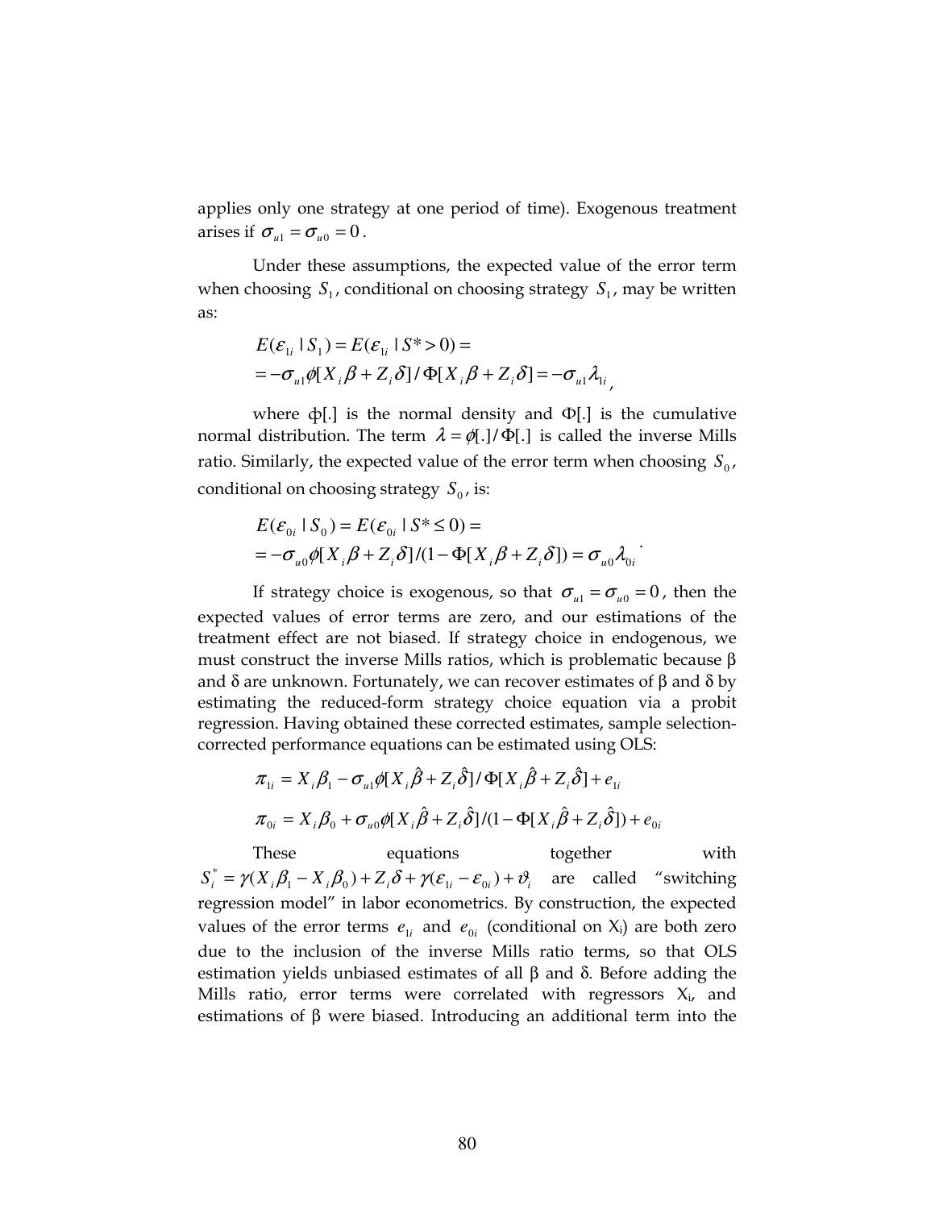applies only one strategy at one period of time). Exogenous treatment arises if $\sigma_{u1} = \sigma_{u0} = 0$.

Under these assumptions, the expected value of the error term when choosing $S_1$, conditional on choosing strategy $S_1$, may be written as:

$$E(\varepsilon_{1i} \mid S_1) = E(\varepsilon_{1i} \mid S^* > 0) =$$
$$= -\sigma_{u1}\phi[X_i\beta + Z_i\delta] / \Phi[X_i\beta + Z_i\delta] = -\sigma_{u1}\lambda_{1i},$$

where ф[.] is the normal density and Φ[.] is the cumulative normal distribution. The term $\lambda = \phi[.]/\Phi[.]$ is called the inverse Mills ratio. Similarly, the expected value of the error term when choosing $S_0$, conditional on choosing strategy $S_0$, is:

$$E(\varepsilon_{0i} \mid S_0) = E(\varepsilon_{0i} \mid S^* \leq 0) =$$
$$= -\sigma_{u0}\phi[X_i\beta + Z_i\delta]/(1 - \Phi[X_i\beta + Z_i\delta]) = \sigma_{u0}\lambda_{0i}.$$

If strategy choice is exogenous, so that $\sigma_{u1} = \sigma_{u0} = 0$, then the expected values of error terms are zero, and our estimations of the treatment effect are not biased. If strategy choice in endogenous, we must construct the inverse Mills ratios, which is problematic because β and δ are unknown. Fortunately, we can recover estimates of β and δ by estimating the reduced-form strategy choice equation via a probit regression. Having obtained these corrected estimates, sample selection-corrected performance equations can be estimated using OLS:

$$\pi_{1i} = X_i\beta_1 - \sigma_{u1}\phi[X_i\hat{\beta} + Z_i\hat{\delta}] / \Phi[X_i\hat{\beta} + Z_i\hat{\delta}] + e_{1i}$$

$$\pi_{0i} = X_i\beta_0 + \sigma_{u0}\phi[X_i\hat{\beta} + Z_i\hat{\delta}]/(1 - \Phi[X_i\hat{\beta} + Z_i\hat{\delta}]) + e_{0i}$$

These equations together with $S_i^* = \gamma(X_i\beta_1 - X_i\beta_0) + Z_i\delta + \gamma(\varepsilon_{1i} - \varepsilon_{0i}) + \vartheta_i$ are called "switching regression model" in labor econometrics. By construction, the expected values of the error terms $e_{1i}$ and $e_{0i}$ (conditional on $X_i$) are both zero due to the inclusion of the inverse Mills ratio terms, so that OLS estimation yields unbiased estimates of all β and δ. Before adding the Mills ratio, error terms were correlated with regressors $X_i$, and estimations of β were biased. Introducing an additional term into the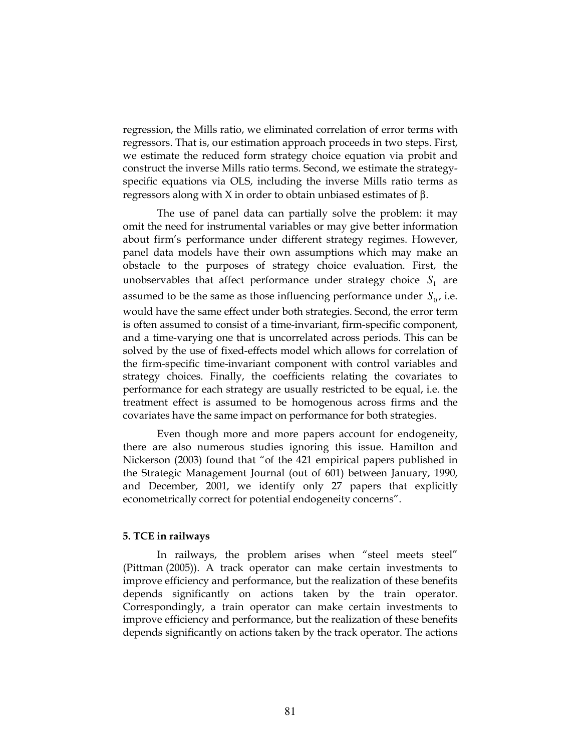regression, the Mills ratio, we eliminated correlation of error terms with regressors. That is, our estimation approach proceeds in two steps. First, we estimate the reduced form strategy choice equation via probit and construct the inverse Mills ratio terms. Second, we estimate the strategy-specific equations via OLS, including the inverse Mills ratio terms as regressors along with X in order to obtain unbiased estimates of β.

The use of panel data can partially solve the problem: it may omit the need for instrumental variables or may give better information about firm's performance under different strategy regimes. However, panel data models have their own assumptions which may make an obstacle to the purposes of strategy choice evaluation. First, the unobservables that affect performance under strategy choice $S_1$ are assumed to be the same as those influencing performance under $S_0$, i.e. would have the same effect under both strategies. Second, the error term is often assumed to consist of a time-invariant, firm-specific component, and a time-varying one that is uncorrelated across periods. This can be solved by the use of fixed-effects model which allows for correlation of the firm-specific time-invariant component with control variables and strategy choices. Finally, the coefficients relating the covariates to performance for each strategy are usually restricted to be equal, i.e. the treatment effect is assumed to be homogenous across firms and the covariates have the same impact on performance for both strategies.

Even though more and more papers account for endogeneity, there are also numerous studies ignoring this issue. Hamilton and Nickerson (2003) found that "of the 421 empirical papers published in the Strategic Management Journal (out of 601) between January, 1990, and December, 2001, we identify only 27 papers that explicitly econometrically correct for potential endogeneity concerns".

## 5. TCE in railways

In railways, the problem arises when "steel meets steel" (Pittman (2005)). A track operator can make certain investments to improve efficiency and performance, but the realization of these benefits depends significantly on actions taken by the train operator. Correspondingly, a train operator can make certain investments to improve efficiency and performance, but the realization of these benefits depends significantly on actions taken by the track operator. The actions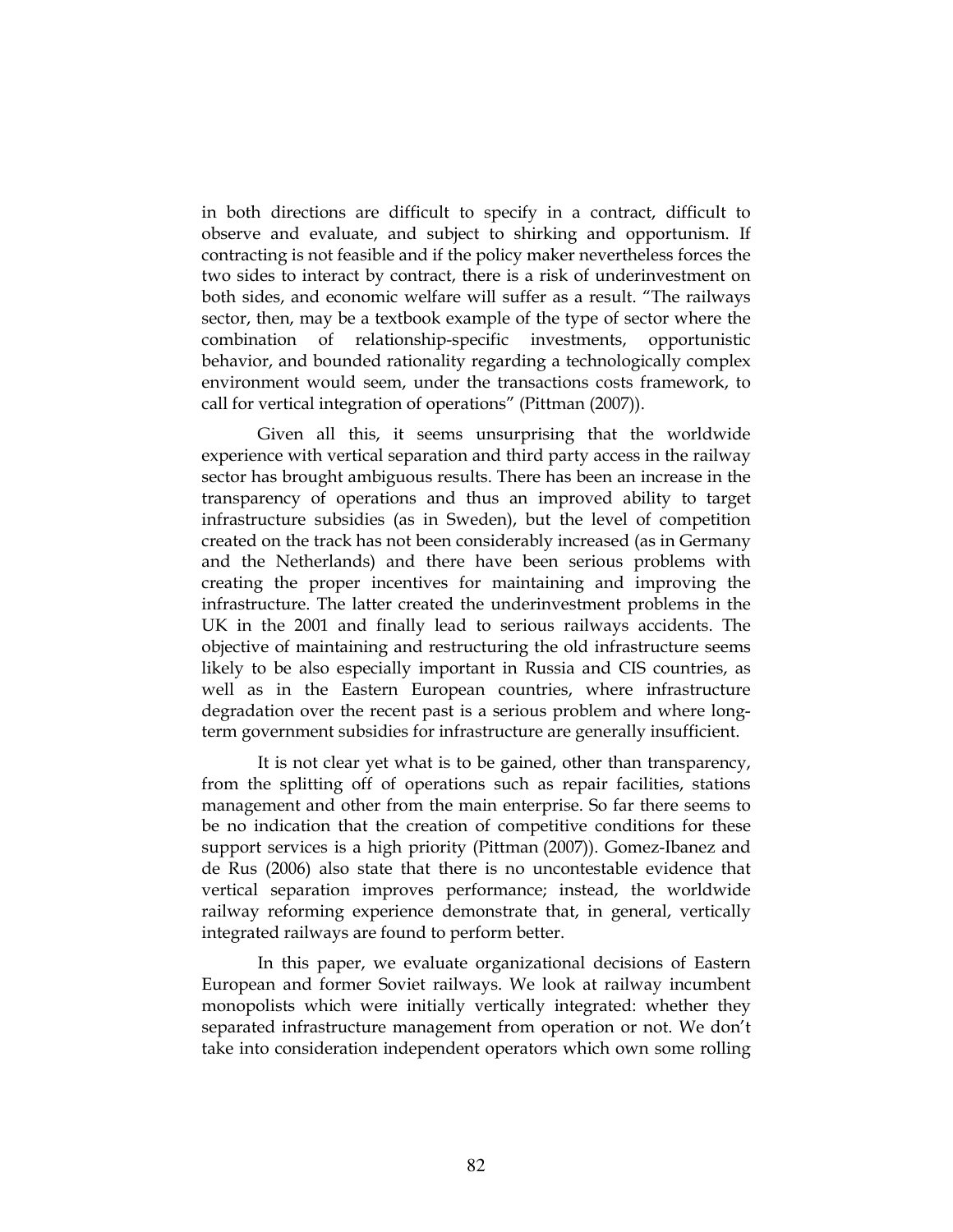in both directions are difficult to specify in a contract, difficult to observe and evaluate, and subject to shirking and opportunism. If contracting is not feasible and if the policy maker nevertheless forces the two sides to interact by contract, there is a risk of underinvestment on both sides, and economic welfare will suffer as a result. "The railways sector, then, may be a textbook example of the type of sector where the combination of relationship-specific investments, opportunistic behavior, and bounded rationality regarding a technologically complex environment would seem, under the transactions costs framework, to call for vertical integration of operations" (Pittman (2007)).

Given all this, it seems unsurprising that the worldwide experience with vertical separation and third party access in the railway sector has brought ambiguous results. There has been an increase in the transparency of operations and thus an improved ability to target infrastructure subsidies (as in Sweden), but the level of competition created on the track has not been considerably increased (as in Germany and the Netherlands) and there have been serious problems with creating the proper incentives for maintaining and improving the infrastructure. The latter created the underinvestment problems in the UK in the 2001 and finally lead to serious railways accidents. The objective of maintaining and restructuring the old infrastructure seems likely to be also especially important in Russia and CIS countries, as well as in the Eastern European countries, where infrastructure degradation over the recent past is a serious problem and where long-term government subsidies for infrastructure are generally insufficient.

It is not clear yet what is to be gained, other than transparency, from the splitting off of operations such as repair facilities, stations management and other from the main enterprise. So far there seems to be no indication that the creation of competitive conditions for these support services is a high priority (Pittman (2007)). Gomez-Ibanez and de Rus (2006) also state that there is no uncontestable evidence that vertical separation improves performance; instead, the worldwide railway reforming experience demonstrate that, in general, vertically integrated railways are found to perform better.

In this paper, we evaluate organizational decisions of Eastern European and former Soviet railways. We look at railway incumbent monopolists which were initially vertically integrated: whether they separated infrastructure management from operation or not. We don't take into consideration independent operators which own some rolling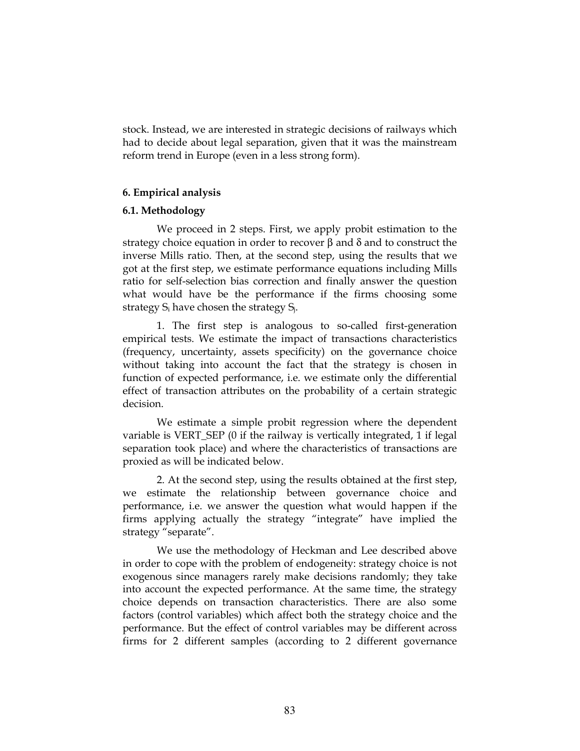stock. Instead, we are interested in strategic decisions of railways which had to decide about legal separation, given that it was the mainstream reform trend in Europe (even in a less strong form).

**6. Empirical analysis**

**6.1. Methodology**

We proceed in 2 steps. First, we apply probit estimation to the strategy choice equation in order to recover β and δ and to construct the inverse Mills ratio. Then, at the second step, using the results that we got at the first step, we estimate performance equations including Mills ratio for self-selection bias correction and finally answer the question what would have be the performance if the firms choosing some strategy $S_i$ have chosen the strategy $S_j$.

1. The first step is analogous to so-called first-generation empirical tests. We estimate the impact of transactions characteristics (frequency, uncertainty, assets specificity) on the governance choice without taking into account the fact that the strategy is chosen in function of expected performance, i.e. we estimate only the differential effect of transaction attributes on the probability of a certain strategic decision.

We estimate a simple probit regression where the dependent variable is VERT_SEP (0 if the railway is vertically integrated, 1 if legal separation took place) and where the characteristics of transactions are proxied as will be indicated below.

2. At the second step, using the results obtained at the first step, we estimate the relationship between governance choice and performance, i.e. we answer the question what would happen if the firms applying actually the strategy "integrate" have implied the strategy "separate".

We use the methodology of Heckman and Lee described above in order to cope with the problem of endogeneity: strategy choice is not exogenous since managers rarely make decisions randomly; they take into account the expected performance. At the same time, the strategy choice depends on transaction characteristics. There are also some factors (control variables) which affect both the strategy choice and the performance. But the effect of control variables may be different across firms for 2 different samples (according to 2 different governance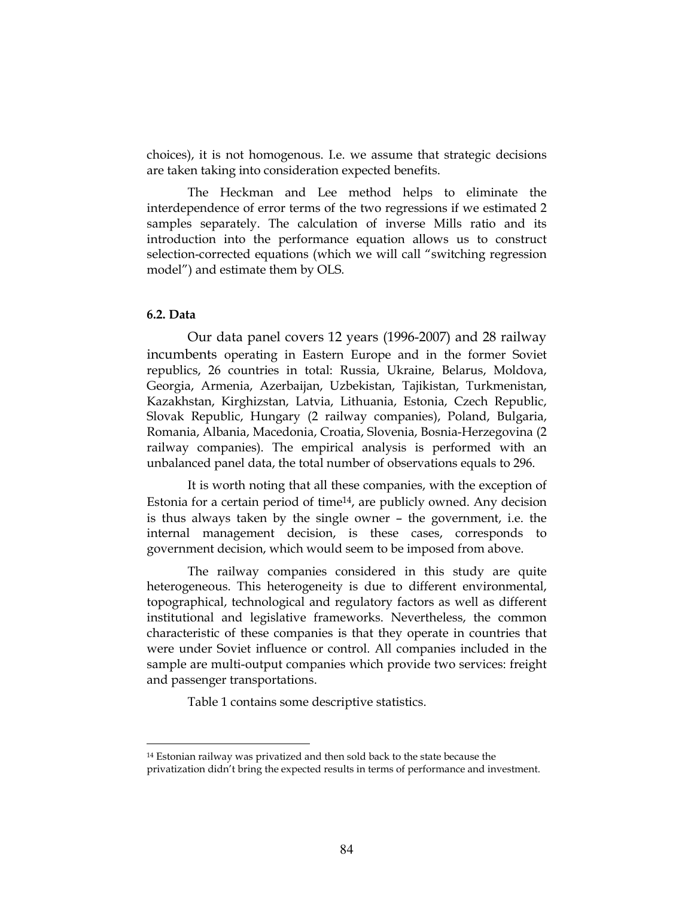choices), it is not homogenous. I.e. we assume that strategic decisions are taken taking into consideration expected benefits.

The Heckman and Lee method helps to eliminate the interdependence of error terms of the two regressions if we estimated 2 samples separately. The calculation of inverse Mills ratio and its introduction into the performance equation allows us to construct selection-corrected equations (which we will call "switching regression model") and estimate them by OLS.

### 6.2. Data

Our data panel covers 12 years (1996-2007) and 28 railway incumbents operating in Eastern Europe and in the former Soviet republics, 26 countries in total: Russia, Ukraine, Belarus, Moldova, Georgia, Armenia, Azerbaijan, Uzbekistan, Tajikistan, Turkmenistan, Kazakhstan, Kirghizstan, Latvia, Lithuania, Estonia, Czech Republic, Slovak Republic, Hungary (2 railway companies), Poland, Bulgaria, Romania, Albania, Macedonia, Croatia, Slovenia, Bosnia-Herzegovina (2 railway companies). The empirical analysis is performed with an unbalanced panel data, the total number of observations equals to 296.

It is worth noting that all these companies, with the exception of Estonia for a certain period of time[14], are publicly owned. Any decision is thus always taken by the single owner – the government, i.e. the internal management decision, is these cases, corresponds to government decision, which would seem to be imposed from above.

The railway companies considered in this study are quite heterogeneous. This heterogeneity is due to different environmental, topographical, technological and regulatory factors as well as different institutional and legislative frameworks. Nevertheless, the common characteristic of these companies is that they operate in countries that were under Soviet influence or control. All companies included in the sample are multi-output companies which provide two services: freight and passenger transportations.

Table 1 contains some descriptive statistics.

[14] Estonian railway was privatized and then sold back to the state because the privatization didn't bring the expected results in terms of performance and investment.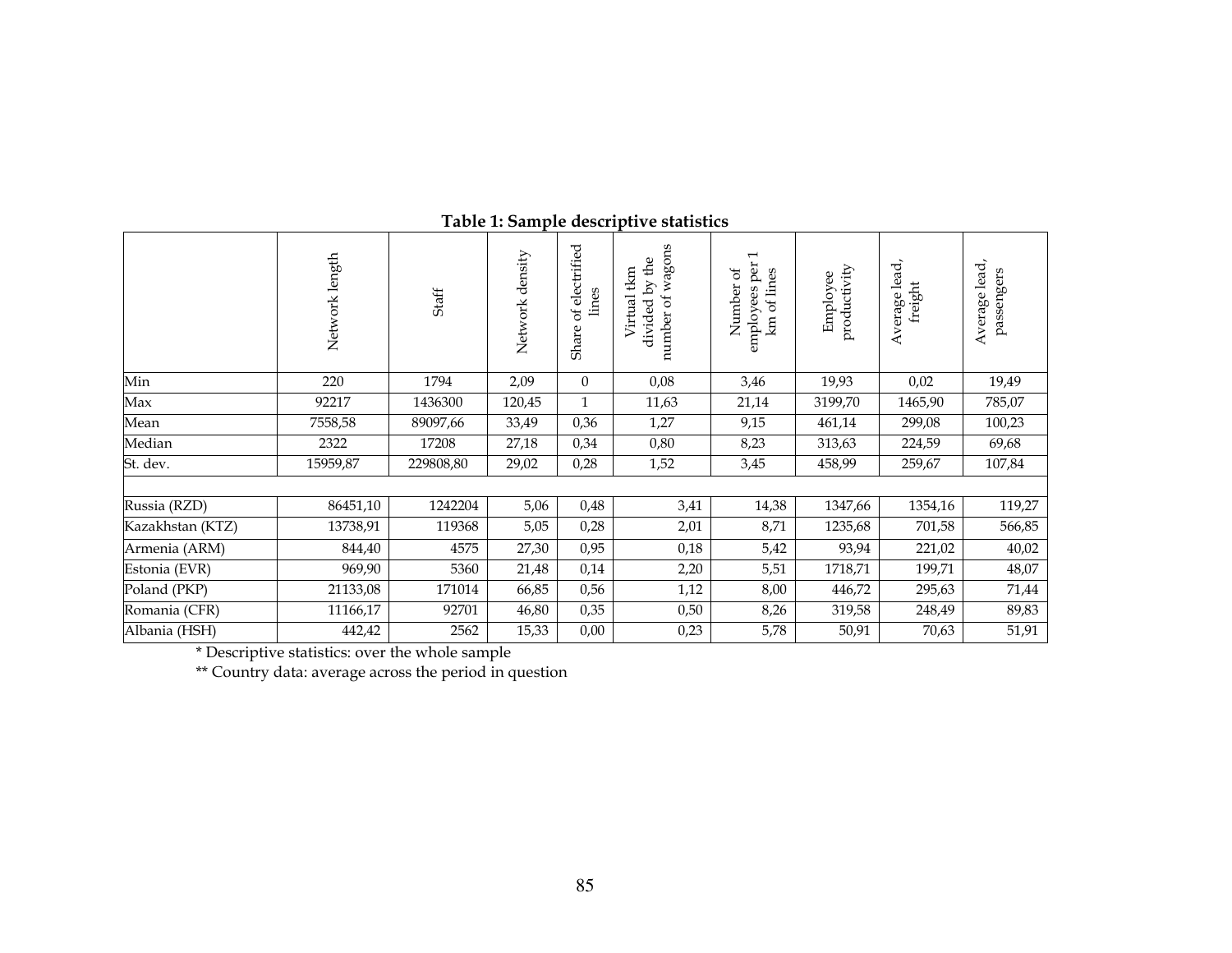**Table 1: Sample descriptive statistics**

| | Network length | Staff | Network density | Share of electrified lines | Virtual tkm divided by the number of wagons | Number of employees per 1 km of lines | Employee productivity | Average lead, freight | Average lead, passengers |
|---|---|---|---|---|---|---|---|---|---|
| Min | 220 | 1794 | 2,09 | 0 | 0,08 | 3,46 | 19,93 | 0,02 | 19,49 |
| Max | 92217 | 1436300 | 120,45 | 1 | 11,63 | 21,14 | 3199,70 | 1465,90 | 785,07 |
| Mean | 7558,58 | 89097,66 | 33,49 | 0,36 | 1,27 | 9,15 | 461,14 | 299,08 | 100,23 |
| Median | 2322 | 17208 | 27,18 | 0,34 | 0,80 | 8,23 | 313,63 | 224,59 | 69,68 |
| St. dev. | 15959,87 | 229808,80 | 29,02 | 0,28 | 1,52 | 3,45 | 458,99 | 259,67 | 107,84 |
| | | | | | | | | | |
| Russia (RZD) | 86451,10 | 1242204 | 5,06 | 0,48 | 3,41 | 14,38 | 1347,66 | 1354,16 | 119,27 |
| Kazakhstan (KTZ) | 13738,91 | 119368 | 5,05 | 0,28 | 2,01 | 8,71 | 1235,68 | 701,58 | 566,85 |
| Armenia (ARM) | 844,40 | 4575 | 27,30 | 0,95 | 0,18 | 5,42 | 93,94 | 221,02 | 40,02 |
| Estonia (EVR) | 969,90 | 5360 | 21,48 | 0,14 | 2,20 | 5,51 | 1718,71 | 199,71 | 48,07 |
| Poland (PKP) | 21133,08 | 171014 | 66,85 | 0,56 | 1,12 | 8,00 | 446,72 | 295,63 | 71,44 |
| Romania (CFR) | 11166,17 | 92701 | 46,80 | 0,35 | 0,50 | 8,26 | 319,58 | 248,49 | 89,83 |
| Albania (HSH) | 442,42 | 2562 | 15,33 | 0,00 | 0,23 | 5,78 | 50,91 | 70,63 | 51,91 |

* Descriptive statistics: over the whole sample

** Country data: average across the period in question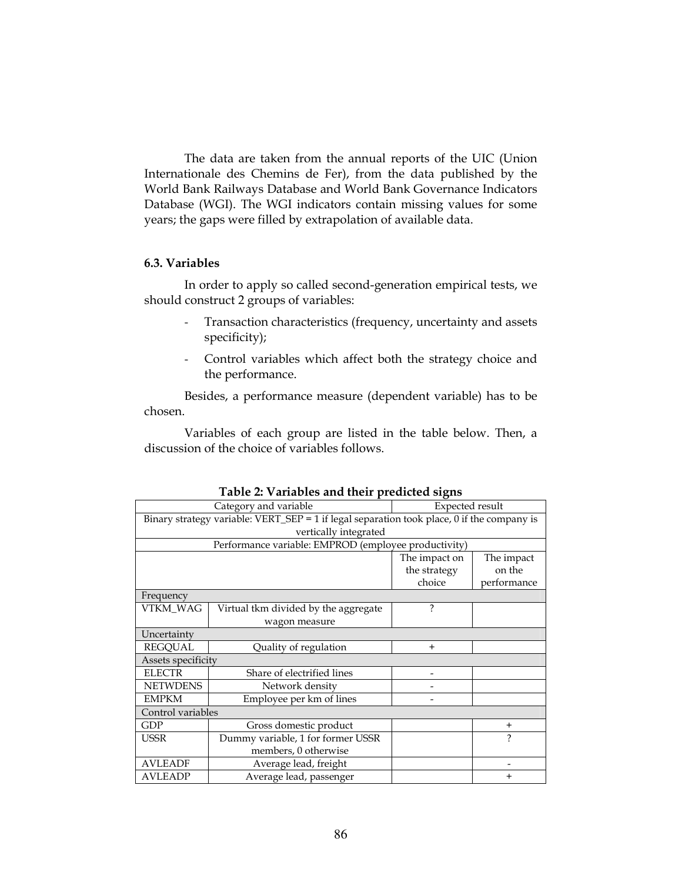The data are taken from the annual reports of the UIC (Union Internationale des Chemins de Fer), from the data published by the World Bank Railways Database and World Bank Governance Indicators Database (WGI). The WGI indicators contain missing values for some years; the gaps were filled by extrapolation of available data.

### 6.3. Variables

In order to apply so called second-generation empirical tests, we should construct 2 groups of variables:

- Transaction characteristics (frequency, uncertainty and assets specificity);
- Control variables which affect both the strategy choice and the performance.

Besides, a performance measure (dependent variable) has to be chosen.

Variables of each group are listed in the table below. Then, a discussion of the choice of variables follows.

**Table 2: Variables and their predicted signs**

| Category and variable | | Expected result | |
|---|---|---|---|
| Binary strategy variable: VERT_SEP = 1 if legal separation took place, 0 if the company is vertically integrated | | | |
| Performance variable: EMPROD (employee productivity) | | | |
| | | The impact on the strategy choice | The impact on the performance |
| Frequency | | | |
| VTKM_WAG | Virtual tkm divided by the aggregate wagon measure | ? | |
| Uncertainty | | | |
| REGQUAL | Quality of regulation | + | |
| Assets specificity | | | |
| ELECTR | Share of electrified lines | - | |
| NETWDENS | Network density | - | |
| EMPKM | Employee per km of lines | - | |
| Control variables | | | |
| GDP | Gross domestic product | | + |
| USSR | Dummy variable, 1 for former USSR members, 0 otherwise | | ? |
| AVLEADF | Average lead, freight | | - |
| AVLEADP | Average lead, passenger | | + |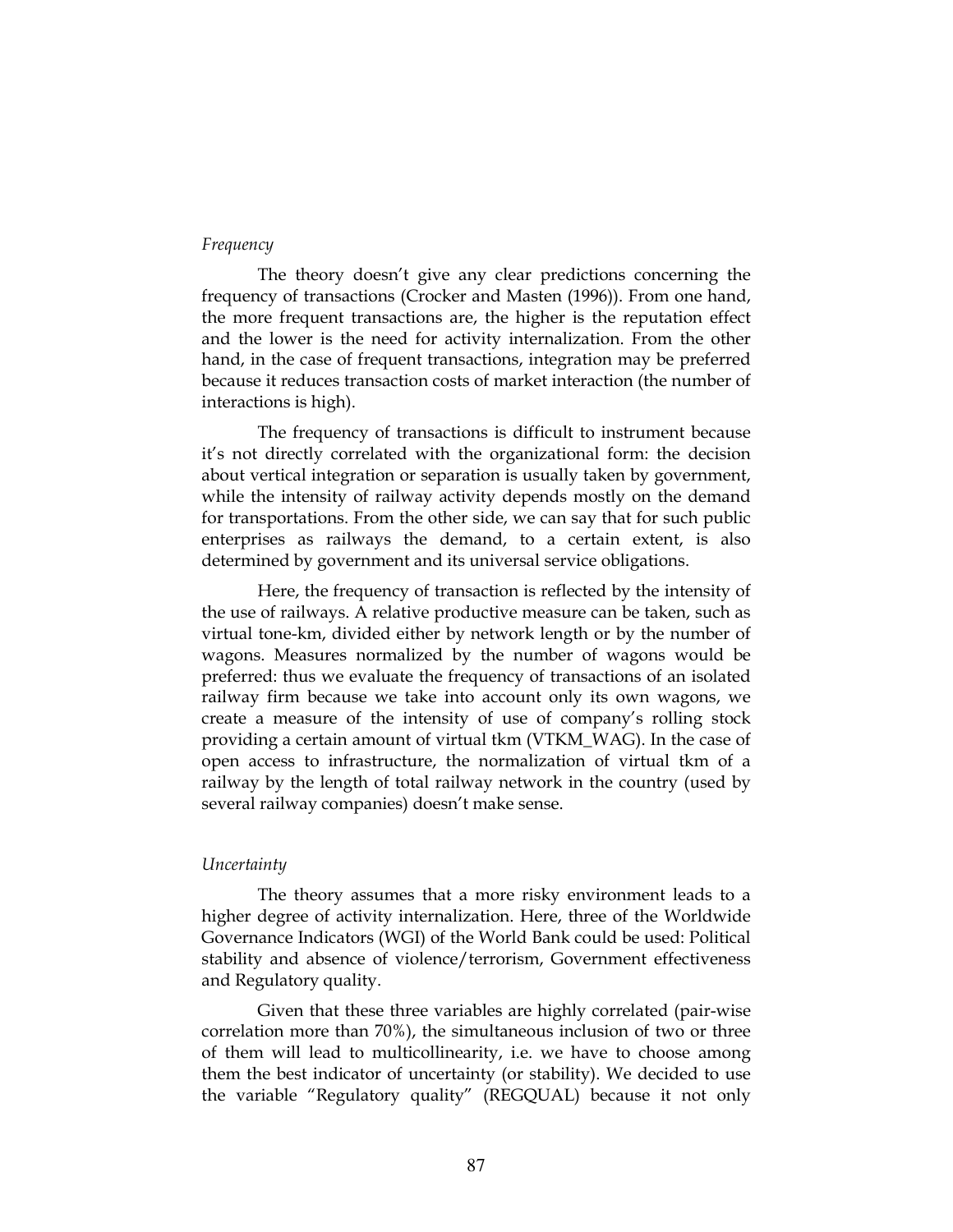*Frequency*

The theory doesn't give any clear predictions concerning the frequency of transactions (Crocker and Masten (1996)). From one hand, the more frequent transactions are, the higher is the reputation effect and the lower is the need for activity internalization. From the other hand, in the case of frequent transactions, integration may be preferred because it reduces transaction costs of market interaction (the number of interactions is high).

The frequency of transactions is difficult to instrument because it's not directly correlated with the organizational form: the decision about vertical integration or separation is usually taken by government, while the intensity of railway activity depends mostly on the demand for transportations. From the other side, we can say that for such public enterprises as railways the demand, to a certain extent, is also determined by government and its universal service obligations.

Here, the frequency of transaction is reflected by the intensity of the use of railways. A relative productive measure can be taken, such as virtual tone-km, divided either by network length or by the number of wagons. Measures normalized by the number of wagons would be preferred: thus we evaluate the frequency of transactions of an isolated railway firm because we take into account only its own wagons, we create a measure of the intensity of use of company's rolling stock providing a certain amount of virtual tkm (VTKM_WAG). In the case of open access to infrastructure, the normalization of virtual tkm of a railway by the length of total railway network in the country (used by several railway companies) doesn't make sense.

*Uncertainty*

The theory assumes that a more risky environment leads to a higher degree of activity internalization. Here, three of the Worldwide Governance Indicators (WGI) of the World Bank could be used: Political stability and absence of violence/terrorism, Government effectiveness and Regulatory quality.

Given that these three variables are highly correlated (pair-wise correlation more than 70%), the simultaneous inclusion of two or three of them will lead to multicollinearity, i.e. we have to choose among them the best indicator of uncertainty (or stability). We decided to use the variable "Regulatory quality" (REGQUAL) because it not only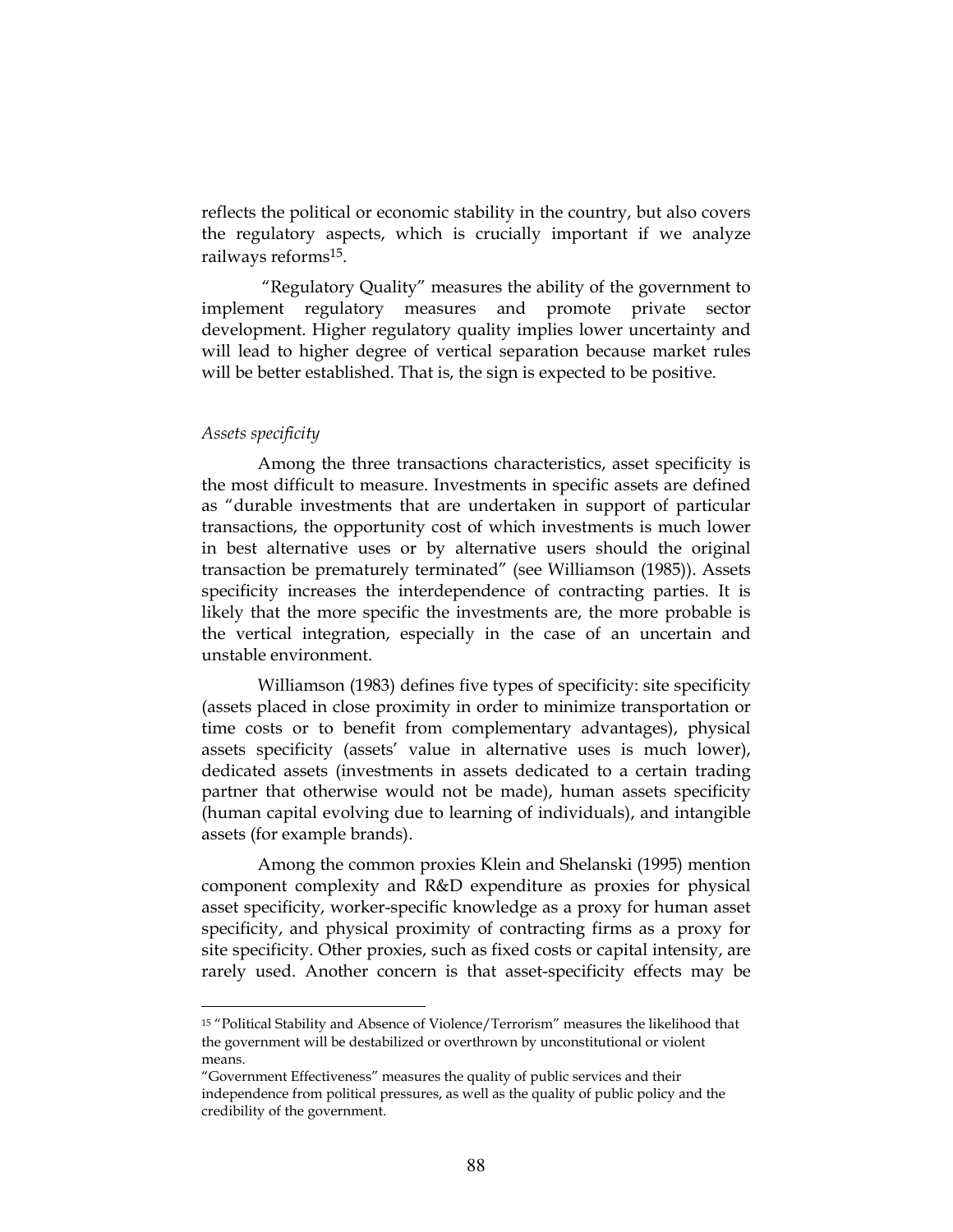reflects the political or economic stability in the country, but also covers the regulatory aspects, which is crucially important if we analyze railways reforms[15].

"Regulatory Quality" measures the ability of the government to implement regulatory measures and promote private sector development. Higher regulatory quality implies lower uncertainty and will lead to higher degree of vertical separation because market rules will be better established. That is, the sign is expected to be positive.

*Assets specificity*

Among the three transactions characteristics, asset specificity is the most difficult to measure. Investments in specific assets are defined as "durable investments that are undertaken in support of particular transactions, the opportunity cost of which investments is much lower in best alternative uses or by alternative users should the original transaction be prematurely terminated" (see Williamson (1985)). Assets specificity increases the interdependence of contracting parties. It is likely that the more specific the investments are, the more probable is the vertical integration, especially in the case of an uncertain and unstable environment.

Williamson (1983) defines five types of specificity: site specificity (assets placed in close proximity in order to minimize transportation or time costs or to benefit from complementary advantages), physical assets specificity (assets' value in alternative uses is much lower), dedicated assets (investments in assets dedicated to a certain trading partner that otherwise would not be made), human assets specificity (human capital evolving due to learning of individuals), and intangible assets (for example brands).

Among the common proxies Klein and Shelanski (1995) mention component complexity and R&D expenditure as proxies for physical asset specificity, worker-specific knowledge as a proxy for human asset specificity, and physical proximity of contracting firms as a proxy for site specificity. Other proxies, such as fixed costs or capital intensity, are rarely used. Another concern is that asset-specificity effects may be

---

[15] "Political Stability and Absence of Violence/Terrorism" measures the likelihood that the government will be destabilized or overthrown by unconstitutional or violent means.
"Government Effectiveness" measures the quality of public services and their independence from political pressures, as well as the quality of public policy and the credibility of the government.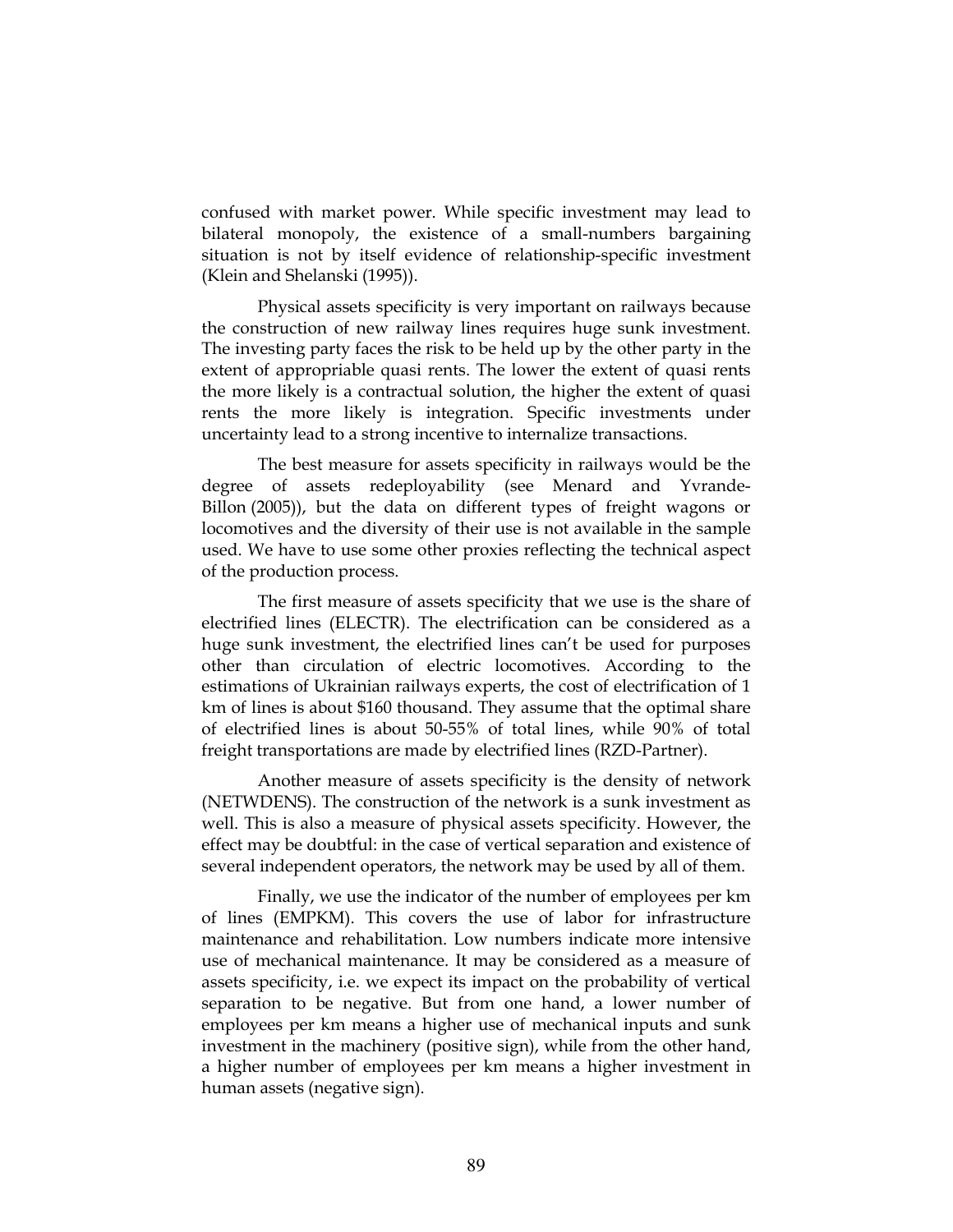confused with market power. While specific investment may lead to bilateral monopoly, the existence of a small-numbers bargaining situation is not by itself evidence of relationship-specific investment (Klein and Shelanski (1995)).

Physical assets specificity is very important on railways because the construction of new railway lines requires huge sunk investment. The investing party faces the risk to be held up by the other party in the extent of appropriable quasi rents. The lower the extent of quasi rents the more likely is a contractual solution, the higher the extent of quasi rents the more likely is integration. Specific investments under uncertainty lead to a strong incentive to internalize transactions.

The best measure for assets specificity in railways would be the degree of assets redeployability (see Menard and Yvrande-Billon (2005)), but the data on different types of freight wagons or locomotives and the diversity of their use is not available in the sample used. We have to use some other proxies reflecting the technical aspect of the production process.

The first measure of assets specificity that we use is the share of electrified lines (ELECTR). The electrification can be considered as a huge sunk investment, the electrified lines can't be used for purposes other than circulation of electric locomotives. According to the estimations of Ukrainian railways experts, the cost of electrification of 1 km of lines is about $160 thousand. They assume that the optimal share of electrified lines is about 50-55% of total lines, while 90% of total freight transportations are made by electrified lines (RZD-Partner).

Another measure of assets specificity is the density of network (NETWDENS). The construction of the network is a sunk investment as well. This is also a measure of physical assets specificity. However, the effect may be doubtful: in the case of vertical separation and existence of several independent operators, the network may be used by all of them.

Finally, we use the indicator of the number of employees per km of lines (EMPKM). This covers the use of labor for infrastructure maintenance and rehabilitation. Low numbers indicate more intensive use of mechanical maintenance. It may be considered as a measure of assets specificity, i.e. we expect its impact on the probability of vertical separation to be negative. But from one hand, a lower number of employees per km means a higher use of mechanical inputs and sunk investment in the machinery (positive sign), while from the other hand, a higher number of employees per km means a higher investment in human assets (negative sign).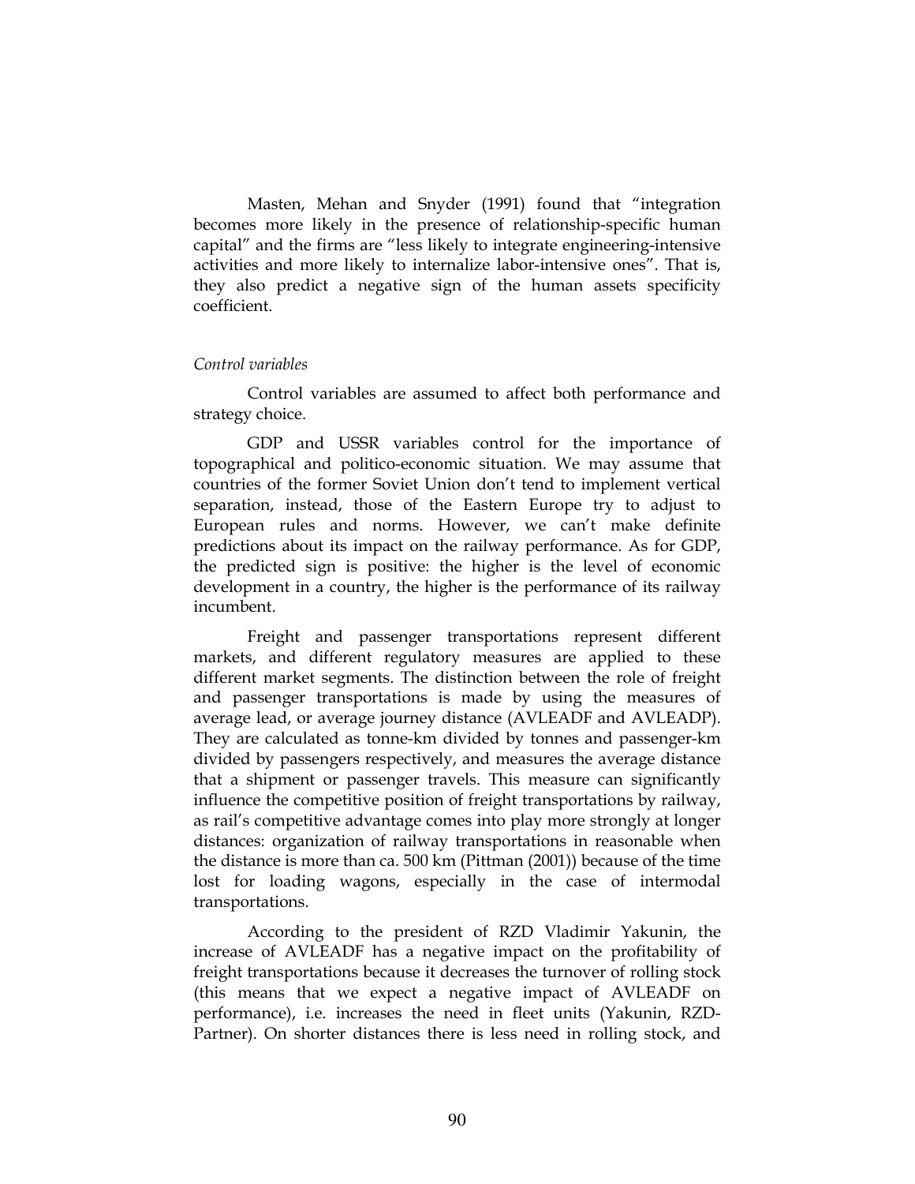Masten, Mehan and Snyder (1991) found that "integration becomes more likely in the presence of relationship-specific human capital" and the firms are "less likely to integrate engineering-intensive activities and more likely to internalize labor-intensive ones". That is, they also predict a negative sign of the human assets specificity coefficient.

*Control variables*

Control variables are assumed to affect both performance and strategy choice.

GDP and USSR variables control for the importance of topographical and politico-economic situation. We may assume that countries of the former Soviet Union don't tend to implement vertical separation, instead, those of the Eastern Europe try to adjust to European rules and norms. However, we can't make definite predictions about its impact on the railway performance. As for GDP, the predicted sign is positive: the higher is the level of economic development in a country, the higher is the performance of its railway incumbent.

Freight and passenger transportations represent different markets, and different regulatory measures are applied to these different market segments. The distinction between the role of freight and passenger transportations is made by using the measures of average lead, or average journey distance (AVLEADF and AVLEADP). They are calculated as tonne-km divided by tonnes and passenger-km divided by passengers respectively, and measures the average distance that a shipment or passenger travels. This measure can significantly influence the competitive position of freight transportations by railway, as rail's competitive advantage comes into play more strongly at longer distances: organization of railway transportations in reasonable when the distance is more than ca. 500 km (Pittman (2001)) because of the time lost for loading wagons, especially in the case of intermodal transportations.

According to the president of RZD Vladimir Yakunin, the increase of AVLEADF has a negative impact on the profitability of freight transportations because it decreases the turnover of rolling stock (this means that we expect a negative impact of AVLEADF on performance), i.e. increases the need in fleet units (Yakunin, RZD-Partner). On shorter distances there is less need in rolling stock, and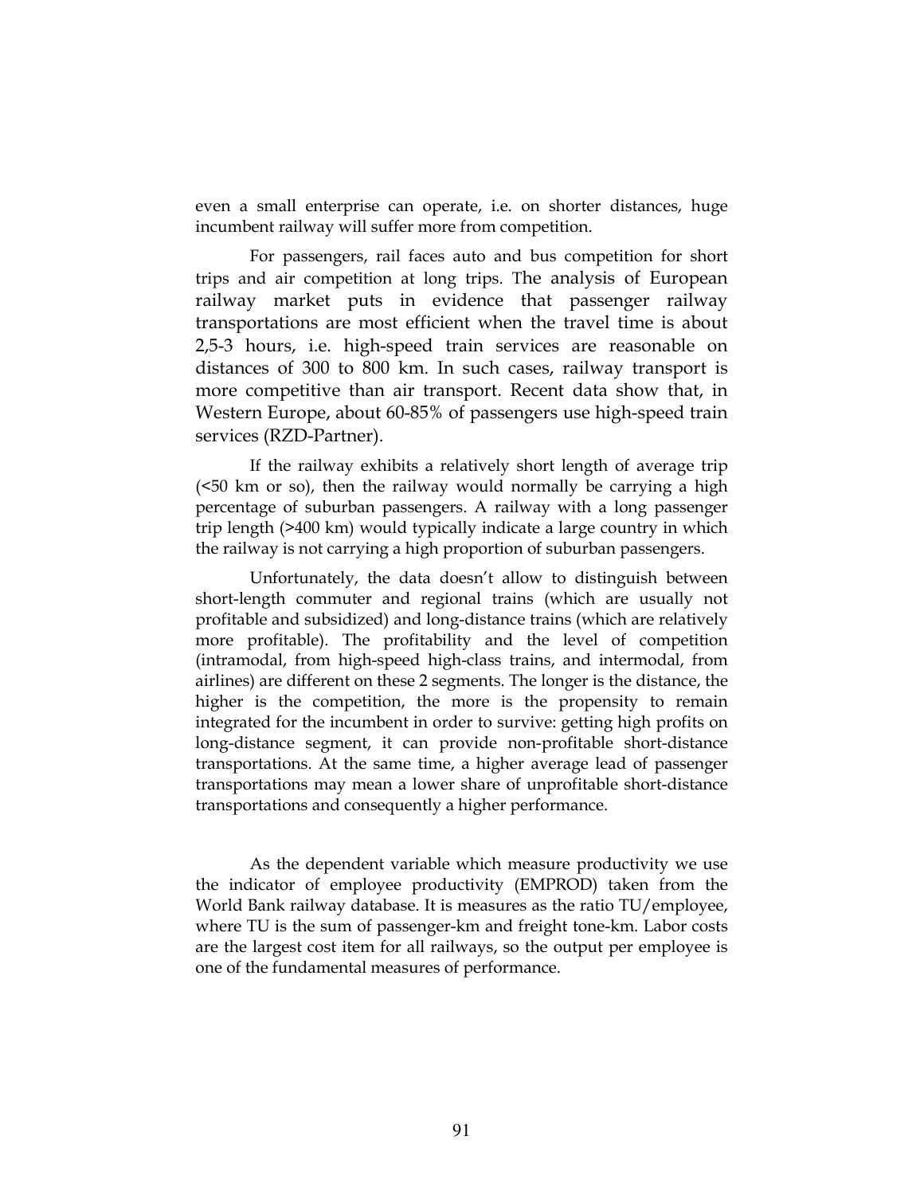even a small enterprise can operate, i.e. on shorter distances, huge incumbent railway will suffer more from competition.

For passengers, rail faces auto and bus competition for short trips and air competition at long trips. The analysis of European railway market puts in evidence that passenger railway transportations are most efficient when the travel time is about 2,5-3 hours, i.e. high-speed train services are reasonable on distances of 300 to 800 km. In such cases, railway transport is more competitive than air transport. Recent data show that, in Western Europe, about 60-85% of passengers use high-speed train services (RZD-Partner).

If the railway exhibits a relatively short length of average trip (<50 km or so), then the railway would normally be carrying a high percentage of suburban passengers. A railway with a long passenger trip length (>400 km) would typically indicate a large country in which the railway is not carrying a high proportion of suburban passengers.

Unfortunately, the data doesn't allow to distinguish between short-length commuter and regional trains (which are usually not profitable and subsidized) and long-distance trains (which are relatively more profitable). The profitability and the level of competition (intramodal, from high-speed high-class trains, and intermodal, from airlines) are different on these 2 segments. The longer is the distance, the higher is the competition, the more is the propensity to remain integrated for the incumbent in order to survive: getting high profits on long-distance segment, it can provide non-profitable short-distance transportations. At the same time, a higher average lead of passenger transportations may mean a lower share of unprofitable short-distance transportations and consequently a higher performance.

As the dependent variable which measure productivity we use the indicator of employee productivity (EMPROD) taken from the World Bank railway database. It is measures as the ratio TU/employee, where TU is the sum of passenger-km and freight tone-km. Labor costs are the largest cost item for all railways, so the output per employee is one of the fundamental measures of performance.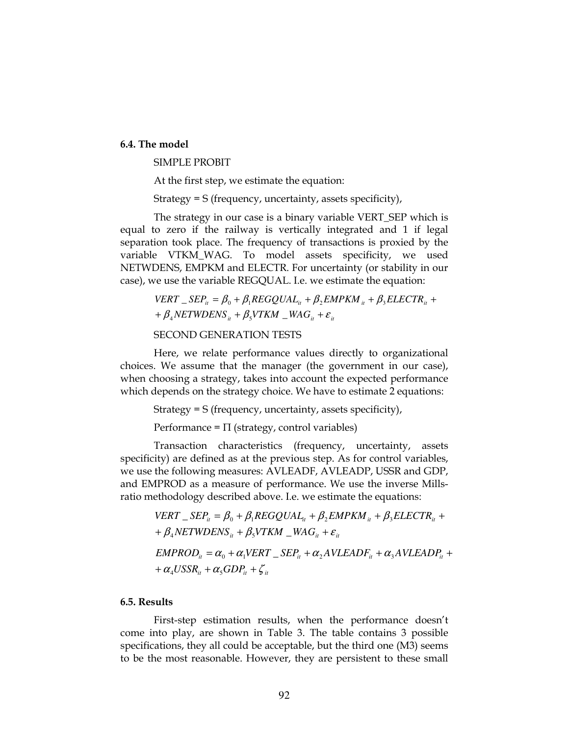### 6.4. The model

SIMPLE PROBIT

At the first step, we estimate the equation:

Strategy = S (frequency, uncertainty, assets specificity),

The strategy in our case is a binary variable VERT_SEP which is equal to zero if the railway is vertically integrated and 1 if legal separation took place. The frequency of transactions is proxied by the variable VTKM_WAG. To model assets specificity, we used NETWDENS, EMPKM and ELECTR. For uncertainty (or stability in our case), we use the variable REGQUAL. I.e. we estimate the equation:

$$VERT\_SEP_{it} = \beta_0 + \beta_1 REGQUAL_{it} + \beta_2 EMPKM_{it} + \beta_3 ELECTR_{it} + \\ + \beta_4 NETWDENS_{it} + \beta_5 VTKM\_WAG_{it} + \varepsilon_{it}$$

SECOND GENERATION TESTS

Here, we relate performance values directly to organizational choices. We assume that the manager (the government in our case), when choosing a strategy, takes into account the expected performance which depends on the strategy choice. We have to estimate 2 equations:

Strategy = S (frequency, uncertainty, assets specificity),

Performance = Π (strategy, control variables)

Transaction characteristics (frequency, uncertainty, assets specificity) are defined as at the previous step. As for control variables, we use the following measures: AVLEADF, AVLEADP, USSR and GDP, and EMPROD as a measure of performance. We use the inverse Mills-ratio methodology described above. I.e. we estimate the equations:

$$VERT\_SEP_{it} = \beta_0 + \beta_1 REGQUAL_{it} + \beta_2 EMPKM_{it} + \beta_3 ELECTR_{it} + \\ + \beta_4 NETWDENS_{it} + \beta_5 VTKM\_WAG_{it} + \varepsilon_{it}$$

$$EMPROD_{it} = \alpha_0 + \alpha_1 VERT\_SEP_{it} + \alpha_2 AVLEADF_{it} + \alpha_3 AVLEADP_{it} + \\ + \alpha_4 USSR_{it} + \alpha_5 GDP_{it} + \zeta_{it}$$

### 6.5. Results

First-step estimation results, when the performance doesn't come into play, are shown in Table 3. The table contains 3 possible specifications, they all could be acceptable, but the third one (M3) seems to be the most reasonable. However, they are persistent to these small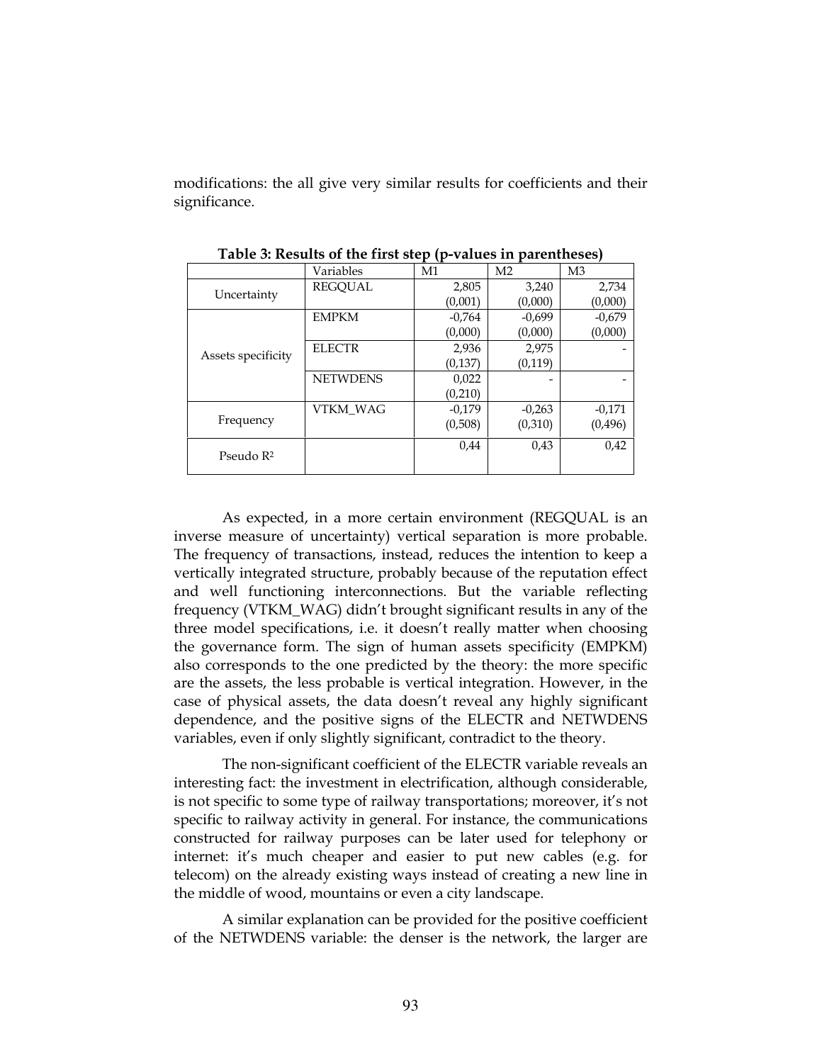modifications: the all give very similar results for coefficients and their significance.

**Table 3: Results of the first step (p-values in parentheses)**

| | Variables | M1 | M2 | M3 |
|---|---|---|---|---|
| Uncertainty | REGQUAL | 2,805<br>(0,001) | 3,240<br>(0,000) | 2,734<br>(0,000) |
| Assets specificity | EMPKM | -0,764<br>(0,000) | -0,699<br>(0,000) | -0,679<br>(0,000) |
| | ELECTR | 2,936<br>(0,137) | 2,975<br>(0,119) | - |
| | NETWDENS | 0,022<br>(0,210) | - | - |
| Frequency | VTKM_WAG | -0,179<br>(0,508) | -0,263<br>(0,310) | -0,171<br>(0,496) |
| Pseudo $R^2$ | | 0,44 | 0,43 | 0,42 |

As expected, in a more certain environment (REGQUAL is an inverse measure of uncertainty) vertical separation is more probable. The frequency of transactions, instead, reduces the intention to keep a vertically integrated structure, probably because of the reputation effect and well functioning interconnections. But the variable reflecting frequency (VTKM_WAG) didn't brought significant results in any of the three model specifications, i.e. it doesn't really matter when choosing the governance form. The sign of human assets specificity (EMPKM) also corresponds to the one predicted by the theory: the more specific are the assets, the less probable is vertical integration. However, in the case of physical assets, the data doesn't reveal any highly significant dependence, and the positive signs of the ELECTR and NETWDENS variables, even if only slightly significant, contradict to the theory.

The non-significant coefficient of the ELECTR variable reveals an interesting fact: the investment in electrification, although considerable, is not specific to some type of railway transportations; moreover, it's not specific to railway activity in general. For instance, the communications constructed for railway purposes can be later used for telephony or internet: it's much cheaper and easier to put new cables (e.g. for telecom) on the already existing ways instead of creating a new line in the middle of wood, mountains or even a city landscape.

A similar explanation can be provided for the positive coefficient of the NETWDENS variable: the denser is the network, the larger are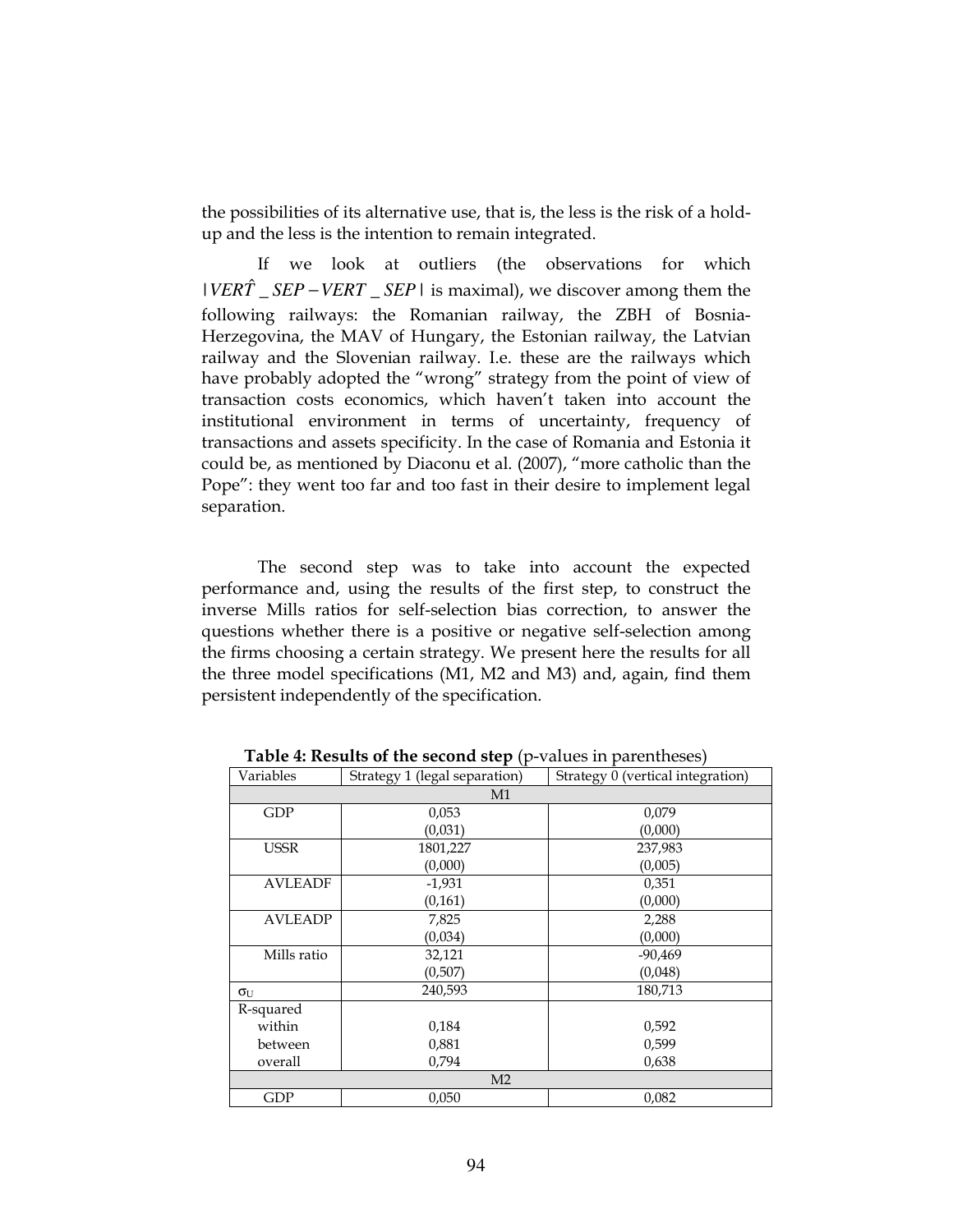the possibilities of its alternative use, that is, the less is the risk of a hold-up and the less is the intention to remain integrated.

If we look at outliers (the observations for which $|\hat{VERT}\_SEP - VERT\_SEP|$ is maximal), we discover among them the following railways: the Romanian railway, the ZBH of Bosnia-Herzegovina, the MAV of Hungary, the Estonian railway, the Latvian railway and the Slovenian railway. I.e. these are the railways which have probably adopted the "wrong" strategy from the point of view of transaction costs economics, which haven't taken into account the institutional environment in terms of uncertainty, frequency of transactions and assets specificity. In the case of Romania and Estonia it could be, as mentioned by Diaconu et al. (2007), "more catholic than the Pope": they went too far and too fast in their desire to implement legal separation.

The second step was to take into account the expected performance and, using the results of the first step, to construct the inverse Mills ratios for self-selection bias correction, to answer the questions whether there is a positive or negative self-selection among the firms choosing a certain strategy. We present here the results for all the three model specifications (M1, M2 and M3) and, again, find them persistent independently of the specification.

**Table 4: Results of the second step** (p-values in parentheses)

| Variables | Strategy 1 (legal separation) | Strategy 0 (vertical integration) |
|---|---|---|
| **M1** | | |
| GDP | 0,053<br>(0,031) | 0,079<br>(0,000) |
| USSR | 1801,227<br>(0,000) | 237,983<br>(0,005) |
| AVLEADF | -1,931<br>(0,161) | 0,351<br>(0,000) |
| AVLEADP | 7,825<br>(0,034) | 2,288<br>(0,000) |
| Mills ratio | 32,121<br>(0,507) | -90,469<br>(0,048) |
| $\sigma_U$ | 240,593 | 180,713 |
| R-squared | | |
| within | 0,184 | 0,592 |
| between | 0,881 | 0,599 |
| overall | 0,794 | 0,638 |
| **M2** | | |
| GDP | 0,050 | 0,082 |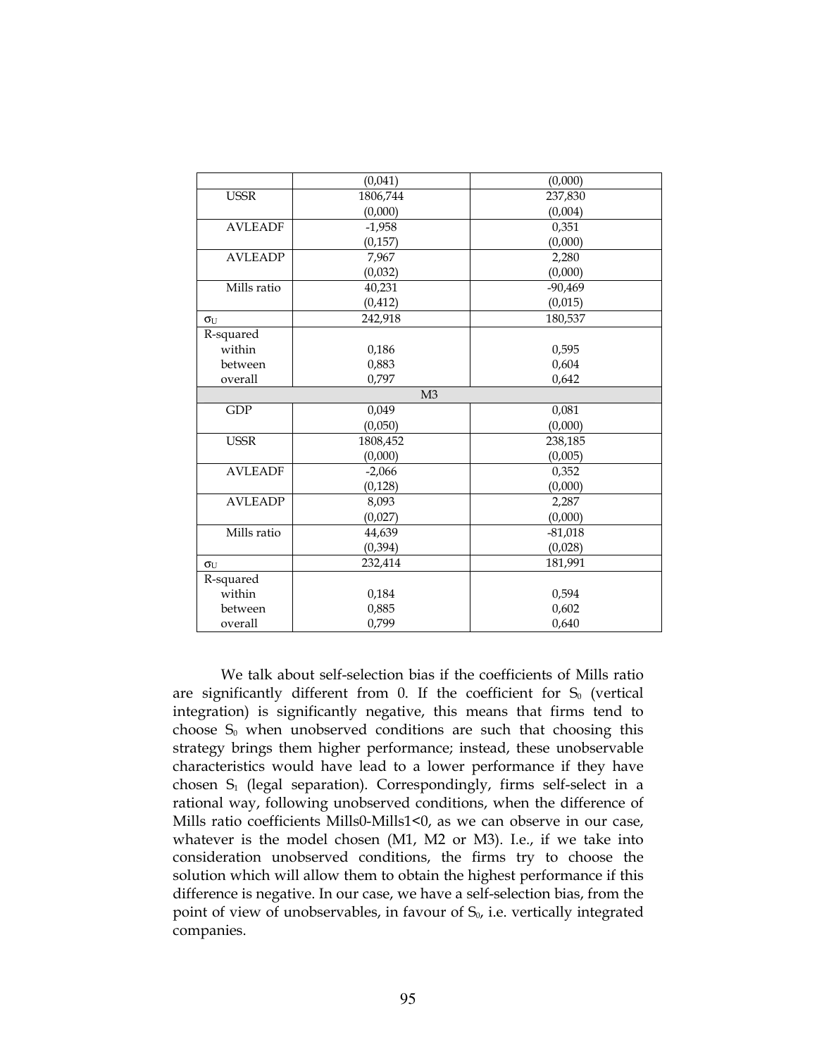| | | |
|---|---|---|
| | (0,041) | (0,000) |
| USSR | 1806,744 | 237,830 |
| | (0,000) | (0,004) |
| AVLEADF | -1,958 | 0,351 |
| | (0,157) | (0,000) |
| AVLEADP | 7,967 | 2,280 |
| | (0,032) | (0,000) |
| Mills ratio | 40,231 | -90,469 |
| | (0,412) | (0,015) |
| $\sigma_U$ | 242,918 | 180,537 |
| R-squared | | |
| within | 0,186 | 0,595 |
| between | 0,883 | 0,604 |
| overall | 0,797 | 0,642 |
| | M3 | |
| GDP | 0,049 | 0,081 |
| | (0,050) | (0,000) |
| USSR | 1808,452 | 238,185 |
| | (0,000) | (0,005) |
| AVLEADF | -2,066 | 0,352 |
| | (0,128) | (0,000) |
| AVLEADP | 8,093 | 2,287 |
| | (0,027) | (0,000) |
| Mills ratio | 44,639 | -81,018 |
| | (0,394) | (0,028) |
| $\sigma_U$ | 232,414 | 181,991 |
| R-squared | | |
| within | 0,184 | 0,594 |
| between | 0,885 | 0,602 |
| overall | 0,799 | 0,640 |

We talk about self-selection bias if the coefficients of Mills ratio are significantly different from 0. If the coefficient for $S_0$ (vertical integration) is significantly negative, this means that firms tend to choose $S_0$ when unobserved conditions are such that choosing this strategy brings them higher performance; instead, these unobservable characteristics would have lead to a lower performance if they have chosen $S_1$ (legal separation). Correspondingly, firms self-select in a rational way, following unobserved conditions, when the difference of Mills ratio coefficients Mills0-Mills1<0, as we can observe in our case, whatever is the model chosen (M1, M2 or M3). I.e., if we take into consideration unobserved conditions, the firms try to choose the solution which will allow them to obtain the highest performance if this difference is negative. In our case, we have a self-selection bias, from the point of view of unobservables, in favour of $S_0$, i.e. vertically integrated companies.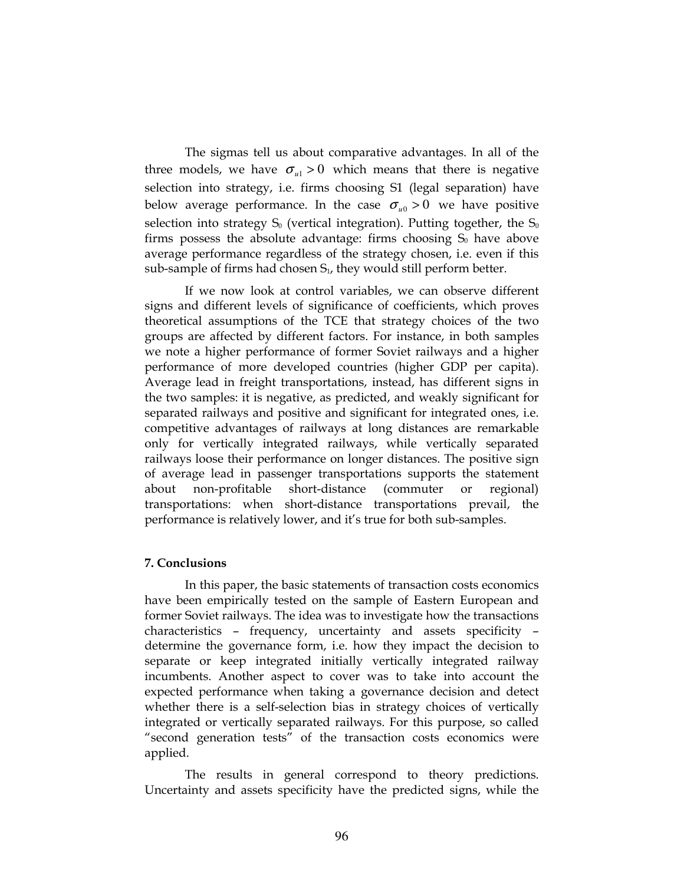The sigmas tell us about comparative advantages. In all of the three models, we have $\sigma_{u1} > 0$ which means that there is negative selection into strategy, i.e. firms choosing S1 (legal separation) have below average performance. In the case $\sigma_{u0} > 0$ we have positive selection into strategy $S_0$ (vertical integration). Putting together, the $S_0$ firms possess the absolute advantage: firms choosing $S_0$ have above average performance regardless of the strategy chosen, i.e. even if this sub-sample of firms had chosen $S_1$, they would still perform better.

If we now look at control variables, we can observe different signs and different levels of significance of coefficients, which proves theoretical assumptions of the TCE that strategy choices of the two groups are affected by different factors. For instance, in both samples we note a higher performance of former Soviet railways and a higher performance of more developed countries (higher GDP per capita). Average lead in freight transportations, instead, has different signs in the two samples: it is negative, as predicted, and weakly significant for separated railways and positive and significant for integrated ones, i.e. competitive advantages of railways at long distances are remarkable only for vertically integrated railways, while vertically separated railways loose their performance on longer distances. The positive sign of average lead in passenger transportations supports the statement about non-profitable short-distance (commuter or regional) transportations: when short-distance transportations prevail, the performance is relatively lower, and it's true for both sub-samples.

## 7. Conclusions

In this paper, the basic statements of transaction costs economics have been empirically tested on the sample of Eastern European and former Soviet railways. The idea was to investigate how the transactions characteristics – frequency, uncertainty and assets specificity – determine the governance form, i.e. how they impact the decision to separate or keep integrated initially vertically integrated railway incumbents. Another aspect to cover was to take into account the expected performance when taking a governance decision and detect whether there is a self-selection bias in strategy choices of vertically integrated or vertically separated railways. For this purpose, so called "second generation tests" of the transaction costs economics were applied.

The results in general correspond to theory predictions. Uncertainty and assets specificity have the predicted signs, while the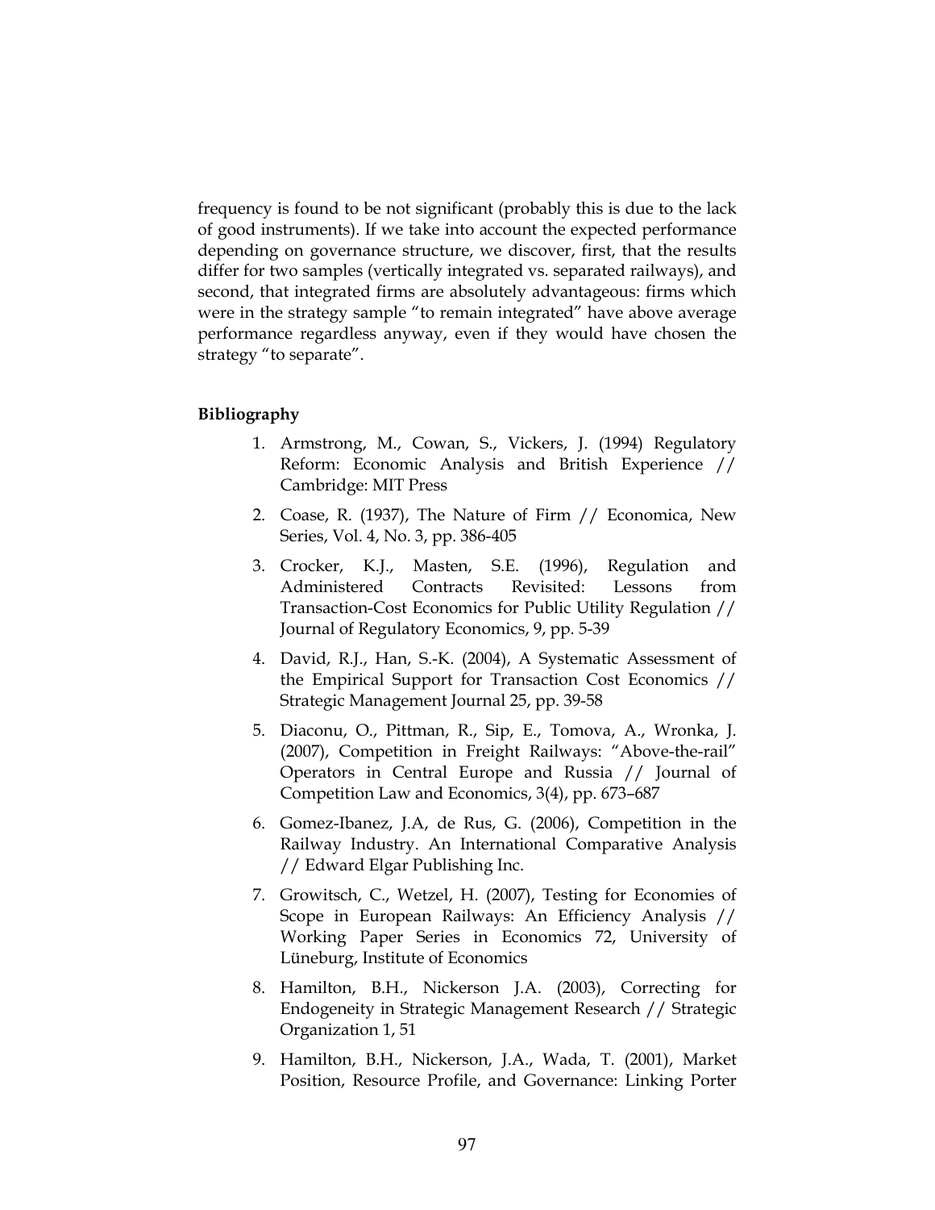frequency is found to be not significant (probably this is due to the lack of good instruments). If we take into account the expected performance depending on governance structure, we discover, first, that the results differ for two samples (vertically integrated vs. separated railways), and second, that integrated firms are absolutely advantageous: firms which were in the strategy sample "to remain integrated" have above average performance regardless anyway, even if they would have chosen the strategy "to separate".

**Bibliography**

1. Armstrong, M., Cowan, S., Vickers, J. (1994) Regulatory Reform: Economic Analysis and British Experience // Cambridge: MIT Press
2. Coase, R. (1937), The Nature of Firm // Economica, New Series, Vol. 4, No. 3, pp. 386-405
3. Crocker, K.J., Masten, S.E. (1996), Regulation and Administered Contracts Revisited: Lessons from Transaction-Cost Economics for Public Utility Regulation // Journal of Regulatory Economics, 9, pp. 5-39
4. David, R.J., Han, S.-K. (2004), A Systematic Assessment of the Empirical Support for Transaction Cost Economics // Strategic Management Journal 25, pp. 39-58
5. Diaconu, O., Pittman, R., Sip, E., Tomova, A., Wronka, J. (2007), Competition in Freight Railways: "Above-the-rail" Operators in Central Europe and Russia // Journal of Competition Law and Economics, 3(4), pp. 673–687
6. Gomez-Ibanez, J.A, de Rus, G. (2006), Competition in the Railway Industry. An International Comparative Analysis // Edward Elgar Publishing Inc.
7. Growitsch, C., Wetzel, H. (2007), Testing for Economies of Scope in European Railways: An Efficiency Analysis // Working Paper Series in Economics 72, University of Lüneburg, Institute of Economics
8. Hamilton, B.H., Nickerson J.A. (2003), Correcting for Endogeneity in Strategic Management Research // Strategic Organization 1, 51
9. Hamilton, B.H., Nickerson, J.A., Wada, T. (2001), Market Position, Resource Profile, and Governance: Linking Porter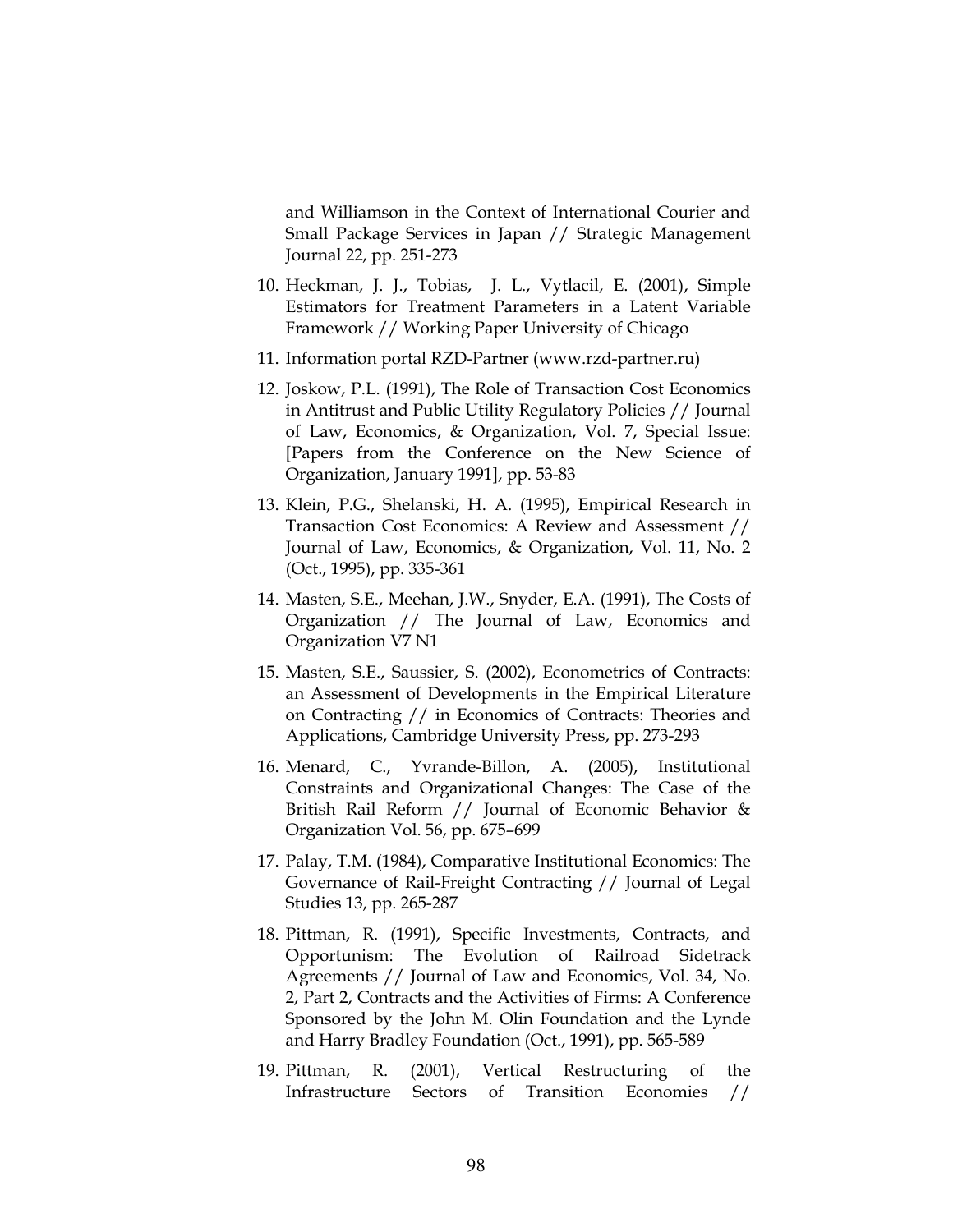and Williamson in the Context of International Courier and Small Package Services in Japan // Strategic Management Journal 22, pp. 251-273

10. Heckman, J. J., Tobias, J. L., Vytlacil, E. (2001), Simple Estimators for Treatment Parameters in a Latent Variable Framework // Working Paper University of Chicago
11. Information portal RZD-Partner (www.rzd-partner.ru)
12. Joskow, P.L. (1991), The Role of Transaction Cost Economics in Antitrust and Public Utility Regulatory Policies // Journal of Law, Economics, & Organization, Vol. 7, Special Issue: [Papers from the Conference on the New Science of Organization, January 1991], pp. 53-83
13. Klein, P.G., Shelanski, H. A. (1995), Empirical Research in Transaction Cost Economics: A Review and Assessment // Journal of Law, Economics, & Organization, Vol. 11, No. 2 (Oct., 1995), pp. 335-361
14. Masten, S.E., Meehan, J.W., Snyder, E.A. (1991), The Costs of Organization // The Journal of Law, Economics and Organization V7 N1
15. Masten, S.E., Saussier, S. (2002), Econometrics of Contracts: an Assessment of Developments in the Empirical Literature on Contracting // in Economics of Contracts: Theories and Applications, Cambridge University Press, pp. 273-293
16. Menard, C., Yvrande-Billon, A. (2005), Institutional Constraints and Organizational Changes: The Case of the British Rail Reform // Journal of Economic Behavior & Organization Vol. 56, pp. 675–699
17. Palay, T.M. (1984), Comparative Institutional Economics: The Governance of Rail-Freight Contracting // Journal of Legal Studies 13, pp. 265-287
18. Pittman, R. (1991), Specific Investments, Contracts, and Opportunism: The Evolution of Railroad Sidetrack Agreements // Journal of Law and Economics, Vol. 34, No. 2, Part 2, Contracts and the Activities of Firms: A Conference Sponsored by the John M. Olin Foundation and the Lynde and Harry Bradley Foundation (Oct., 1991), pp. 565-589
19. Pittman, R. (2001), Vertical Restructuring of the Infrastructure Sectors of Transition Economies //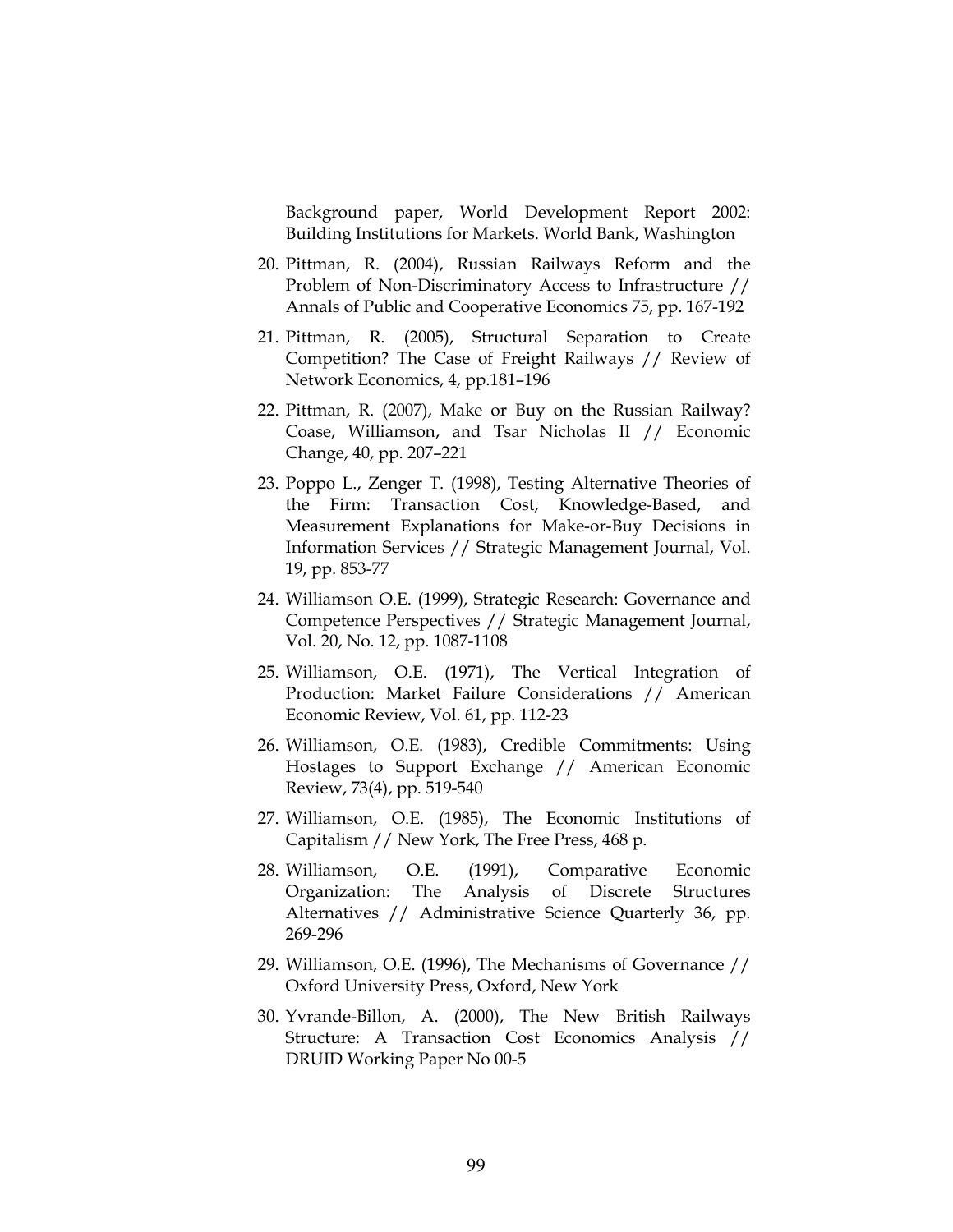Background paper, World Development Report 2002: Building Institutions for Markets. World Bank, Washington

20. Pittman, R. (2004), Russian Railways Reform and the Problem of Non-Discriminatory Access to Infrastructure // Annals of Public and Cooperative Economics 75, pp. 167-192

21. Pittman, R. (2005), Structural Separation to Create Competition? The Case of Freight Railways // Review of Network Economics, 4, pp.181–196

22. Pittman, R. (2007), Make or Buy on the Russian Railway? Coase, Williamson, and Tsar Nicholas II // Economic Change, 40, pp. 207–221

23. Poppo L., Zenger T. (1998), Testing Alternative Theories of the Firm: Transaction Cost, Knowledge-Based, and Measurement Explanations for Make-or-Buy Decisions in Information Services // Strategic Management Journal, Vol. 19, pp. 853-77

24. Williamson O.E. (1999), Strategic Research: Governance and Competence Perspectives // Strategic Management Journal, Vol. 20, No. 12, pp. 1087-1108

25. Williamson, O.E. (1971), The Vertical Integration of Production: Market Failure Considerations // American Economic Review, Vol. 61, pp. 112-23

26. Williamson, O.E. (1983), Credible Commitments: Using Hostages to Support Exchange // American Economic Review, 73(4), pp. 519-540

27. Williamson, O.E. (1985), The Economic Institutions of Capitalism // New York, The Free Press, 468 p.

28. Williamson, O.E. (1991), Comparative Economic Organization: The Analysis of Discrete Structures Alternatives // Administrative Science Quarterly 36, pp. 269-296

29. Williamson, O.E. (1996), The Mechanisms of Governance // Oxford University Press, Oxford, New York

30. Yvrande-Billon, A. (2000), The New British Railways Structure: A Transaction Cost Economics Analysis // DRUID Working Paper No 00-5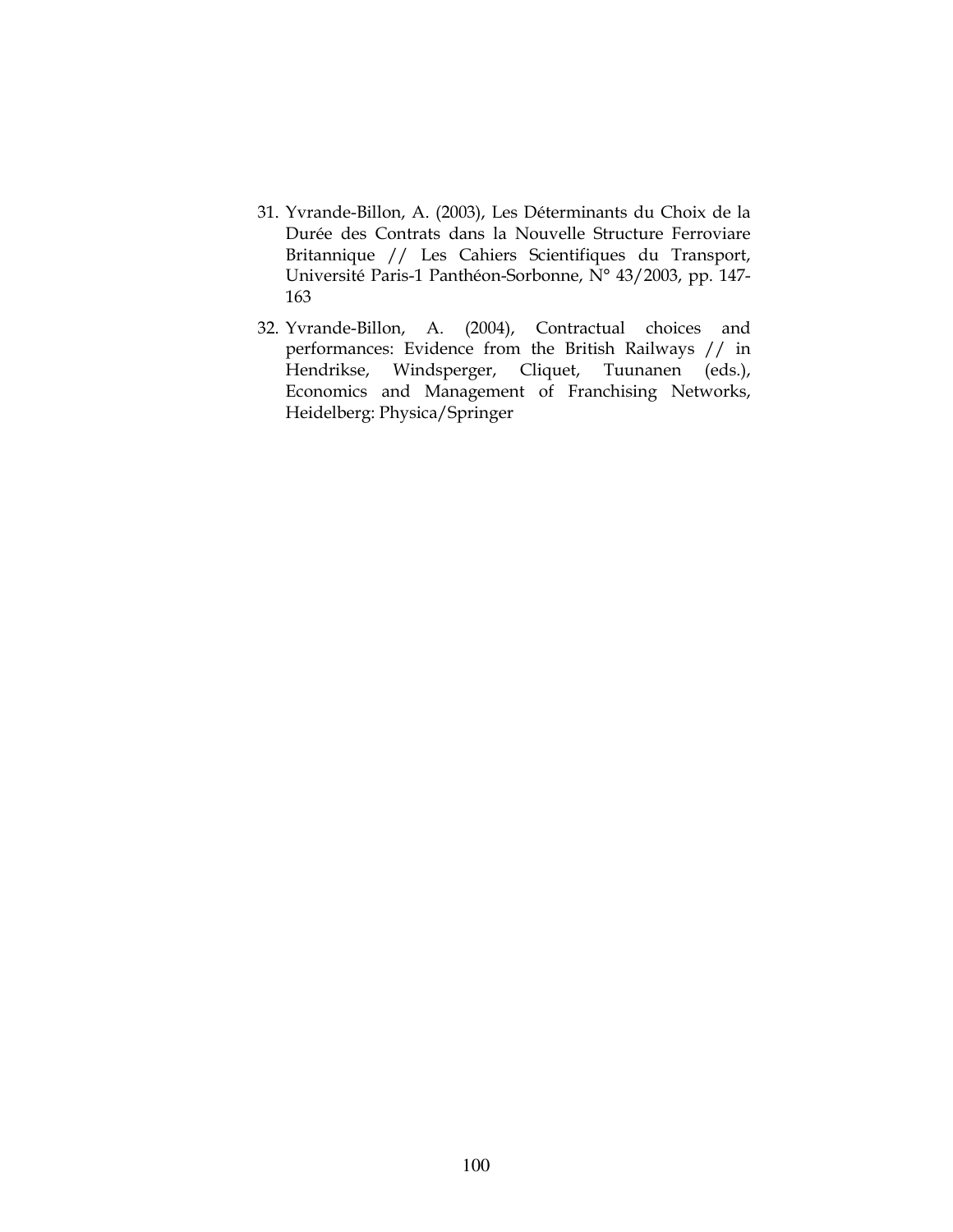31. Yvrande-Billon, A. (2003), Les Déterminants du Choix de la Durée des Contrats dans la Nouvelle Structure Ferroviare Britannique // Les Cahiers Scientifiques du Transport, Université Paris-1 Panthéon-Sorbonne, N° 43/2003, pp. 147-163
32. Yvrande-Billon, A. (2004), Contractual choices and performances: Evidence from the British Railways // in Hendrikse, Windsperger, Cliquet, Tuunanen (eds.), Economics and Management of Franchising Networks, Heidelberg: Physica/Springer